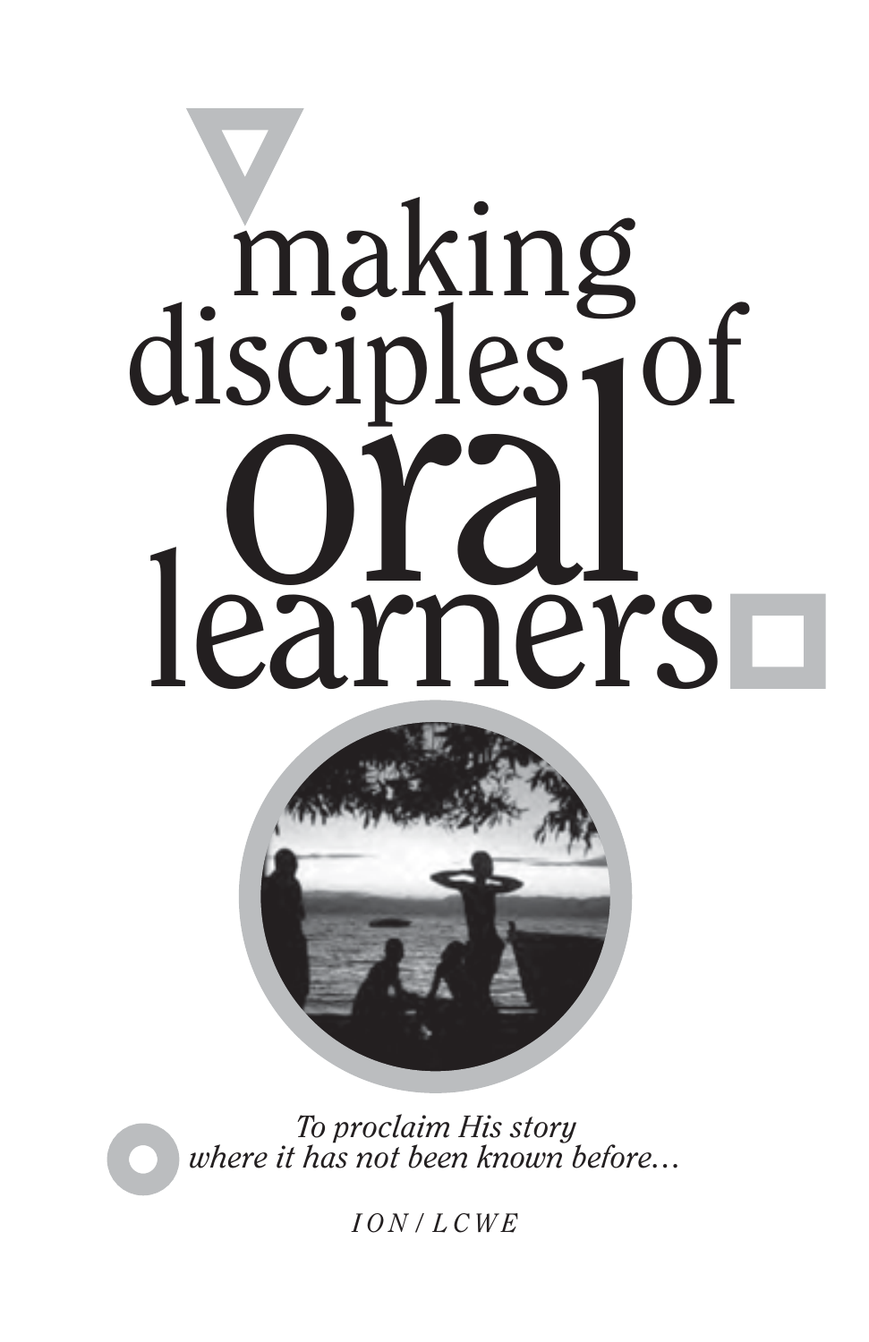# making disciples of oral learners

*To proclaim His story where it has not been known before…*

*ION / LCWE*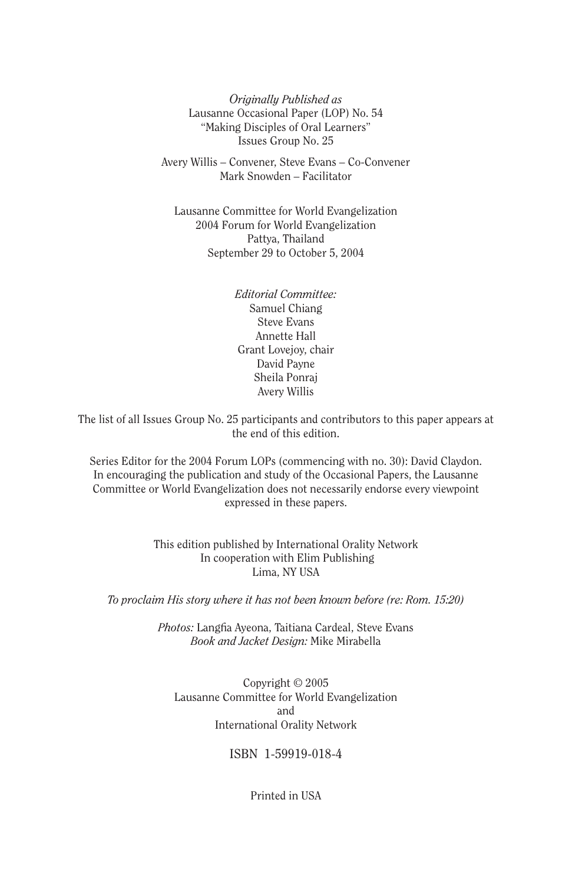*Originally Published as*
Lausanne Occasional Paper (LOP) No. 54
"Making Disciples of Oral Learners"
Issues Group No. 25

Avery Willis – Convener, Steve Evans – Co-Convener
Mark Snowden – Facilitator

Lausanne Committee for World Evangelization
2004 Forum for World Evangelization
Pattya, Thailand
September 29 to October 5, 2004

*Editorial Committee:*
Samuel Chiang
Steve Evans
Annette Hall
Grant Lovejoy, chair
David Payne
Sheila Ponraj
Avery Willis

The list of all Issues Group No. 25 participants and contributors to this paper appears at the end of this edition.

Series Editor for the 2004 Forum LOPs (commencing with no. 30): David Claydon.
In encouraging the publication and study of the Occasional Papers, the Lausanne Committee or World Evangelization does not necessarily endorse every viewpoint expressed in these papers.

This edition published by International Orality Network
In cooperation with Elim Publishing
Lima, NY USA

*To proclaim His story where it has not been known before (re: Rom. 15:20)*

*Photos:* Langfia Ayeona, Taitiana Cardeal, Steve Evans
*Book and Jacket Design:* Mike Mirabella

Copyright © 2005
Lausanne Committee for World Evangelization
and
International Orality Network

ISBN 1-59919-018-4

Printed in USA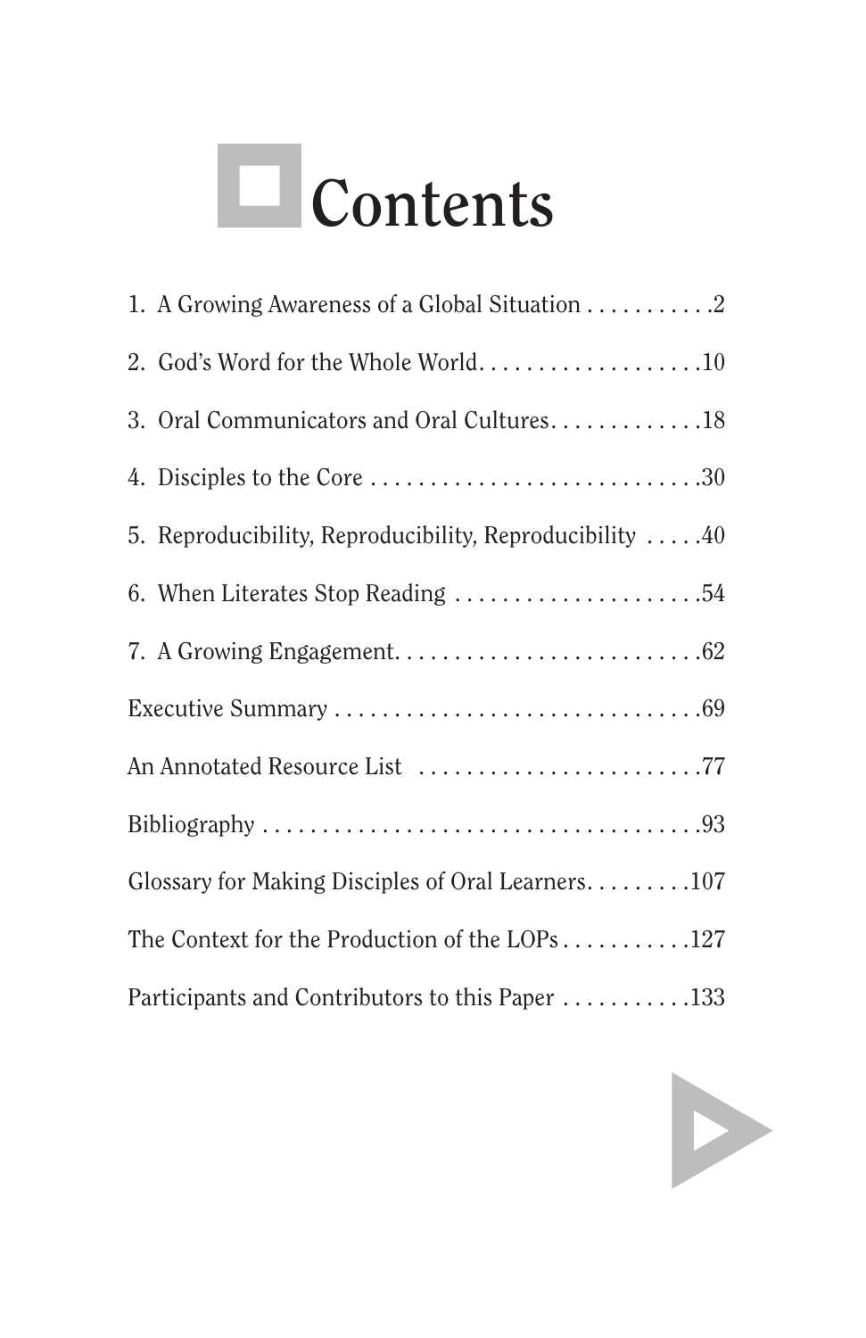# Contents

1. A Growing Awareness of a Global Situation . . . . . . . . . . .2
2. God's Word for the Whole World. . . . . . . . . . . . . . . . . . .10
3. Oral Communicators and Oral Cultures. . . . . . . . . . . . .18
4. Disciples to the Core . . . . . . . . . . . . . . . . . . . . . . . . . . . .30
5. Reproducibility, Reproducibility, Reproducibility . . . . .40
6. When Literates Stop Reading . . . . . . . . . . . . . . . . . . . . .54
7. A Growing Engagement. . . . . . . . . . . . . . . . . . . . . . . . . .62

Executive Summary . . . . . . . . . . . . . . . . . . . . . . . . . . . . . .69

An Annotated Resource List . . . . . . . . . . . . . . . . . . . . . . . .77

Bibliography . . . . . . . . . . . . . . . . . . . . . . . . . . . . . . . . . . . .93

Glossary for Making Disciples of Oral Learners. . . . . . . . .107

The Context for the Production of the LOPs . . . . . . . . . . .127

Participants and Contributors to this Paper . . . . . . . . . . .133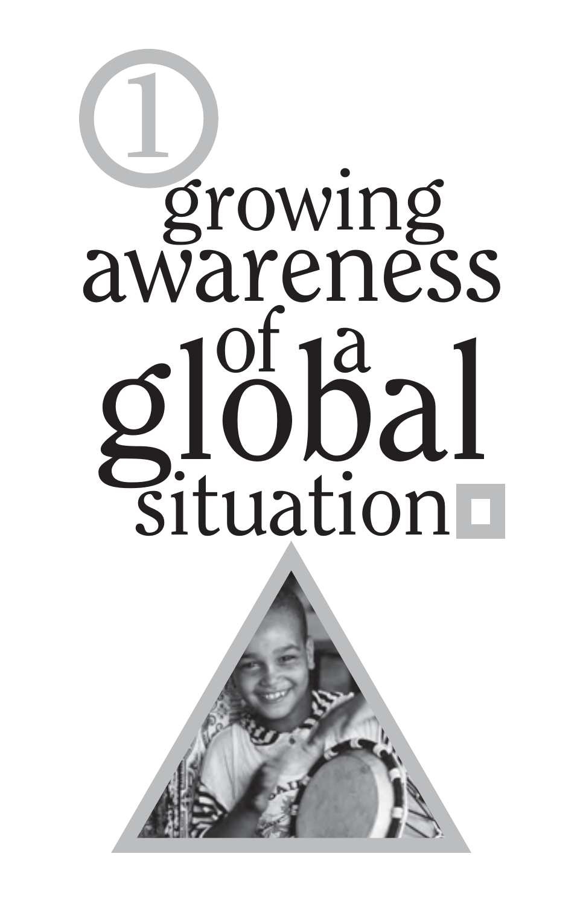# 1 growing awareness of a global situation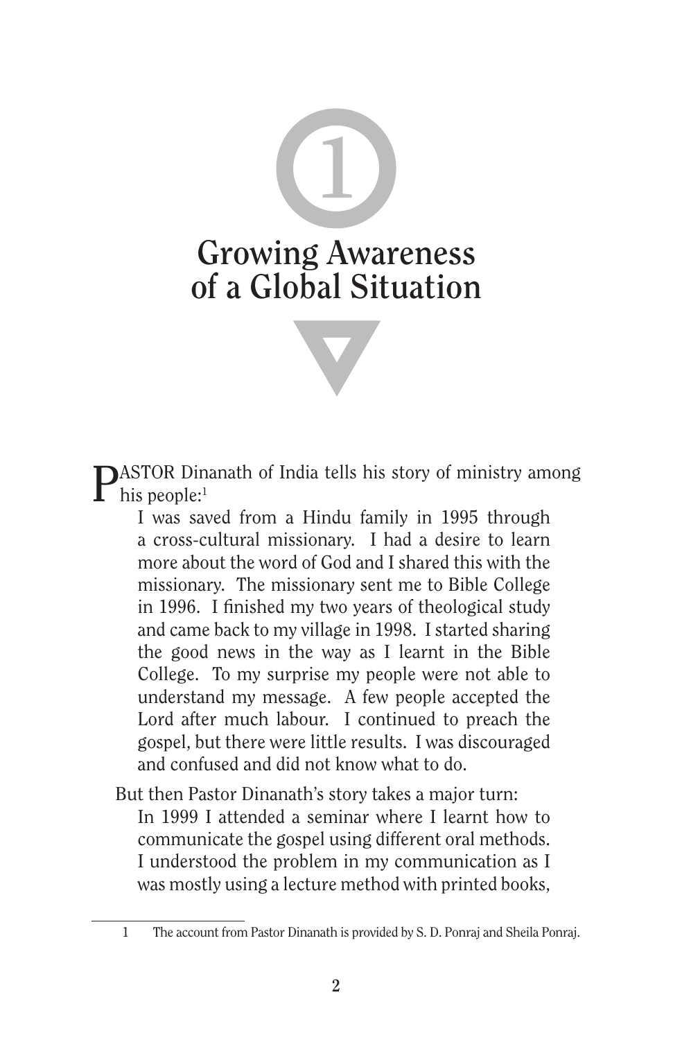# 1 Growing Awareness of a Global Situation

PASTOR Dinanath of India tells his story of ministry among his people:[1]

> I was saved from a Hindu family in 1995 through a cross-cultural missionary. I had a desire to learn more about the word of God and I shared this with the missionary. The missionary sent me to Bible College in 1996. I finished my two years of theological study and came back to my village in 1998. I started sharing the good news in the way as I learnt in the Bible College. To my surprise my people were not able to understand my message. A few people accepted the Lord after much labour. I continued to preach the gospel, but there were little results. I was discouraged and confused and did not know what to do.

But then Pastor Dinanath's story takes a major turn:

> In 1999 I attended a seminar where I learnt how to communicate the gospel using different oral methods. I understood the problem in my communication as I was mostly using a lecture method with printed books,

---

1 The account from Pastor Dinanath is provided by S. D. Ponraj and Sheila Ponraj.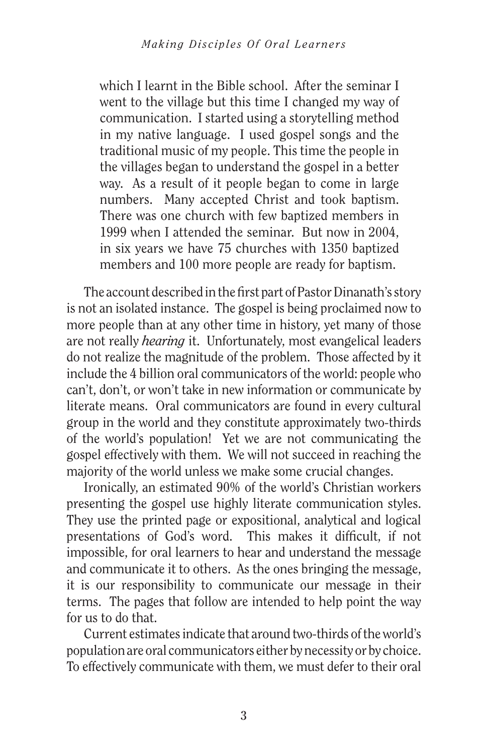> which I learnt in the Bible school. After the seminar I went to the village but this time I changed my way of communication. I started using a storytelling method in my native language. I used gospel songs and the traditional music of my people. This time the people in the villages began to understand the gospel in a better way. As a result of it people began to come in large numbers. Many accepted Christ and took baptism. There was one church with few baptized members in 1999 when I attended the seminar. But now in 2004, in six years we have 75 churches with 1350 baptized members and 100 more people are ready for baptism.

The account described in the first part of Pastor Dinanath's story is not an isolated instance. The gospel is being proclaimed now to more people than at any other time in history, yet many of those are not really *hearing* it. Unfortunately, most evangelical leaders do not realize the magnitude of the problem. Those affected by it include the 4 billion oral communicators of the world: people who can't, don't, or won't take in new information or communicate by literate means. Oral communicators are found in every cultural group in the world and they constitute approximately two-thirds of the world's population! Yet we are not communicating the gospel effectively with them. We will not succeed in reaching the majority of the world unless we make some crucial changes.

Ironically, an estimated 90% of the world's Christian workers presenting the gospel use highly literate communication styles. They use the printed page or expositional, analytical and logical presentations of God's word. This makes it difficult, if not impossible, for oral learners to hear and understand the message and communicate it to others. As the ones bringing the message, it is our responsibility to communicate our message in their terms. The pages that follow are intended to help point the way for us to do that.

Current estimates indicate that around two-thirds of the world's population are oral communicators either by necessity or by choice. To effectively communicate with them, we must defer to their oral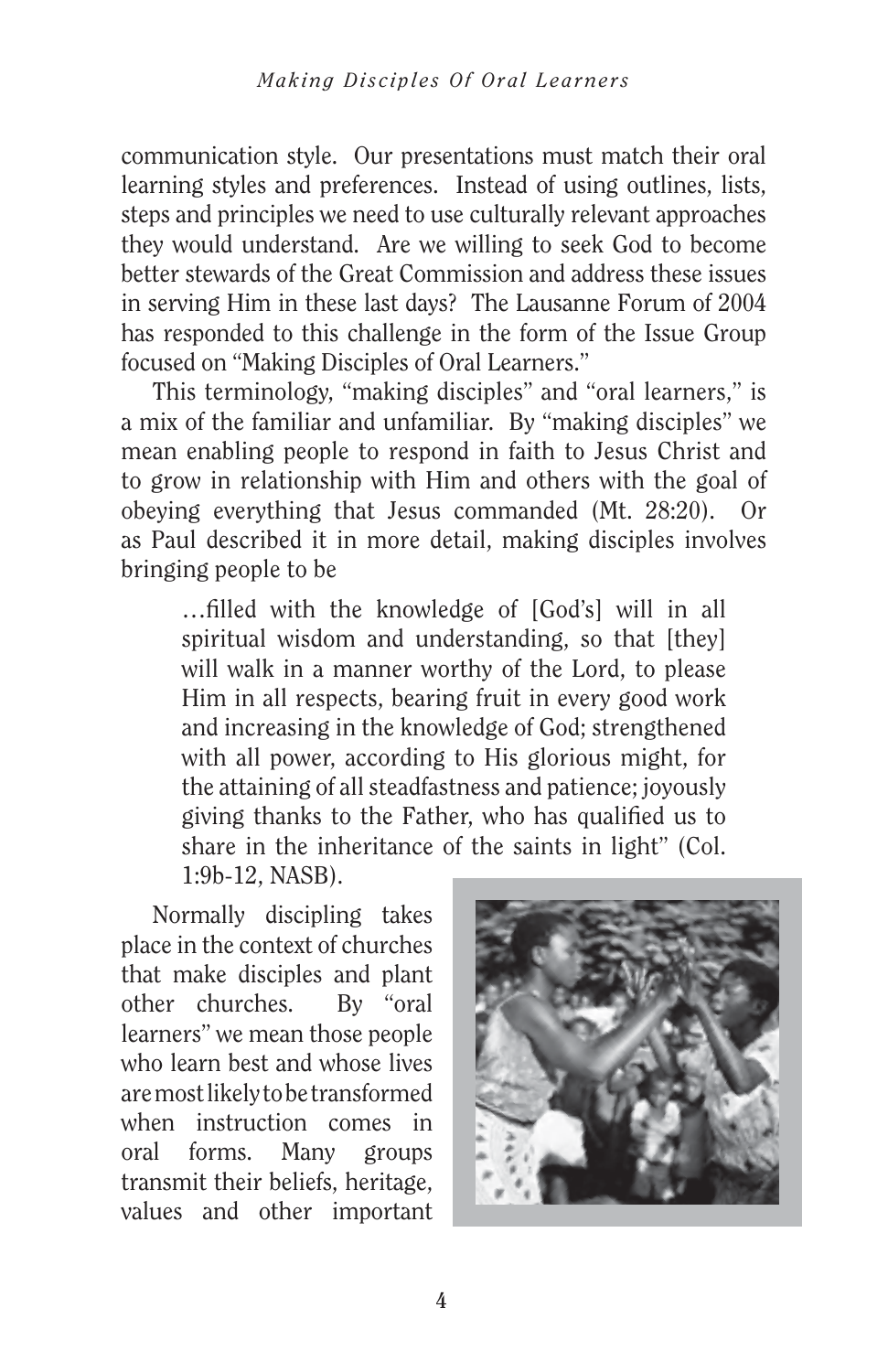communication style. Our presentations must match their oral learning styles and preferences. Instead of using outlines, lists, steps and principles we need to use culturally relevant approaches they would understand. Are we willing to seek God to become better stewards of the Great Commission and address these issues in serving Him in these last days? The Lausanne Forum of 2004 has responded to this challenge in the form of the Issue Group focused on "Making Disciples of Oral Learners."

This terminology, "making disciples" and "oral learners," is a mix of the familiar and unfamiliar. By "making disciples" we mean enabling people to respond in faith to Jesus Christ and to grow in relationship with Him and others with the goal of obeying everything that Jesus commanded (Mt. 28:20). Or as Paul described it in more detail, making disciples involves bringing people to be

> …filled with the knowledge of [God's] will in all spiritual wisdom and understanding, so that [they] will walk in a manner worthy of the Lord, to please Him in all respects, bearing fruit in every good work and increasing in the knowledge of God; strengthened with all power, according to His glorious might, for the attaining of all steadfastness and patience; joyously giving thanks to the Father, who has qualified us to share in the inheritance of the saints in light" (Col. 1:9b-12, NASB).

Normally discipling takes place in the context of churches that make disciples and plant other churches. By "oral learners" we mean those people who learn best and whose lives are most likely to be transformed when instruction comes in oral forms. Many groups transmit their beliefs, heritage, values and other important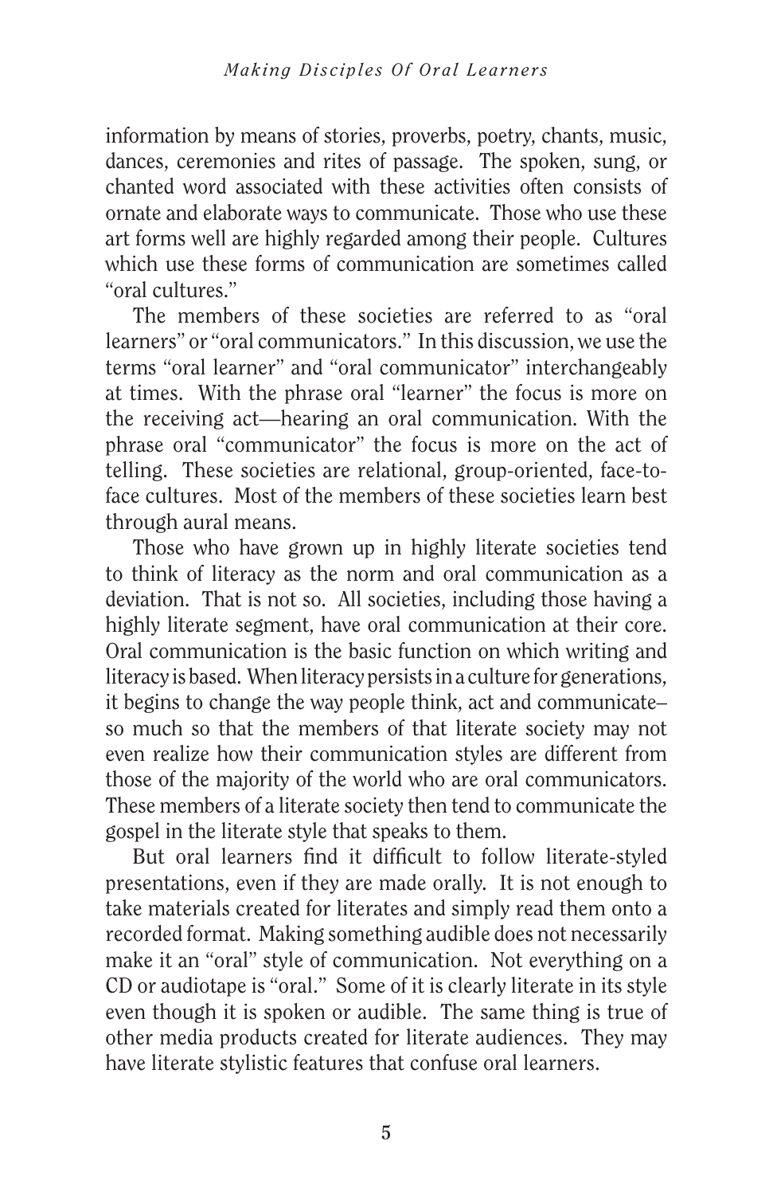information by means of stories, proverbs, poetry, chants, music, dances, ceremonies and rites of passage. The spoken, sung, or chanted word associated with these activities often consists of ornate and elaborate ways to communicate. Those who use these art forms well are highly regarded among their people. Cultures which use these forms of communication are sometimes called "oral cultures."

The members of these societies are referred to as "oral learners" or "oral communicators." In this discussion, we use the terms "oral learner" and "oral communicator" interchangeably at times. With the phrase oral "learner" the focus is more on the receiving act—hearing an oral communication. With the phrase oral "communicator" the focus is more on the act of telling. These societies are relational, group-oriented, face-to-face cultures. Most of the members of these societies learn best through aural means.

Those who have grown up in highly literate societies tend to think of literacy as the norm and oral communication as a deviation. That is not so. All societies, including those having a highly literate segment, have oral communication at their core. Oral communication is the basic function on which writing and literacy is based. When literacy persists in a culture for generations, it begins to change the way people think, act and communicate– so much so that the members of that literate society may not even realize how their communication styles are different from those of the majority of the world who are oral communicators. These members of a literate society then tend to communicate the gospel in the literate style that speaks to them.

But oral learners find it difficult to follow literate-styled presentations, even if they are made orally. It is not enough to take materials created for literates and simply read them onto a recorded format. Making something audible does not necessarily make it an "oral" style of communication. Not everything on a CD or audiotape is "oral." Some of it is clearly literate in its style even though it is spoken or audible. The same thing is true of other media products created for literate audiences. They may have literate stylistic features that confuse oral learners.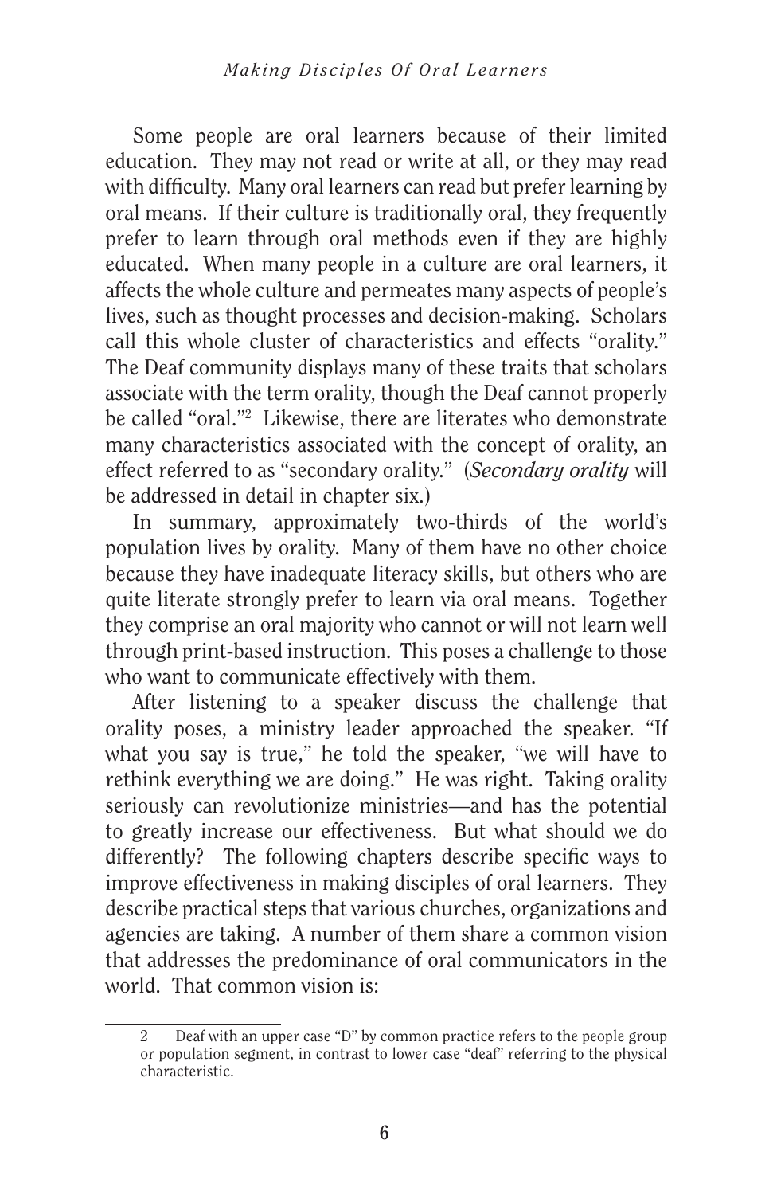Some people are oral learners because of their limited education. They may not read or write at all, or they may read with difficulty. Many oral learners can read but prefer learning by oral means. If their culture is traditionally oral, they frequently prefer to learn through oral methods even if they are highly educated. When many people in a culture are oral learners, it affects the whole culture and permeates many aspects of people's lives, such as thought processes and decision-making. Scholars call this whole cluster of characteristics and effects "orality." The Deaf community displays many of these traits that scholars associate with the term orality, though the Deaf cannot properly be called "oral."[2] Likewise, there are literates who demonstrate many characteristics associated with the concept of orality, an effect referred to as "secondary orality." (*Secondary orality* will be addressed in detail in chapter six.)

In summary, approximately two-thirds of the world's population lives by orality. Many of them have no other choice because they have inadequate literacy skills, but others who are quite literate strongly prefer to learn via oral means. Together they comprise an oral majority who cannot or will not learn well through print-based instruction. This poses a challenge to those who want to communicate effectively with them.

After listening to a speaker discuss the challenge that orality poses, a ministry leader approached the speaker. "If what you say is true," he told the speaker, "we will have to rethink everything we are doing." He was right. Taking orality seriously can revolutionize ministries—and has the potential to greatly increase our effectiveness. But what should we do differently? The following chapters describe specific ways to improve effectiveness in making disciples of oral learners. They describe practical steps that various churches, organizations and agencies are taking. A number of them share a common vision that addresses the predominance of oral communicators in the world. That common vision is:

---

2 Deaf with an upper case "D" by common practice refers to the people group or population segment, in contrast to lower case "deaf" referring to the physical characteristic.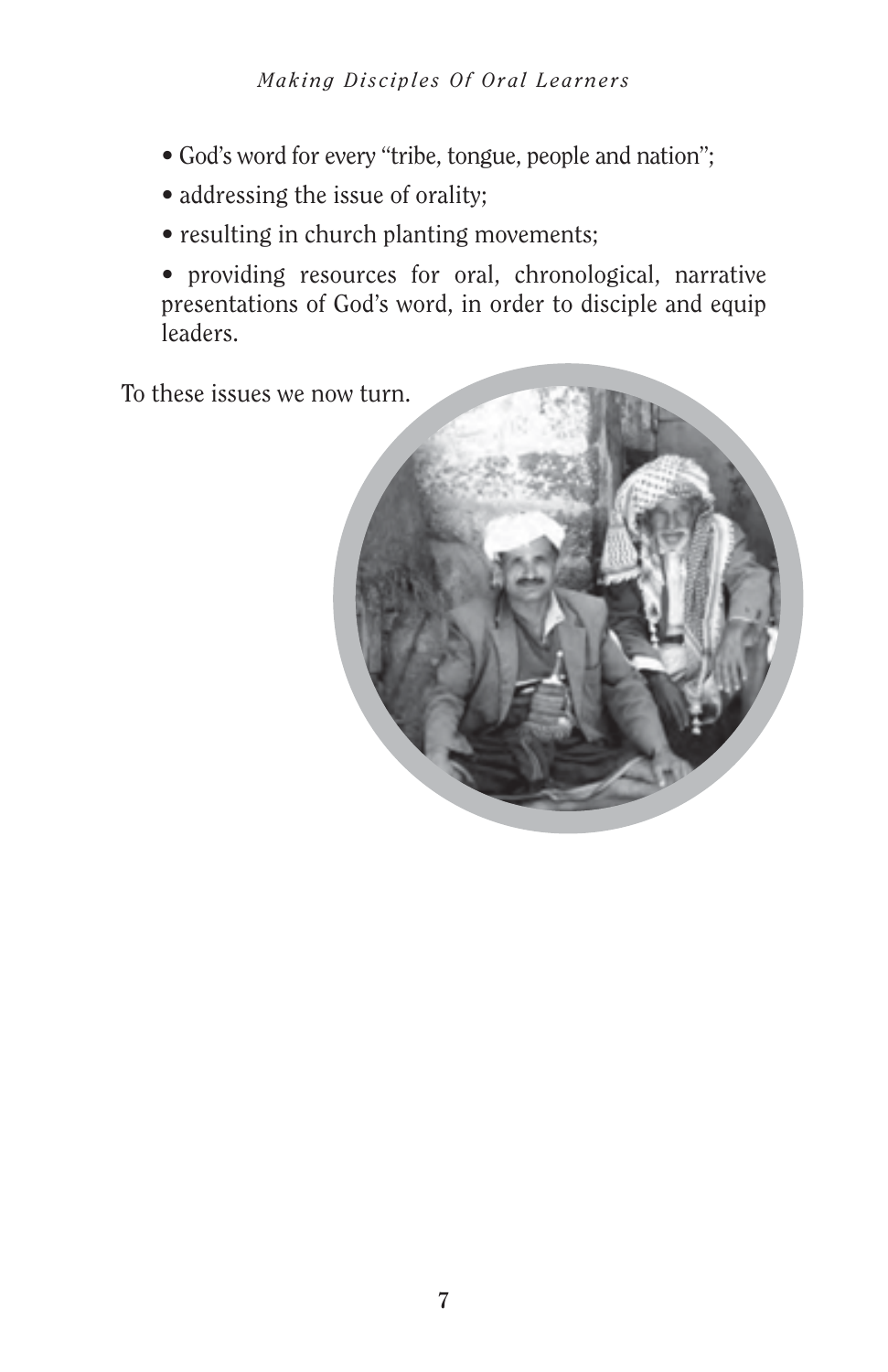- God's word for every "tribe, tongue, people and nation";
- addressing the issue of orality;
- resulting in church planting movements;
- providing resources for oral, chronological, narrative presentations of God's word, in order to disciple and equip leaders.

To these issues we now turn.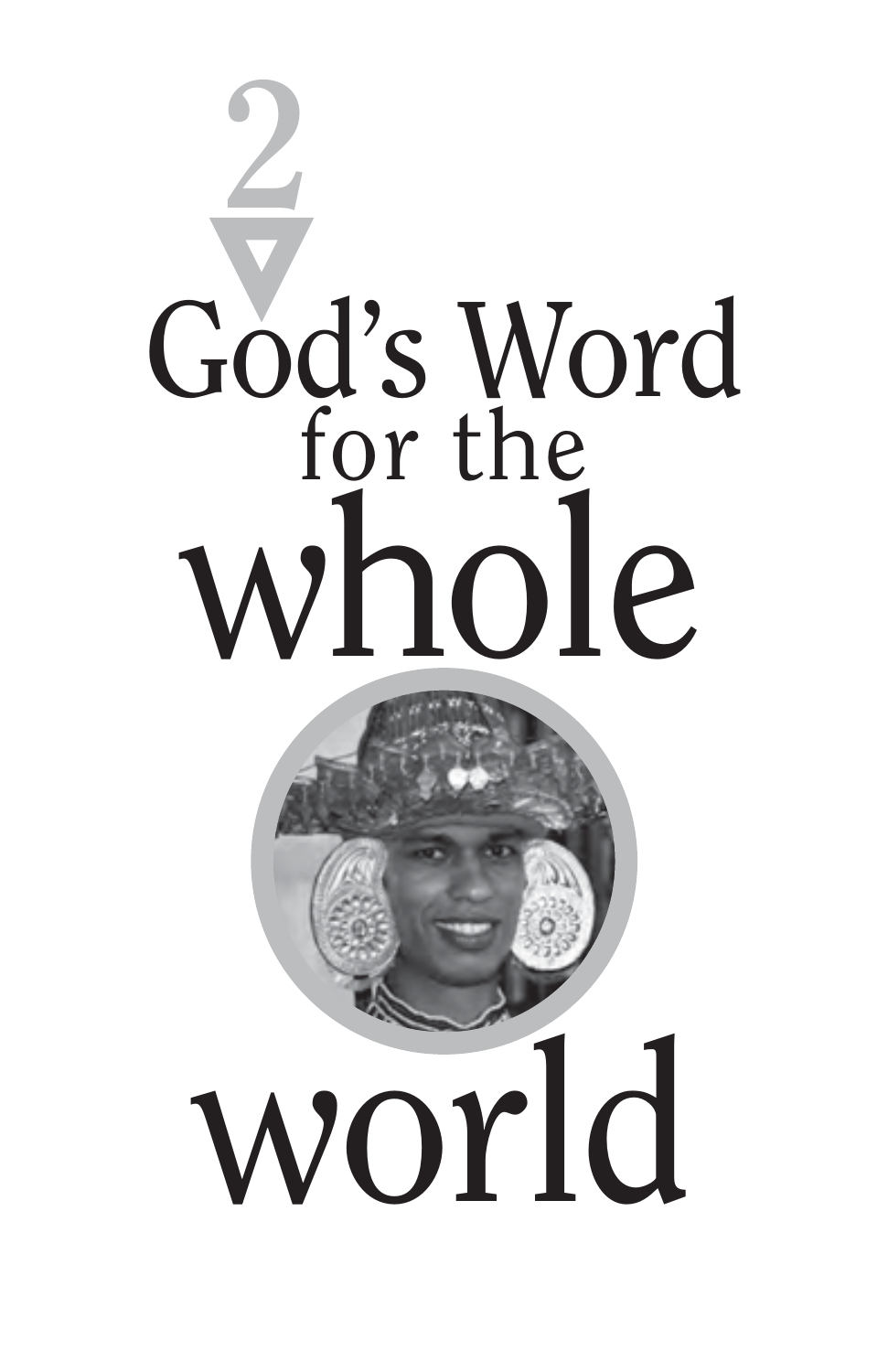# 2

# God's Word for the whole world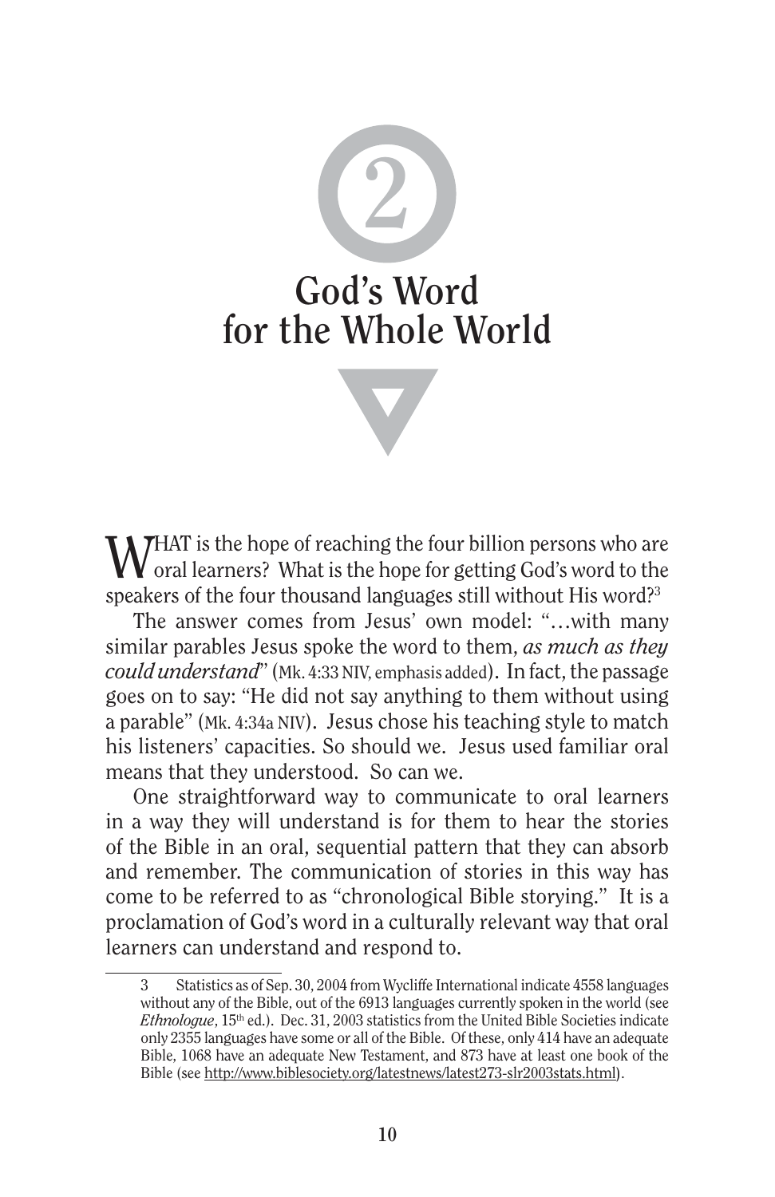# 2

# God's Word for the Whole World

WHAT is the hope of reaching the four billion persons who are oral learners? What is the hope for getting God's word to the speakers of the four thousand languages still without His word?[3]

The answer comes from Jesus' own model: "…with many similar parables Jesus spoke the word to them, *as much as they could understand*" (Mk. 4:33 NIV, emphasis added). In fact, the passage goes on to say: "He did not say anything to them without using a parable" (Mk. 4:34a NIV). Jesus chose his teaching style to match his listeners' capacities. So should we. Jesus used familiar oral means that they understood. So can we.

One straightforward way to communicate to oral learners in a way they will understand is for them to hear the stories of the Bible in an oral, sequential pattern that they can absorb and remember. The communication of stories in this way has come to be referred to as "chronological Bible storying." It is a proclamation of God's word in a culturally relevant way that oral learners can understand and respond to.

---

3 Statistics as of Sep. 30, 2004 from Wycliffe International indicate 4558 languages without any of the Bible, out of the 6913 languages currently spoken in the world (see *Ethnologue*, 15th ed.). Dec. 31, 2003 statistics from the United Bible Societies indicate only 2355 languages have some or all of the Bible. Of these, only 414 have an adequate Bible, 1068 have an adequate New Testament, and 873 have at least one book of the Bible (see http://www.biblesociety.org/latestnews/latest273-slr2003stats.html).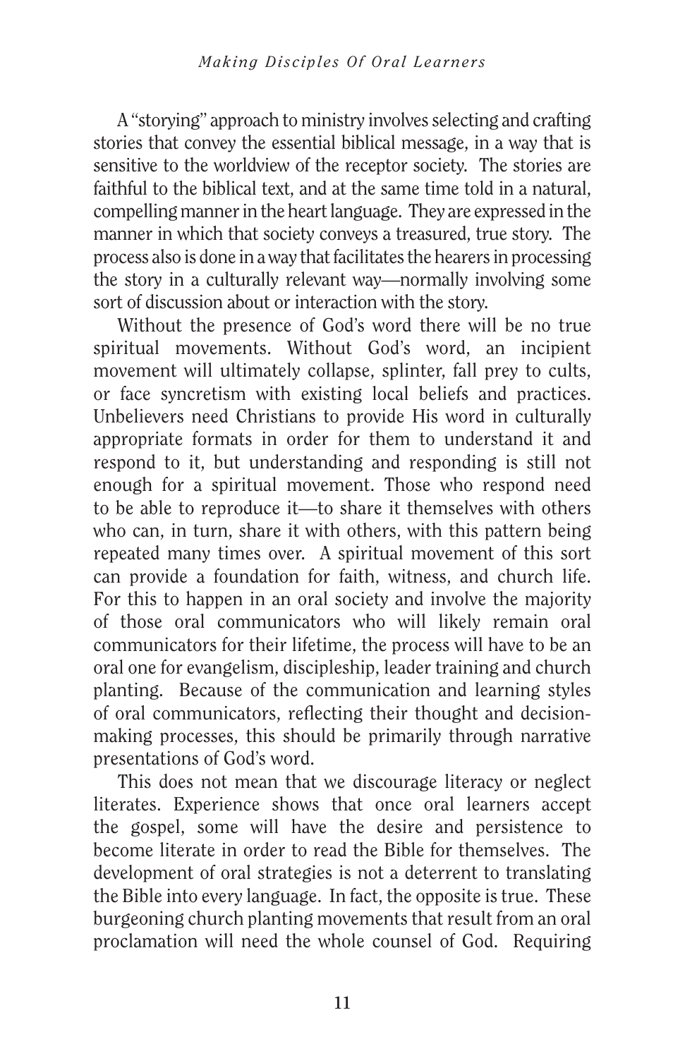A "storying" approach to ministry involves selecting and crafting stories that convey the essential biblical message, in a way that is sensitive to the worldview of the receptor society. The stories are faithful to the biblical text, and at the same time told in a natural, compelling manner in the heart language. They are expressed in the manner in which that society conveys a treasured, true story. The process also is done in a way that facilitates the hearers in processing the story in a culturally relevant way—normally involving some sort of discussion about or interaction with the story.

Without the presence of God's word there will be no true spiritual movements. Without God's word, an incipient movement will ultimately collapse, splinter, fall prey to cults, or face syncretism with existing local beliefs and practices. Unbelievers need Christians to provide His word in culturally appropriate formats in order for them to understand it and respond to it, but understanding and responding is still not enough for a spiritual movement. Those who respond need to be able to reproduce it—to share it themselves with others who can, in turn, share it with others, with this pattern being repeated many times over. A spiritual movement of this sort can provide a foundation for faith, witness, and church life. For this to happen in an oral society and involve the majority of those oral communicators who will likely remain oral communicators for their lifetime, the process will have to be an oral one for evangelism, discipleship, leader training and church planting. Because of the communication and learning styles of oral communicators, reflecting their thought and decision-making processes, this should be primarily through narrative presentations of God's word.

This does not mean that we discourage literacy or neglect literates. Experience shows that once oral learners accept the gospel, some will have the desire and persistence to become literate in order to read the Bible for themselves. The development of oral strategies is not a deterrent to translating the Bible into every language. In fact, the opposite is true. These burgeoning church planting movements that result from an oral proclamation will need the whole counsel of God. Requiring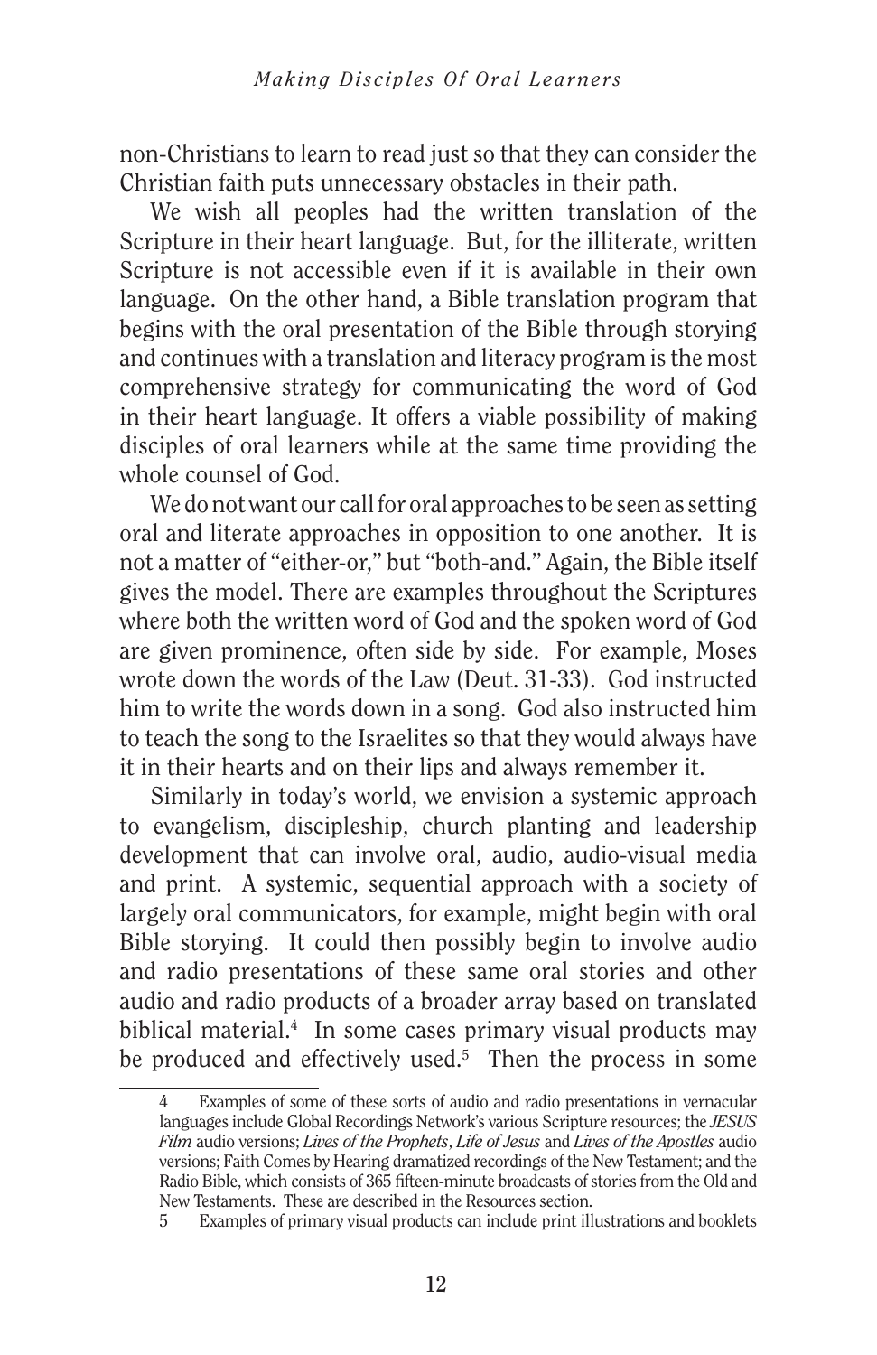non-Christians to learn to read just so that they can consider the Christian faith puts unnecessary obstacles in their path.

We wish all peoples had the written translation of the Scripture in their heart language. But, for the illiterate, written Scripture is not accessible even if it is available in their own language. On the other hand, a Bible translation program that begins with the oral presentation of the Bible through storying and continues with a translation and literacy program is the most comprehensive strategy for communicating the word of God in their heart language. It offers a viable possibility of making disciples of oral learners while at the same time providing the whole counsel of God.

We do not want our call for oral approaches to be seen as setting oral and literate approaches in opposition to one another. It is not a matter of "either-or," but "both-and." Again, the Bible itself gives the model. There are examples throughout the Scriptures where both the written word of God and the spoken word of God are given prominence, often side by side. For example, Moses wrote down the words of the Law (Deut. 31-33). God instructed him to write the words down in a song. God also instructed him to teach the song to the Israelites so that they would always have it in their hearts and on their lips and always remember it.

Similarly in today's world, we envision a systemic approach to evangelism, discipleship, church planting and leadership development that can involve oral, audio, audio-visual media and print. A systemic, sequential approach with a society of largely oral communicators, for example, might begin with oral Bible storying. It could then possibly begin to involve audio and radio presentations of these same oral stories and other audio and radio products of a broader array based on translated biblical material.[4] In some cases primary visual products may be produced and effectively used.[5] Then the process in some

4 Examples of some of these sorts of audio and radio presentations in vernacular languages include Global Recordings Network's various Scripture resources; the *JESUS Film* audio versions; *Lives of the Prophets*, *Life of Jesus* and *Lives of the Apostles* audio versions; Faith Comes by Hearing dramatized recordings of the New Testament; and the Radio Bible, which consists of 365 fifteen-minute broadcasts of stories from the Old and New Testaments. These are described in the Resources section.

5 Examples of primary visual products can include print illustrations and booklets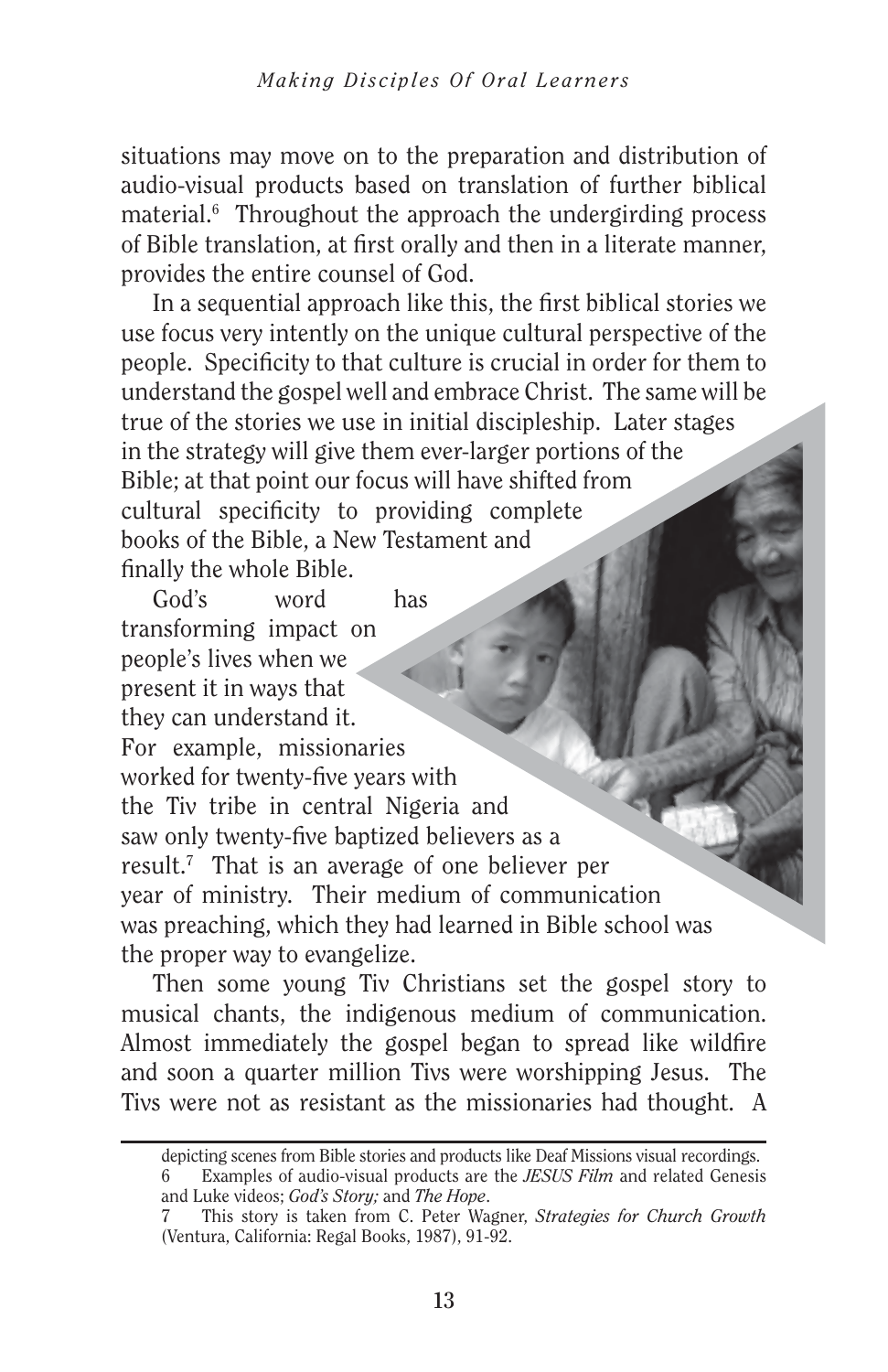situations may move on to the preparation and distribution of audio-visual products based on translation of further biblical material.[6] Throughout the approach the undergirding process of Bible translation, at first orally and then in a literate manner, provides the entire counsel of God.

In a sequential approach like this, the first biblical stories we use focus very intently on the unique cultural perspective of the people. Specificity to that culture is crucial in order for them to understand the gospel well and embrace Christ. The same will be true of the stories we use in initial discipleship. Later stages in the strategy will give them ever-larger portions of the Bible; at that point our focus will have shifted from cultural specificity to providing complete books of the Bible, a New Testament and finally the whole Bible.

God's word has transforming impact on people's lives when we present it in ways that they can understand it. For example, missionaries worked for twenty-five years with the Tiv tribe in central Nigeria and saw only twenty-five baptized believers as a result.[7] That is an average of one believer per year of ministry. Their medium of communication was preaching, which they had learned in Bible school was the proper way to evangelize.

Then some young Tiv Christians set the gospel story to musical chants, the indigenous medium of communication. Almost immediately the gospel began to spread like wildfire and soon a quarter million Tivs were worshipping Jesus. The Tivs were not as resistant as the missionaries had thought. A

---

depicting scenes from Bible stories and products like Deaf Missions visual recordings.

6 Examples of audio-visual products are the *JESUS Film* and related Genesis and Luke videos; *God's Story;* and *The Hope*.

7 This story is taken from C. Peter Wagner, *Strategies for Church Growth* (Ventura, California: Regal Books, 1987), 91-92.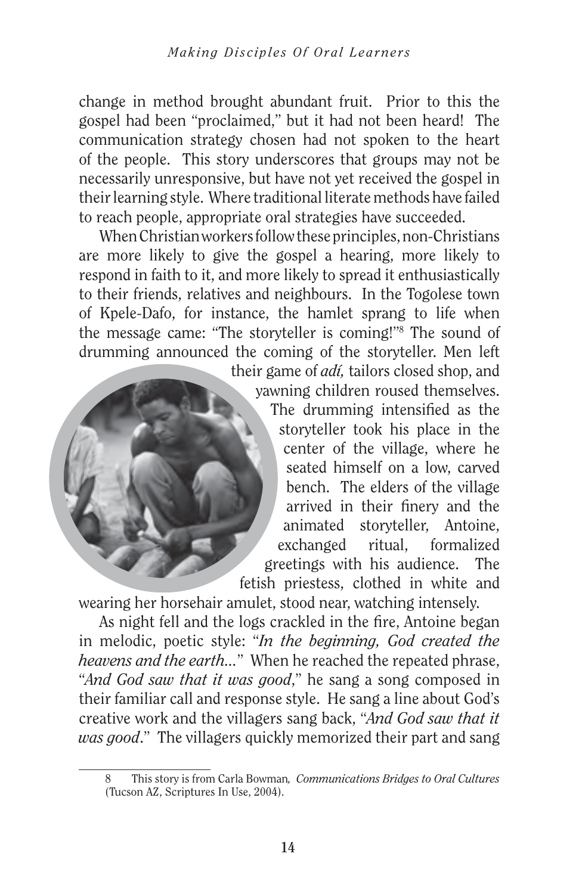change in method brought abundant fruit. Prior to this the gospel had been "proclaimed," but it had not been heard! The communication strategy chosen had not spoken to the heart of the people. This story underscores that groups may not be necessarily unresponsive, but have not yet received the gospel in their learning style. Where traditional literate methods have failed to reach people, appropriate oral strategies have succeeded.

When Christian workers follow these principles, non-Christians are more likely to give the gospel a hearing, more likely to respond in faith to it, and more likely to spread it enthusiastically to their friends, relatives and neighbours. In the Togolese town of Kpele-Dafo, for instance, the hamlet sprang to life when the message came: "The storyteller is coming!"[8] The sound of drumming announced the coming of the storyteller. Men left their game of *adí,* tailors closed shop, and yawning children roused themselves. The drumming intensified as the storyteller took his place in the center of the village, where he seated himself on a low, carved bench. The elders of the village arrived in their finery and the animated storyteller, Antoine, exchanged ritual, formalized greetings with his audience. The fetish priestess, clothed in white and wearing her horsehair amulet, stood near, watching intensely.

As night fell and the logs crackled in the fire, Antoine began in melodic, poetic style: "*In the beginning, God created the heavens and the earth...*" When he reached the repeated phrase, "*And God saw that it was good*," he sang a song composed in their familiar call and response style. He sang a line about God's creative work and the villagers sang back, "*And God saw that it was good*." The villagers quickly memorized their part and sang

---

8 This story is from Carla Bowman*, Communications Bridges to Oral Cultures* (Tucson AZ, Scriptures In Use, 2004).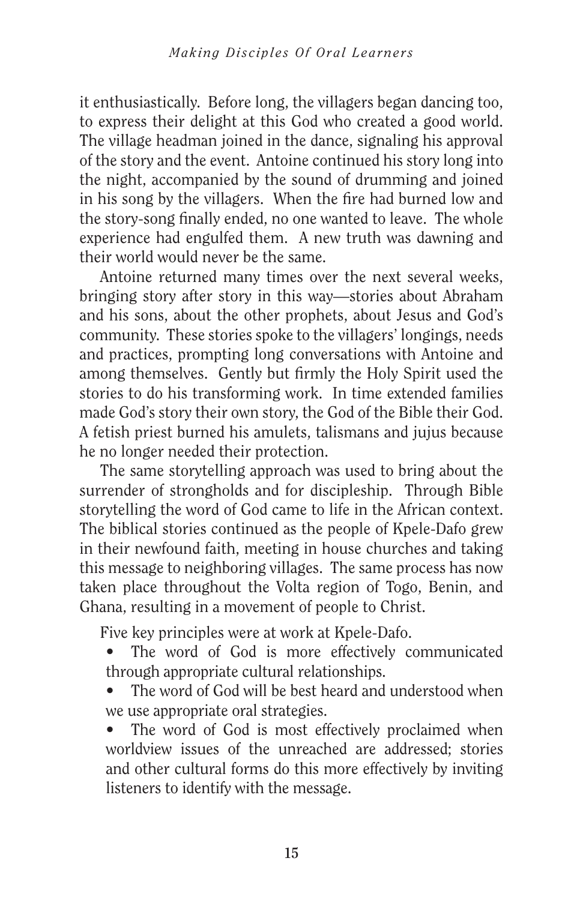it enthusiastically. Before long, the villagers began dancing too, to express their delight at this God who created a good world. The village headman joined in the dance, signaling his approval of the story and the event. Antoine continued his story long into the night, accompanied by the sound of drumming and joined in his song by the villagers. When the fire had burned low and the story-song finally ended, no one wanted to leave. The whole experience had engulfed them. A new truth was dawning and their world would never be the same.

Antoine returned many times over the next several weeks, bringing story after story in this way—stories about Abraham and his sons, about the other prophets, about Jesus and God's community. These stories spoke to the villagers' longings, needs and practices, prompting long conversations with Antoine and among themselves. Gently but firmly the Holy Spirit used the stories to do his transforming work. In time extended families made God's story their own story, the God of the Bible their God. A fetish priest burned his amulets, talismans and jujus because he no longer needed their protection.

The same storytelling approach was used to bring about the surrender of strongholds and for discipleship. Through Bible storytelling the word of God came to life in the African context. The biblical stories continued as the people of Kpele-Dafo grew in their newfound faith, meeting in house churches and taking this message to neighboring villages. The same process has now taken place throughout the Volta region of Togo, Benin, and Ghana, resulting in a movement of people to Christ.

Five key principles were at work at Kpele-Dafo.

- The word of God is more effectively communicated through appropriate cultural relationships.
- The word of God will be best heard and understood when we use appropriate oral strategies.
- The word of God is most effectively proclaimed when worldview issues of the unreached are addressed; stories and other cultural forms do this more effectively by inviting listeners to identify with the message.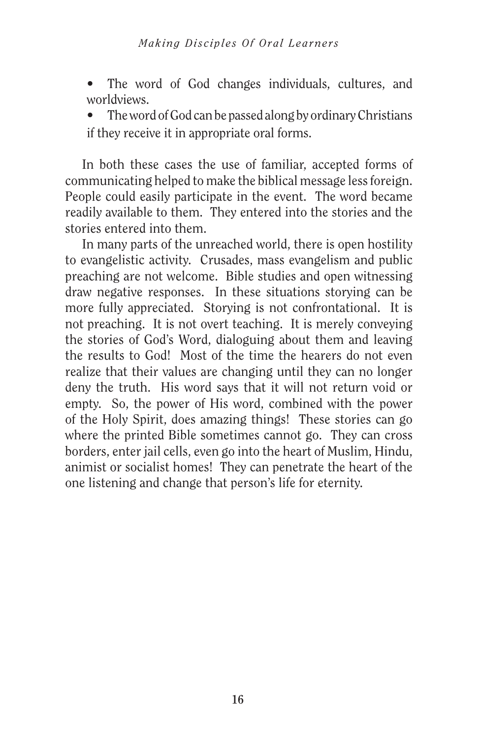- The word of God changes individuals, cultures, and worldviews.
- The word of God can be passed along by ordinary Christians if they receive it in appropriate oral forms.

In both these cases the use of familiar, accepted forms of communicating helped to make the biblical message less foreign. People could easily participate in the event. The word became readily available to them. They entered into the stories and the stories entered into them.

In many parts of the unreached world, there is open hostility to evangelistic activity. Crusades, mass evangelism and public preaching are not welcome. Bible studies and open witnessing draw negative responses. In these situations storying can be more fully appreciated. Storying is not confrontational. It is not preaching. It is not overt teaching. It is merely conveying the stories of God's Word, dialoguing about them and leaving the results to God! Most of the time the hearers do not even realize that their values are changing until they can no longer deny the truth. His word says that it will not return void or empty. So, the power of His word, combined with the power of the Holy Spirit, does amazing things! These stories can go where the printed Bible sometimes cannot go. They can cross borders, enter jail cells, even go into the heart of Muslim, Hindu, animist or socialist homes! They can penetrate the heart of the one listening and change that person's life for eternity.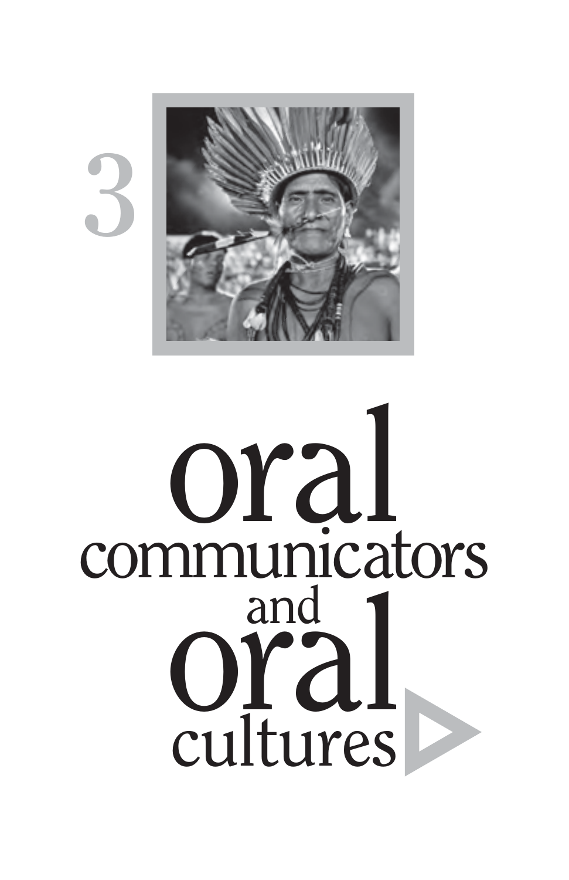# 3

# oral communicators and oral cultures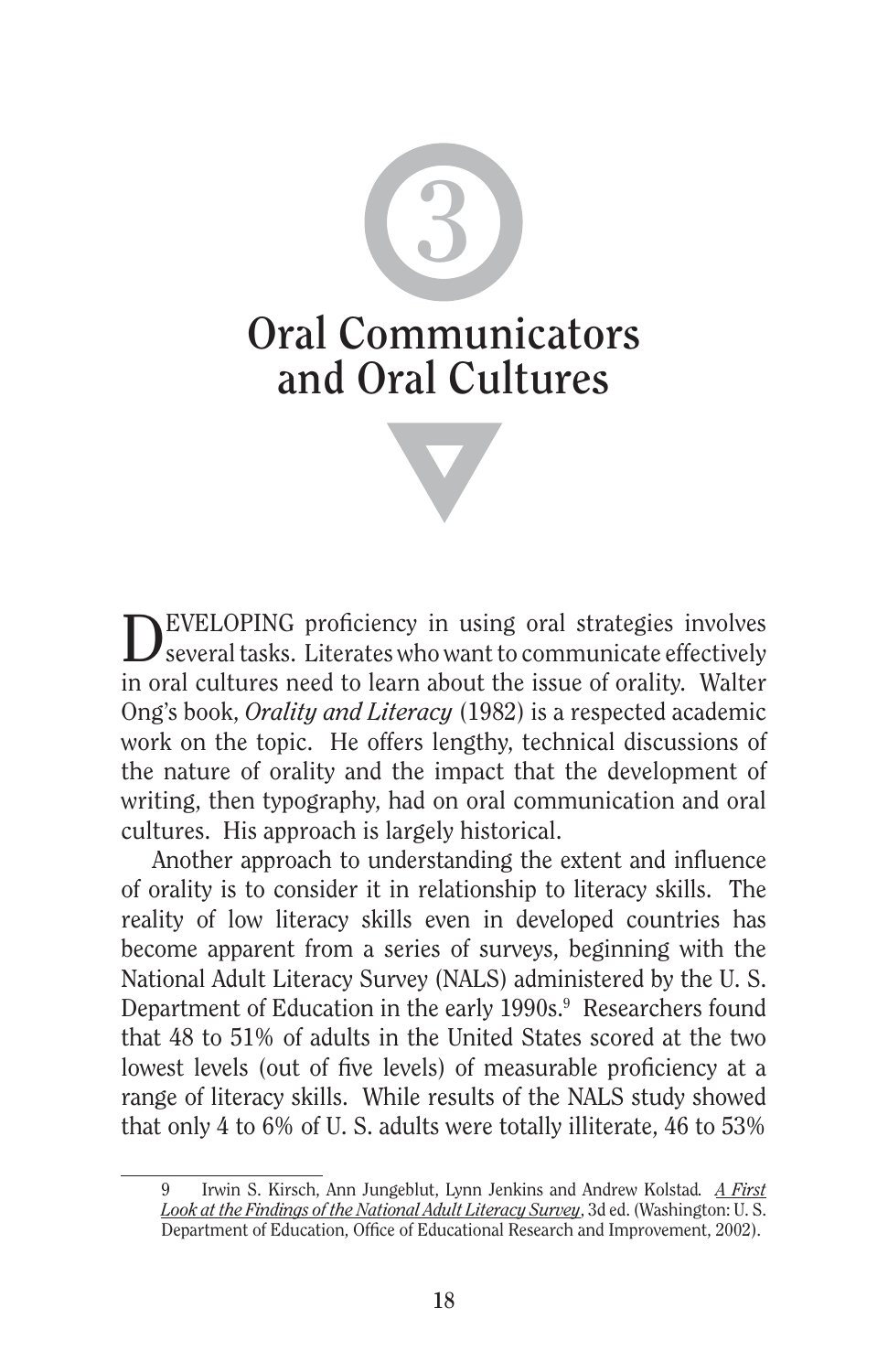# 3

# Oral Communicators and Oral Cultures

DEVELOPING proficiency in using oral strategies involves several tasks. Literates who want to communicate effectively in oral cultures need to learn about the issue of orality. Walter Ong's book, *Orality and Literacy* (1982) is a respected academic work on the topic. He offers lengthy, technical discussions of the nature of orality and the impact that the development of writing, then typography, had on oral communication and oral cultures. His approach is largely historical.

Another approach to understanding the extent and influence of orality is to consider it in relationship to literacy skills. The reality of low literacy skills even in developed countries has become apparent from a series of surveys, beginning with the National Adult Literacy Survey (NALS) administered by the U. S. Department of Education in the early 1990s.[9] Researchers found that 48 to 51% of adults in the United States scored at the two lowest levels (out of five levels) of measurable proficiency at a range of literacy skills. While results of the NALS study showed that only 4 to 6% of U. S. adults were totally illiterate, 46 to 53%

---

9 Irwin S. Kirsch, Ann Jungeblut, Lynn Jenkins and Andrew Kolstad. *A First Look at the Findings of the National Adult Literacy Survey*, 3d ed. (Washington: U. S. Department of Education, Office of Educational Research and Improvement, 2002).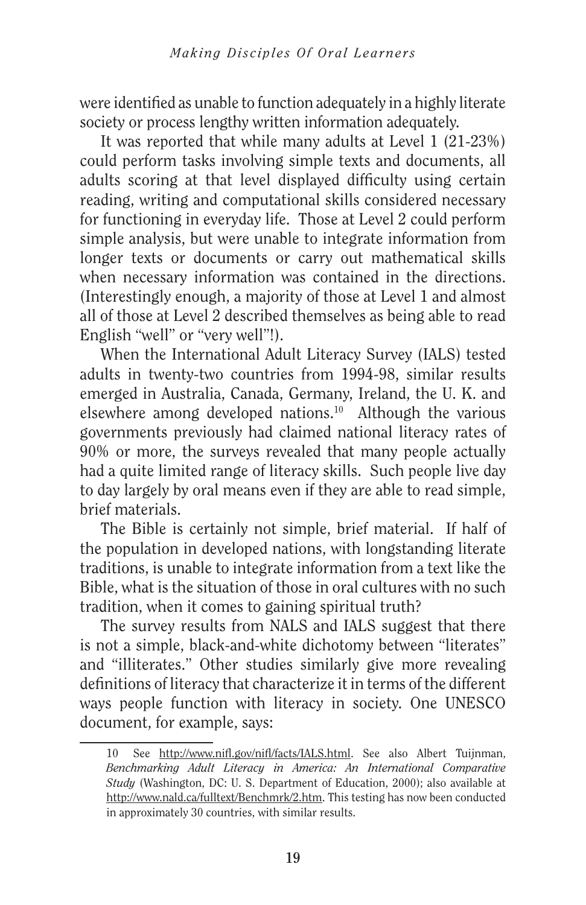were identified as unable to function adequately in a highly literate society or process lengthy written information adequately.

It was reported that while many adults at Level 1 (21-23%) could perform tasks involving simple texts and documents, all adults scoring at that level displayed difficulty using certain reading, writing and computational skills considered necessary for functioning in everyday life. Those at Level 2 could perform simple analysis, but were unable to integrate information from longer texts or documents or carry out mathematical skills when necessary information was contained in the directions. (Interestingly enough, a majority of those at Level 1 and almost all of those at Level 2 described themselves as being able to read English "well" or "very well"!).

When the International Adult Literacy Survey (IALS) tested adults in twenty-two countries from 1994-98, similar results emerged in Australia, Canada, Germany, Ireland, the U. K. and elsewhere among developed nations.[10] Although the various governments previously had claimed national literacy rates of 90% or more, the surveys revealed that many people actually had a quite limited range of literacy skills. Such people live day to day largely by oral means even if they are able to read simple, brief materials.

The Bible is certainly not simple, brief material. If half of the population in developed nations, with longstanding literate traditions, is unable to integrate information from a text like the Bible, what is the situation of those in oral cultures with no such tradition, when it comes to gaining spiritual truth?

The survey results from NALS and IALS suggest that there is not a simple, black-and-white dichotomy between "literates" and "illiterates." Other studies similarly give more revealing definitions of literacy that characterize it in terms of the different ways people function with literacy in society. One UNESCO document, for example, says:

---

10 See http://www.nifl.gov/nifl/facts/IALS.html. See also Albert Tuijnman, *Benchmarking Adult Literacy in America: An International Comparative Study* (Washington, DC: U. S. Department of Education, 2000); also available at http://www.nald.ca/fulltext/Benchmrk/2.htm. This testing has now been conducted in approximately 30 countries, with similar results.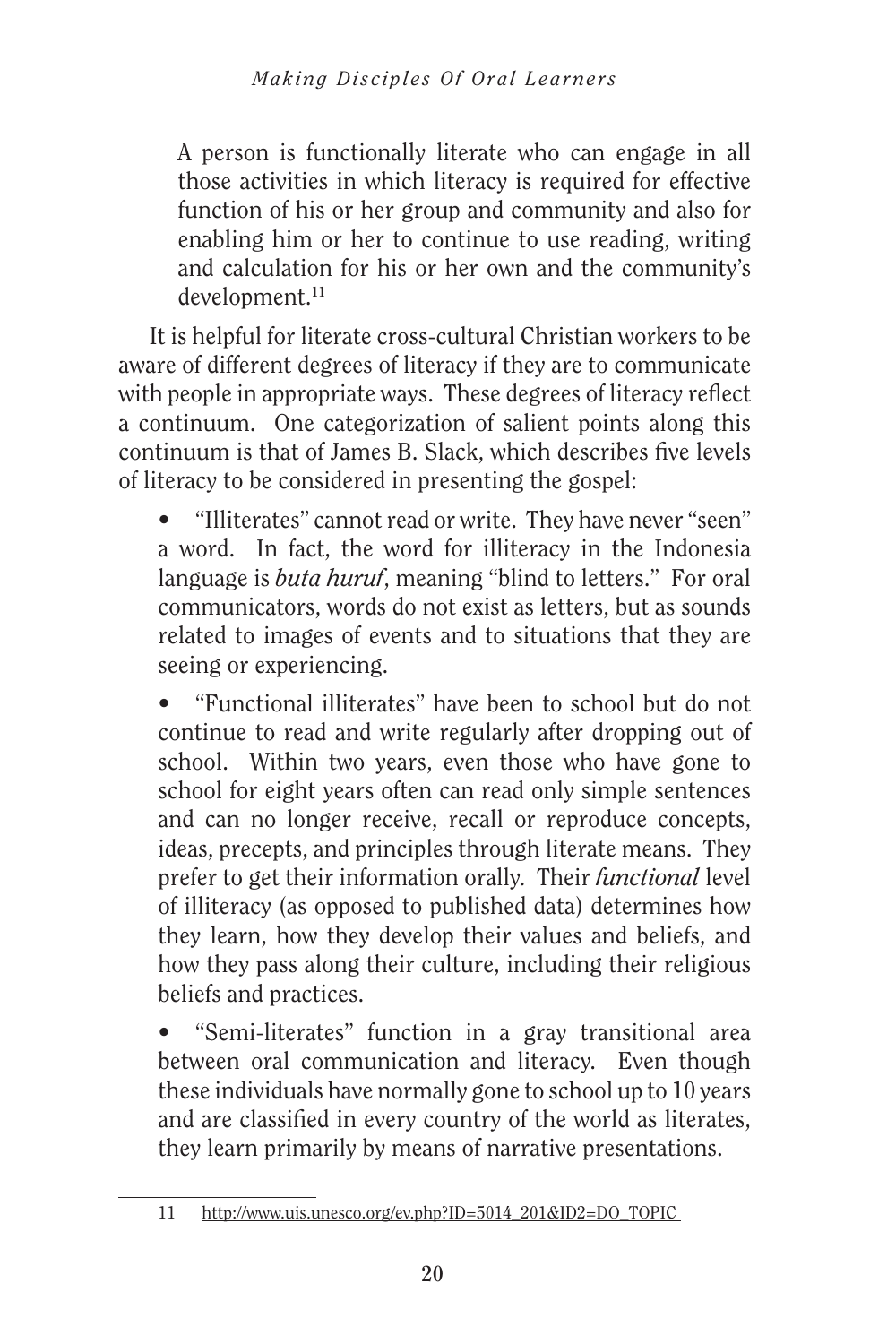> A person is functionally literate who can engage in all those activities in which literacy is required for effective function of his or her group and community and also for enabling him or her to continue to use reading, writing and calculation for his or her own and the community's development.[11]

It is helpful for literate cross-cultural Christian workers to be aware of different degrees of literacy if they are to communicate with people in appropriate ways. These degrees of literacy reflect a continuum. One categorization of salient points along this continuum is that of James B. Slack, which describes five levels of literacy to be considered in presenting the gospel:

- "Illiterates" cannot read or write. They have never "seen" a word. In fact, the word for illiteracy in the Indonesia language is *buta huruf*, meaning "blind to letters." For oral communicators, words do not exist as letters, but as sounds related to images of events and to situations that they are seeing or experiencing.

- "Functional illiterates" have been to school but do not continue to read and write regularly after dropping out of school. Within two years, even those who have gone to school for eight years often can read only simple sentences and can no longer receive, recall or reproduce concepts, ideas, precepts, and principles through literate means. They prefer to get their information orally. Their *functional* level of illiteracy (as opposed to published data) determines how they learn, how they develop their values and beliefs, and how they pass along their culture, including their religious beliefs and practices.

- "Semi-literates" function in a gray transitional area between oral communication and literacy. Even though these individuals have normally gone to school up to 10 years and are classified in every country of the world as literates, they learn primarily by means of narrative presentations.

---

11 http://www.uis.unesco.org/ev.php?ID=5014_201&ID2=DO_TOPIC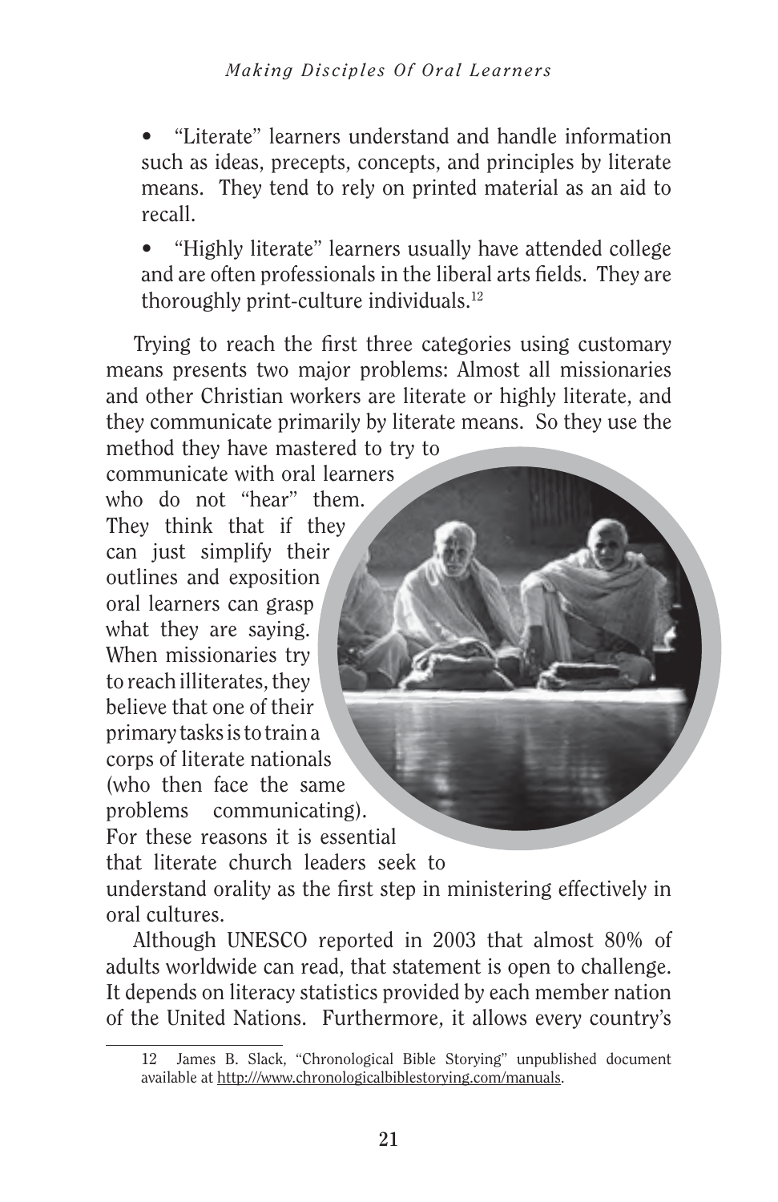- "Literate" learners understand and handle information such as ideas, precepts, concepts, and principles by literate means. They tend to rely on printed material as an aid to recall.

- "Highly literate" learners usually have attended college and are often professionals in the liberal arts fields. They are thoroughly print-culture individuals.[12]

Trying to reach the first three categories using customary means presents two major problems: Almost all missionaries and other Christian workers are literate or highly literate, and they communicate primarily by literate means. So they use the method they have mastered to try to communicate with oral learners who do not "hear" them. They think that if they can just simplify their outlines and exposition oral learners can grasp what they are saying. When missionaries try to reach illiterates, they believe that one of their primary tasks is to train a corps of literate nationals (who then face the same problems communicating). For these reasons it is essential that literate church leaders seek to understand orality as the first step in ministering effectively in oral cultures.

Although UNESCO reported in 2003 that almost 80% of adults worldwide can read, that statement is open to challenge. It depends on literacy statistics provided by each member nation of the United Nations. Furthermore, it allows every country's

---

12 James B. Slack, "Chronological Bible Storying" unpublished document available at http:///www.chronologicalbiblestorying.com/manuals.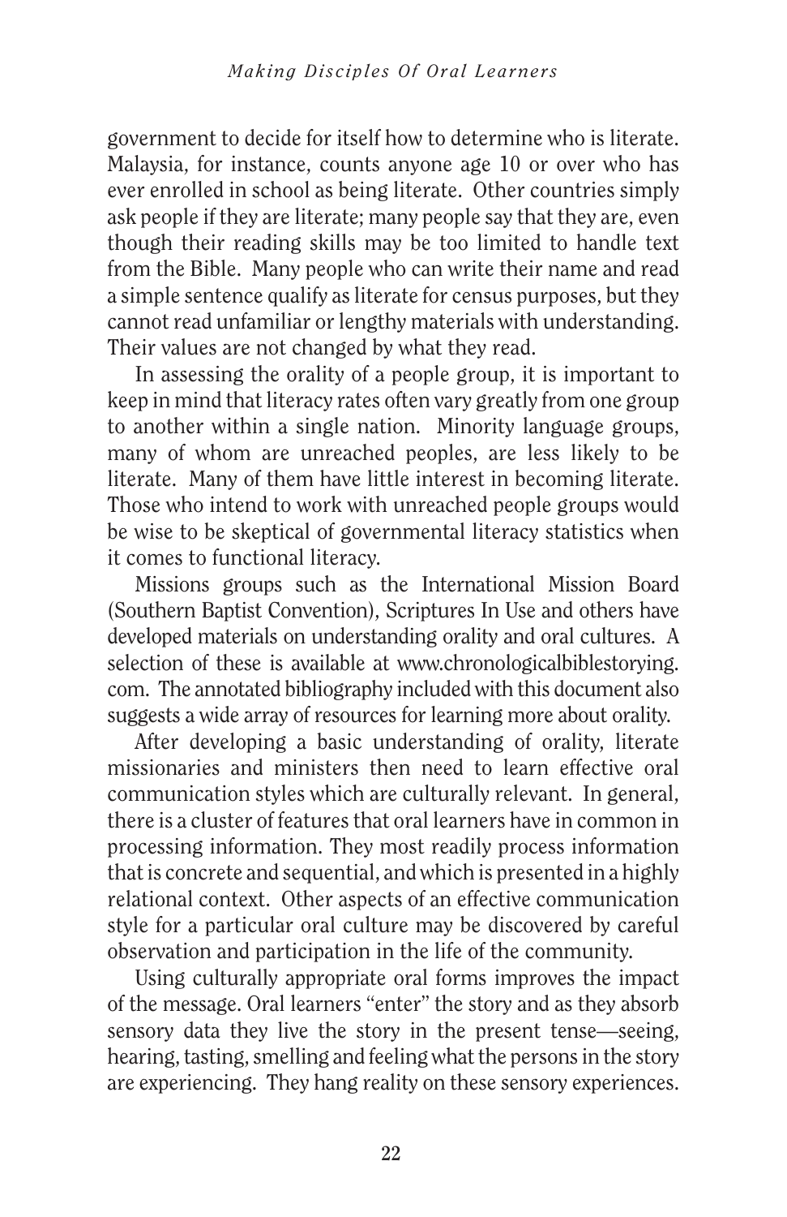government to decide for itself how to determine who is literate. Malaysia, for instance, counts anyone age 10 or over who has ever enrolled in school as being literate. Other countries simply ask people if they are literate; many people say that they are, even though their reading skills may be too limited to handle text from the Bible. Many people who can write their name and read a simple sentence qualify as literate for census purposes, but they cannot read unfamiliar or lengthy materials with understanding. Their values are not changed by what they read.

In assessing the orality of a people group, it is important to keep in mind that literacy rates often vary greatly from one group to another within a single nation. Minority language groups, many of whom are unreached peoples, are less likely to be literate. Many of them have little interest in becoming literate. Those who intend to work with unreached people groups would be wise to be skeptical of governmental literacy statistics when it comes to functional literacy.

Missions groups such as the International Mission Board (Southern Baptist Convention), Scriptures In Use and others have developed materials on understanding orality and oral cultures. A selection of these is available at www.chronologicalbiblestorying.com. The annotated bibliography included with this document also suggests a wide array of resources for learning more about orality.

After developing a basic understanding of orality, literate missionaries and ministers then need to learn effective oral communication styles which are culturally relevant. In general, there is a cluster of features that oral learners have in common in processing information. They most readily process information that is concrete and sequential, and which is presented in a highly relational context. Other aspects of an effective communication style for a particular oral culture may be discovered by careful observation and participation in the life of the community.

Using culturally appropriate oral forms improves the impact of the message. Oral learners "enter" the story and as they absorb sensory data they live the story in the present tense—seeing, hearing, tasting, smelling and feeling what the persons in the story are experiencing. They hang reality on these sensory experiences.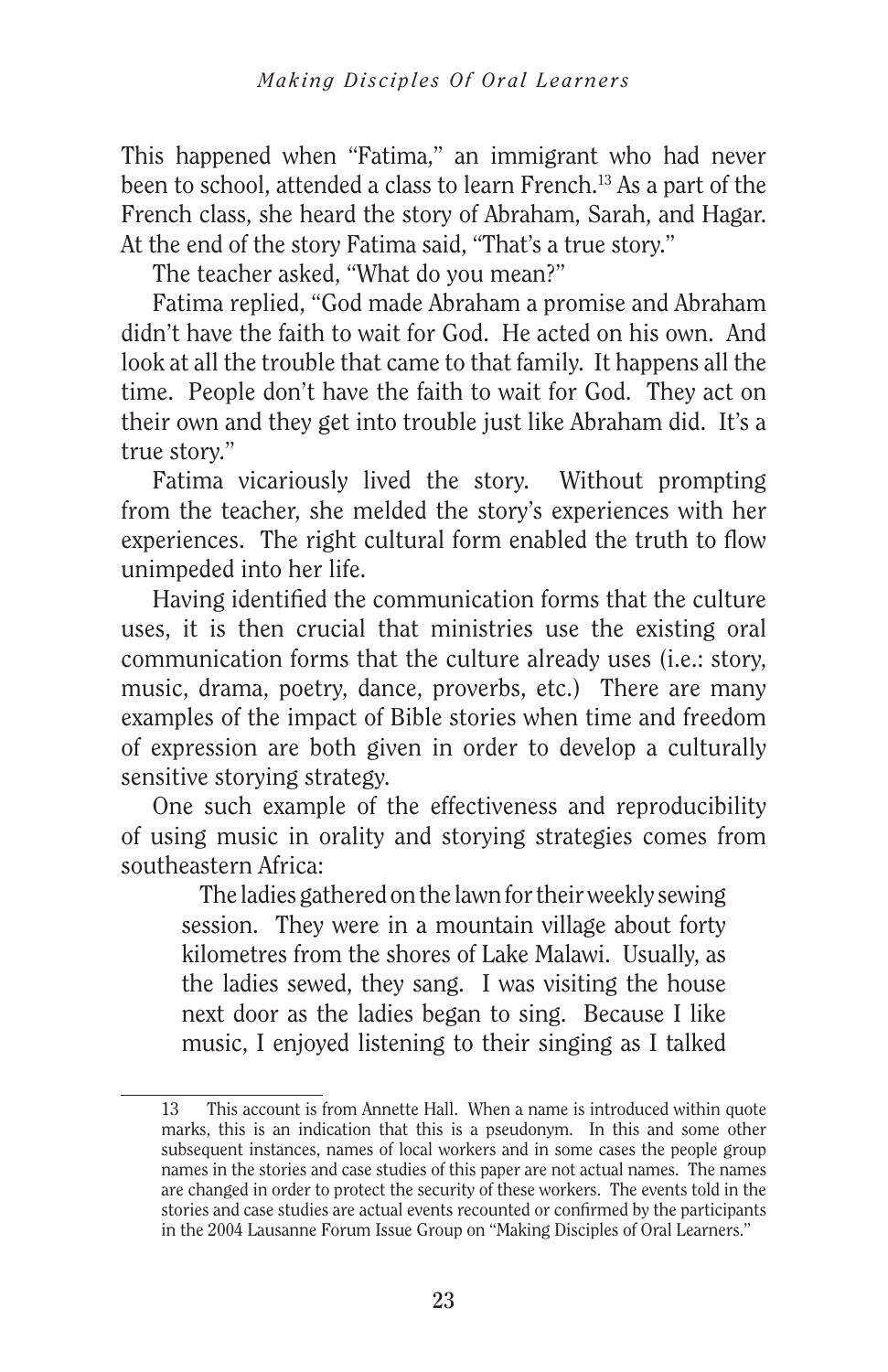This happened when "Fatima," an immigrant who had never been to school, attended a class to learn French.[13] As a part of the French class, she heard the story of Abraham, Sarah, and Hagar. At the end of the story Fatima said, "That's a true story."

The teacher asked, "What do you mean?"

Fatima replied, "God made Abraham a promise and Abraham didn't have the faith to wait for God. He acted on his own. And look at all the trouble that came to that family. It happens all the time. People don't have the faith to wait for God. They act on their own and they get into trouble just like Abraham did. It's a true story."

Fatima vicariously lived the story. Without prompting from the teacher, she melded the story's experiences with her experiences. The right cultural form enabled the truth to flow unimpeded into her life.

Having identified the communication forms that the culture uses, it is then crucial that ministries use the existing oral communication forms that the culture already uses (i.e.: story, music, drama, poetry, dance, proverbs, etc.) There are many examples of the impact of Bible stories when time and freedom of expression are both given in order to develop a culturally sensitive storying strategy.

One such example of the effectiveness and reproducibility of using music in orality and storying strategies comes from southeastern Africa:

> The ladies gathered on the lawn for their weekly sewing session. They were in a mountain village about forty kilometres from the shores of Lake Malawi. Usually, as the ladies sewed, they sang. I was visiting the house next door as the ladies began to sing. Because I like music, I enjoyed listening to their singing as I talked

---

13 This account is from Annette Hall. When a name is introduced within quote marks, this is an indication that this is a pseudonym. In this and some other subsequent instances, names of local workers and in some cases the people group names in the stories and case studies of this paper are not actual names. The names are changed in order to protect the security of these workers. The events told in the stories and case studies are actual events recounted or confirmed by the participants in the 2004 Lausanne Forum Issue Group on "Making Disciples of Oral Learners."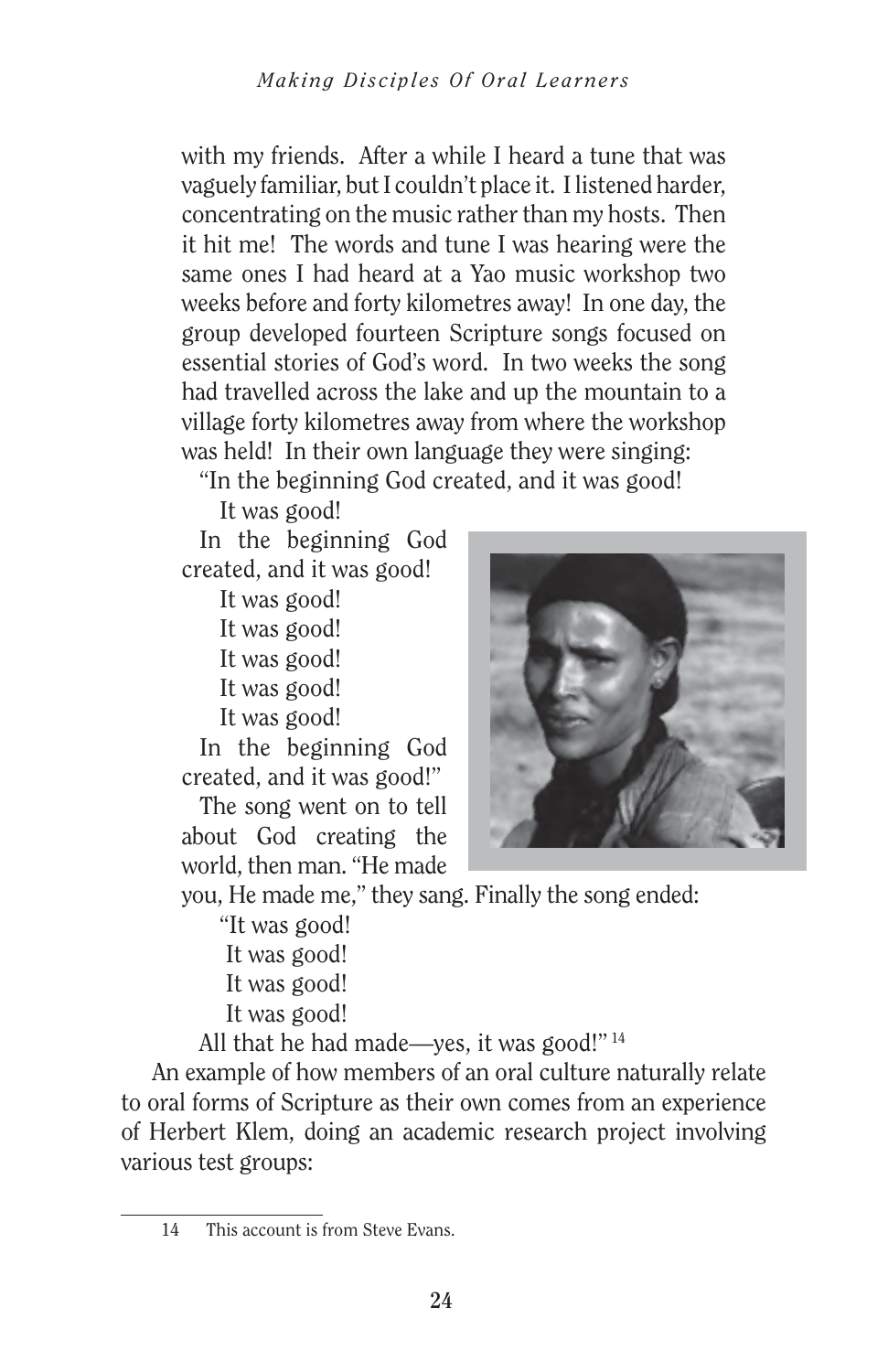with my friends. After a while I heard a tune that was vaguely familiar, but I couldn't place it. I listened harder, concentrating on the music rather than my hosts. Then it hit me! The words and tune I was hearing were the same ones I had heard at a Yao music workshop two weeks before and forty kilometres away! In one day, the group developed fourteen Scripture songs focused on essential stories of God's word. In two weeks the song had travelled across the lake and up the mountain to a village forty kilometres away from where the workshop was held! In their own language they were singing:

"In the beginning God created, and it was good!  
It was good!  
In the beginning God created, and it was good!  
It was good!  
It was good!  
It was good!  
It was good!  
It was good!  
In the beginning God created, and it was good!"

The song went on to tell about God creating the world, then man. "He made you, He made me," they sang. Finally the song ended:

"It was good!  
It was good!  
It was good!  
It was good!  
All that he had made—yes, it was good!"[14]

An example of how members of an oral culture naturally relate to oral forms of Scripture as their own comes from an experience of Herbert Klem, doing an academic research project involving various test groups:

---

14 This account is from Steve Evans.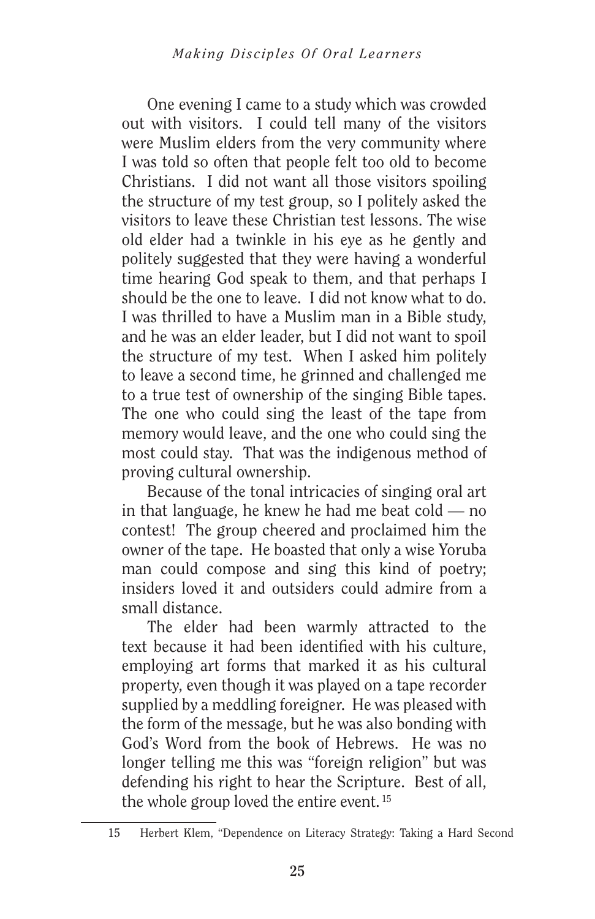One evening I came to a study which was crowded out with visitors. I could tell many of the visitors were Muslim elders from the very community where I was told so often that people felt too old to become Christians. I did not want all those visitors spoiling the structure of my test group, so I politely asked the visitors to leave these Christian test lessons. The wise old elder had a twinkle in his eye as he gently and politely suggested that they were having a wonderful time hearing God speak to them, and that perhaps I should be the one to leave. I did not know what to do. I was thrilled to have a Muslim man in a Bible study, and he was an elder leader, but I did not want to spoil the structure of my test. When I asked him politely to leave a second time, he grinned and challenged me to a true test of ownership of the singing Bible tapes. The one who could sing the least of the tape from memory would leave, and the one who could sing the most could stay. That was the indigenous method of proving cultural ownership.

Because of the tonal intricacies of singing oral art in that language, he knew he had me beat cold — no contest! The group cheered and proclaimed him the owner of the tape. He boasted that only a wise Yoruba man could compose and sing this kind of poetry; insiders loved it and outsiders could admire from a small distance.

The elder had been warmly attracted to the text because it had been identified with his culture, employing art forms that marked it as his cultural property, even though it was played on a tape recorder supplied by a meddling foreigner. He was pleased with the form of the message, but he was also bonding with God's Word from the book of Hebrews. He was no longer telling me this was "foreign religion" but was defending his right to hear the Scripture. Best of all, the whole group loved the entire event.[15]

---

15 Herbert Klem, "Dependence on Literacy Strategy: Taking a Hard Second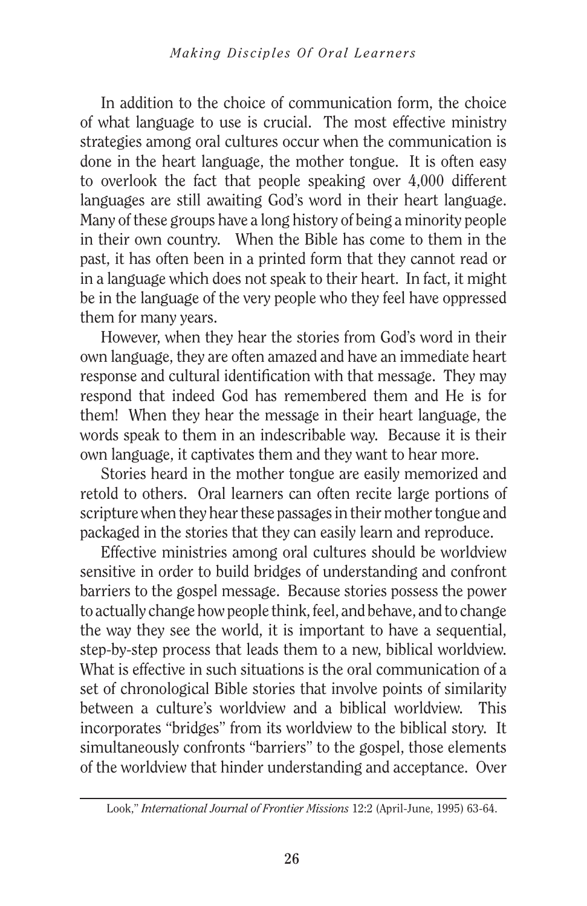In addition to the choice of communication form, the choice of what language to use is crucial. The most effective ministry strategies among oral cultures occur when the communication is done in the heart language, the mother tongue. It is often easy to overlook the fact that people speaking over 4,000 different languages are still awaiting God's word in their heart language. Many of these groups have a long history of being a minority people in their own country. When the Bible has come to them in the past, it has often been in a printed form that they cannot read or in a language which does not speak to their heart. In fact, it might be in the language of the very people who they feel have oppressed them for many years.

However, when they hear the stories from God's word in their own language, they are often amazed and have an immediate heart response and cultural identification with that message. They may respond that indeed God has remembered them and He is for them! When they hear the message in their heart language, the words speak to them in an indescribable way. Because it is their own language, it captivates them and they want to hear more.

Stories heard in the mother tongue are easily memorized and retold to others. Oral learners can often recite large portions of scripture when they hear these passages in their mother tongue and packaged in the stories that they can easily learn and reproduce.

Effective ministries among oral cultures should be worldview sensitive in order to build bridges of understanding and confront barriers to the gospel message. Because stories possess the power to actually change how people think, feel, and behave, and to change the way they see the world, it is important to have a sequential, step-by-step process that leads them to a new, biblical worldview. What is effective in such situations is the oral communication of a set of chronological Bible stories that involve points of similarity between a culture's worldview and a biblical worldview. This incorporates "bridges" from its worldview to the biblical story. It simultaneously confronts "barriers" to the gospel, those elements of the worldview that hinder understanding and acceptance. Over

---

Look," *International Journal of Frontier Missions* 12:2 (April-June, 1995) 63-64.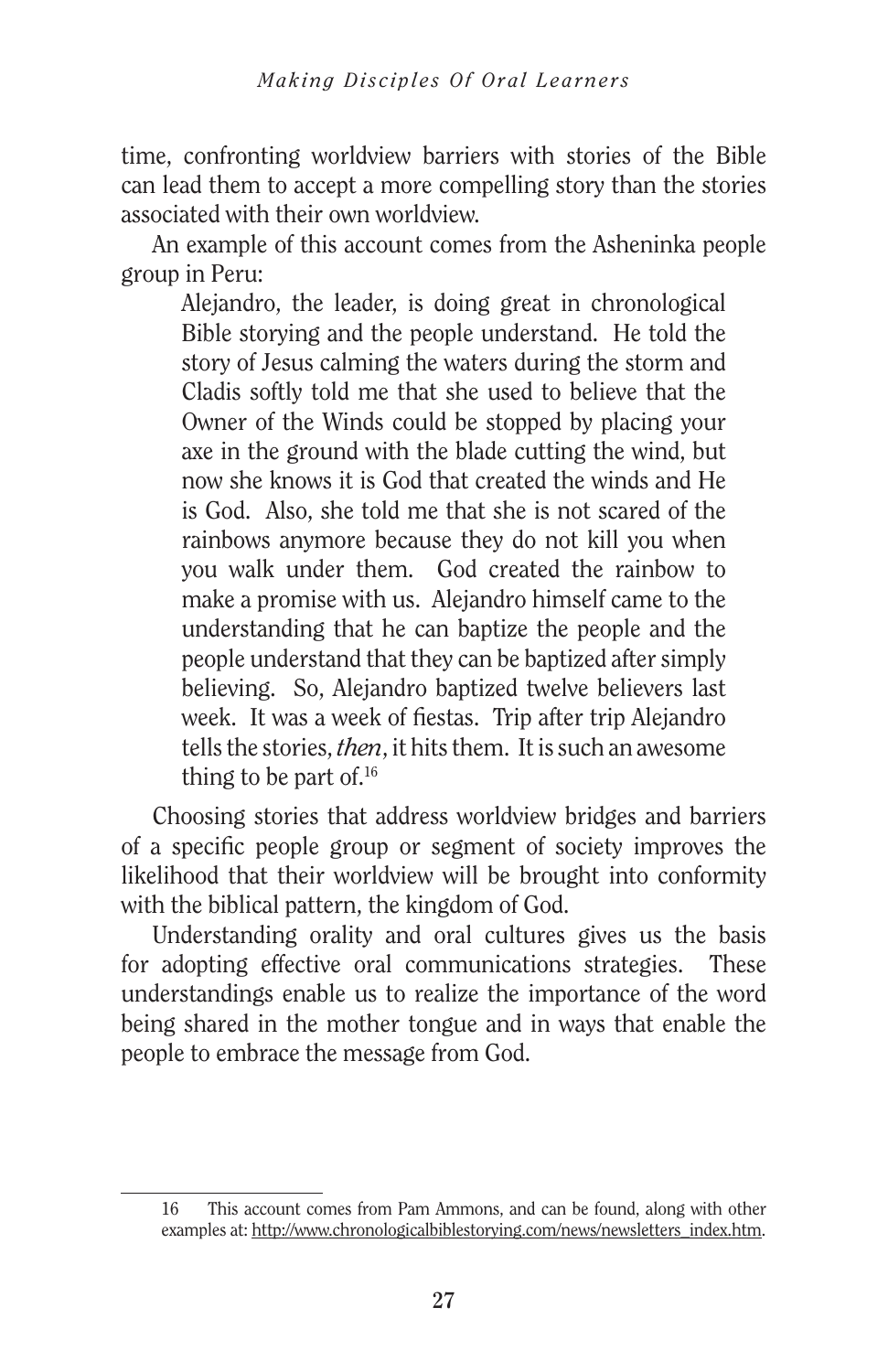time, confronting worldview barriers with stories of the Bible can lead them to accept a more compelling story than the stories associated with their own worldview.

An example of this account comes from the Asheninka people group in Peru:

> Alejandro, the leader, is doing great in chronological Bible storying and the people understand. He told the story of Jesus calming the waters during the storm and Cladis softly told me that she used to believe that the Owner of the Winds could be stopped by placing your axe in the ground with the blade cutting the wind, but now she knows it is God that created the winds and He is God. Also, she told me that she is not scared of the rainbows anymore because they do not kill you when you walk under them. God created the rainbow to make a promise with us. Alejandro himself came to the understanding that he can baptize the people and the people understand that they can be baptized after simply believing. So, Alejandro baptized twelve believers last week. It was a week of fiestas. Trip after trip Alejandro tells the stories, *then*, it hits them. It is such an awesome thing to be part of.[16]

Choosing stories that address worldview bridges and barriers of a specific people group or segment of society improves the likelihood that their worldview will be brought into conformity with the biblical pattern, the kingdom of God.

Understanding orality and oral cultures gives us the basis for adopting effective oral communications strategies. These understandings enable us to realize the importance of the word being shared in the mother tongue and in ways that enable the people to embrace the message from God.

---

16 This account comes from Pam Ammons, and can be found, along with other examples at: http://www.chronologicalbiblestorying.com/news/newsletters_index.htm.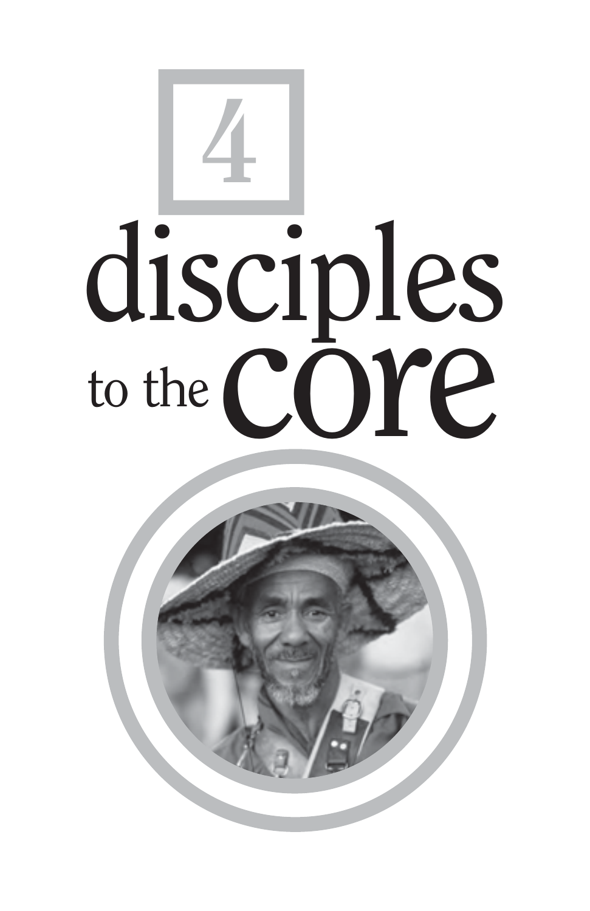# 4

# disciples to the core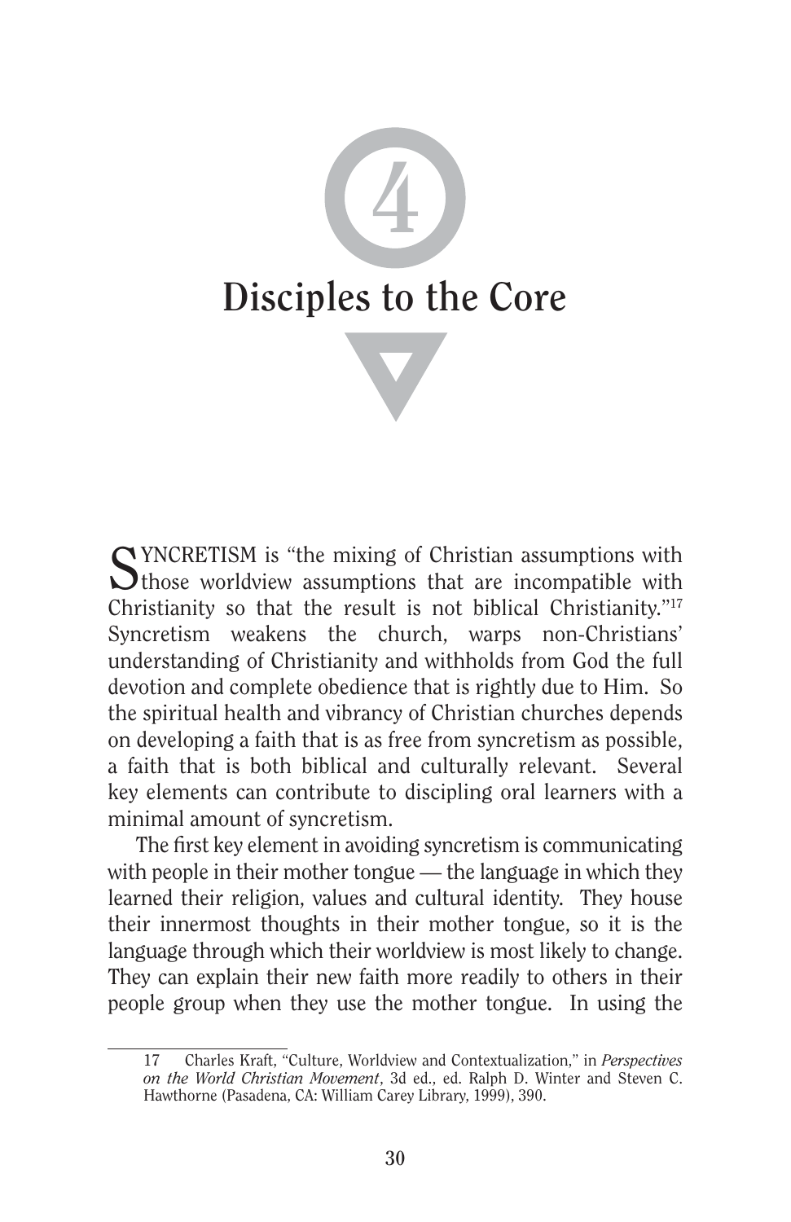# 4

# Disciples to the Core

SYNCRETISM is "the mixing of Christian assumptions with those worldview assumptions that are incompatible with Christianity so that the result is not biblical Christianity."[17] Syncretism weakens the church, warps non-Christians' understanding of Christianity and withholds from God the full devotion and complete obedience that is rightly due to Him. So the spiritual health and vibrancy of Christian churches depends on developing a faith that is as free from syncretism as possible, a faith that is both biblical and culturally relevant. Several key elements can contribute to discipling oral learners with a minimal amount of syncretism.

The first key element in avoiding syncretism is communicating with people in their mother tongue — the language in which they learned their religion, values and cultural identity. They house their innermost thoughts in their mother tongue, so it is the language through which their worldview is most likely to change. They can explain their new faith more readily to others in their people group when they use the mother tongue. In using the

---

17 Charles Kraft, "Culture, Worldview and Contextualization," in *Perspectives on the World Christian Movement*, 3d ed., ed. Ralph D. Winter and Steven C. Hawthorne (Pasadena, CA: William Carey Library, 1999), 390.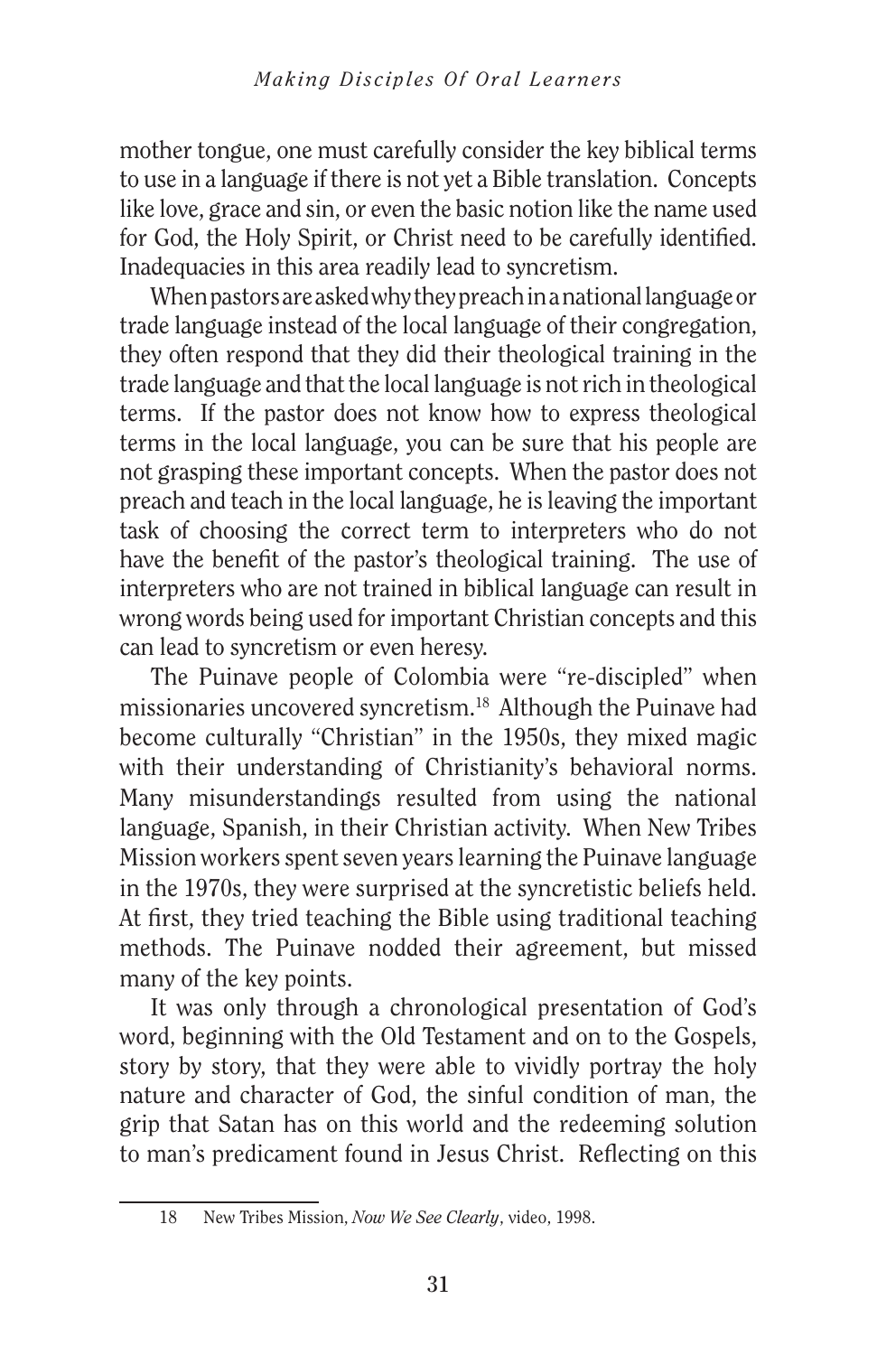mother tongue, one must carefully consider the key biblical terms to use in a language if there is not yet a Bible translation. Concepts like love, grace and sin, or even the basic notion like the name used for God, the Holy Spirit, or Christ need to be carefully identified. Inadequacies in this area readily lead to syncretism.

When pastors are asked why they preach in a national language or trade language instead of the local language of their congregation, they often respond that they did their theological training in the trade language and that the local language is not rich in theological terms. If the pastor does not know how to express theological terms in the local language, you can be sure that his people are not grasping these important concepts. When the pastor does not preach and teach in the local language, he is leaving the important task of choosing the correct term to interpreters who do not have the benefit of the pastor's theological training. The use of interpreters who are not trained in biblical language can result in wrong words being used for important Christian concepts and this can lead to syncretism or even heresy.

The Puinave people of Colombia were "re-discipled" when missionaries uncovered syncretism.[18] Although the Puinave had become culturally "Christian" in the 1950s, they mixed magic with their understanding of Christianity's behavioral norms. Many misunderstandings resulted from using the national language, Spanish, in their Christian activity. When New Tribes Mission workers spent seven years learning the Puinave language in the 1970s, they were surprised at the syncretistic beliefs held. At first, they tried teaching the Bible using traditional teaching methods. The Puinave nodded their agreement, but missed many of the key points.

It was only through a chronological presentation of God's word, beginning with the Old Testament and on to the Gospels, story by story, that they were able to vividly portray the holy nature and character of God, the sinful condition of man, the grip that Satan has on this world and the redeeming solution to man's predicament found in Jesus Christ. Reflecting on this

18 New Tribes Mission, *Now We See Clearly*, video, 1998.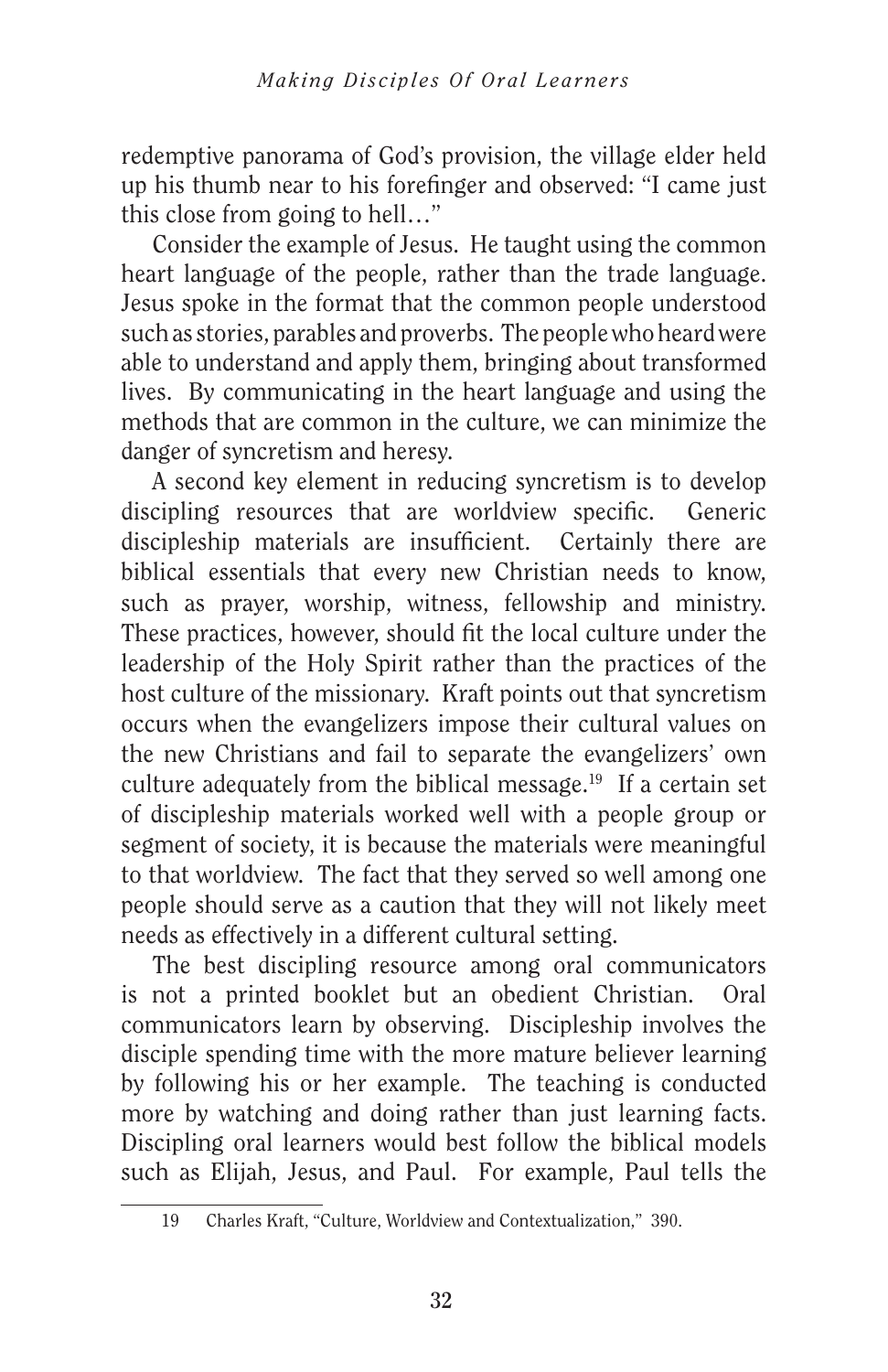redemptive panorama of God's provision, the village elder held up his thumb near to his forefinger and observed: "I came just this close from going to hell…"

Consider the example of Jesus. He taught using the common heart language of the people, rather than the trade language. Jesus spoke in the format that the common people understood such as stories, parables and proverbs. The people who heard were able to understand and apply them, bringing about transformed lives. By communicating in the heart language and using the methods that are common in the culture, we can minimize the danger of syncretism and heresy.

A second key element in reducing syncretism is to develop discipling resources that are worldview specific. Generic discipleship materials are insufficient. Certainly there are biblical essentials that every new Christian needs to know, such as prayer, worship, witness, fellowship and ministry. These practices, however, should fit the local culture under the leadership of the Holy Spirit rather than the practices of the host culture of the missionary. Kraft points out that syncretism occurs when the evangelizers impose their cultural values on the new Christians and fail to separate the evangelizers' own culture adequately from the biblical message.[19] If a certain set of discipleship materials worked well with a people group or segment of society, it is because the materials were meaningful to that worldview. The fact that they served so well among one people should serve as a caution that they will not likely meet needs as effectively in a different cultural setting.

The best discipling resource among oral communicators is not a printed booklet but an obedient Christian. Oral communicators learn by observing. Discipleship involves the disciple spending time with the more mature believer learning by following his or her example. The teaching is conducted more by watching and doing rather than just learning facts. Discipling oral learners would best follow the biblical models such as Elijah, Jesus, and Paul. For example, Paul tells the

---

19 Charles Kraft, "Culture, Worldview and Contextualization," 390.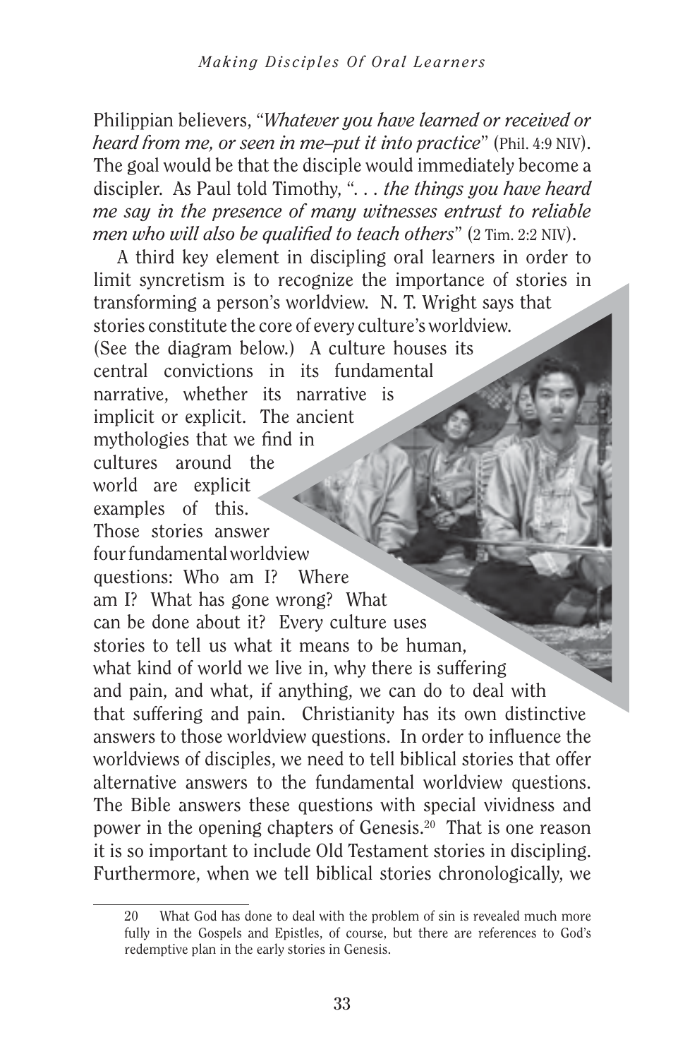Philippian believers, "*Whatever you have learned or received or heard from me, or seen in me–put it into practice*" (Phil. 4:9 NIV). The goal would be that the disciple would immediately become a discipler. As Paul told Timothy, "*. . . the things you have heard me say in the presence of many witnesses entrust to reliable men who will also be qualified to teach others*" (2 Tim. 2:2 NIV).

A third key element in discipling oral learners in order to limit syncretism is to recognize the importance of stories in transforming a person's worldview. N. T. Wright says that stories constitute the core of every culture's worldview. (See the diagram below.) A culture houses its central convictions in its fundamental narrative, whether its narrative is implicit or explicit. The ancient mythologies that we find in cultures around the world are explicit examples of this. Those stories answer four fundamental worldview questions: Who am I? Where am I? What has gone wrong? What can be done about it? Every culture uses stories to tell us what it means to be human, what kind of world we live in, why there is suffering and pain, and what, if anything, we can do to deal with that suffering and pain. Christianity has its own distinctive answers to those worldview questions. In order to influence the worldviews of disciples, we need to tell biblical stories that offer alternative answers to the fundamental worldview questions. The Bible answers these questions with special vividness and power in the opening chapters of Genesis.[20] That is one reason it is so important to include Old Testament stories in discipling. Furthermore, when we tell biblical stories chronologically, we

---

20 What God has done to deal with the problem of sin is revealed much more fully in the Gospels and Epistles, of course, but there are references to God's redemptive plan in the early stories in Genesis.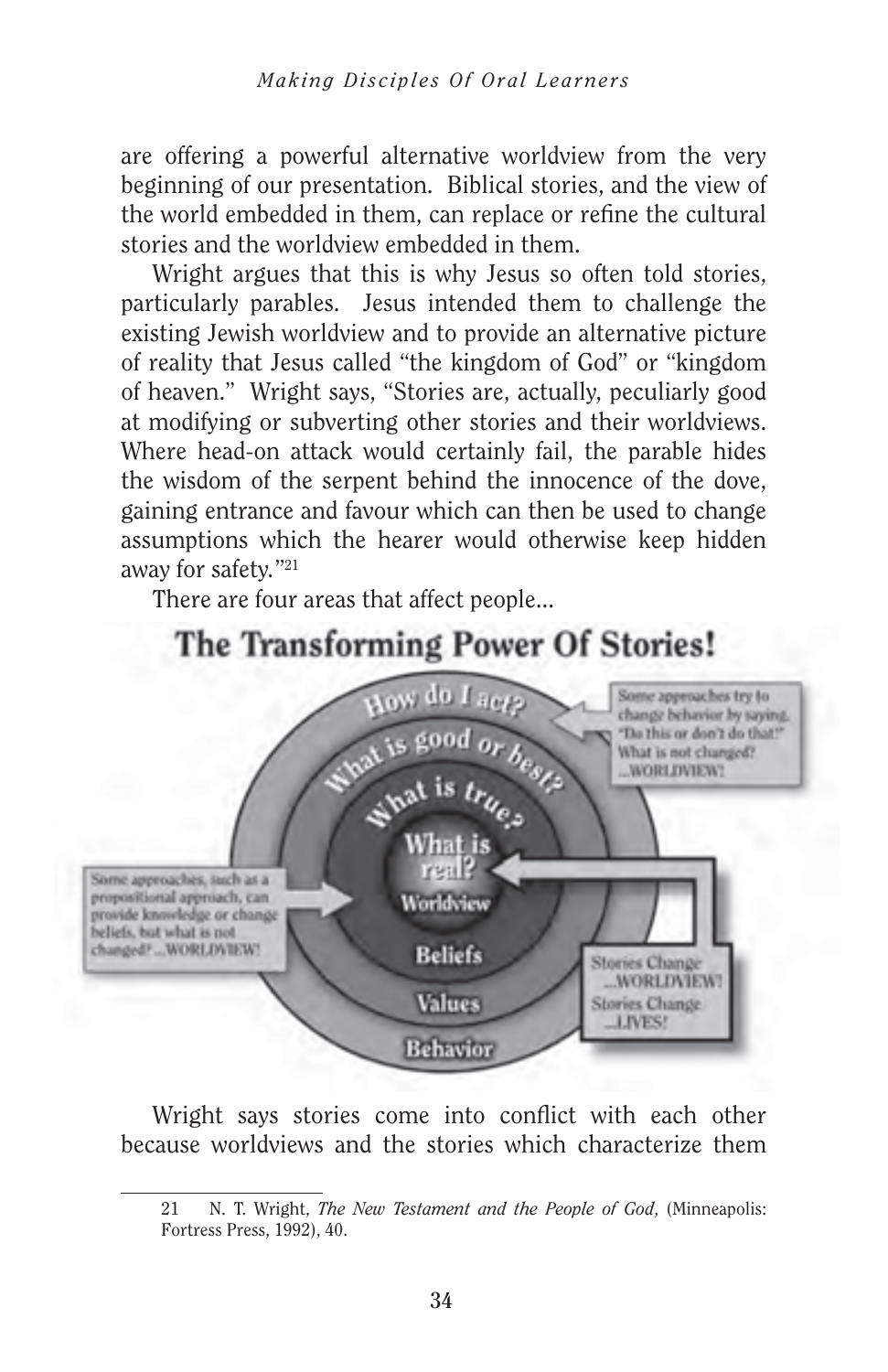are offering a powerful alternative worldview from the very beginning of our presentation. Biblical stories, and the view of the world embedded in them, can replace or refine the cultural stories and the worldview embedded in them.

Wright argues that this is why Jesus so often told stories, particularly parables. Jesus intended them to challenge the existing Jewish worldview and to provide an alternative picture of reality that Jesus called "the kingdom of God" or "kingdom of heaven." Wright says, "Stories are, actually, peculiarly good at modifying or subverting other stories and their worldviews. Where head-on attack would certainly fail, the parable hides the wisdom of the serpent behind the innocence of the dove, gaining entrance and favour which can then be used to change assumptions which the hearer would otherwise keep hidden away for safety."[21]

There are four areas that affect people...

## The Transforming Power Of Stories!

How do I act? — Behavior

What is good or best? — Values

What is true? — Beliefs

What is real? — Worldview

Some approaches try to change behavior by saying, "Do this or don't do that!" What is not changed? ...WORLDVIEW!

Some approaches, such as a propositional approach, can provide knowledge or change beliefs, but what is not changed? ...WORLDVIEW!

Stories Change ...WORLDVIEW! Stories Change ...LIVES!

Wright says stories come into conflict with each other because worldviews and the stories which characterize them

---

21 N. T. Wright, *The New Testament and the People of God*, (Minneapolis: Fortress Press, 1992), 40.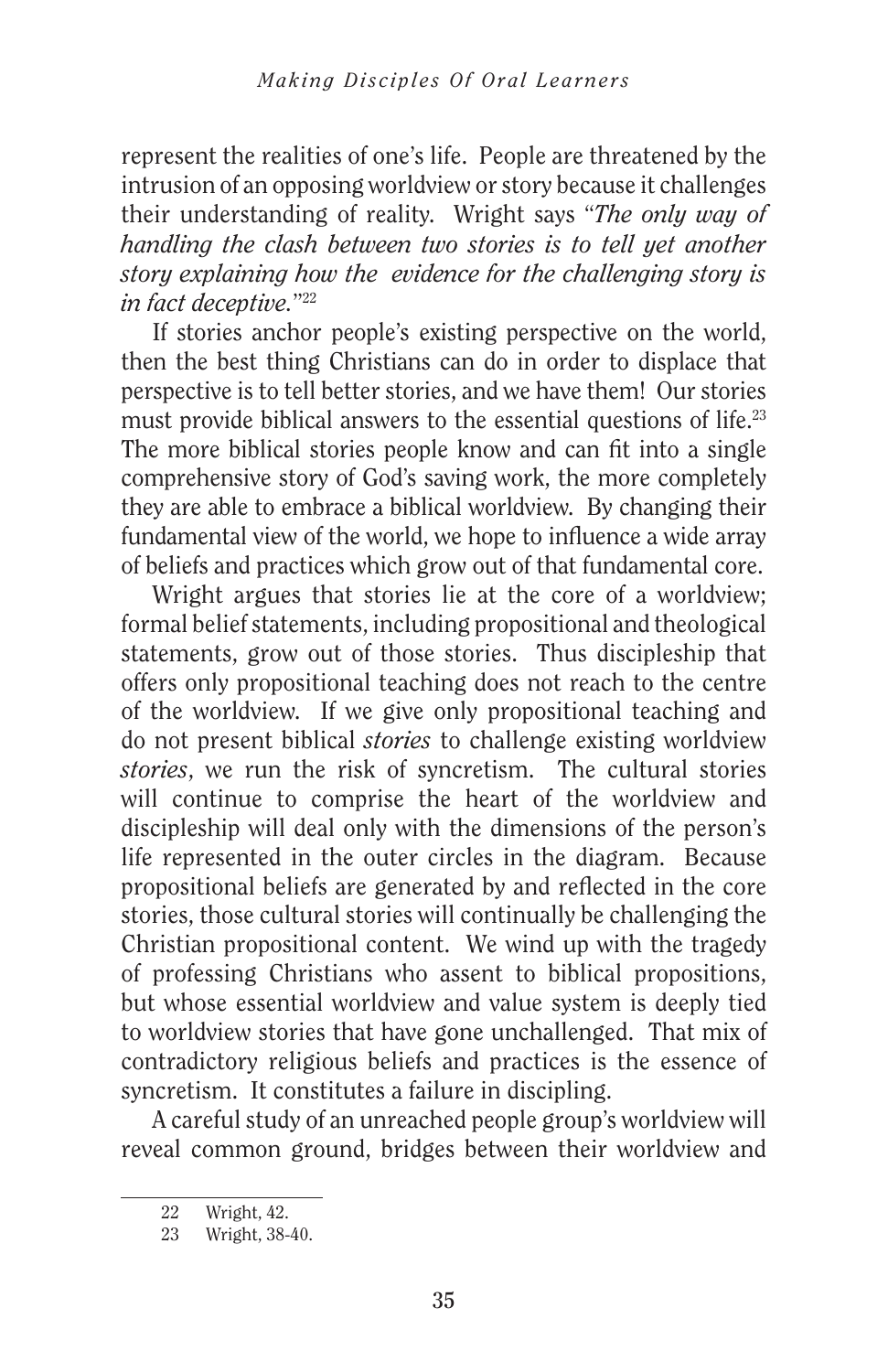represent the realities of one's life. People are threatened by the intrusion of an opposing worldview or story because it challenges their understanding of reality. Wright says "*The only way of handling the clash between two stories is to tell yet another story explaining how the evidence for the challenging story is in fact deceptive.*"[22]

If stories anchor people's existing perspective on the world, then the best thing Christians can do in order to displace that perspective is to tell better stories, and we have them! Our stories must provide biblical answers to the essential questions of life.[23] The more biblical stories people know and can fit into a single comprehensive story of God's saving work, the more completely they are able to embrace a biblical worldview. By changing their fundamental view of the world, we hope to influence a wide array of beliefs and practices which grow out of that fundamental core.

Wright argues that stories lie at the core of a worldview; formal belief statements, including propositional and theological statements, grow out of those stories. Thus discipleship that offers only propositional teaching does not reach to the centre of the worldview. If we give only propositional teaching and do not present biblical *stories* to challenge existing worldview *stories*, we run the risk of syncretism. The cultural stories will continue to comprise the heart of the worldview and discipleship will deal only with the dimensions of the person's life represented in the outer circles in the diagram. Because propositional beliefs are generated by and reflected in the core stories, those cultural stories will continually be challenging the Christian propositional content. We wind up with the tragedy of professing Christians who assent to biblical propositions, but whose essential worldview and value system is deeply tied to worldview stories that have gone unchallenged. That mix of contradictory religious beliefs and practices is the essence of syncretism. It constitutes a failure in discipling.

A careful study of an unreached people group's worldview will reveal common ground, bridges between their worldview and

---

22 Wright, 42.

23 Wright, 38-40.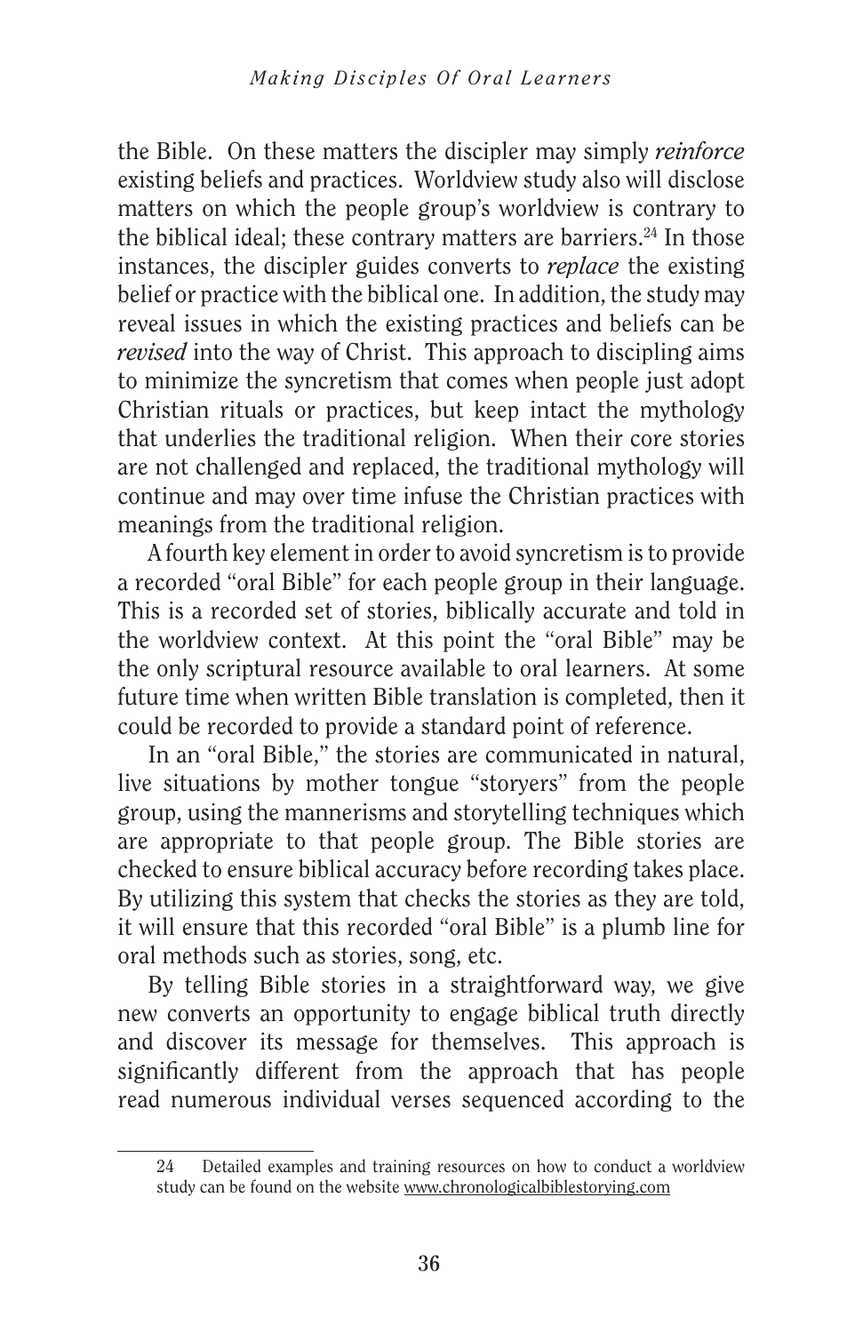the Bible. On these matters the discipler may simply *reinforce* existing beliefs and practices. Worldview study also will disclose matters on which the people group's worldview is contrary to the biblical ideal; these contrary matters are barriers.[24] In those instances, the discipler guides converts to *replace* the existing belief or practice with the biblical one. In addition, the study may reveal issues in which the existing practices and beliefs can be *revised* into the way of Christ. This approach to discipling aims to minimize the syncretism that comes when people just adopt Christian rituals or practices, but keep intact the mythology that underlies the traditional religion. When their core stories are not challenged and replaced, the traditional mythology will continue and may over time infuse the Christian practices with meanings from the traditional religion.

A fourth key element in order to avoid syncretism is to provide a recorded "oral Bible" for each people group in their language. This is a recorded set of stories, biblically accurate and told in the worldview context. At this point the "oral Bible" may be the only scriptural resource available to oral learners. At some future time when written Bible translation is completed, then it could be recorded to provide a standard point of reference.

In an "oral Bible," the stories are communicated in natural, live situations by mother tongue "storyers" from the people group, using the mannerisms and storytelling techniques which are appropriate to that people group. The Bible stories are checked to ensure biblical accuracy before recording takes place. By utilizing this system that checks the stories as they are told, it will ensure that this recorded "oral Bible" is a plumb line for oral methods such as stories, song, etc.

By telling Bible stories in a straightforward way, we give new converts an opportunity to engage biblical truth directly and discover its message for themselves. This approach is significantly different from the approach that has people read numerous individual verses sequenced according to the

---

24 Detailed examples and training resources on how to conduct a worldview study can be found on the website www.chronologicalbiblestorying.com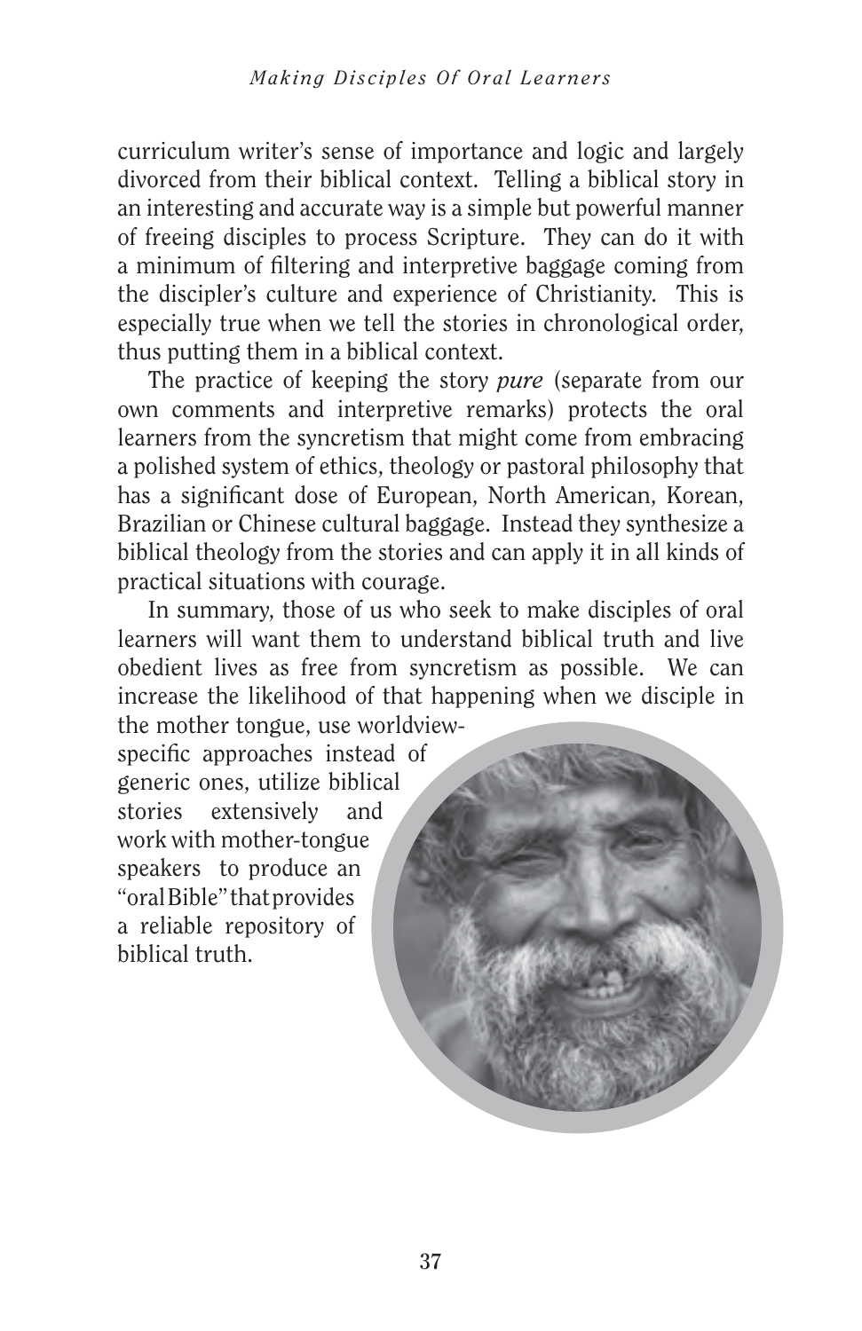curriculum writer's sense of importance and logic and largely divorced from their biblical context. Telling a biblical story in an interesting and accurate way is a simple but powerful manner of freeing disciples to process Scripture. They can do it with a minimum of filtering and interpretive baggage coming from the discipler's culture and experience of Christianity. This is especially true when we tell the stories in chronological order, thus putting them in a biblical context.

The practice of keeping the story *pure* (separate from our own comments and interpretive remarks) protects the oral learners from the syncretism that might come from embracing a polished system of ethics, theology or pastoral philosophy that has a significant dose of European, North American, Korean, Brazilian or Chinese cultural baggage. Instead they synthesize a biblical theology from the stories and can apply it in all kinds of practical situations with courage.

In summary, those of us who seek to make disciples of oral learners will want them to understand biblical truth and live obedient lives as free from syncretism as possible. We can increase the likelihood of that happening when we disciple in the mother tongue, use worldview-specific approaches instead of generic ones, utilize biblical stories extensively and work with mother-tongue speakers to produce an "oral Bible" that provides a reliable repository of biblical truth.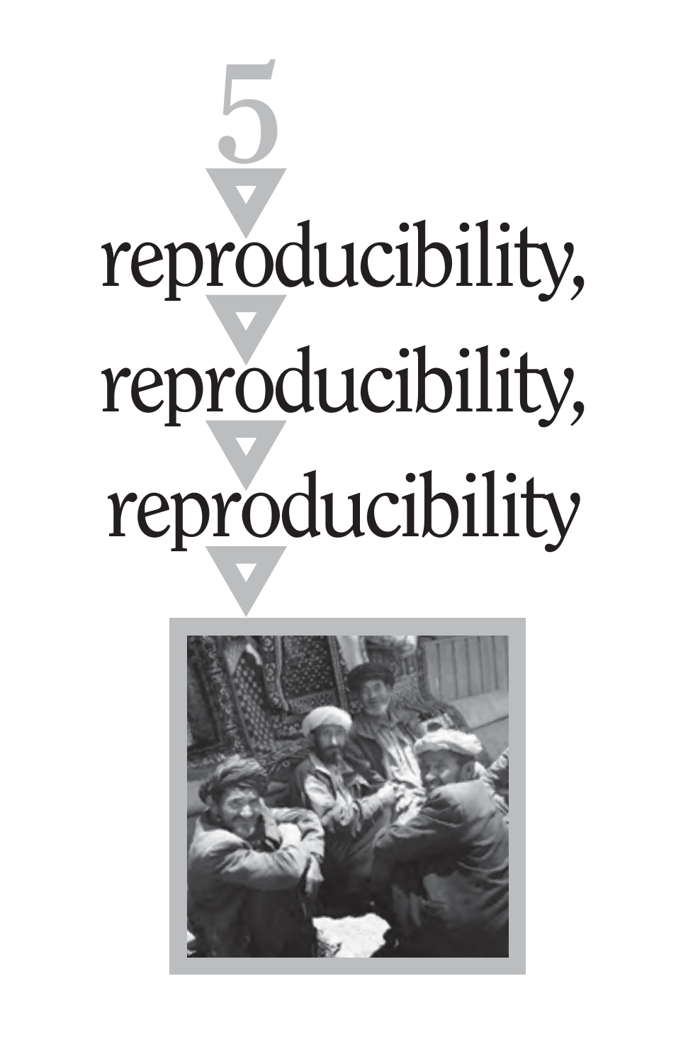# 5

# reproducibility, reproducibility, reproducibility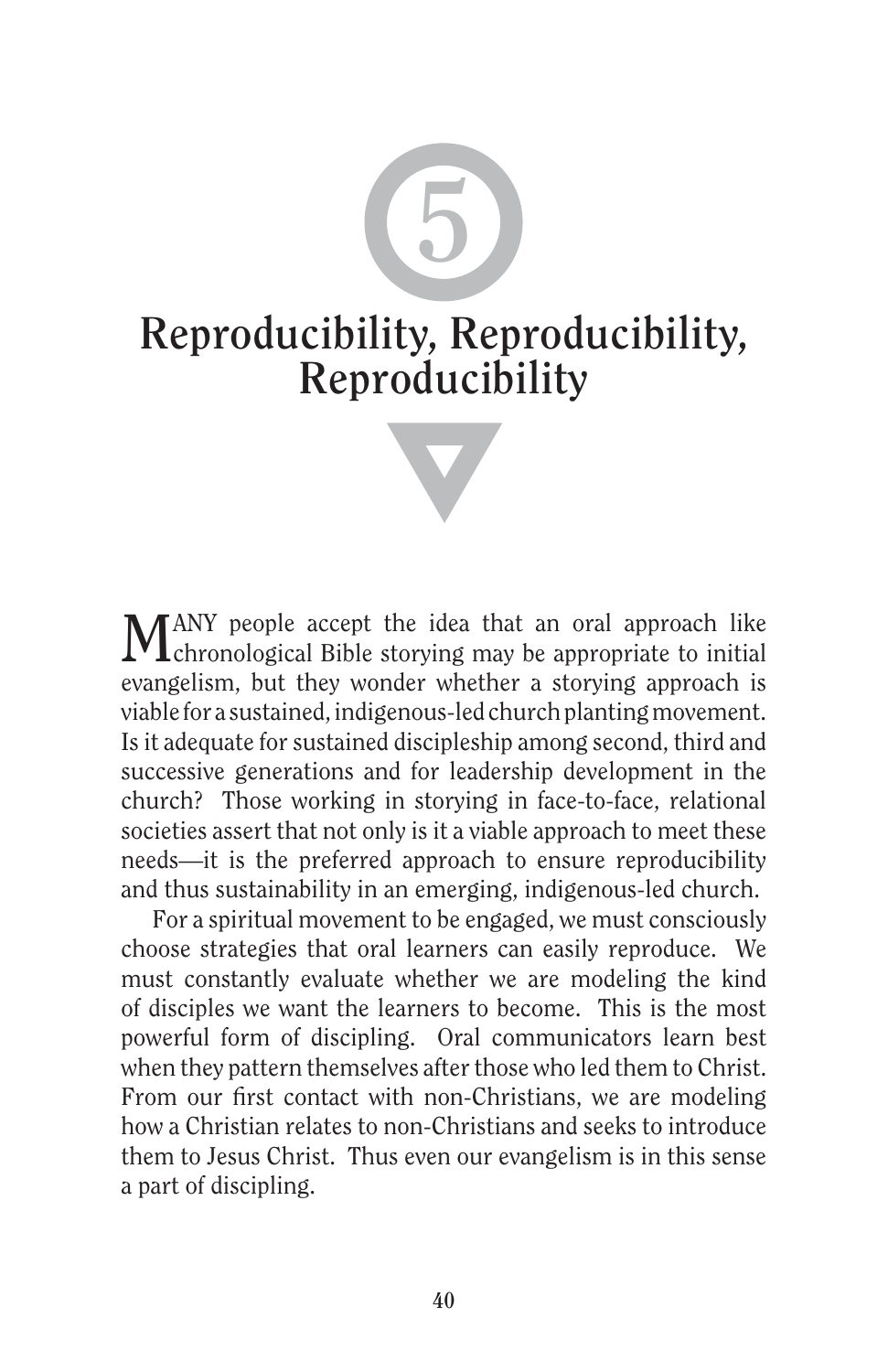# 5

# Reproducibility, Reproducibility, Reproducibility

MANY people accept the idea that an oral approach like chronological Bible storying may be appropriate to initial evangelism, but they wonder whether a storying approach is viable for a sustained, indigenous-led church planting movement. Is it adequate for sustained discipleship among second, third and successive generations and for leadership development in the church? Those working in storying in face-to-face, relational societies assert that not only is it a viable approach to meet these needs—it is the preferred approach to ensure reproducibility and thus sustainability in an emerging, indigenous-led church.

For a spiritual movement to be engaged, we must consciously choose strategies that oral learners can easily reproduce. We must constantly evaluate whether we are modeling the kind of disciples we want the learners to become. This is the most powerful form of discipling. Oral communicators learn best when they pattern themselves after those who led them to Christ. From our first contact with non-Christians, we are modeling how a Christian relates to non-Christians and seeks to introduce them to Jesus Christ. Thus even our evangelism is in this sense a part of discipling.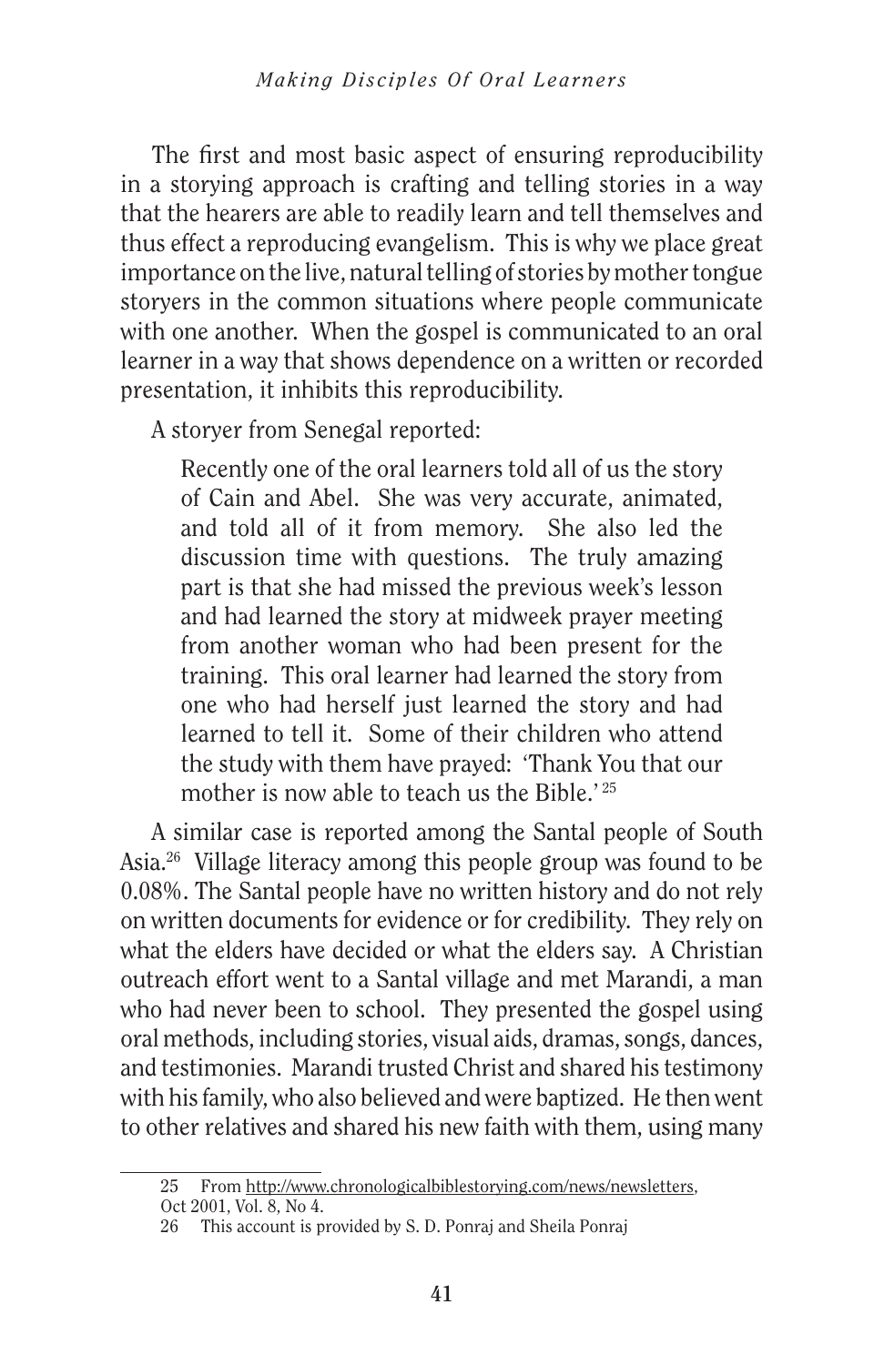The first and most basic aspect of ensuring reproducibility in a storying approach is crafting and telling stories in a way that the hearers are able to readily learn and tell themselves and thus effect a reproducing evangelism. This is why we place great importance on the live, natural telling of stories by mother tongue storyers in the common situations where people communicate with one another. When the gospel is communicated to an oral learner in a way that shows dependence on a written or recorded presentation, it inhibits this reproducibility.

A storyer from Senegal reported:

> Recently one of the oral learners told all of us the story of Cain and Abel. She was very accurate, animated, and told all of it from memory. She also led the discussion time with questions. The truly amazing part is that she had missed the previous week's lesson and had learned the story at midweek prayer meeting from another woman who had been present for the training. This oral learner had learned the story from one who had herself just learned the story and had learned to tell it. Some of their children who attend the study with them have prayed: 'Thank You that our mother is now able to teach us the Bible.' [25]

A similar case is reported among the Santal people of South Asia.[26] Village literacy among this people group was found to be 0.08%. The Santal people have no written history and do not rely on written documents for evidence or for credibility. They rely on what the elders have decided or what the elders say. A Christian outreach effort went to a Santal village and met Marandi, a man who had never been to school. They presented the gospel using oral methods, including stories, visual aids, dramas, songs, dances, and testimonies. Marandi trusted Christ and shared his testimony with his family, who also believed and were baptized. He then went to other relatives and shared his new faith with them, using many

---

25 From http://www.chronologicalbiblestorying.com/news/newsletters, Oct 2001, Vol. 8, No 4.

26 This account is provided by S. D. Ponraj and Sheila Ponraj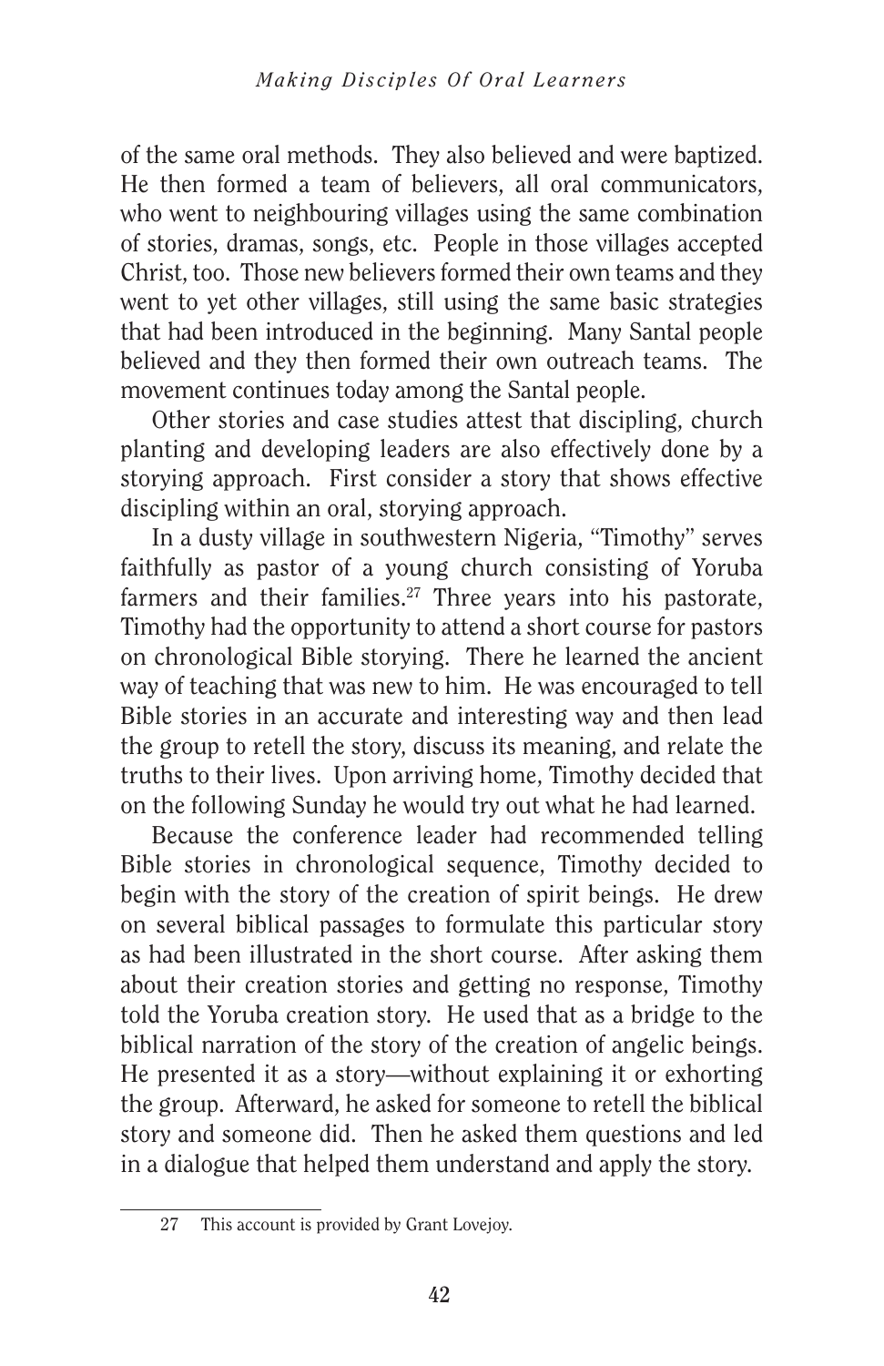of the same oral methods. They also believed and were baptized. He then formed a team of believers, all oral communicators, who went to neighbouring villages using the same combination of stories, dramas, songs, etc. People in those villages accepted Christ, too. Those new believers formed their own teams and they went to yet other villages, still using the same basic strategies that had been introduced in the beginning. Many Santal people believed and they then formed their own outreach teams. The movement continues today among the Santal people.

Other stories and case studies attest that discipling, church planting and developing leaders are also effectively done by a storying approach. First consider a story that shows effective discipling within an oral, storying approach.

In a dusty village in southwestern Nigeria, "Timothy" serves faithfully as pastor of a young church consisting of Yoruba farmers and their families.[27] Three years into his pastorate, Timothy had the opportunity to attend a short course for pastors on chronological Bible storying. There he learned the ancient way of teaching that was new to him. He was encouraged to tell Bible stories in an accurate and interesting way and then lead the group to retell the story, discuss its meaning, and relate the truths to their lives. Upon arriving home, Timothy decided that on the following Sunday he would try out what he had learned.

Because the conference leader had recommended telling Bible stories in chronological sequence, Timothy decided to begin with the story of the creation of spirit beings. He drew on several biblical passages to formulate this particular story as had been illustrated in the short course. After asking them about their creation stories and getting no response, Timothy told the Yoruba creation story. He used that as a bridge to the biblical narration of the story of the creation of angelic beings. He presented it as a story—without explaining it or exhorting the group. Afterward, he asked for someone to retell the biblical story and someone did. Then he asked them questions and led in a dialogue that helped them understand and apply the story.

---

27 This account is provided by Grant Lovejoy.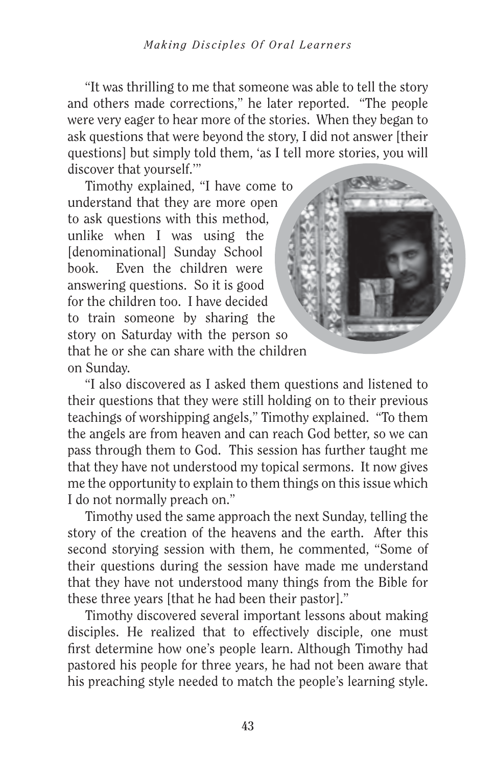"It was thrilling to me that someone was able to tell the story and others made corrections," he later reported. "The people were very eager to hear more of the stories. When they began to ask questions that were beyond the story, I did not answer [their questions] but simply told them, 'as I tell more stories, you will discover that yourself.'"

Timothy explained, "I have come to understand that they are more open to ask questions with this method, unlike when I was using the [denominational] Sunday School book. Even the children were answering questions. So it is good for the children too. I have decided to train someone by sharing the story on Saturday with the person so that he or she can share with the children on Sunday.

"I also discovered as I asked them questions and listened to their questions that they were still holding on to their previous teachings of worshipping angels," Timothy explained. "To them the angels are from heaven and can reach God better, so we can pass through them to God. This session has further taught me that they have not understood my topical sermons. It now gives me the opportunity to explain to them things on this issue which I do not normally preach on."

Timothy used the same approach the next Sunday, telling the story of the creation of the heavens and the earth. After this second storying session with them, he commented, "Some of their questions during the session have made me understand that they have not understood many things from the Bible for these three years [that he had been their pastor]."

Timothy discovered several important lessons about making disciples. He realized that to effectively disciple, one must first determine how one's people learn. Although Timothy had pastored his people for three years, he had not been aware that his preaching style needed to match the people's learning style.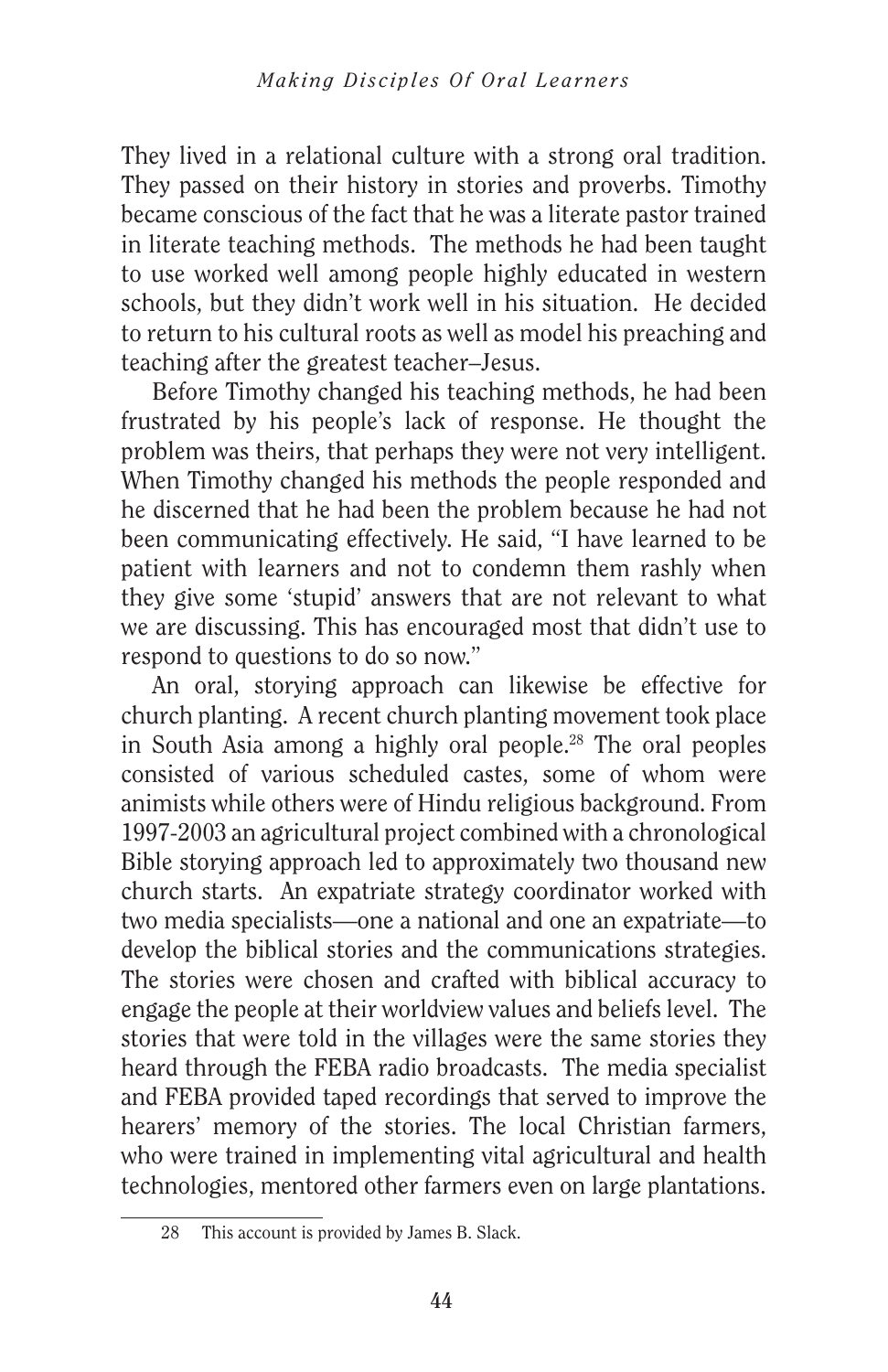They lived in a relational culture with a strong oral tradition. They passed on their history in stories and proverbs. Timothy became conscious of the fact that he was a literate pastor trained in literate teaching methods. The methods he had been taught to use worked well among people highly educated in western schools, but they didn't work well in his situation. He decided to return to his cultural roots as well as model his preaching and teaching after the greatest teacher–Jesus.

Before Timothy changed his teaching methods, he had been frustrated by his people's lack of response. He thought the problem was theirs, that perhaps they were not very intelligent. When Timothy changed his methods the people responded and he discerned that he had been the problem because he had not been communicating effectively. He said, "I have learned to be patient with learners and not to condemn them rashly when they give some 'stupid' answers that are not relevant to what we are discussing. This has encouraged most that didn't use to respond to questions to do so now."

An oral, storying approach can likewise be effective for church planting. A recent church planting movement took place in South Asia among a highly oral people.[28] The oral peoples consisted of various scheduled castes, some of whom were animists while others were of Hindu religious background. From 1997-2003 an agricultural project combined with a chronological Bible storying approach led to approximately two thousand new church starts. An expatriate strategy coordinator worked with two media specialists—one a national and one an expatriate—to develop the biblical stories and the communications strategies. The stories were chosen and crafted with biblical accuracy to engage the people at their worldview values and beliefs level. The stories that were told in the villages were the same stories they heard through the FEBA radio broadcasts. The media specialist and FEBA provided taped recordings that served to improve the hearers' memory of the stories. The local Christian farmers, who were trained in implementing vital agricultural and health technologies, mentored other farmers even on large plantations.

---

28 This account is provided by James B. Slack.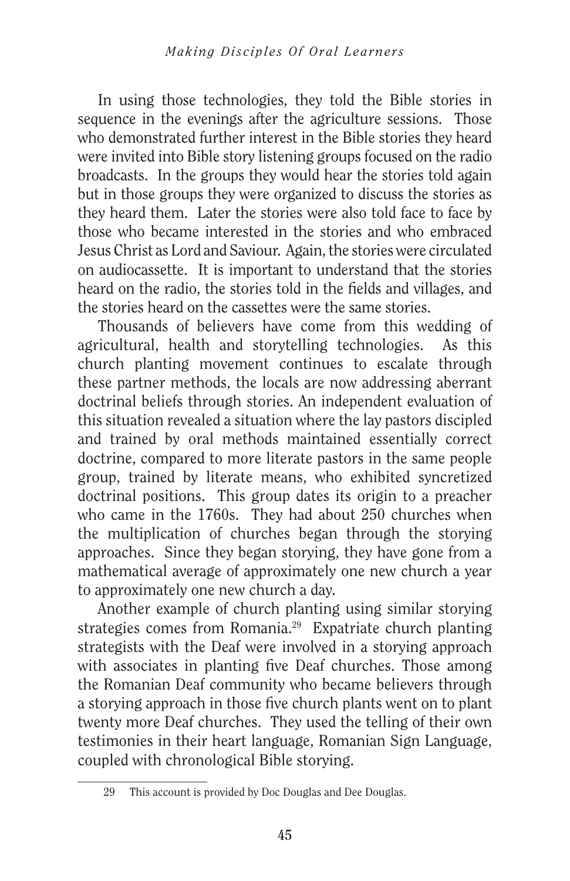In using those technologies, they told the Bible stories in sequence in the evenings after the agriculture sessions. Those who demonstrated further interest in the Bible stories they heard were invited into Bible story listening groups focused on the radio broadcasts. In the groups they would hear the stories told again but in those groups they were organized to discuss the stories as they heard them. Later the stories were also told face to face by those who became interested in the stories and who embraced Jesus Christ as Lord and Saviour. Again, the stories were circulated on audiocassette. It is important to understand that the stories heard on the radio, the stories told in the fields and villages, and the stories heard on the cassettes were the same stories.

Thousands of believers have come from this wedding of agricultural, health and storytelling technologies. As this church planting movement continues to escalate through these partner methods, the locals are now addressing aberrant doctrinal beliefs through stories. An independent evaluation of this situation revealed a situation where the lay pastors discipled and trained by oral methods maintained essentially correct doctrine, compared to more literate pastors in the same people group, trained by literate means, who exhibited syncretized doctrinal positions. This group dates its origin to a preacher who came in the 1760s. They had about 250 churches when the multiplication of churches began through the storying approaches. Since they began storying, they have gone from a mathematical average of approximately one new church a year to approximately one new church a day.

Another example of church planting using similar storying strategies comes from Romania.[29] Expatriate church planting strategists with the Deaf were involved in a storying approach with associates in planting five Deaf churches. Those among the Romanian Deaf community who became believers through a storying approach in those five church plants went on to plant twenty more Deaf churches. They used the telling of their own testimonies in their heart language, Romanian Sign Language, coupled with chronological Bible storying.

---

29 This account is provided by Doc Douglas and Dee Douglas.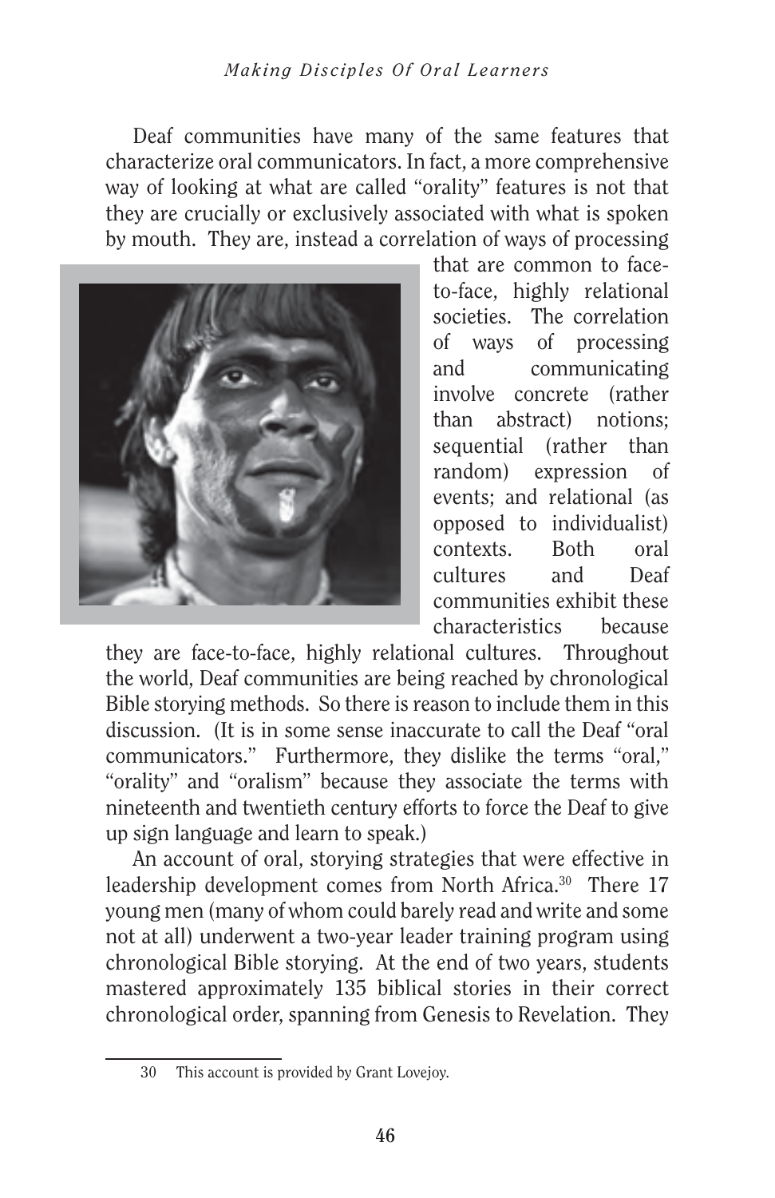Deaf communities have many of the same features that characterize oral communicators. In fact, a more comprehensive way of looking at what are called "orality" features is not that they are crucially or exclusively associated with what is spoken by mouth. They are, instead a correlation of ways of processing that are common to face-to-face, highly relational societies. The correlation of ways of processing and communicating involve concrete (rather than abstract) notions; sequential (rather than random) expression of events; and relational (as opposed to individualist) contexts. Both oral cultures and Deaf communities exhibit these characteristics because they are face-to-face, highly relational cultures. Throughout the world, Deaf communities are being reached by chronological Bible storying methods. So there is reason to include them in this discussion. (It is in some sense inaccurate to call the Deaf "oral communicators." Furthermore, they dislike the terms "oral," "orality" and "oralism" because they associate the terms with nineteenth and twentieth century efforts to force the Deaf to give up sign language and learn to speak.)

An account of oral, storying strategies that were effective in leadership development comes from North Africa.[30] There 17 young men (many of whom could barely read and write and some not at all) underwent a two-year leader training program using chronological Bible storying. At the end of two years, students mastered approximately 135 biblical stories in their correct chronological order, spanning from Genesis to Revelation. They

---

30 This account is provided by Grant Lovejoy.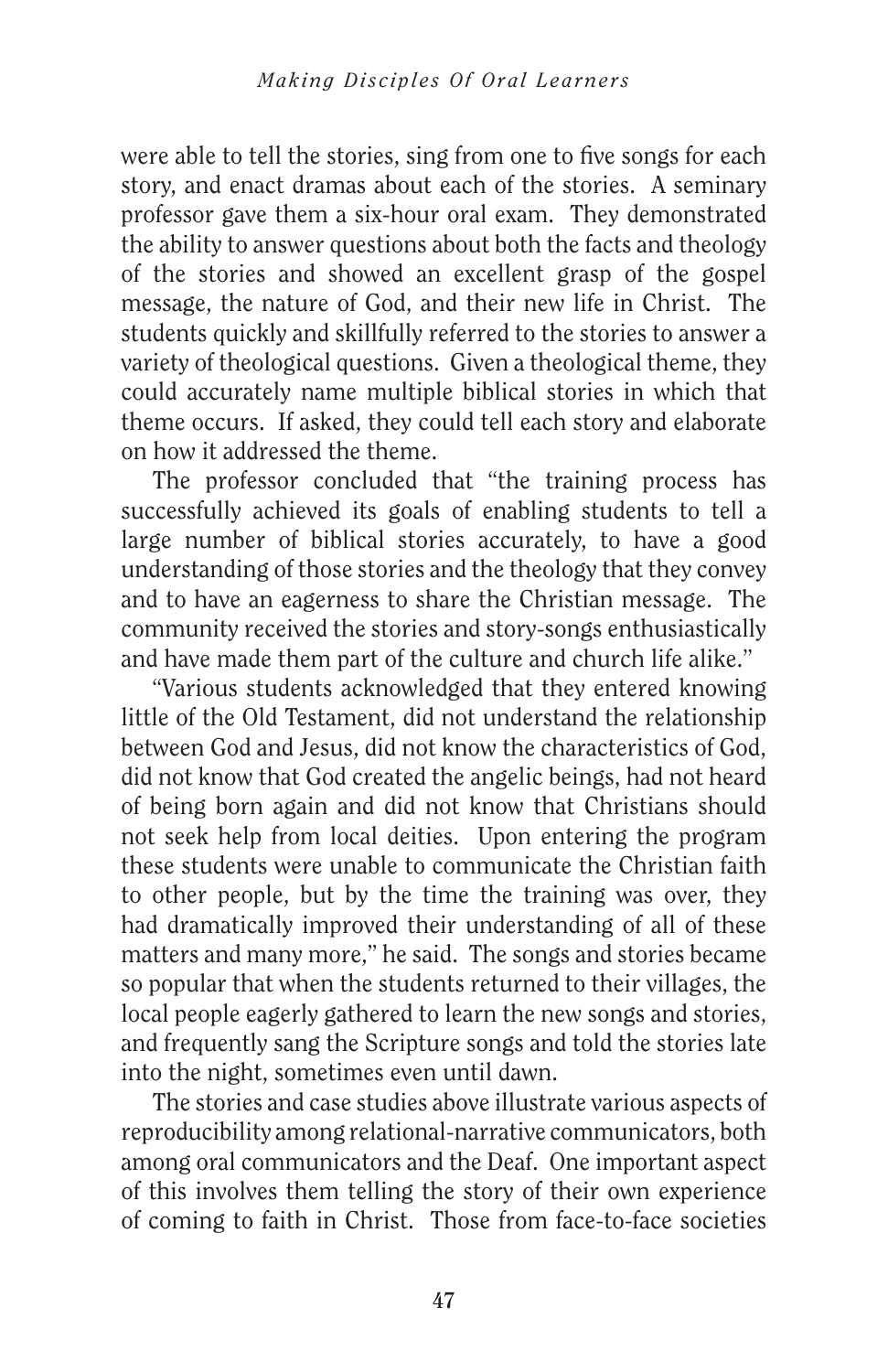were able to tell the stories, sing from one to five songs for each story, and enact dramas about each of the stories. A seminary professor gave them a six-hour oral exam. They demonstrated the ability to answer questions about both the facts and theology of the stories and showed an excellent grasp of the gospel message, the nature of God, and their new life in Christ. The students quickly and skillfully referred to the stories to answer a variety of theological questions. Given a theological theme, they could accurately name multiple biblical stories in which that theme occurs. If asked, they could tell each story and elaborate on how it addressed the theme.

The professor concluded that "the training process has successfully achieved its goals of enabling students to tell a large number of biblical stories accurately, to have a good understanding of those stories and the theology that they convey and to have an eagerness to share the Christian message. The community received the stories and story-songs enthusiastically and have made them part of the culture and church life alike."

"Various students acknowledged that they entered knowing little of the Old Testament, did not understand the relationship between God and Jesus, did not know the characteristics of God, did not know that God created the angelic beings, had not heard of being born again and did not know that Christians should not seek help from local deities. Upon entering the program these students were unable to communicate the Christian faith to other people, but by the time the training was over, they had dramatically improved their understanding of all of these matters and many more," he said. The songs and stories became so popular that when the students returned to their villages, the local people eagerly gathered to learn the new songs and stories, and frequently sang the Scripture songs and told the stories late into the night, sometimes even until dawn.

The stories and case studies above illustrate various aspects of reproducibility among relational-narrative communicators, both among oral communicators and the Deaf. One important aspect of this involves them telling the story of their own experience of coming to faith in Christ. Those from face-to-face societies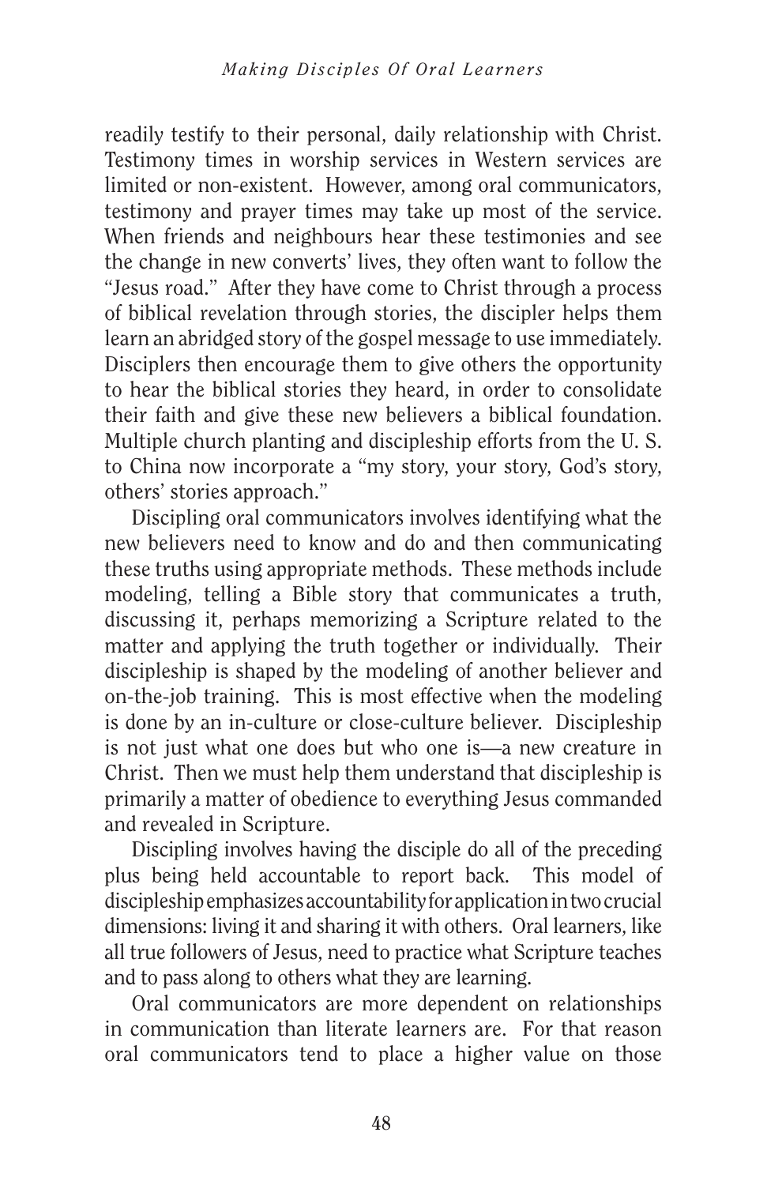readily testify to their personal, daily relationship with Christ. Testimony times in worship services in Western services are limited or non-existent. However, among oral communicators, testimony and prayer times may take up most of the service. When friends and neighbours hear these testimonies and see the change in new converts' lives, they often want to follow the "Jesus road." After they have come to Christ through a process of biblical revelation through stories, the discipler helps them learn an abridged story of the gospel message to use immediately. Disciplers then encourage them to give others the opportunity to hear the biblical stories they heard, in order to consolidate their faith and give these new believers a biblical foundation. Multiple church planting and discipleship efforts from the U. S. to China now incorporate a "my story, your story, God's story, others' stories approach."

Discipling oral communicators involves identifying what the new believers need to know and do and then communicating these truths using appropriate methods. These methods include modeling, telling a Bible story that communicates a truth, discussing it, perhaps memorizing a Scripture related to the matter and applying the truth together or individually. Their discipleship is shaped by the modeling of another believer and on-the-job training. This is most effective when the modeling is done by an in-culture or close-culture believer. Discipleship is not just what one does but who one is—a new creature in Christ. Then we must help them understand that discipleship is primarily a matter of obedience to everything Jesus commanded and revealed in Scripture.

Discipling involves having the disciple do all of the preceding plus being held accountable to report back. This model of discipleship emphasizes accountability for application in two crucial dimensions: living it and sharing it with others. Oral learners, like all true followers of Jesus, need to practice what Scripture teaches and to pass along to others what they are learning.

Oral communicators are more dependent on relationships in communication than literate learners are. For that reason oral communicators tend to place a higher value on those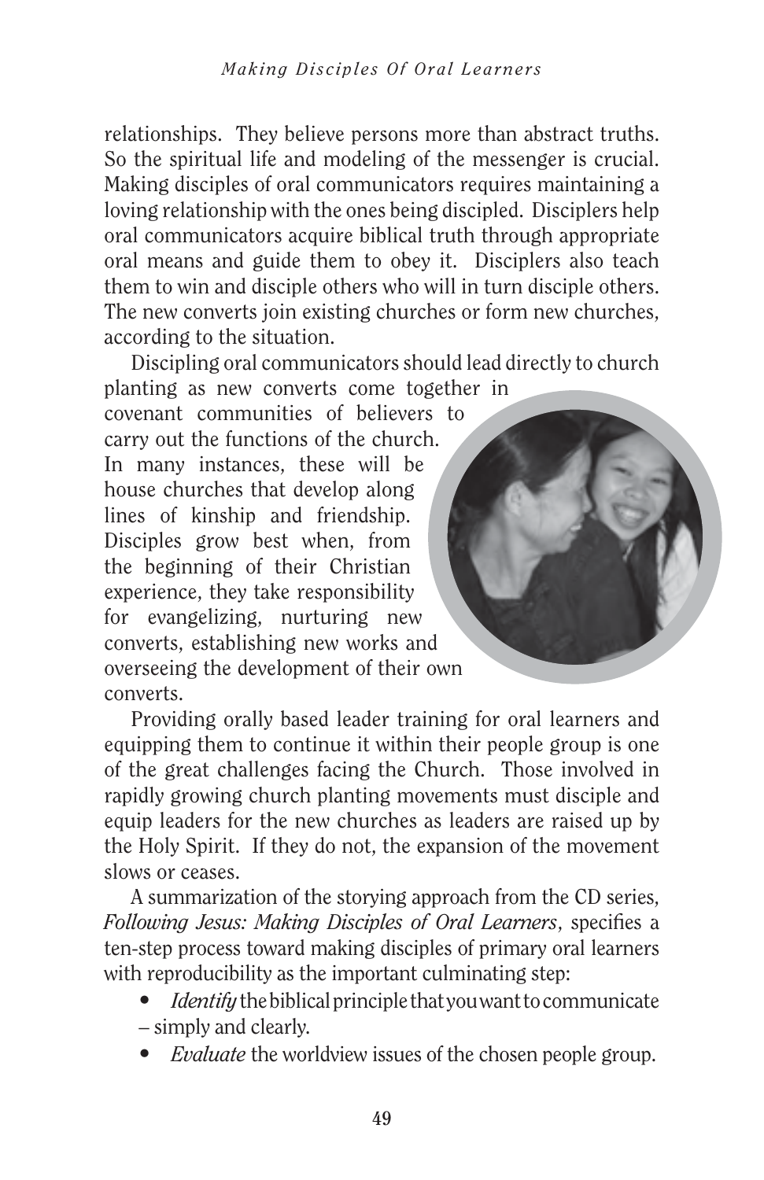relationships. They believe persons more than abstract truths. So the spiritual life and modeling of the messenger is crucial. Making disciples of oral communicators requires maintaining a loving relationship with the ones being discipled. Disciplers help oral communicators acquire biblical truth through appropriate oral means and guide them to obey it. Disciplers also teach them to win and disciple others who will in turn disciple others. The new converts join existing churches or form new churches, according to the situation.

Discipling oral communicators should lead directly to church planting as new converts come together in covenant communities of believers to carry out the functions of the church. In many instances, these will be house churches that develop along lines of kinship and friendship. Disciples grow best when, from the beginning of their Christian experience, they take responsibility for evangelizing, nurturing new converts, establishing new works and overseeing the development of their own converts.

Providing orally based leader training for oral learners and equipping them to continue it within their people group is one of the great challenges facing the Church. Those involved in rapidly growing church planting movements must disciple and equip leaders for the new churches as leaders are raised up by the Holy Spirit. If they do not, the expansion of the movement slows or ceases.

A summarization of the storying approach from the CD series, *Following Jesus: Making Disciples of Oral Learners*, specifies a ten-step process toward making disciples of primary oral learners with reproducibility as the important culminating step:

- *Identify* the biblical principle that you want to communicate – simply and clearly.
- *Evaluate* the worldview issues of the chosen people group.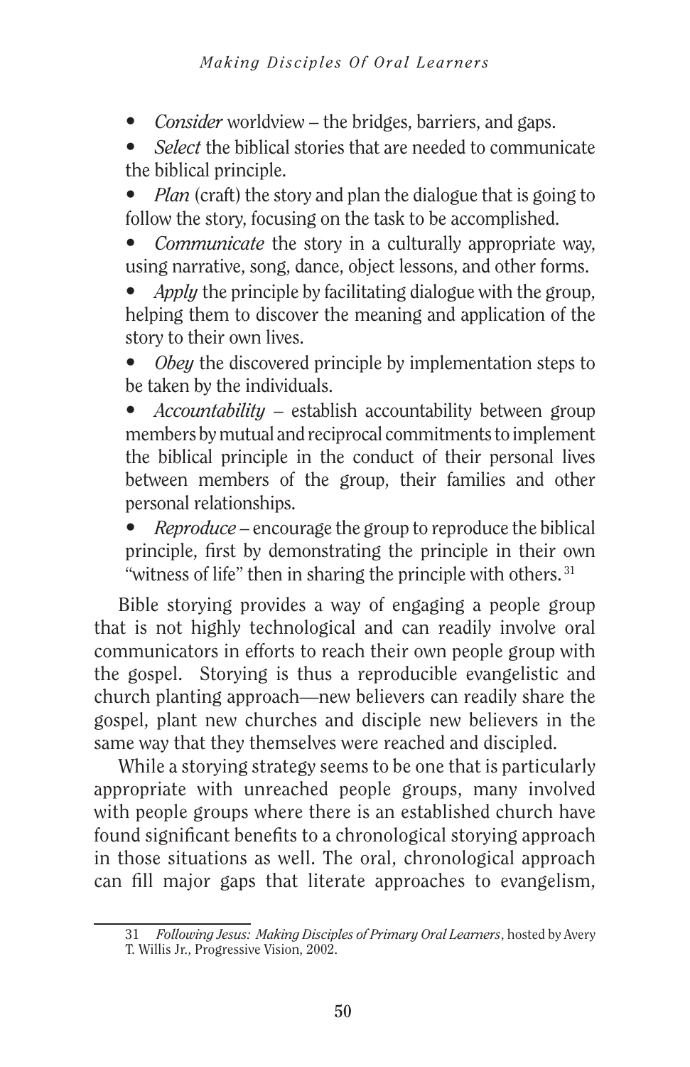- *Consider* worldview – the bridges, barriers, and gaps.
- *Select* the biblical stories that are needed to communicate the biblical principle.
- *Plan* (craft) the story and plan the dialogue that is going to follow the story, focusing on the task to be accomplished.
- *Communicate* the story in a culturally appropriate way, using narrative, song, dance, object lessons, and other forms.
- *Apply* the principle by facilitating dialogue with the group, helping them to discover the meaning and application of the story to their own lives.
- *Obey* the discovered principle by implementation steps to be taken by the individuals.
- *Accountability* – establish accountability between group members by mutual and reciprocal commitments to implement the biblical principle in the conduct of their personal lives between members of the group, their families and other personal relationships.
- *Reproduce* – encourage the group to reproduce the biblical principle, first by demonstrating the principle in their own "witness of life" then in sharing the principle with others.[31]

Bible storying provides a way of engaging a people group that is not highly technological and can readily involve oral communicators in efforts to reach their own people group with the gospel. Storying is thus a reproducible evangelistic and church planting approach—new believers can readily share the gospel, plant new churches and disciple new believers in the same way that they themselves were reached and discipled.

While a storying strategy seems to be one that is particularly appropriate with unreached people groups, many involved with people groups where there is an established church have found significant benefits to a chronological storying approach in those situations as well. The oral, chronological approach can fill major gaps that literate approaches to evangelism,

---

31 *Following Jesus: Making Disciples of Primary Oral Learners*, hosted by Avery T. Willis Jr., Progressive Vision, 2002.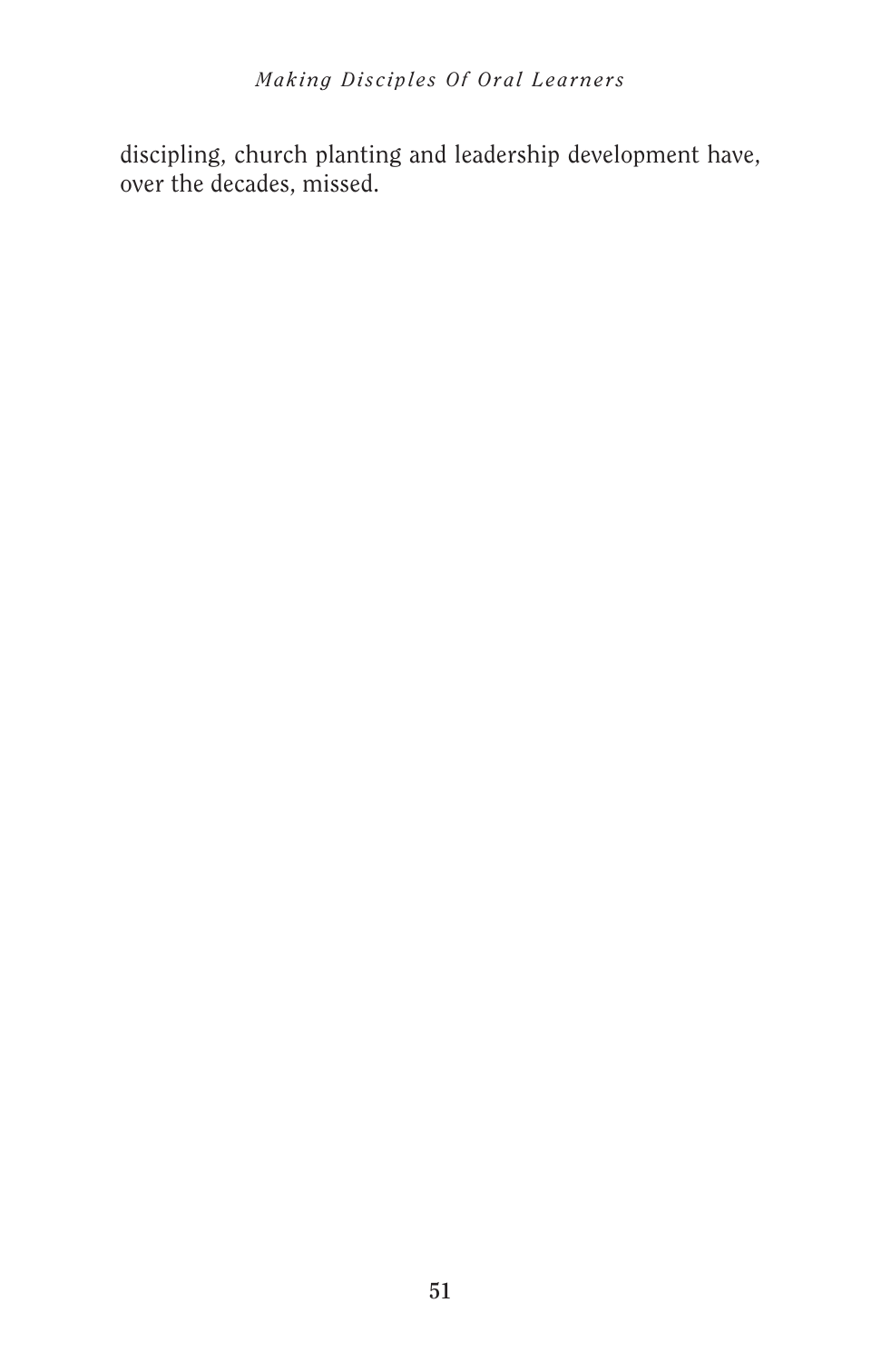discipling, church planting and leadership development have, over the decades, missed.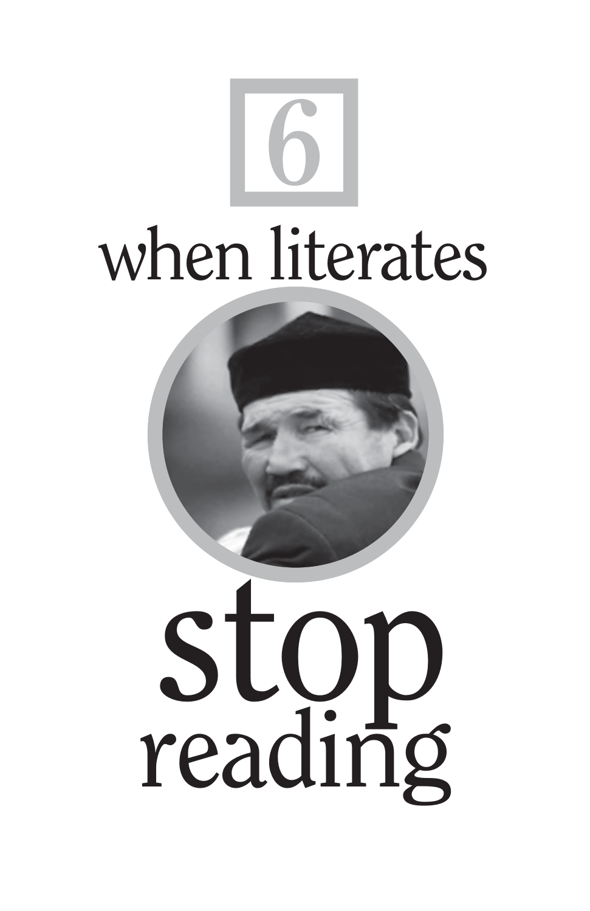# 6

# when literates stop reading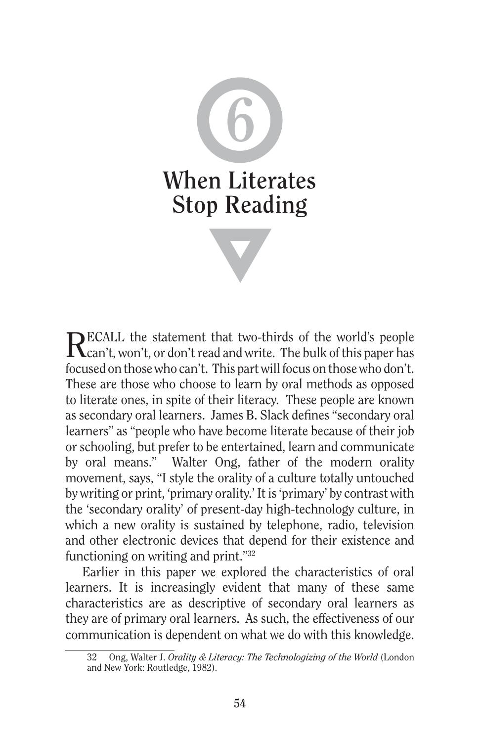# 6 When Literates Stop Reading

RECALL the statement that two-thirds of the world's people can't, won't, or don't read and write. The bulk of this paper has focused on those who can't. This part will focus on those who don't. These are those who choose to learn by oral methods as opposed to literate ones, in spite of their literacy. These people are known as secondary oral learners. James B. Slack defines "secondary oral learners" as "people who have become literate because of their job or schooling, but prefer to be entertained, learn and communicate by oral means." Walter Ong, father of the modern orality movement, says, "I style the orality of a culture totally untouched by writing or print, 'primary orality.' It is 'primary' by contrast with the 'secondary orality' of present-day high-technology culture, in which a new orality is sustained by telephone, radio, television and other electronic devices that depend for their existence and functioning on writing and print."[32]

Earlier in this paper we explored the characteristics of oral learners. It is increasingly evident that many of these same characteristics are as descriptive of secondary oral learners as they are of primary oral learners. As such, the effectiveness of our communication is dependent on what we do with this knowledge.

---

32 Ong, Walter J. *Orality & Literacy: The Technologizing of the World* (London and New York: Routledge, 1982).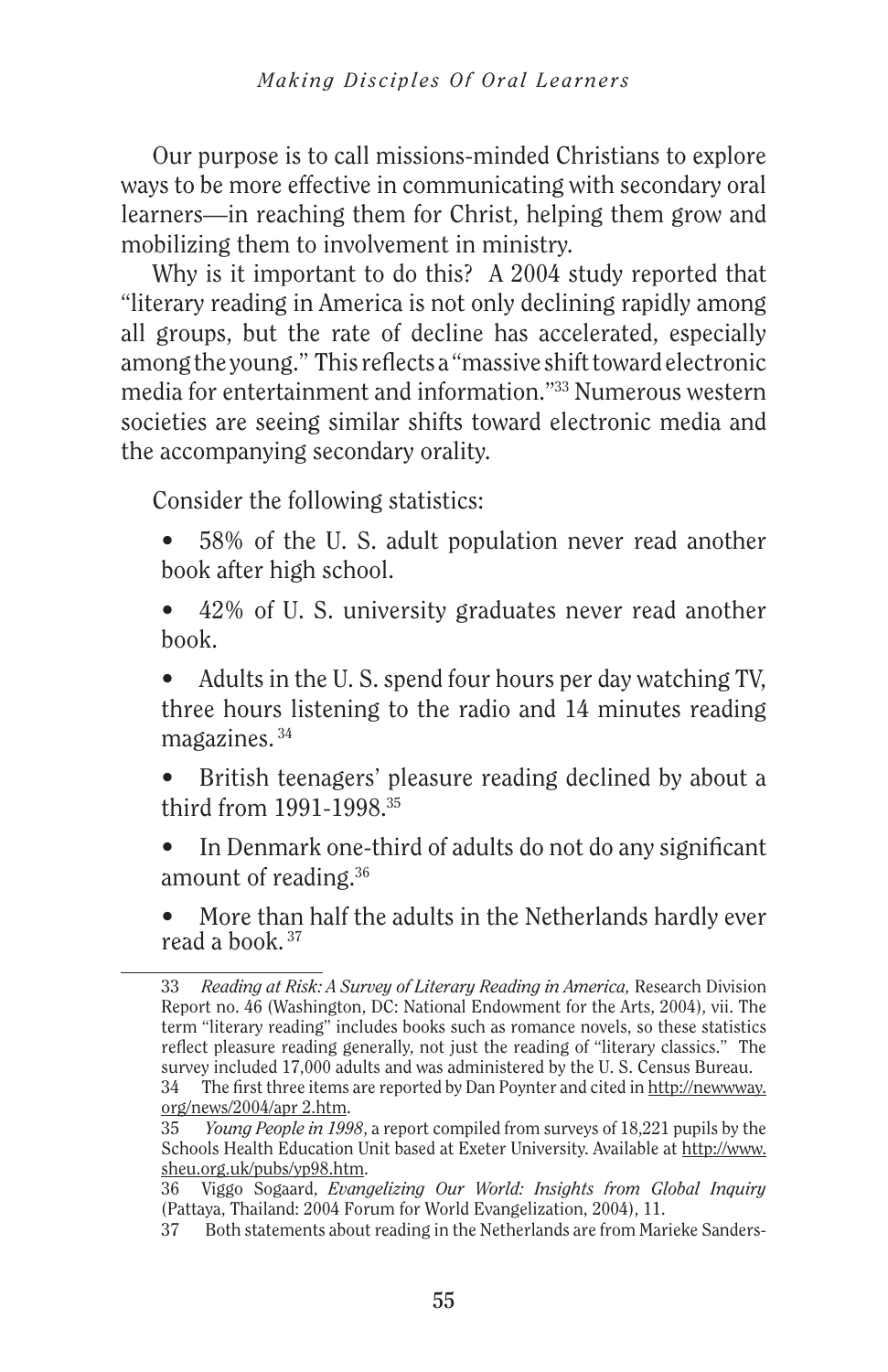Our purpose is to call missions-minded Christians to explore ways to be more effective in communicating with secondary oral learners—in reaching them for Christ, helping them grow and mobilizing them to involvement in ministry.

Why is it important to do this? A 2004 study reported that "literary reading in America is not only declining rapidly among all groups, but the rate of decline has accelerated, especially among the young." This reflects a "massive shift toward electronic media for entertainment and information."[33] Numerous western societies are seeing similar shifts toward electronic media and the accompanying secondary orality.

Consider the following statistics:

- 58% of the U. S. adult population never read another book after high school.
- 42% of U. S. university graduates never read another book.
- Adults in the U. S. spend four hours per day watching TV, three hours listening to the radio and 14 minutes reading magazines.[34]
- British teenagers' pleasure reading declined by about a third from 1991-1998.[35]
- In Denmark one-third of adults do not do any significant amount of reading.[36]
- More than half the adults in the Netherlands hardly ever read a book.[37]

---

33 *Reading at Risk: A Survey of Literary Reading in America,* Research Division Report no. 46 (Washington, DC: National Endowment for the Arts, 2004), vii. The term "literary reading" includes books such as romance novels, so these statistics reflect pleasure reading generally, not just the reading of "literary classics." The survey included 17,000 adults and was administered by the U. S. Census Bureau.

34 The first three items are reported by Dan Poynter and cited in http://newwway.org/news/2004/apr 2.htm.

35 *Young People in 1998*, a report compiled from surveys of 18,221 pupils by the Schools Health Education Unit based at Exeter University. Available at http://www.sheu.org.uk/pubs/yp98.htm.

36 Viggo Sogaard, *Evangelizing Our World: Insights from Global Inquiry* (Pattaya, Thailand: 2004 Forum for World Evangelization, 2004), 11.

37 Both statements about reading in the Netherlands are from Marieke Sanders-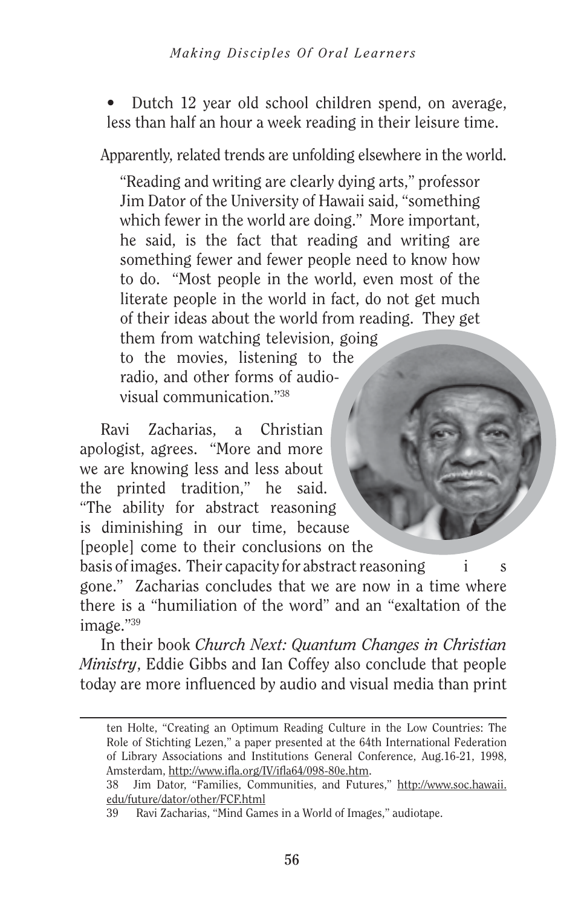- Dutch 12 year old school children spend, on average, less than half an hour a week reading in their leisure time.

Apparently, related trends are unfolding elsewhere in the world.

> "Reading and writing are clearly dying arts," professor Jim Dator of the University of Hawaii said, "something which fewer in the world are doing." More important, he said, is the fact that reading and writing are something fewer and fewer people need to know how to do. "Most people in the world, even most of the literate people in the world in fact, do not get much of their ideas about the world from reading. They get them from watching television, going to the movies, listening to the radio, and other forms of audio-visual communication."[38]

Ravi Zacharias, a Christian apologist, agrees. "More and more we are knowing less and less about the printed tradition," he said. "The ability for abstract reasoning is diminishing in our time, because [people] come to their conclusions on the basis of images. Their capacity for abstract reasoning is gone." Zacharias concludes that we are now in a time where there is a "humiliation of the word" and an "exaltation of the image."[39]

In their book *Church Next: Quantum Changes in Christian Ministry*, Eddie Gibbs and Ian Coffey also conclude that people today are more influenced by audio and visual media than print

---

ten Holte, "Creating an Optimum Reading Culture in the Low Countries: The Role of Stichting Lezen," a paper presented at the 64th International Federation of Library Associations and Institutions General Conference, Aug.16-21, 1998, Amsterdam, http://www.ifla.org/IV/ifla64/098-80e.htm.

38 Jim Dator, "Families, Communities, and Futures," http://www.soc.hawaii.edu/future/dator/other/FCF.html

39 Ravi Zacharias, "Mind Games in a World of Images," audiotape.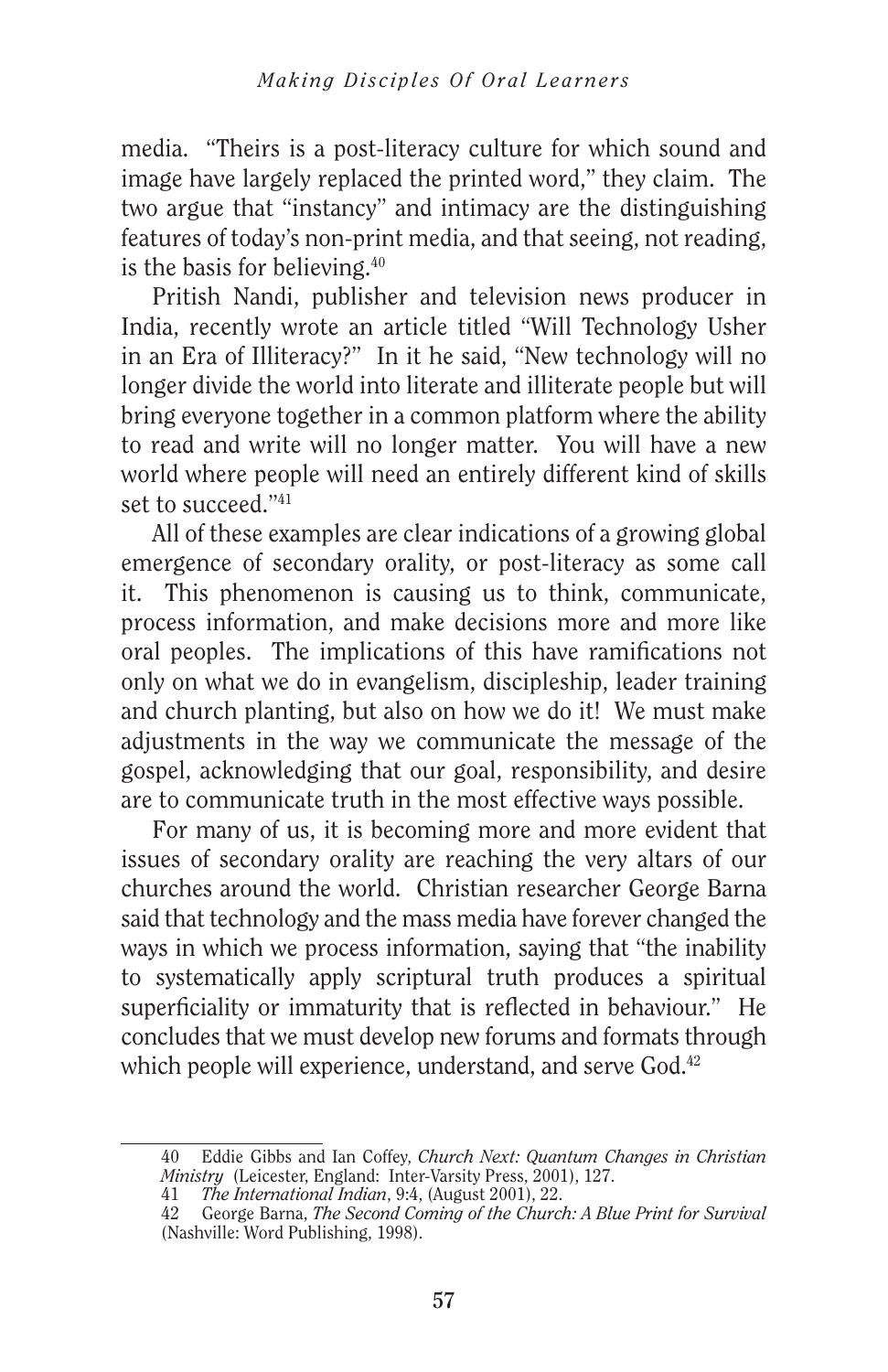media. "Theirs is a post-literacy culture for which sound and image have largely replaced the printed word," they claim. The two argue that "instancy" and intimacy are the distinguishing features of today's non-print media, and that seeing, not reading, is the basis for believing.[40]

Pritish Nandi, publisher and television news producer in India, recently wrote an article titled "Will Technology Usher in an Era of Illiteracy?" In it he said, "New technology will no longer divide the world into literate and illiterate people but will bring everyone together in a common platform where the ability to read and write will no longer matter. You will have a new world where people will need an entirely different kind of skills set to succeed."[41]

All of these examples are clear indications of a growing global emergence of secondary orality, or post-literacy as some call it. This phenomenon is causing us to think, communicate, process information, and make decisions more and more like oral peoples. The implications of this have ramifications not only on what we do in evangelism, discipleship, leader training and church planting, but also on how we do it! We must make adjustments in the way we communicate the message of the gospel, acknowledging that our goal, responsibility, and desire are to communicate truth in the most effective ways possible.

For many of us, it is becoming more and more evident that issues of secondary orality are reaching the very altars of our churches around the world. Christian researcher George Barna said that technology and the mass media have forever changed the ways in which we process information, saying that "the inability to systematically apply scriptural truth produces a spiritual superficiality or immaturity that is reflected in behaviour." He concludes that we must develop new forums and formats through which people will experience, understand, and serve God.[42]

---

40 Eddie Gibbs and Ian Coffey, *Church Next: Quantum Changes in Christian Ministry* (Leicester, England: Inter-Varsity Press, 2001), 127.

41 *The International Indian*, 9:4, (August 2001), 22.

42 George Barna, *The Second Coming of the Church: A Blue Print for Survival* (Nashville: Word Publishing, 1998).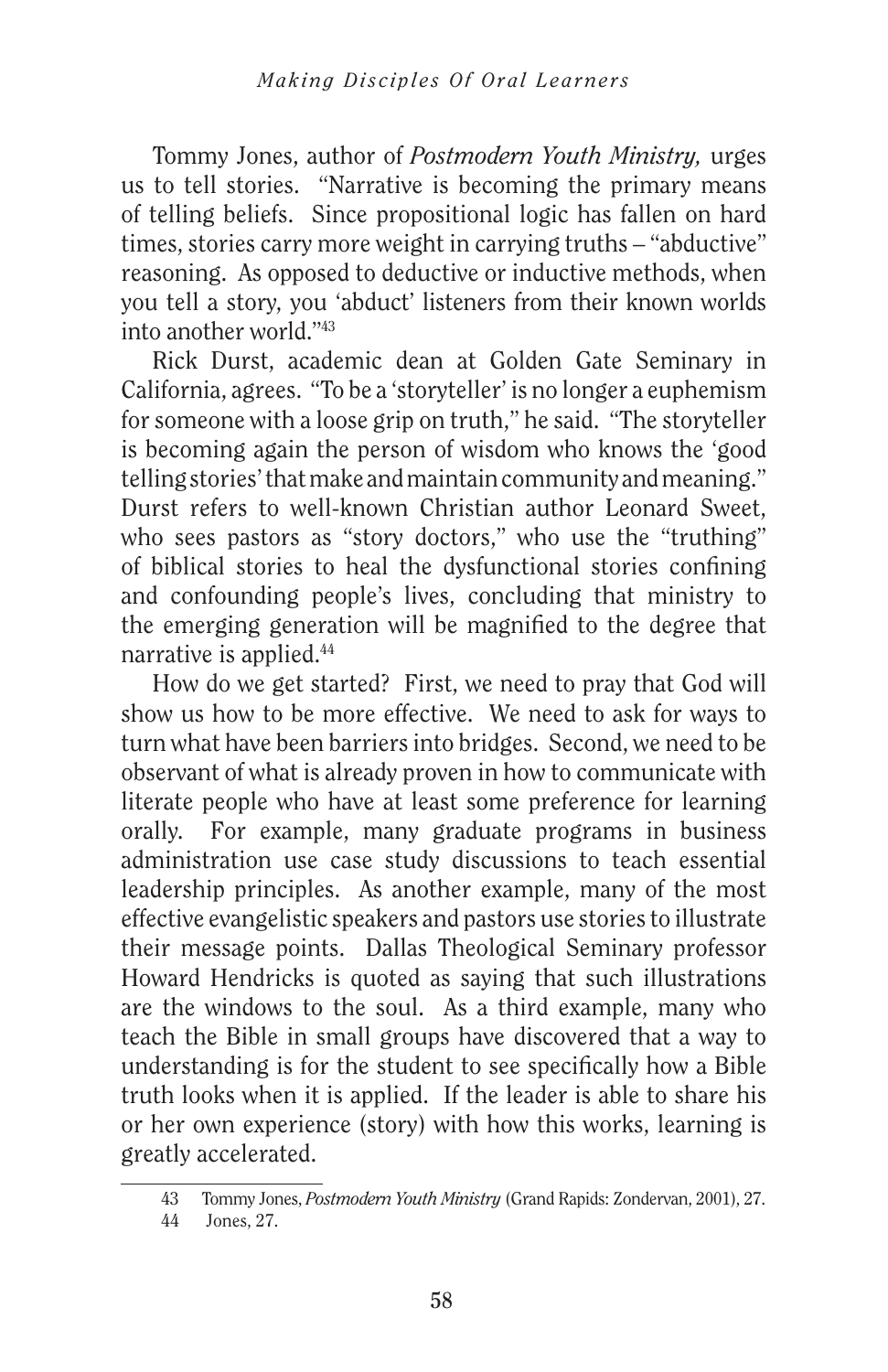Tommy Jones, author of *Postmodern Youth Ministry,* urges us to tell stories. "Narrative is becoming the primary means of telling beliefs. Since propositional logic has fallen on hard times, stories carry more weight in carrying truths – "abductive" reasoning. As opposed to deductive or inductive methods, when you tell a story, you 'abduct' listeners from their known worlds into another world."[43]

Rick Durst, academic dean at Golden Gate Seminary in California, agrees. "To be a 'storyteller' is no longer a euphemism for someone with a loose grip on truth," he said. "The storyteller is becoming again the person of wisdom who knows the 'good telling stories' that make and maintain community and meaning." Durst refers to well-known Christian author Leonard Sweet, who sees pastors as "story doctors," who use the "truthing" of biblical stories to heal the dysfunctional stories confining and confounding people's lives, concluding that ministry to the emerging generation will be magnified to the degree that narrative is applied.[44]

How do we get started? First, we need to pray that God will show us how to be more effective. We need to ask for ways to turn what have been barriers into bridges. Second, we need to be observant of what is already proven in how to communicate with literate people who have at least some preference for learning orally. For example, many graduate programs in business administration use case study discussions to teach essential leadership principles. As another example, many of the most effective evangelistic speakers and pastors use stories to illustrate their message points. Dallas Theological Seminary professor Howard Hendricks is quoted as saying that such illustrations are the windows to the soul. As a third example, many who teach the Bible in small groups have discovered that a way to understanding is for the student to see specifically how a Bible truth looks when it is applied. If the leader is able to share his or her own experience (story) with how this works, learning is greatly accelerated.

---

43 Tommy Jones, *Postmodern Youth Ministry* (Grand Rapids: Zondervan, 2001), 27.

44 Jones, 27.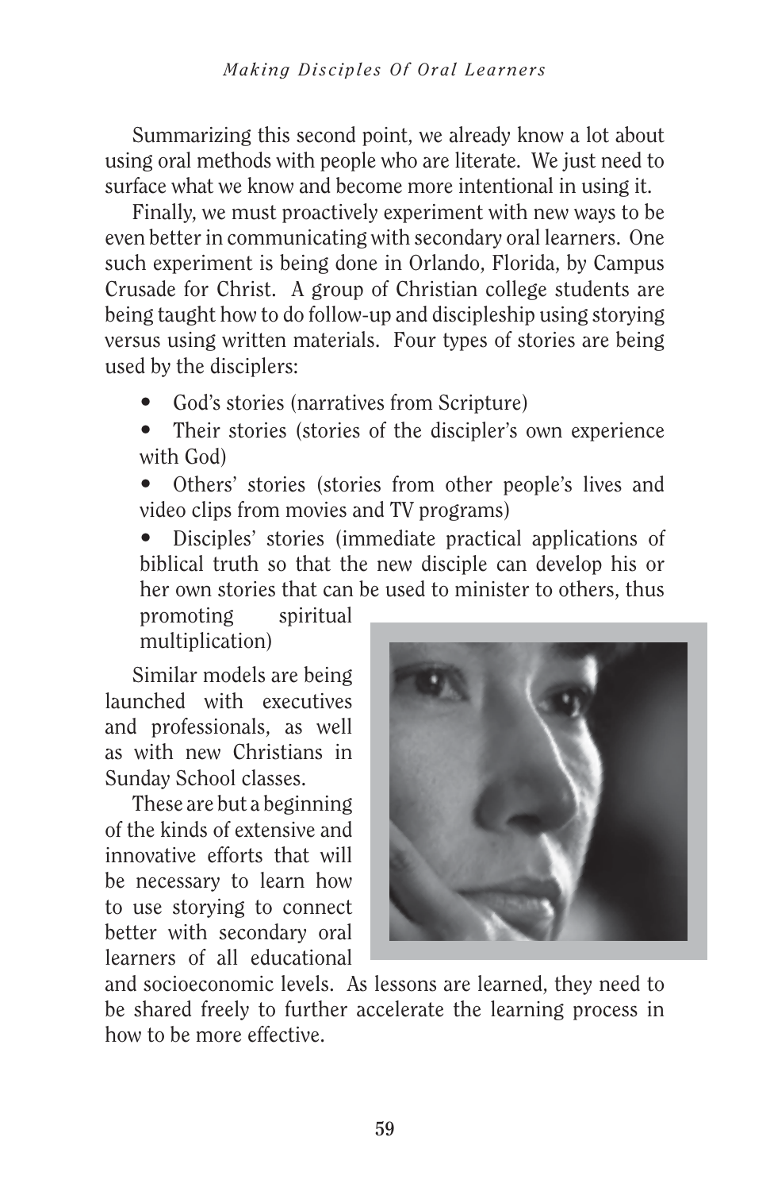Summarizing this second point, we already know a lot about using oral methods with people who are literate. We just need to surface what we know and become more intentional in using it.

Finally, we must proactively experiment with new ways to be even better in communicating with secondary oral learners. One such experiment is being done in Orlando, Florida, by Campus Crusade for Christ. A group of Christian college students are being taught how to do follow-up and discipleship using storying versus using written materials. Four types of stories are being used by the disciplers:

- God's stories (narratives from Scripture)
- Their stories (stories of the discipler's own experience with God)
- Others' stories (stories from other people's lives and video clips from movies and TV programs)
- Disciples' stories (immediate practical applications of biblical truth so that the new disciple can develop his or her own stories that can be used to minister to others, thus promoting spiritual multiplication)

Similar models are being launched with executives and professionals, as well as with new Christians in Sunday School classes.

These are but a beginning of the kinds of extensive and innovative efforts that will be necessary to learn how to use storying to connect better with secondary oral learners of all educational and socioeconomic levels. As lessons are learned, they need to be shared freely to further accelerate the learning process in how to be more effective.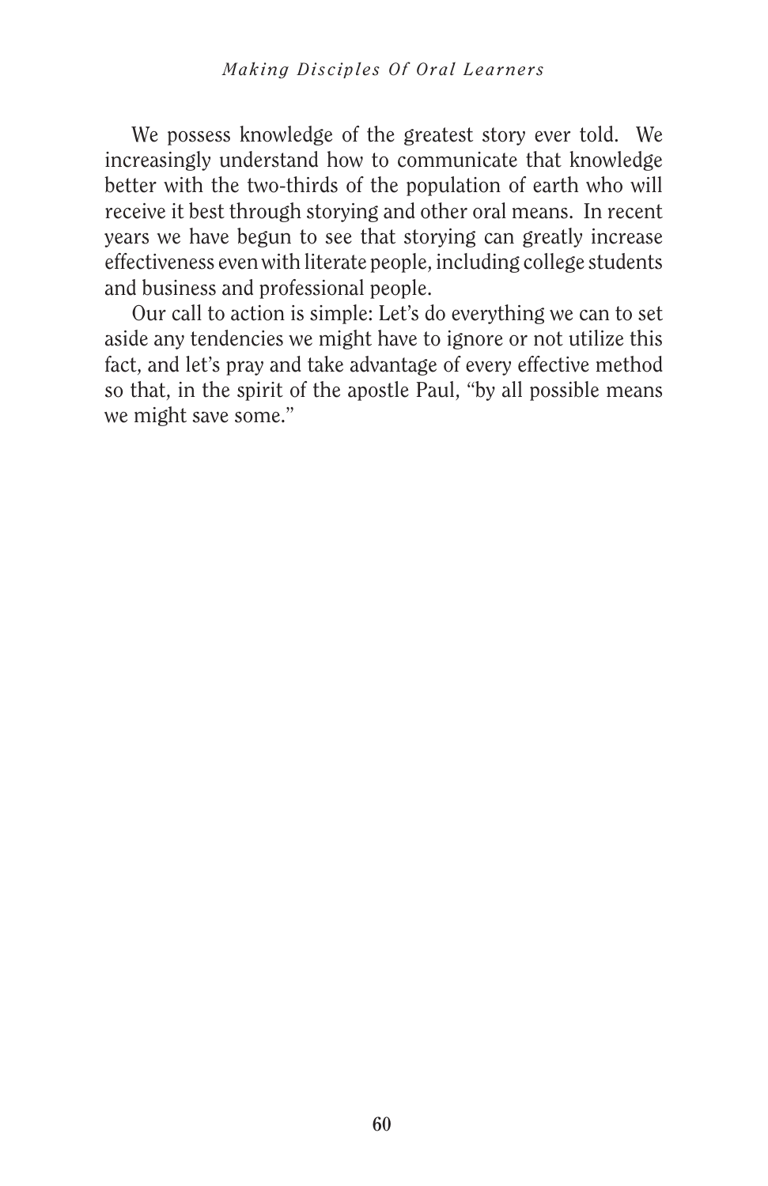We possess knowledge of the greatest story ever told. We increasingly understand how to communicate that knowledge better with the two-thirds of the population of earth who will receive it best through storying and other oral means. In recent years we have begun to see that storying can greatly increase effectiveness even with literate people, including college students and business and professional people.

Our call to action is simple: Let's do everything we can to set aside any tendencies we might have to ignore or not utilize this fact, and let's pray and take advantage of every effective method so that, in the spirit of the apostle Paul, "by all possible means we might save some."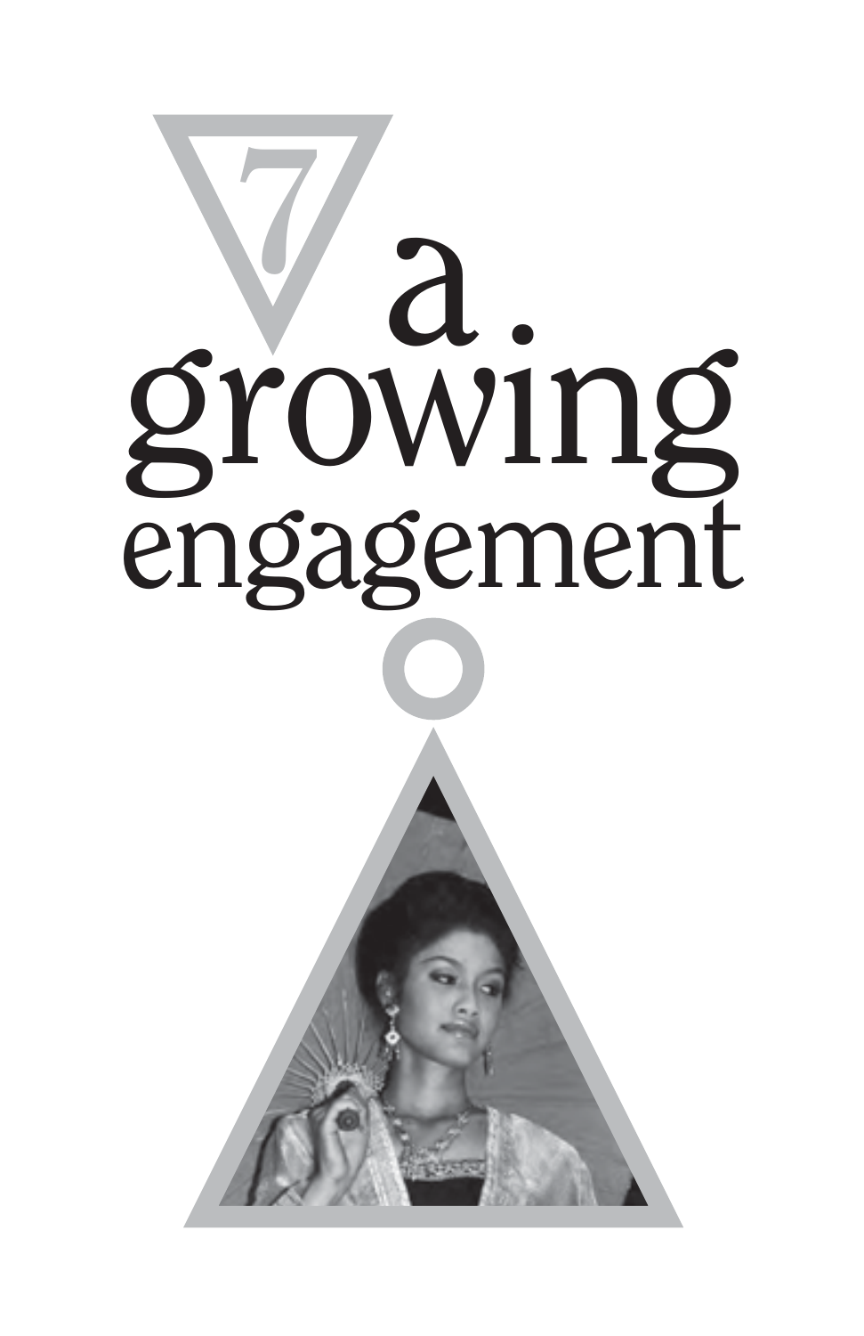# 7 a growing engagement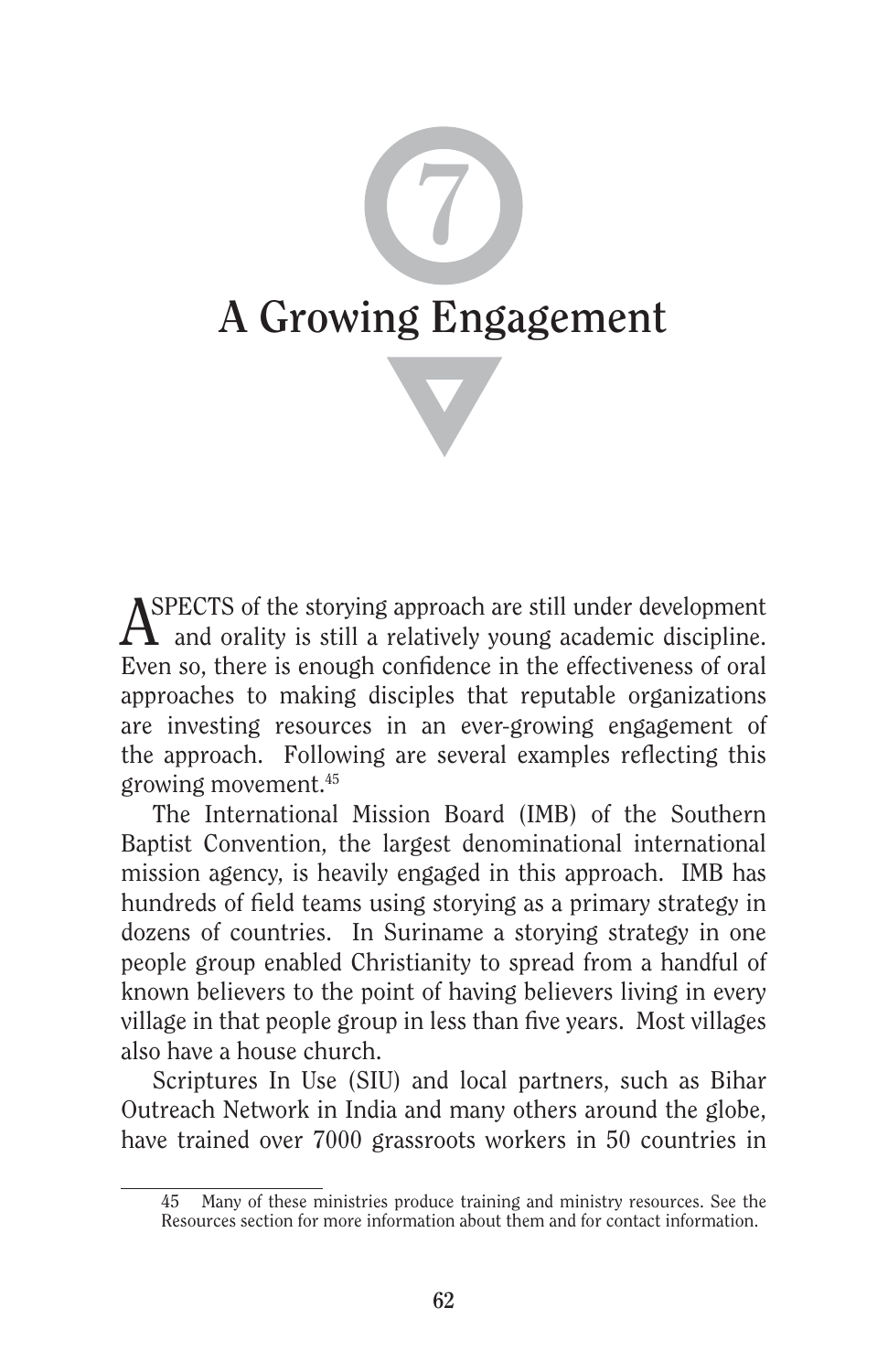# 7 A Growing Engagement

ASPECTS of the storying approach are still under development and orality is still a relatively young academic discipline. Even so, there is enough confidence in the effectiveness of oral approaches to making disciples that reputable organizations are investing resources in an ever-growing engagement of the approach. Following are several examples reflecting this growing movement.[45]

The International Mission Board (IMB) of the Southern Baptist Convention, the largest denominational international mission agency, is heavily engaged in this approach. IMB has hundreds of field teams using storying as a primary strategy in dozens of countries. In Suriname a storying strategy in one people group enabled Christianity to spread from a handful of known believers to the point of having believers living in every village in that people group in less than five years. Most villages also have a house church.

Scriptures In Use (SIU) and local partners, such as Bihar Outreach Network in India and many others around the globe, have trained over 7000 grassroots workers in 50 countries in

---

45 Many of these ministries produce training and ministry resources. See the Resources section for more information about them and for contact information.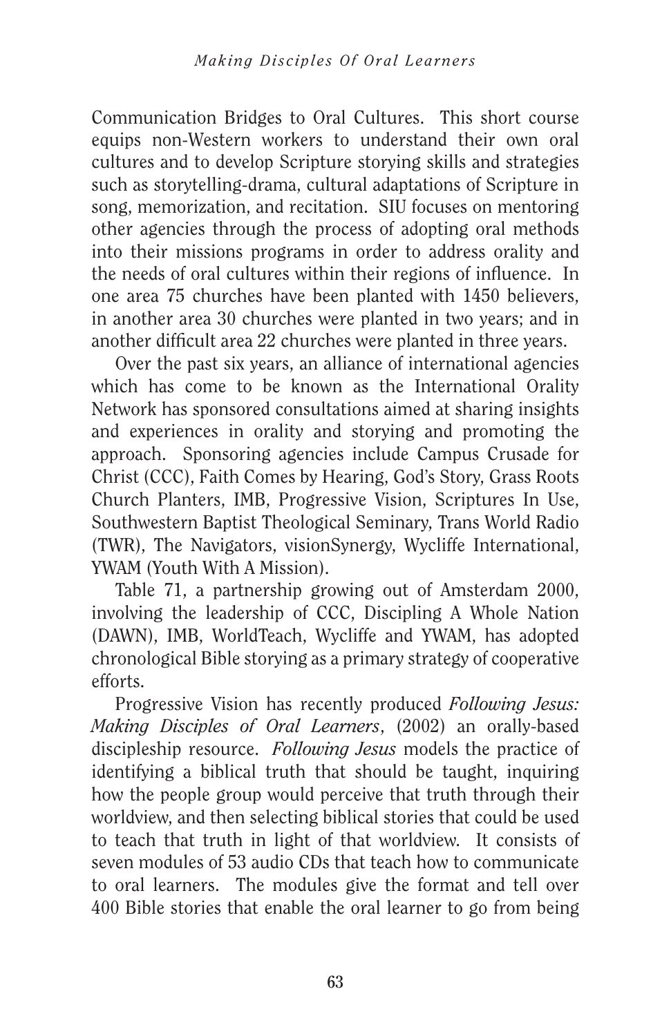Communication Bridges to Oral Cultures. This short course equips non-Western workers to understand their own oral cultures and to develop Scripture storying skills and strategies such as storytelling-drama, cultural adaptations of Scripture in song, memorization, and recitation. SIU focuses on mentoring other agencies through the process of adopting oral methods into their missions programs in order to address orality and the needs of oral cultures within their regions of influence. In one area 75 churches have been planted with 1450 believers, in another area 30 churches were planted in two years; and in another difficult area 22 churches were planted in three years.

Over the past six years, an alliance of international agencies which has come to be known as the International Orality Network has sponsored consultations aimed at sharing insights and experiences in orality and storying and promoting the approach. Sponsoring agencies include Campus Crusade for Christ (CCC), Faith Comes by Hearing, God's Story, Grass Roots Church Planters, IMB, Progressive Vision, Scriptures In Use, Southwestern Baptist Theological Seminary, Trans World Radio (TWR), The Navigators, visionSynergy, Wycliffe International, YWAM (Youth With A Mission).

Table 71, a partnership growing out of Amsterdam 2000, involving the leadership of CCC, Discipling A Whole Nation (DAWN), IMB, WorldTeach, Wycliffe and YWAM, has adopted chronological Bible storying as a primary strategy of cooperative efforts.

Progressive Vision has recently produced *Following Jesus: Making Disciples of Oral Learners*, (2002) an orally-based discipleship resource. *Following Jesus* models the practice of identifying a biblical truth that should be taught, inquiring how the people group would perceive that truth through their worldview, and then selecting biblical stories that could be used to teach that truth in light of that worldview. It consists of seven modules of 53 audio CDs that teach how to communicate to oral learners. The modules give the format and tell over 400 Bible stories that enable the oral learner to go from being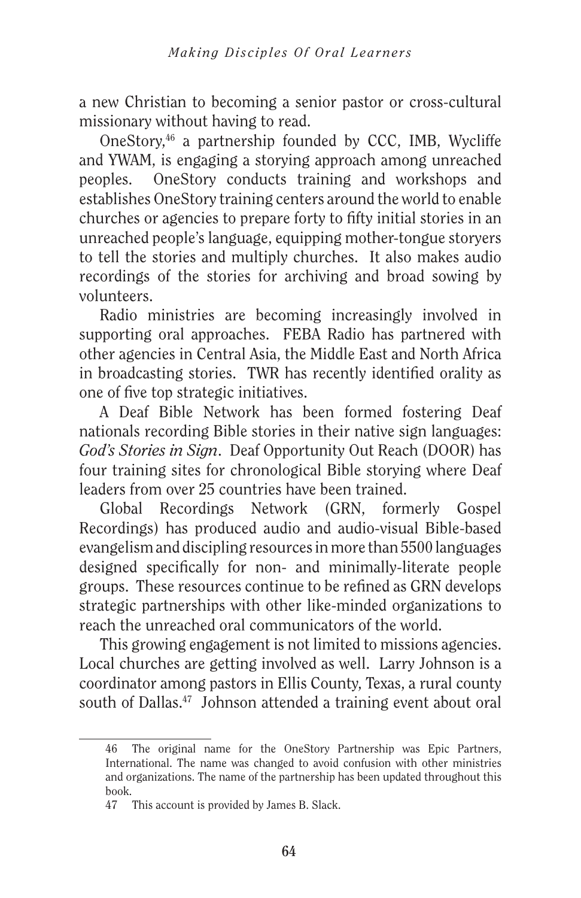a new Christian to becoming a senior pastor or cross-cultural missionary without having to read.

OneStory,[46] a partnership founded by CCC, IMB, Wycliffe and YWAM, is engaging a storying approach among unreached peoples. OneStory conducts training and workshops and establishes OneStory training centers around the world to enable churches or agencies to prepare forty to fifty initial stories in an unreached people's language, equipping mother-tongue storyers to tell the stories and multiply churches. It also makes audio recordings of the stories for archiving and broad sowing by volunteers.

Radio ministries are becoming increasingly involved in supporting oral approaches. FEBA Radio has partnered with other agencies in Central Asia, the Middle East and North Africa in broadcasting stories. TWR has recently identified orality as one of five top strategic initiatives.

A Deaf Bible Network has been formed fostering Deaf nationals recording Bible stories in their native sign languages: *God's Stories in Sign*. Deaf Opportunity Out Reach (DOOR) has four training sites for chronological Bible storying where Deaf leaders from over 25 countries have been trained.

Global Recordings Network (GRN, formerly Gospel Recordings) has produced audio and audio-visual Bible-based evangelism and discipling resources in more than 5500 languages designed specifically for non- and minimally-literate people groups. These resources continue to be refined as GRN develops strategic partnerships with other like-minded organizations to reach the unreached oral communicators of the world.

This growing engagement is not limited to missions agencies. Local churches are getting involved as well. Larry Johnson is a coordinator among pastors in Ellis County, Texas, a rural county south of Dallas.[47] Johnson attended a training event about oral

---

46 The original name for the OneStory Partnership was Epic Partners, International. The name was changed to avoid confusion with other ministries and organizations. The name of the partnership has been updated throughout this book.

47 This account is provided by James B. Slack.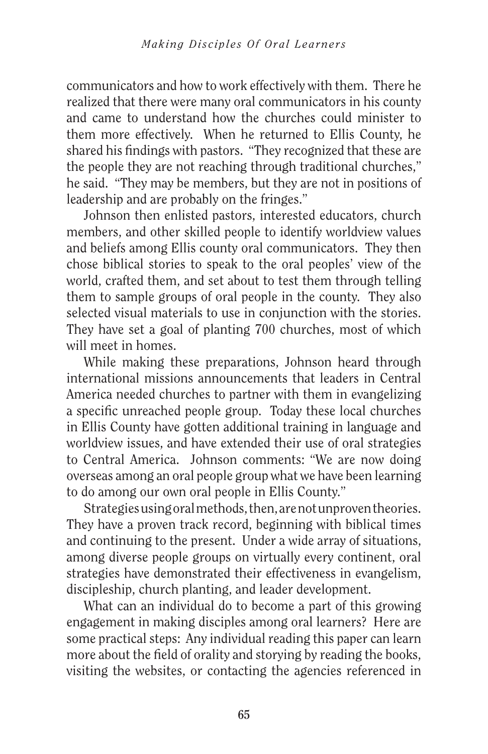communicators and how to work effectively with them. There he realized that there were many oral communicators in his county and came to understand how the churches could minister to them more effectively. When he returned to Ellis County, he shared his findings with pastors. "They recognized that these are the people they are not reaching through traditional churches," he said. "They may be members, but they are not in positions of leadership and are probably on the fringes."

Johnson then enlisted pastors, interested educators, church members, and other skilled people to identify worldview values and beliefs among Ellis county oral communicators. They then chose biblical stories to speak to the oral peoples' view of the world, crafted them, and set about to test them through telling them to sample groups of oral people in the county. They also selected visual materials to use in conjunction with the stories. They have set a goal of planting 700 churches, most of which will meet in homes.

While making these preparations, Johnson heard through international missions announcements that leaders in Central America needed churches to partner with them in evangelizing a specific unreached people group. Today these local churches in Ellis County have gotten additional training in language and worldview issues, and have extended their use of oral strategies to Central America. Johnson comments: "We are now doing overseas among an oral people group what we have been learning to do among our own oral people in Ellis County."

Strategies using oral methods, then, are not unproven theories. They have a proven track record, beginning with biblical times and continuing to the present. Under a wide array of situations, among diverse people groups on virtually every continent, oral strategies have demonstrated their effectiveness in evangelism, discipleship, church planting, and leader development.

What can an individual do to become a part of this growing engagement in making disciples among oral learners? Here are some practical steps: Any individual reading this paper can learn more about the field of orality and storying by reading the books, visiting the websites, or contacting the agencies referenced in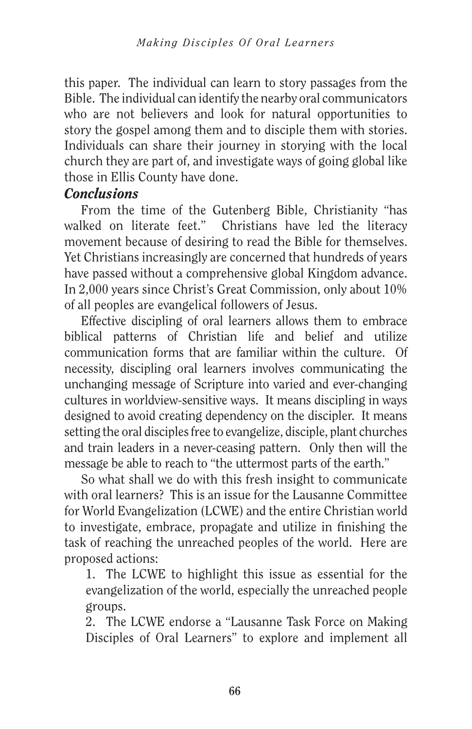this paper. The individual can learn to story passages from the Bible. The individual can identify the nearby oral communicators who are not believers and look for natural opportunities to story the gospel among them and to disciple them with stories. Individuals can share their journey in storying with the local church they are part of, and investigate ways of going global like those in Ellis County have done.

### *Conclusions*

From the time of the Gutenberg Bible, Christianity "has walked on literate feet." Christians have led the literacy movement because of desiring to read the Bible for themselves. Yet Christians increasingly are concerned that hundreds of years have passed without a comprehensive global Kingdom advance. In 2,000 years since Christ's Great Commission, only about 10% of all peoples are evangelical followers of Jesus.

Effective discipling of oral learners allows them to embrace biblical patterns of Christian life and belief and utilize communication forms that are familiar within the culture. Of necessity, discipling oral learners involves communicating the unchanging message of Scripture into varied and ever-changing cultures in worldview-sensitive ways. It means discipling in ways designed to avoid creating dependency on the discipler. It means setting the oral disciples free to evangelize, disciple, plant churches and train leaders in a never-ceasing pattern. Only then will the message be able to reach to "the uttermost parts of the earth."

So what shall we do with this fresh insight to communicate with oral learners? This is an issue for the Lausanne Committee for World Evangelization (LCWE) and the entire Christian world to investigate, embrace, propagate and utilize in finishing the task of reaching the unreached peoples of the world. Here are proposed actions:

1. The LCWE to highlight this issue as essential for the evangelization of the world, especially the unreached people groups.
2. The LCWE endorse a "Lausanne Task Force on Making Disciples of Oral Learners" to explore and implement all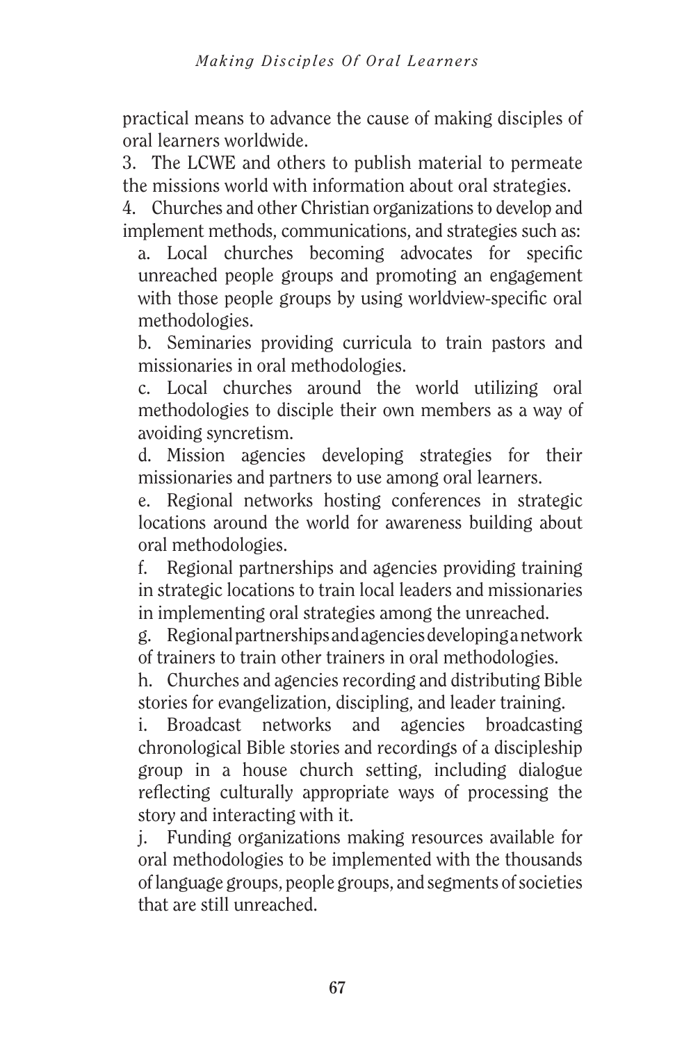practical means to advance the cause of making disciples of oral learners worldwide.

3. The LCWE and others to publish material to permeate the missions world with information about oral strategies.

4. Churches and other Christian organizations to develop and implement methods, communications, and strategies such as:

   a. Local churches becoming advocates for specific unreached people groups and promoting an engagement with those people groups by using worldview-specific oral methodologies.

   b. Seminaries providing curricula to train pastors and missionaries in oral methodologies.

   c. Local churches around the world utilizing oral methodologies to disciple their own members as a way of avoiding syncretism.

   d. Mission agencies developing strategies for their missionaries and partners to use among oral learners.

   e. Regional networks hosting conferences in strategic locations around the world for awareness building about oral methodologies.

   f. Regional partnerships and agencies providing training in strategic locations to train local leaders and missionaries in implementing oral strategies among the unreached.

   g. Regional partnerships and agencies developing a network of trainers to train other trainers in oral methodologies.

   h. Churches and agencies recording and distributing Bible stories for evangelization, discipling, and leader training.

   i. Broadcast networks and agencies broadcasting chronological Bible stories and recordings of a discipleship group in a house church setting, including dialogue reflecting culturally appropriate ways of processing the story and interacting with it.

   j. Funding organizations making resources available for oral methodologies to be implemented with the thousands of language groups, people groups, and segments of societies that are still unreached.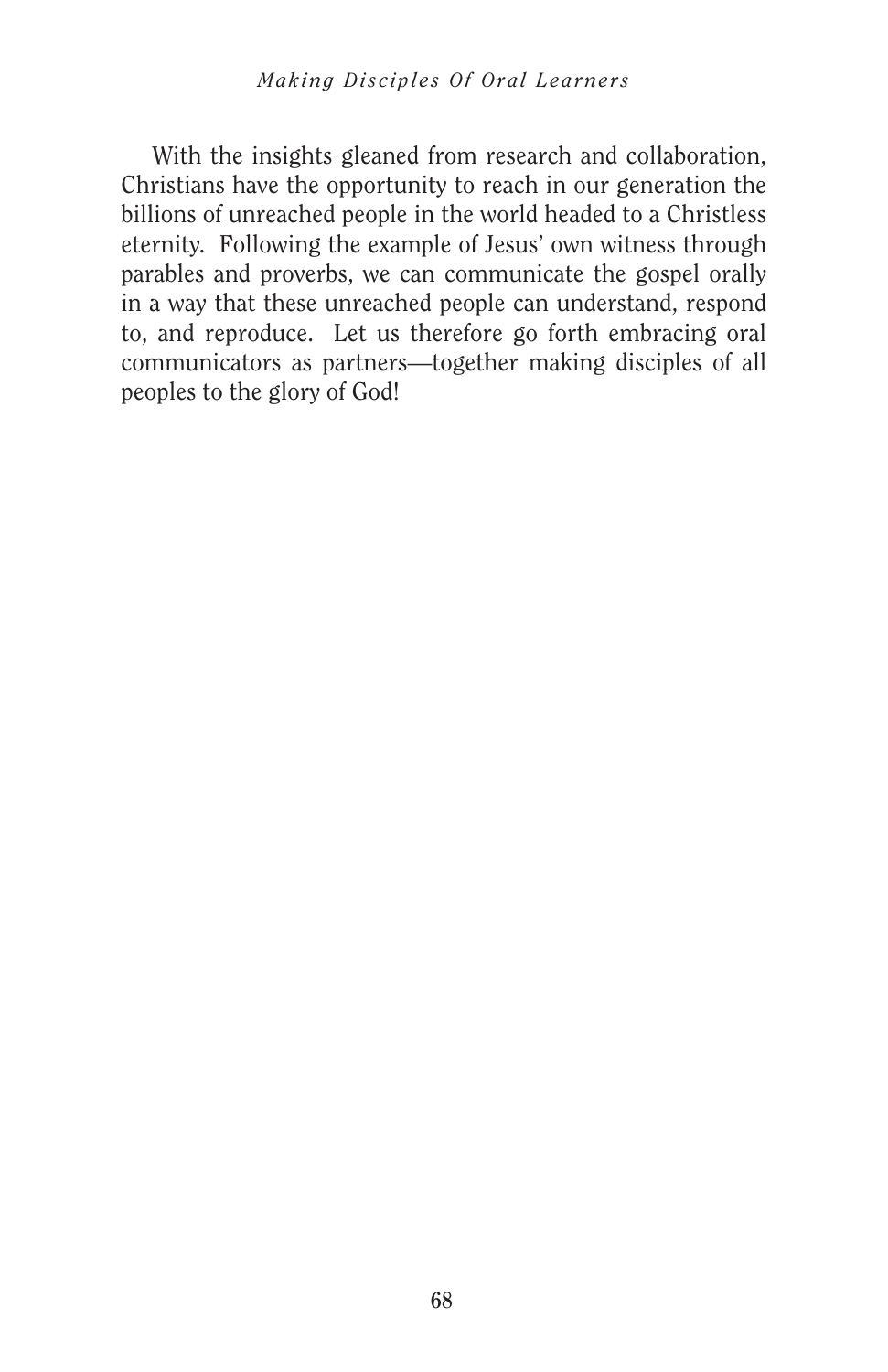With the insights gleaned from research and collaboration, Christians have the opportunity to reach in our generation the billions of unreached people in the world headed to a Christless eternity. Following the example of Jesus' own witness through parables and proverbs, we can communicate the gospel orally in a way that these unreached people can understand, respond to, and reproduce. Let us therefore go forth embracing oral communicators as partners—together making disciples of all peoples to the glory of God!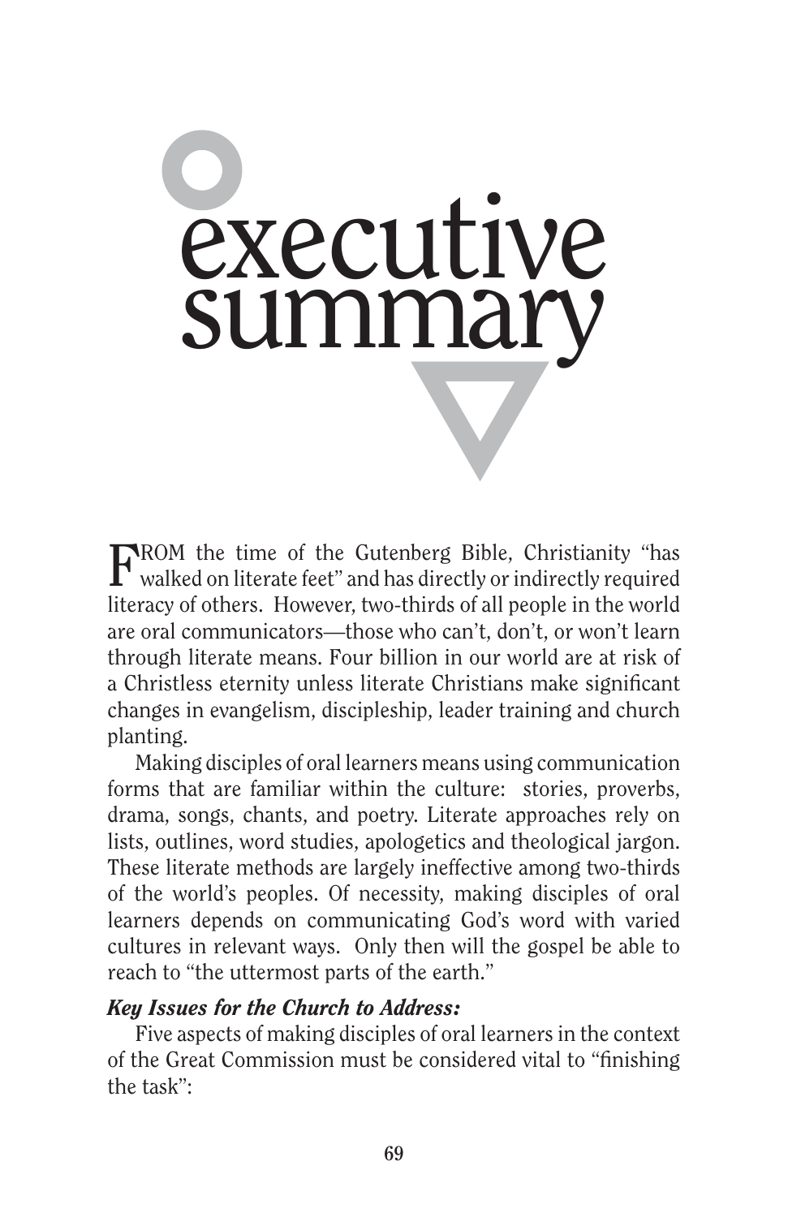# executive summary

FROM the time of the Gutenberg Bible, Christianity "has walked on literate feet" and has directly or indirectly required literacy of others. However, two-thirds of all people in the world are oral communicators—those who can't, don't, or won't learn through literate means. Four billion in our world are at risk of a Christless eternity unless literate Christians make significant changes in evangelism, discipleship, leader training and church planting.

Making disciples of oral learners means using communication forms that are familiar within the culture: stories, proverbs, drama, songs, chants, and poetry. Literate approaches rely on lists, outlines, word studies, apologetics and theological jargon. These literate methods are largely ineffective among two-thirds of the world's peoples. Of necessity, making disciples of oral learners depends on communicating God's word with varied cultures in relevant ways. Only then will the gospel be able to reach to "the uttermost parts of the earth."

***Key Issues for the Church to Address:***

Five aspects of making disciples of oral learners in the context of the Great Commission must be considered vital to "finishing the task":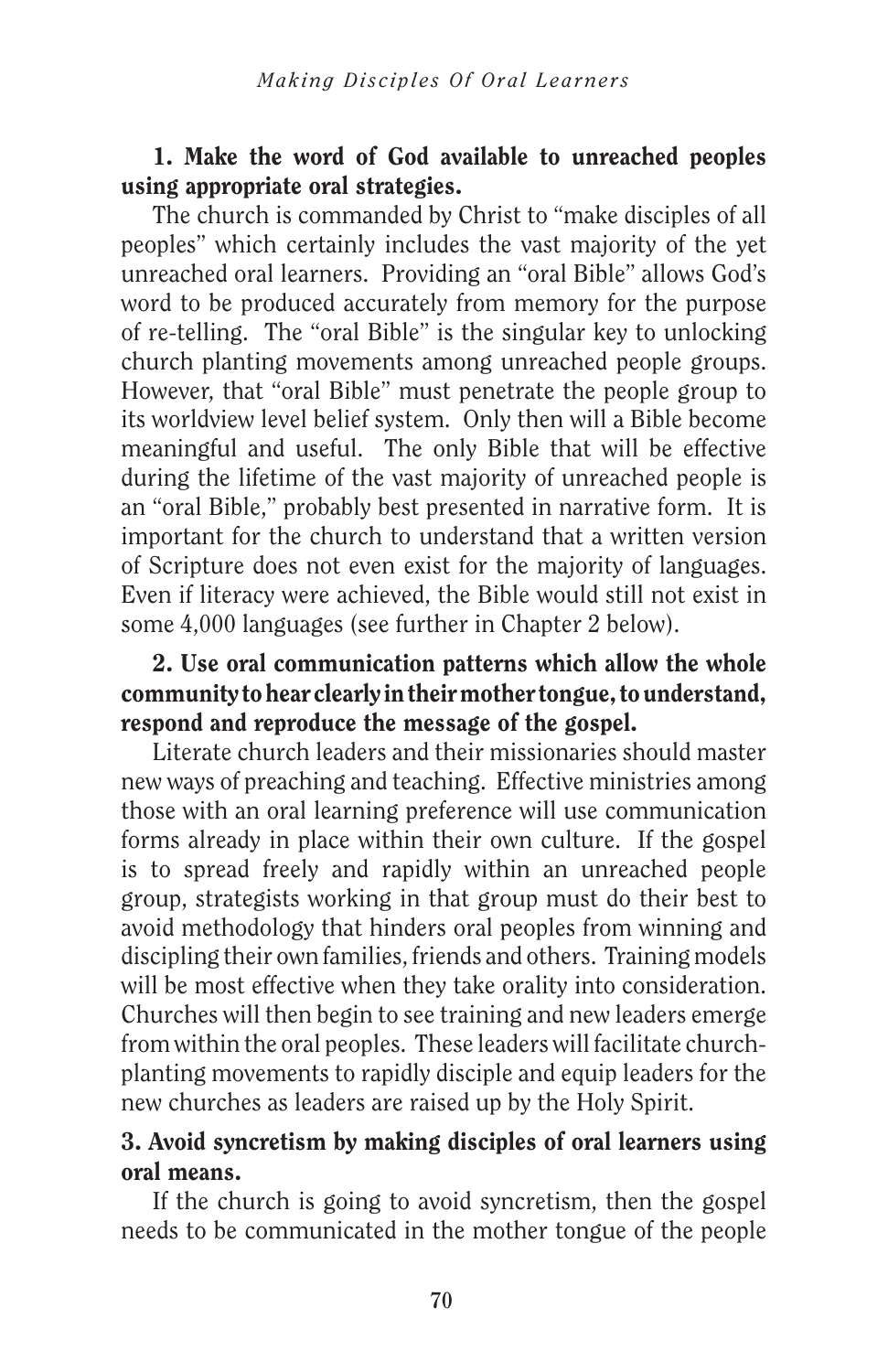**1. Make the word of God available to unreached peoples using appropriate oral strategies.**

The church is commanded by Christ to "make disciples of all peoples" which certainly includes the vast majority of the yet unreached oral learners. Providing an "oral Bible" allows God's word to be produced accurately from memory for the purpose of re-telling. The "oral Bible" is the singular key to unlocking church planting movements among unreached people groups. However, that "oral Bible" must penetrate the people group to its worldview level belief system. Only then will a Bible become meaningful and useful. The only Bible that will be effective during the lifetime of the vast majority of unreached people is an "oral Bible," probably best presented in narrative form. It is important for the church to understand that a written version of Scripture does not even exist for the majority of languages. Even if literacy were achieved, the Bible would still not exist in some 4,000 languages (see further in Chapter 2 below).

**2. Use oral communication patterns which allow the whole community to hear clearly in their mother tongue, to understand, respond and reproduce the message of the gospel.**

Literate church leaders and their missionaries should master new ways of preaching and teaching. Effective ministries among those with an oral learning preference will use communication forms already in place within their own culture. If the gospel is to spread freely and rapidly within an unreached people group, strategists working in that group must do their best to avoid methodology that hinders oral peoples from winning and discipling their own families, friends and others. Training models will be most effective when they take orality into consideration. Churches will then begin to see training and new leaders emerge from within the oral peoples. These leaders will facilitate church-planting movements to rapidly disciple and equip leaders for the new churches as leaders are raised up by the Holy Spirit.

**3. Avoid syncretism by making disciples of oral learners using oral means.**

If the church is going to avoid syncretism, then the gospel needs to be communicated in the mother tongue of the people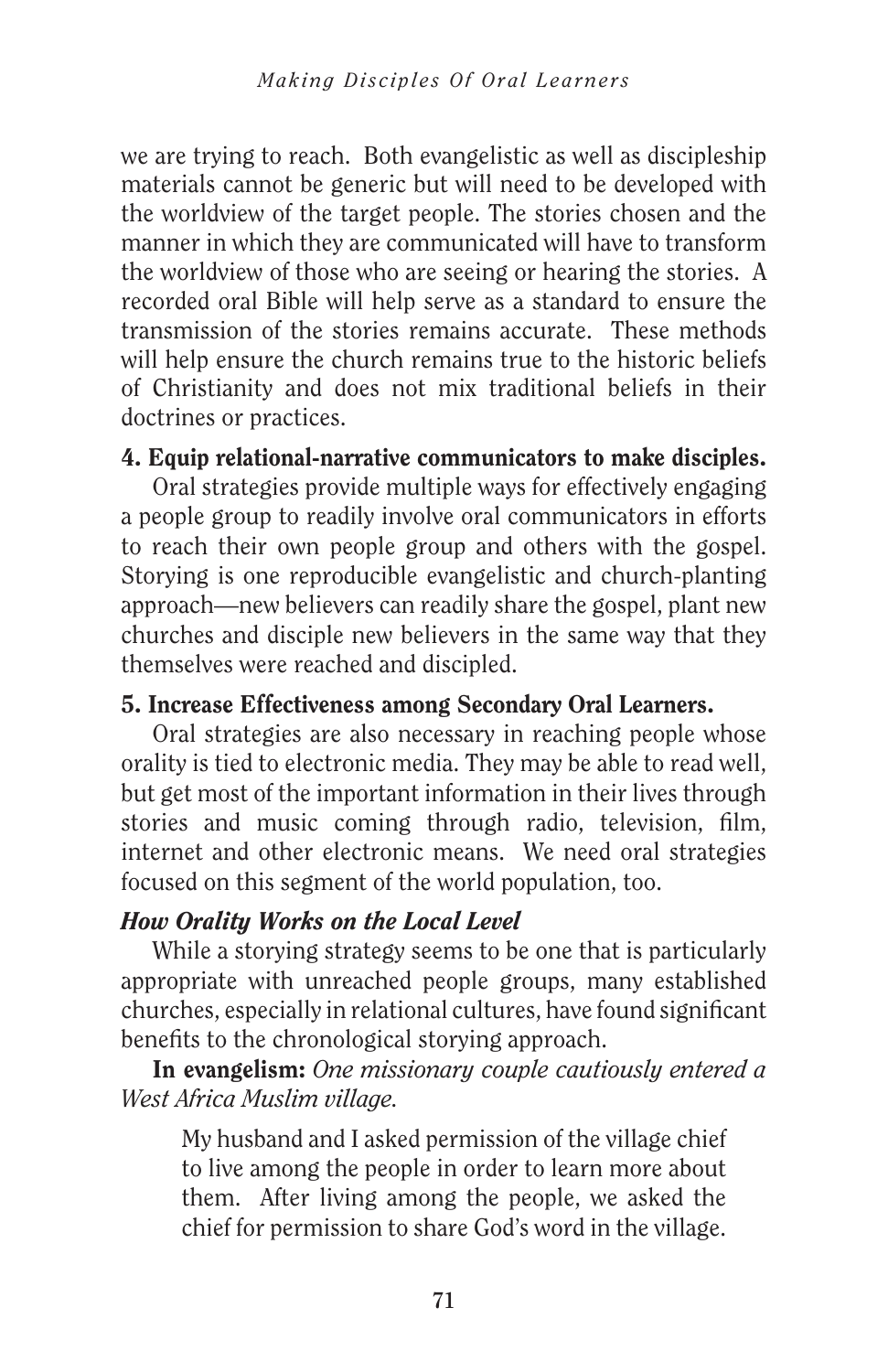we are trying to reach. Both evangelistic as well as discipleship materials cannot be generic but will need to be developed with the worldview of the target people. The stories chosen and the manner in which they are communicated will have to transform the worldview of those who are seeing or hearing the stories. A recorded oral Bible will help serve as a standard to ensure the transmission of the stories remains accurate. These methods will help ensure the church remains true to the historic beliefs of Christianity and does not mix traditional beliefs in their doctrines or practices.

**4. Equip relational-narrative communicators to make disciples.**

Oral strategies provide multiple ways for effectively engaging a people group to readily involve oral communicators in efforts to reach their own people group and others with the gospel. Storying is one reproducible evangelistic and church-planting approach—new believers can readily share the gospel, plant new churches and disciple new believers in the same way that they themselves were reached and discipled.

**5. Increase Effectiveness among Secondary Oral Learners.**

Oral strategies are also necessary in reaching people whose orality is tied to electronic media. They may be able to read well, but get most of the important information in their lives through stories and music coming through radio, television, film, internet and other electronic means. We need oral strategies focused on this segment of the world population, too.

***How Orality Works on the Local Level***

While a storying strategy seems to be one that is particularly appropriate with unreached people groups, many established churches, especially in relational cultures, have found significant benefits to the chronological storying approach.

**In evangelism:** *One missionary couple cautiously entered a West Africa Muslim village.*

> My husband and I asked permission of the village chief to live among the people in order to learn more about them. After living among the people, we asked the chief for permission to share God's word in the village.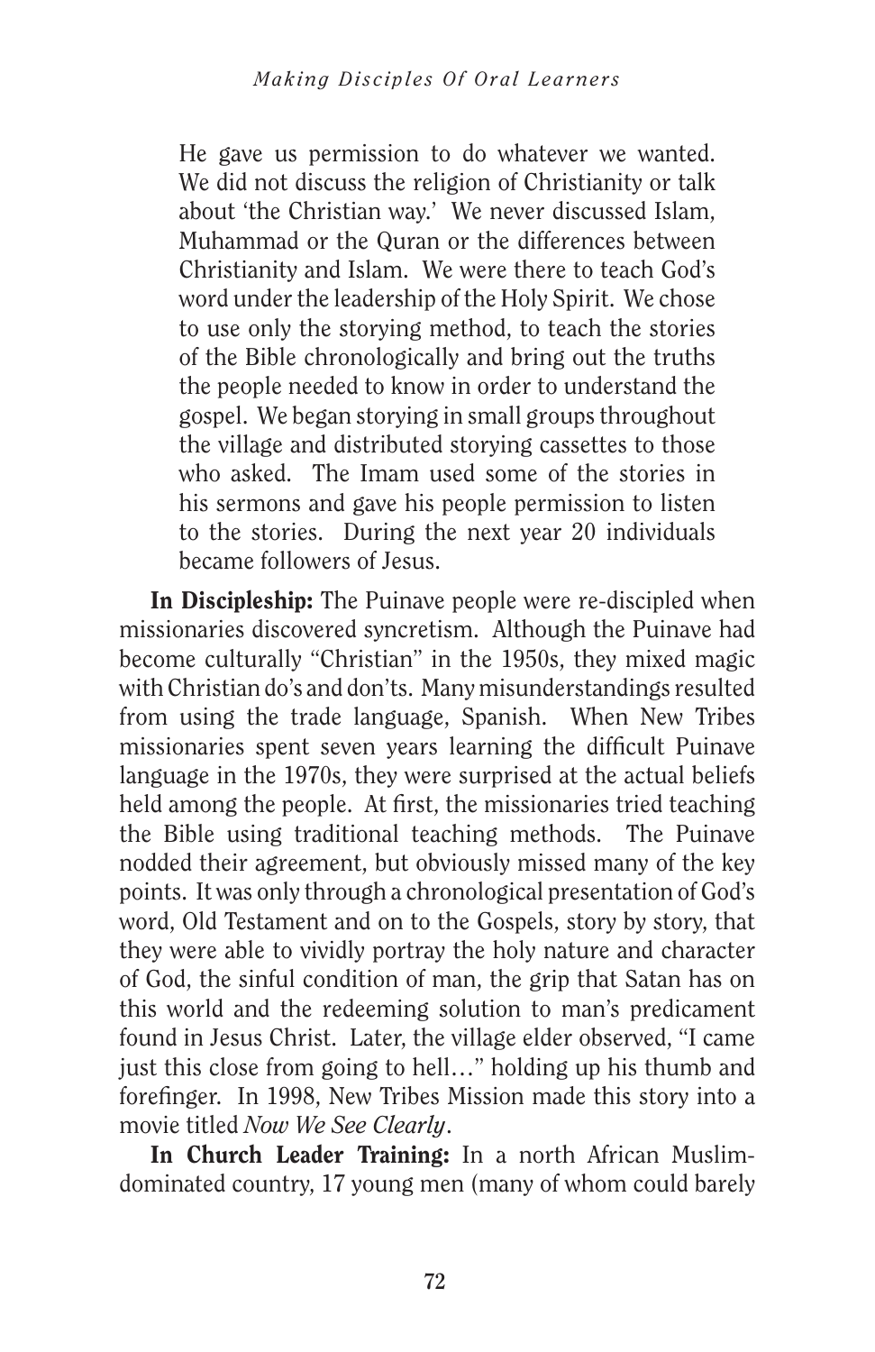> He gave us permission to do whatever we wanted. We did not discuss the religion of Christianity or talk about 'the Christian way.' We never discussed Islam, Muhammad or the Quran or the differences between Christianity and Islam. We were there to teach God's word under the leadership of the Holy Spirit. We chose to use only the storying method, to teach the stories of the Bible chronologically and bring out the truths the people needed to know in order to understand the gospel. We began storying in small groups throughout the village and distributed storying cassettes to those who asked. The Imam used some of the stories in his sermons and gave his people permission to listen to the stories. During the next year 20 individuals became followers of Jesus.

**In Discipleship:** The Puinave people were re-discipled when missionaries discovered syncretism. Although the Puinave had become culturally "Christian" in the 1950s, they mixed magic with Christian do's and don'ts. Many misunderstandings resulted from using the trade language, Spanish. When New Tribes missionaries spent seven years learning the difficult Puinave language in the 1970s, they were surprised at the actual beliefs held among the people. At first, the missionaries tried teaching the Bible using traditional teaching methods. The Puinave nodded their agreement, but obviously missed many of the key points. It was only through a chronological presentation of God's word, Old Testament and on to the Gospels, story by story, that they were able to vividly portray the holy nature and character of God, the sinful condition of man, the grip that Satan has on this world and the redeeming solution to man's predicament found in Jesus Christ. Later, the village elder observed, "I came just this close from going to hell…" holding up his thumb and forefinger. In 1998, New Tribes Mission made this story into a movie titled *Now We See Clearly*.

**In Church Leader Training:** In a north African Muslim-dominated country, 17 young men (many of whom could barely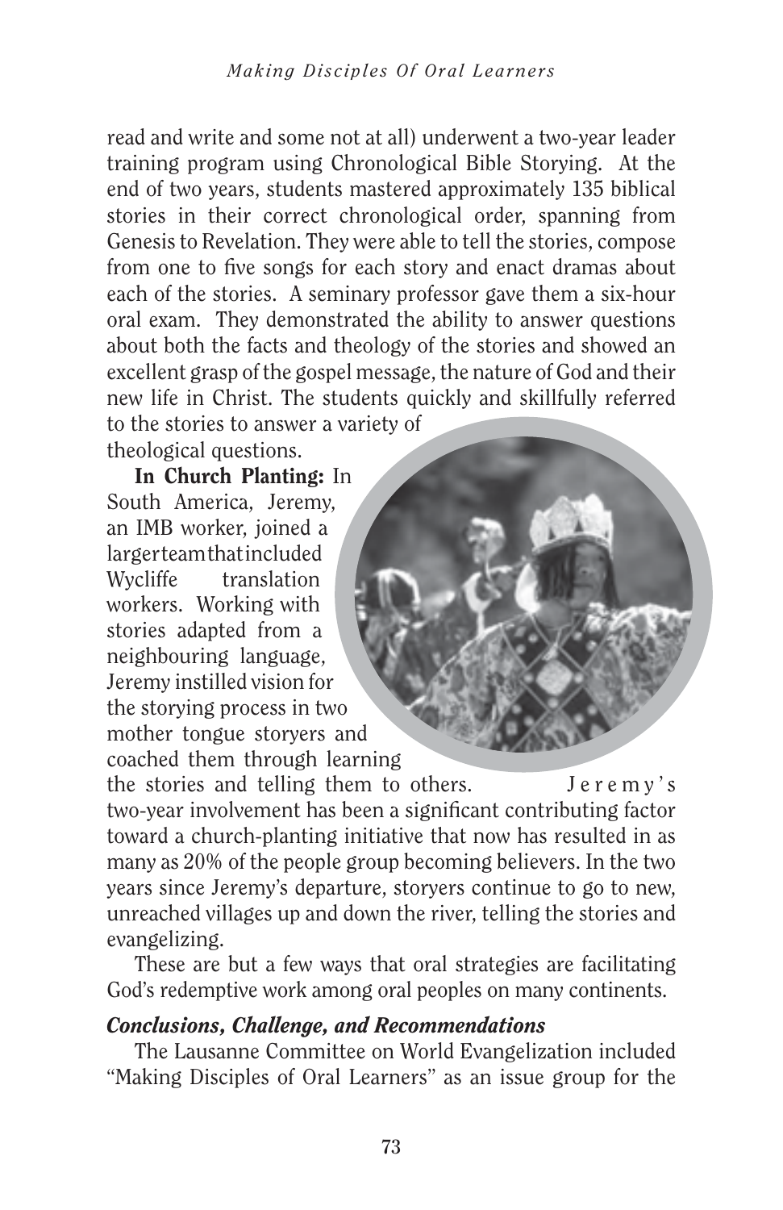read and write and some not at all) underwent a two-year leader training program using Chronological Bible Storying. At the end of two years, students mastered approximately 135 biblical stories in their correct chronological order, spanning from Genesis to Revelation. They were able to tell the stories, compose from one to five songs for each story and enact dramas about each of the stories. A seminary professor gave them a six-hour oral exam. They demonstrated the ability to answer questions about both the facts and theology of the stories and showed an excellent grasp of the gospel message, the nature of God and their new life in Christ. The students quickly and skillfully referred to the stories to answer a variety of theological questions.

**In Church Planting:** In South America, Jeremy, an IMB worker, joined a larger team that included Wycliffe translation workers. Working with stories adapted from a neighbouring language, Jeremy instilled vision for the storying process in two mother tongue storyers and coached them through learning the stories and telling them to others. Jeremy's two-year involvement has been a significant contributing factor toward a church-planting initiative that now has resulted in as many as 20% of the people group becoming believers. In the two years since Jeremy's departure, storyers continue to go to new, unreached villages up and down the river, telling the stories and evangelizing.

These are but a few ways that oral strategies are facilitating God's redemptive work among oral peoples on many continents.

### *Conclusions, Challenge, and Recommendations*

The Lausanne Committee on World Evangelization included "Making Disciples of Oral Learners" as an issue group for the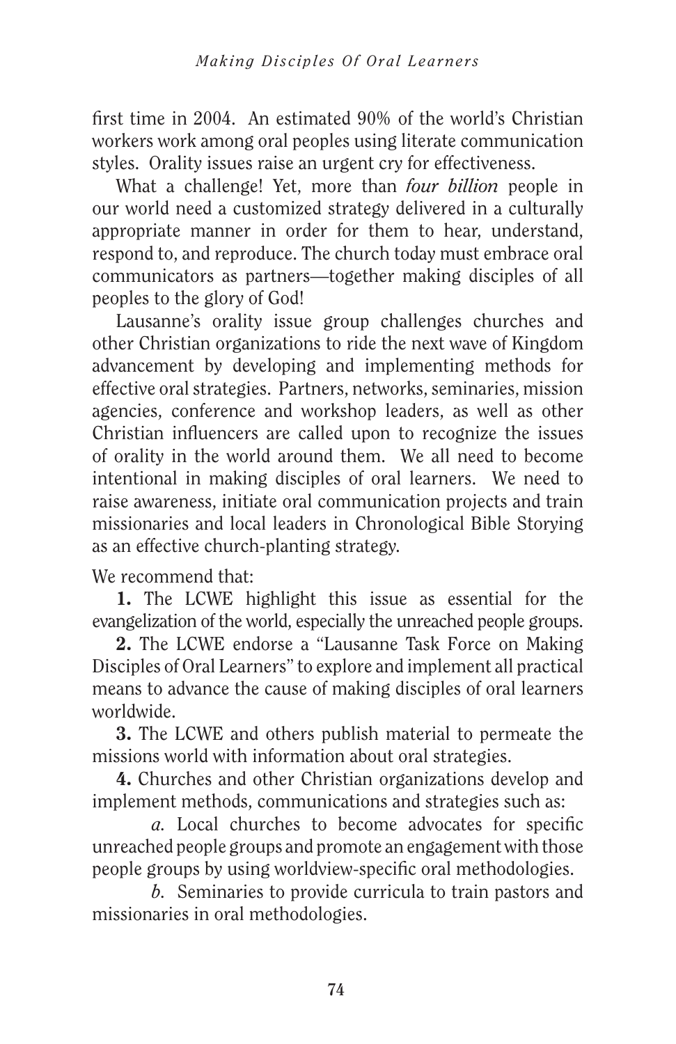first time in 2004. An estimated 90% of the world's Christian workers work among oral peoples using literate communication styles. Orality issues raise an urgent cry for effectiveness.

What a challenge! Yet, more than *four billion* people in our world need a customized strategy delivered in a culturally appropriate manner in order for them to hear, understand, respond to, and reproduce. The church today must embrace oral communicators as partners—together making disciples of all peoples to the glory of God!

Lausanne's orality issue group challenges churches and other Christian organizations to ride the next wave of Kingdom advancement by developing and implementing methods for effective oral strategies. Partners, networks, seminaries, mission agencies, conference and workshop leaders, as well as other Christian influencers are called upon to recognize the issues of orality in the world around them. We all need to become intentional in making disciples of oral learners. We need to raise awareness, initiate oral communication projects and train missionaries and local leaders in Chronological Bible Storying as an effective church-planting strategy.

We recommend that:

**1.** The LCWE highlight this issue as essential for the evangelization of the world, especially the unreached people groups.

**2.** The LCWE endorse a "Lausanne Task Force on Making Disciples of Oral Learners" to explore and implement all practical means to advance the cause of making disciples of oral learners worldwide.

**3.** The LCWE and others publish material to permeate the missions world with information about oral strategies.

**4.** Churches and other Christian organizations develop and implement methods, communications and strategies such as:

*a.* Local churches to become advocates for specific unreached people groups and promote an engagement with those people groups by using worldview-specific oral methodologies.

*b.* Seminaries to provide curricula to train pastors and missionaries in oral methodologies.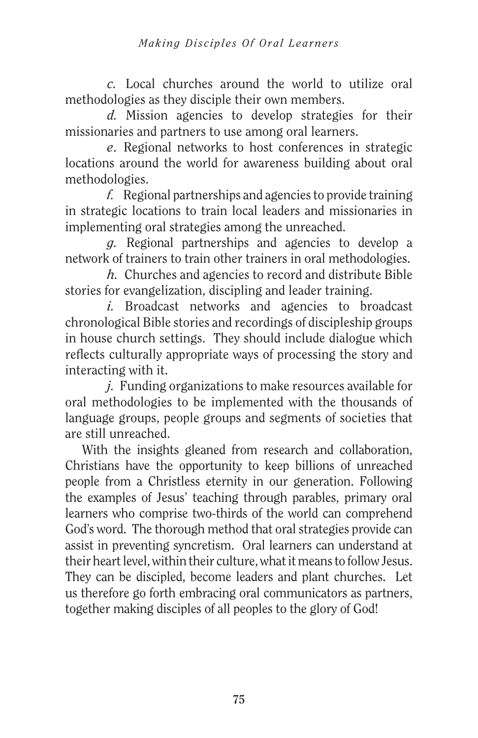*c.* Local churches around the world to utilize oral methodologies as they disciple their own members.

*d.* Mission agencies to develop strategies for their missionaries and partners to use among oral learners.

*e*. Regional networks to host conferences in strategic locations around the world for awareness building about oral methodologies.

*f.* Regional partnerships and agencies to provide training in strategic locations to train local leaders and missionaries in implementing oral strategies among the unreached.

*g.* Regional partnerships and agencies to develop a network of trainers to train other trainers in oral methodologies.

*h.* Churches and agencies to record and distribute Bible stories for evangelization, discipling and leader training.

*i.* Broadcast networks and agencies to broadcast chronological Bible stories and recordings of discipleship groups in house church settings. They should include dialogue which reflects culturally appropriate ways of processing the story and interacting with it.

*j.* Funding organizations to make resources available for oral methodologies to be implemented with the thousands of language groups, people groups and segments of societies that are still unreached.

With the insights gleaned from research and collaboration, Christians have the opportunity to keep billions of unreached people from a Christless eternity in our generation. Following the examples of Jesus' teaching through parables, primary oral learners who comprise two-thirds of the world can comprehend God's word. The thorough method that oral strategies provide can assist in preventing syncretism. Oral learners can understand at their heart level, within their culture, what it means to follow Jesus. They can be discipled, become leaders and plant churches. Let us therefore go forth embracing oral communicators as partners, together making disciples of all peoples to the glory of God!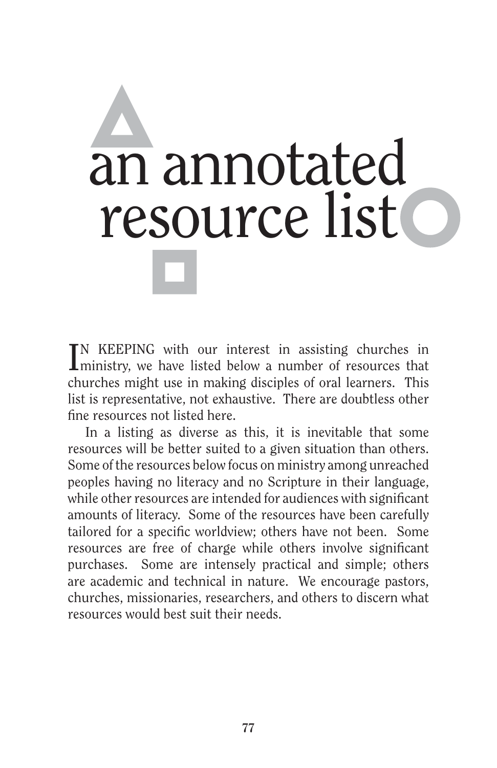# an annotated resource list

IN KEEPING with our interest in assisting churches in ministry, we have listed below a number of resources that churches might use in making disciples of oral learners. This list is representative, not exhaustive. There are doubtless other fine resources not listed here.

In a listing as diverse as this, it is inevitable that some resources will be better suited to a given situation than others. Some of the resources below focus on ministry among unreached peoples having no literacy and no Scripture in their language, while other resources are intended for audiences with significant amounts of literacy. Some of the resources have been carefully tailored for a specific worldview; others have not been. Some resources are free of charge while others involve significant purchases. Some are intensely practical and simple; others are academic and technical in nature. We encourage pastors, churches, missionaries, researchers, and others to discern what resources would best suit their needs.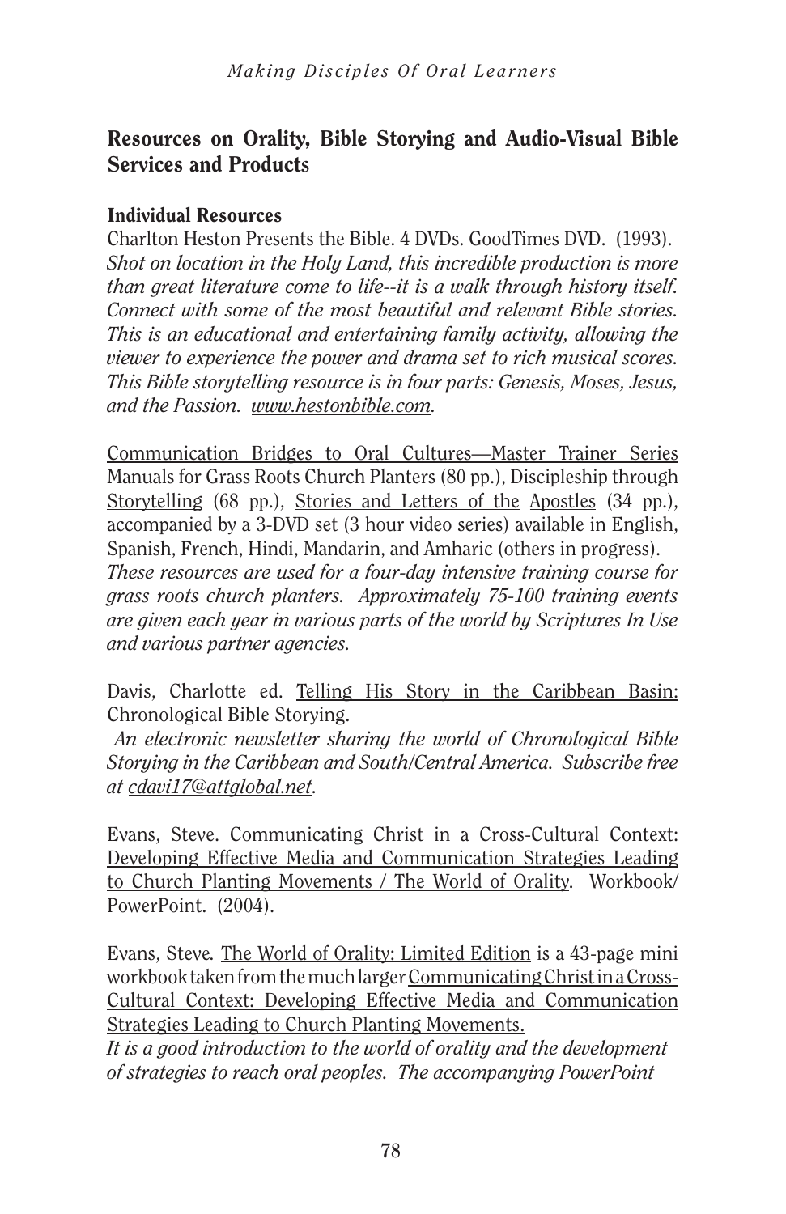## Resources on Orality, Bible Storying and Audio-Visual Bible Services and Products

### Individual Resources

Charlton Heston Presents the Bible. 4 DVDs. GoodTimes DVD. (1993).
*Shot on location in the Holy Land, this incredible production is more than great literature come to life--it is a walk through history itself. Connect with some of the most beautiful and relevant Bible stories. This is an educational and entertaining family activity, allowing the viewer to experience the power and drama set to rich musical scores. This Bible storytelling resource is in four parts: Genesis, Moses, Jesus, and the Passion. www.hestonbible.com.*

Communication Bridges to Oral Cultures—Master Trainer Series Manuals for Grass Roots Church Planters (80 pp.), Discipleship through Storytelling (68 pp.), Stories and Letters of the Apostles (34 pp.), accompanied by a 3-DVD set (3 hour video series) available in English, Spanish, French, Hindi, Mandarin, and Amharic (others in progress).
*These resources are used for a four-day intensive training course for grass roots church planters. Approximately 75-100 training events are given each year in various parts of the world by Scriptures In Use and various partner agencies.*

Davis, Charlotte ed. Telling His Story in the Caribbean Basin: Chronological Bible Storying.
*An electronic newsletter sharing the world of Chronological Bible Storying in the Caribbean and South/Central America. Subscribe free at cdavi17@attglobal.net.*

Evans, Steve. Communicating Christ in a Cross-Cultural Context: Developing Effective Media and Communication Strategies Leading to Church Planting Movements / The World of Orality. Workbook/ PowerPoint. (2004).

Evans, Steve. The World of Orality: Limited Edition is a 43-page mini workbook taken from the much larger Communicating Christ in a Cross-Cultural Context: Developing Effective Media and Communication Strategies Leading to Church Planting Movements.
*It is a good introduction to the world of orality and the development of strategies to reach oral peoples. The accompanying PowerPoint*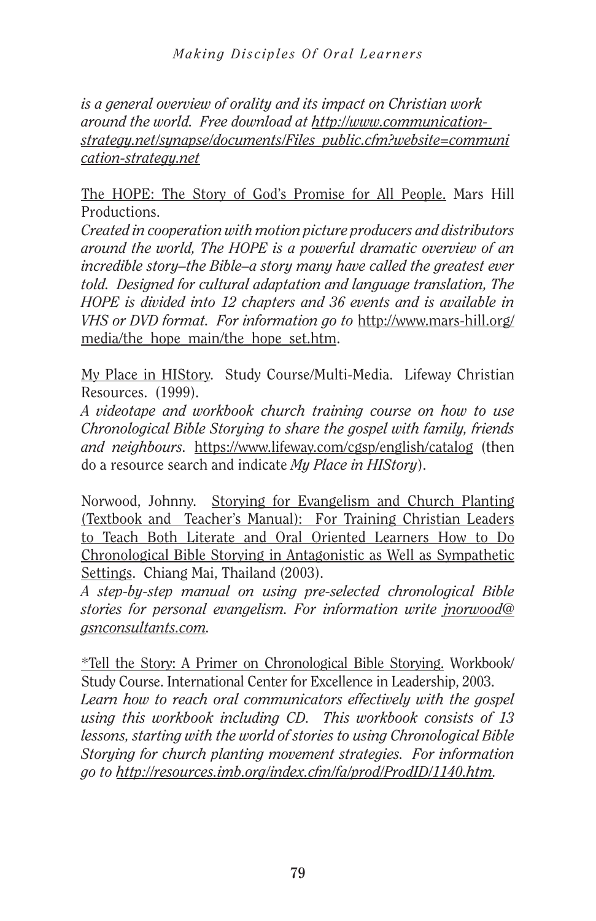*is a general overview of orality and its impact on Christian work around the world. Free download at http://www.communication-strategy.net/synapse/documents/Files_public.cfm?website=communication-strategy.net*

The HOPE: The Story of God's Promise for All People. Mars Hill Productions.
*Created in cooperation with motion picture producers and distributors around the world, The HOPE is a powerful dramatic overview of an incredible story–the Bible–a story many have called the greatest ever told. Designed for cultural adaptation and language translation, The HOPE is divided into 12 chapters and 36 events and is available in VHS or DVD format. For information go to* http://www.mars-hill.org/media/the_hope_main/the_hope_set.htm.

My Place in HIStory. Study Course/Multi-Media. Lifeway Christian Resources. (1999).
*A videotape and workbook church training course on how to use Chronological Bible Storying to share the gospel with family, friends and neighbours.* https://www.lifeway.com/cgsp/english/catalog (then do a resource search and indicate *My Place in HIStory*).

Norwood, Johnny. Storying for Evangelism and Church Planting (Textbook and Teacher's Manual): For Training Christian Leaders to Teach Both Literate and Oral Oriented Learners How to Do Chronological Bible Storying in Antagonistic as Well as Sympathetic Settings. Chiang Mai, Thailand (2003).
*A step-by-step manual on using pre-selected chronological Bible stories for personal evangelism. For information write jnorwood@gsnconsultants.com.*

*Tell the Story: A Primer on Chronological Bible Storying. Workbook/Study Course. International Center for Excellence in Leadership, 2003.
*Learn how to reach oral communicators effectively with the gospel using this workbook including CD. This workbook consists of 13 lessons, starting with the world of stories to using Chronological Bible Storying for church planting movement strategies. For information go to http://resources.imb.org/index.cfm/fa/prod/ProdID/1140.htm.*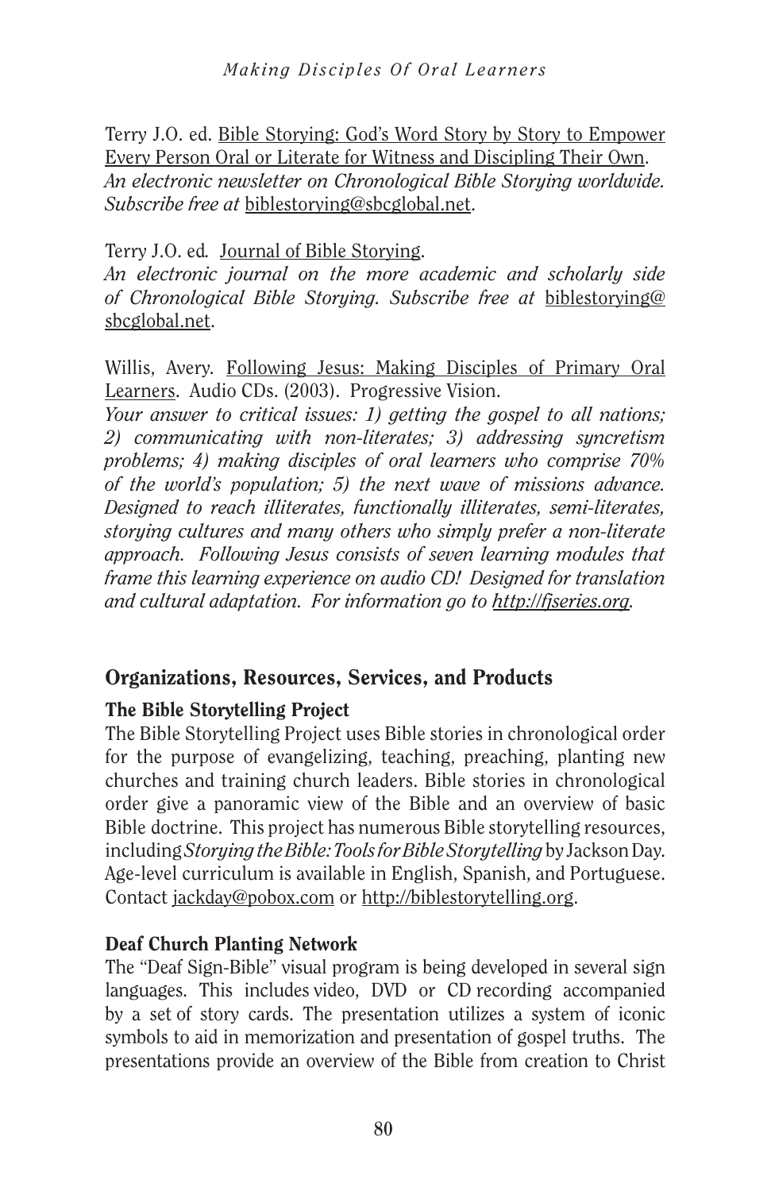Terry J.O. ed. Bible Storying: God's Word Story by Story to Empower Every Person Oral or Literate for Witness and Discipling Their Own. *An electronic newsletter on Chronological Bible Storying worldwide. Subscribe free at* biblestorying@sbcglobal.net.

Terry J.O. ed. Journal of Bible Storying. *An electronic journal on the more academic and scholarly side of Chronological Bible Storying. Subscribe free at* biblestorying@sbcglobal.net.

Willis, Avery. Following Jesus: Making Disciples of Primary Oral Learners. Audio CDs. (2003). Progressive Vision. *Your answer to critical issues: 1) getting the gospel to all nations; 2) communicating with non-literates; 3) addressing syncretism problems; 4) making disciples of oral learners who comprise 70% of the world's population; 5) the next wave of missions advance. Designed to reach illiterates, functionally illiterates, semi-literates, storying cultures and many others who simply prefer a non-literate approach. Following Jesus consists of seven learning modules that frame this learning experience on audio CD! Designed for translation and cultural adaptation. For information go to http://fjseries.org.*

## Organizations, Resources, Services, and Products

### The Bible Storytelling Project

The Bible Storytelling Project uses Bible stories in chronological order for the purpose of evangelizing, teaching, preaching, planting new churches and training church leaders. Bible stories in chronological order give a panoramic view of the Bible and an overview of basic Bible doctrine. This project has numerous Bible storytelling resources, including *Storying the Bible: Tools for Bible Storytelling* by Jackson Day. Age-level curriculum is available in English, Spanish, and Portuguese. Contact jackday@pobox.com or http://biblestorytelling.org.

### Deaf Church Planting Network

The "Deaf Sign-Bible" visual program is being developed in several sign languages. This includes video, DVD or CD recording accompanied by a set of story cards. The presentation utilizes a system of iconic symbols to aid in memorization and presentation of gospel truths. The presentations provide an overview of the Bible from creation to Christ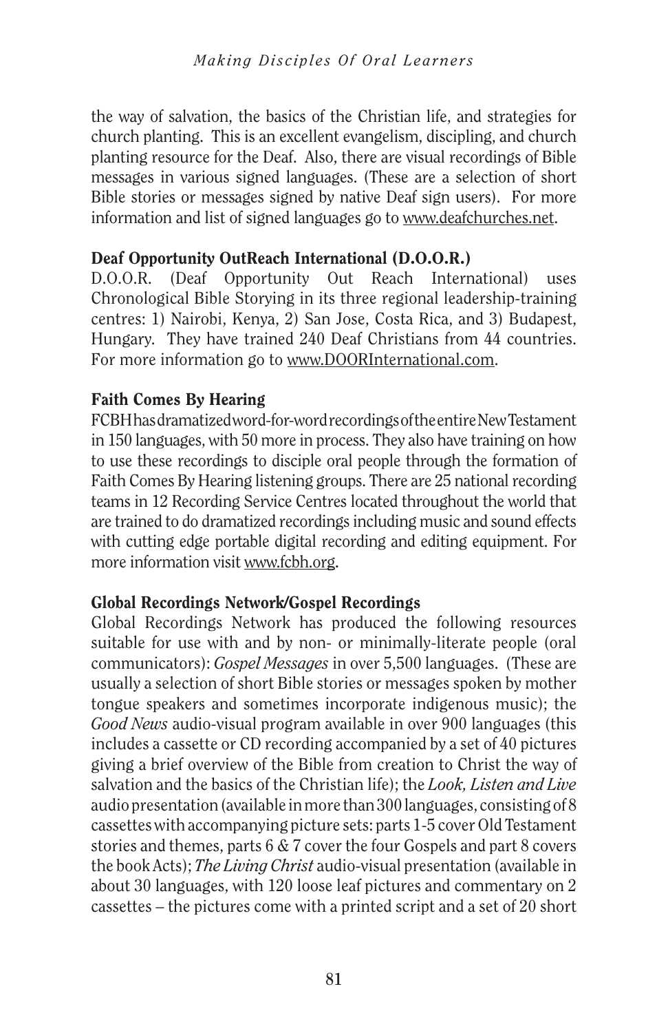the way of salvation, the basics of the Christian life, and strategies for church planting. This is an excellent evangelism, discipling, and church planting resource for the Deaf. Also, there are visual recordings of Bible messages in various signed languages. (These are a selection of short Bible stories or messages signed by native Deaf sign users). For more information and list of signed languages go to www.deafchurches.net.

**Deaf Opportunity OutReach International (D.O.O.R.)**
D.O.O.R. (Deaf Opportunity Out Reach International) uses Chronological Bible Storying in its three regional leadership-training centres: 1) Nairobi, Kenya, 2) San Jose, Costa Rica, and 3) Budapest, Hungary. They have trained 240 Deaf Christians from 44 countries. For more information go to www.DOORInternational.com.

**Faith Comes By Hearing**
FCBH has dramatized word-for-word recordings of the entire New Testament in 150 languages, with 50 more in process. They also have training on how to use these recordings to disciple oral people through the formation of Faith Comes By Hearing listening groups. There are 25 national recording teams in 12 Recording Service Centres located throughout the world that are trained to do dramatized recordings including music and sound effects with cutting edge portable digital recording and editing equipment. For more information visit www.fcbh.org.

**Global Recordings Network/Gospel Recordings**
Global Recordings Network has produced the following resources suitable for use with and by non- or minimally-literate people (oral communicators): *Gospel Messages* in over 5,500 languages. (These are usually a selection of short Bible stories or messages spoken by mother tongue speakers and sometimes incorporate indigenous music); the *Good News* audio-visual program available in over 900 languages (this includes a cassette or CD recording accompanied by a set of 40 pictures giving a brief overview of the Bible from creation to Christ the way of salvation and the basics of the Christian life); the *Look, Listen and Live* audio presentation (available in more than 300 languages, consisting of 8 cassettes with accompanying picture sets: parts 1-5 cover Old Testament stories and themes, parts 6 & 7 cover the four Gospels and part 8 covers the book Acts); *The Living Christ* audio-visual presentation (available in about 30 languages, with 120 loose leaf pictures and commentary on 2 cassettes – the pictures come with a printed script and a set of 20 short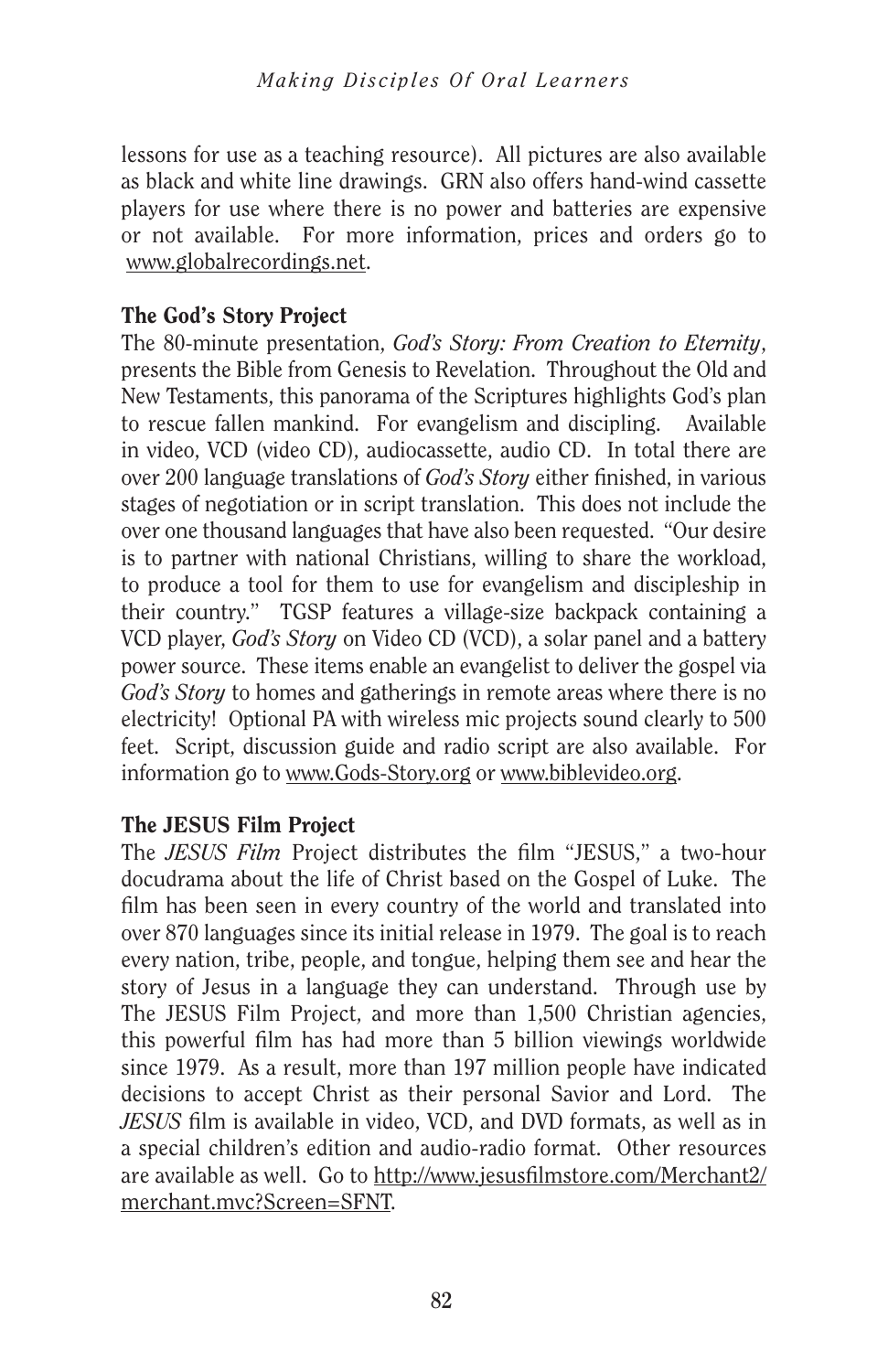lessons for use as a teaching resource). All pictures are also available as black and white line drawings. GRN also offers hand-wind cassette players for use where there is no power and batteries are expensive or not available. For more information, prices and orders go to www.globalrecordings.net.

### The God's Story Project

The 80-minute presentation, *God's Story: From Creation to Eternity*, presents the Bible from Genesis to Revelation. Throughout the Old and New Testaments, this panorama of the Scriptures highlights God's plan to rescue fallen mankind. For evangelism and discipling. Available in video, VCD (video CD), audiocassette, audio CD. In total there are over 200 language translations of *God's Story* either finished, in various stages of negotiation or in script translation. This does not include the over one thousand languages that have also been requested. "Our desire is to partner with national Christians, willing to share the workload, to produce a tool for them to use for evangelism and discipleship in their country." TGSP features a village-size backpack containing a VCD player, *God's Story* on Video CD (VCD), a solar panel and a battery power source. These items enable an evangelist to deliver the gospel via *God's Story* to homes and gatherings in remote areas where there is no electricity! Optional PA with wireless mic projects sound clearly to 500 feet. Script, discussion guide and radio script are also available. For information go to www.Gods-Story.org or www.biblevideo.org.

### The JESUS Film Project

The *JESUS Film* Project distributes the film "JESUS," a two-hour docudrama about the life of Christ based on the Gospel of Luke. The film has been seen in every country of the world and translated into over 870 languages since its initial release in 1979. The goal is to reach every nation, tribe, people, and tongue, helping them see and hear the story of Jesus in a language they can understand. Through use by The JESUS Film Project, and more than 1,500 Christian agencies, this powerful film has had more than 5 billion viewings worldwide since 1979. As a result, more than 197 million people have indicated decisions to accept Christ as their personal Savior and Lord. The *JESUS* film is available in video, VCD, and DVD formats, as well as in a special children's edition and audio-radio format. Other resources are available as well. Go to http://www.jesusfilmstore.com/Merchant2/merchant.mvc?Screen=SFNT.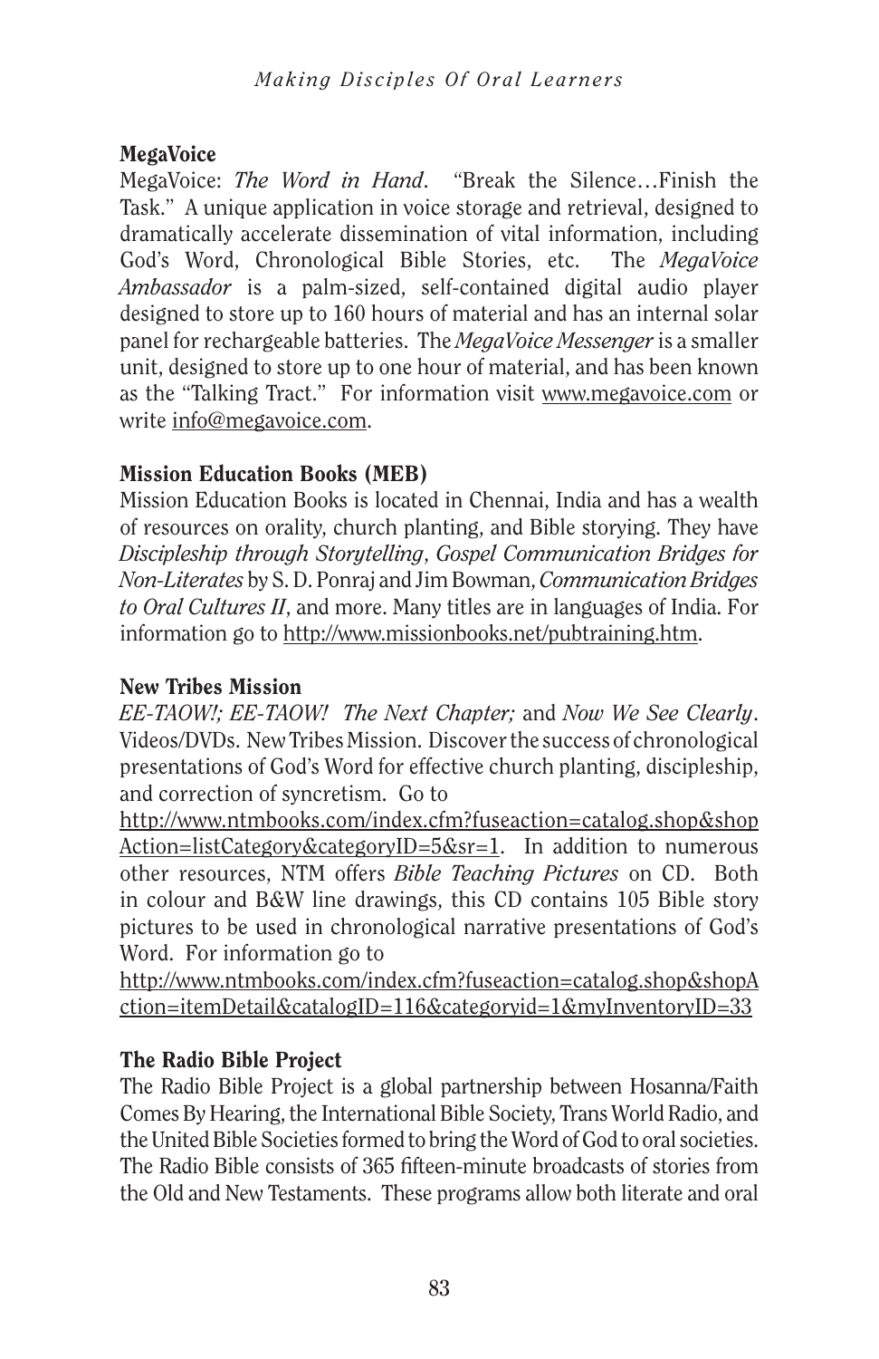### MegaVoice

MegaVoice: *The Word in Hand*. "Break the Silence…Finish the Task." A unique application in voice storage and retrieval, designed to dramatically accelerate dissemination of vital information, including God's Word, Chronological Bible Stories, etc. The *MegaVoice Ambassador* is a palm-sized, self-contained digital audio player designed to store up to 160 hours of material and has an internal solar panel for rechargeable batteries. The *MegaVoice Messenger* is a smaller unit, designed to store up to one hour of material, and has been known as the "Talking Tract." For information visit www.megavoice.com or write info@megavoice.com.

### Mission Education Books (MEB)

Mission Education Books is located in Chennai, India and has a wealth of resources on orality, church planting, and Bible storying. They have *Discipleship through Storytelling*, *Gospel Communication Bridges for Non-Literates* by S. D. Ponraj and Jim Bowman, *Communication Bridges to Oral Cultures II*, and more. Many titles are in languages of India. For information go to http://www.missionbooks.net/pubtraining.htm.

### New Tribes Mission

*EE-TAOW!; EE-TAOW! The Next Chapter;* and *Now We See Clearly*. Videos/DVDs. New Tribes Mission. Discover the success of chronological presentations of God's Word for effective church planting, discipleship, and correction of syncretism. Go to http://www.ntmbooks.com/index.cfm?fuseaction=catalog.shop&shopAction=listCategory&categoryID=5&sr=1. In addition to numerous other resources, NTM offers *Bible Teaching Pictures* on CD. Both in colour and B&W line drawings, this CD contains 105 Bible story pictures to be used in chronological narrative presentations of God's Word. For information go to http://www.ntmbooks.com/index.cfm?fuseaction=catalog.shop&shopAction=itemDetail&catalogID=116&categoryid=1&myInventoryID=33

### The Radio Bible Project

The Radio Bible Project is a global partnership between Hosanna/Faith Comes By Hearing, the International Bible Society, Trans World Radio, and the United Bible Societies formed to bring the Word of God to oral societies. The Radio Bible consists of 365 fifteen-minute broadcasts of stories from the Old and New Testaments. These programs allow both literate and oral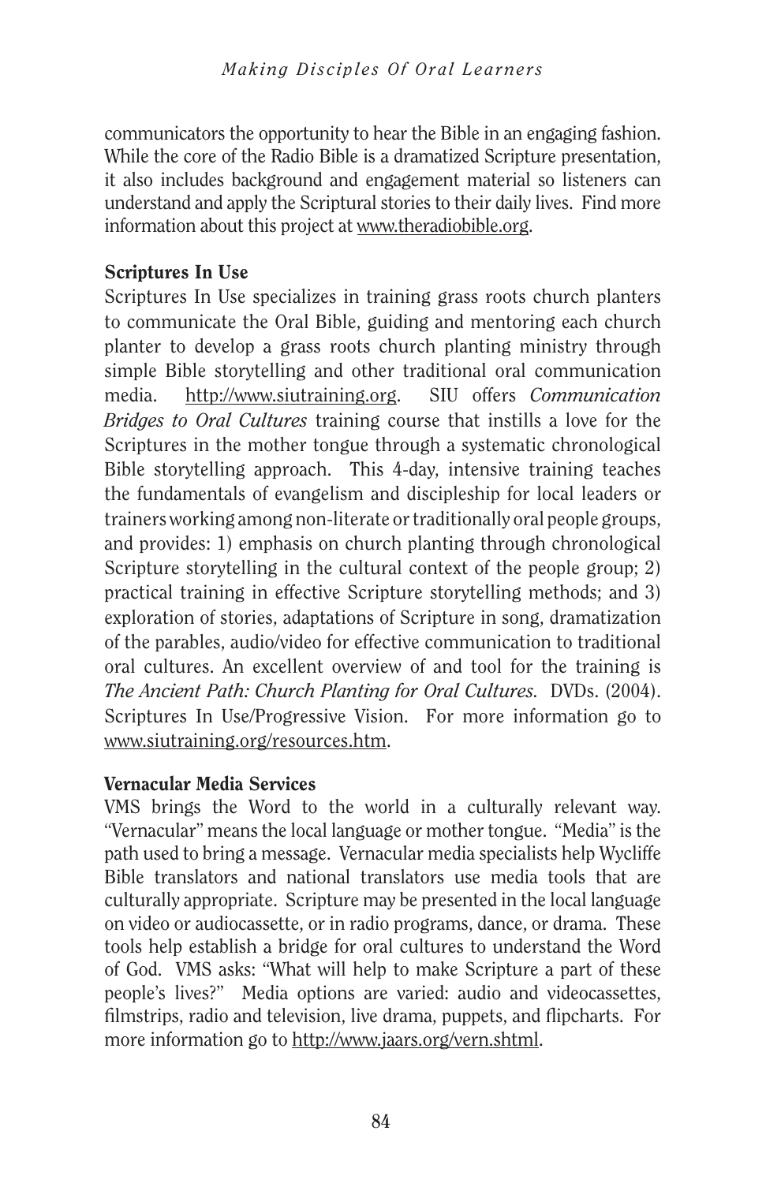communicators the opportunity to hear the Bible in an engaging fashion. While the core of the Radio Bible is a dramatized Scripture presentation, it also includes background and engagement material so listeners can understand and apply the Scriptural stories to their daily lives. Find more information about this project at www.theradiobible.org.

**Scriptures In Use**

Scriptures In Use specializes in training grass roots church planters to communicate the Oral Bible, guiding and mentoring each church planter to develop a grass roots church planting ministry through simple Bible storytelling and other traditional oral communication media. http://www.siutraining.org. SIU offers *Communication Bridges to Oral Cultures* training course that instills a love for the Scriptures in the mother tongue through a systematic chronological Bible storytelling approach. This 4-day, intensive training teaches the fundamentals of evangelism and discipleship for local leaders or trainers working among non-literate or traditionally oral people groups, and provides: 1) emphasis on church planting through chronological Scripture storytelling in the cultural context of the people group; 2) practical training in effective Scripture storytelling methods; and 3) exploration of stories, adaptations of Scripture in song, dramatization of the parables, audio/video for effective communication to traditional oral cultures. An excellent overview of and tool for the training is *The Ancient Path: Church Planting for Oral Cultures.* DVDs. (2004). Scriptures In Use/Progressive Vision. For more information go to www.siutraining.org/resources.htm.

**Vernacular Media Services**

VMS brings the Word to the world in a culturally relevant way. "Vernacular" means the local language or mother tongue. "Media" is the path used to bring a message. Vernacular media specialists help Wycliffe Bible translators and national translators use media tools that are culturally appropriate. Scripture may be presented in the local language on video or audiocassette, or in radio programs, dance, or drama. These tools help establish a bridge for oral cultures to understand the Word of God. VMS asks: "What will help to make Scripture a part of these people's lives?" Media options are varied: audio and videocassettes, filmstrips, radio and television, live drama, puppets, and flipcharts. For more information go to http://www.jaars.org/vern.shtml.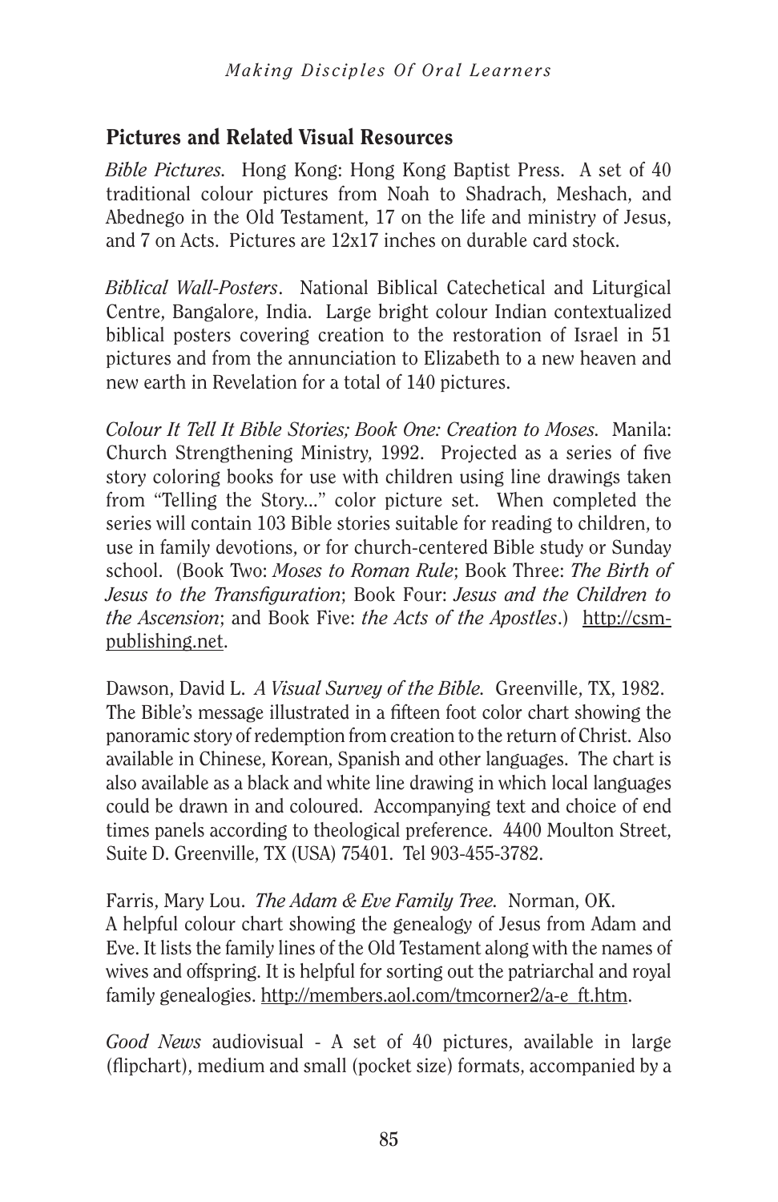## Pictures and Related Visual Resources

*Bible Pictures.* Hong Kong: Hong Kong Baptist Press. A set of 40 traditional colour pictures from Noah to Shadrach, Meshach, and Abednego in the Old Testament, 17 on the life and ministry of Jesus, and 7 on Acts. Pictures are 12x17 inches on durable card stock.

*Biblical Wall-Posters*. National Biblical Catechetical and Liturgical Centre, Bangalore, India. Large bright colour Indian contextualized biblical posters covering creation to the restoration of Israel in 51 pictures and from the annunciation to Elizabeth to a new heaven and new earth in Revelation for a total of 140 pictures.

*Colour It Tell It Bible Stories; Book One: Creation to Moses.* Manila: Church Strengthening Ministry, 1992. Projected as a series of five story coloring books for use with children using line drawings taken from "Telling the Story..." color picture set. When completed the series will contain 103 Bible stories suitable for reading to children, to use in family devotions, or for church-centered Bible study or Sunday school. (Book Two: *Moses to Roman Rule*; Book Three: *The Birth of Jesus to the Transfiguration*; Book Four: *Jesus and the Children to the Ascension*; and Book Five: *the Acts of the Apostles*.) http://csm-publishing.net.

Dawson, David L. *A Visual Survey of the Bible.* Greenville, TX, 1982. The Bible's message illustrated in a fifteen foot color chart showing the panoramic story of redemption from creation to the return of Christ. Also available in Chinese, Korean, Spanish and other languages. The chart is also available as a black and white line drawing in which local languages could be drawn in and coloured. Accompanying text and choice of end times panels according to theological preference. 4400 Moulton Street, Suite D. Greenville, TX (USA) 75401. Tel 903-455-3782.

Farris, Mary Lou. *The Adam & Eve Family Tree.* Norman, OK. A helpful colour chart showing the genealogy of Jesus from Adam and Eve. It lists the family lines of the Old Testament along with the names of wives and offspring. It is helpful for sorting out the patriarchal and royal family genealogies. http://members.aol.com/tmcorner2/a-e_ft.htm.

*Good News* audiovisual - A set of 40 pictures, available in large (flipchart), medium and small (pocket size) formats, accompanied by a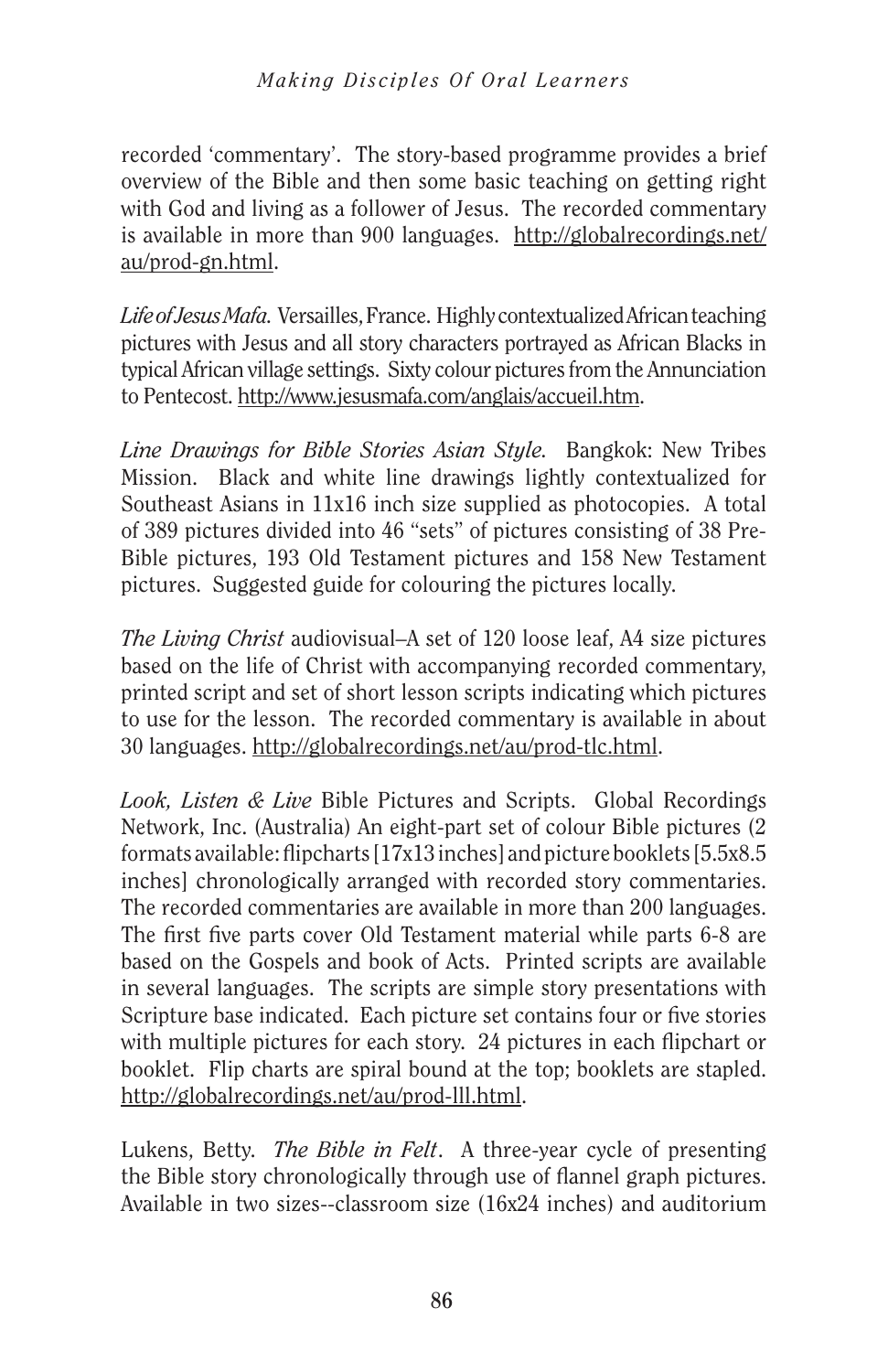recorded 'commentary'. The story-based programme provides a brief overview of the Bible and then some basic teaching on getting right with God and living as a follower of Jesus. The recorded commentary is available in more than 900 languages. http://globalrecordings.net/au/prod-gn.html.

*Life of Jesus Mafa.* Versailles, France. Highly contextualized African teaching pictures with Jesus and all story characters portrayed as African Blacks in typical African village settings. Sixty colour pictures from the Annunciation to Pentecost. http://www.jesusmafa.com/anglais/accueil.htm.

*Line Drawings for Bible Stories Asian Style.* Bangkok: New Tribes Mission. Black and white line drawings lightly contextualized for Southeast Asians in 11x16 inch size supplied as photocopies. A total of 389 pictures divided into 46 "sets" of pictures consisting of 38 Pre-Bible pictures, 193 Old Testament pictures and 158 New Testament pictures. Suggested guide for colouring the pictures locally.

*The Living Christ* audiovisual–A set of 120 loose leaf, A4 size pictures based on the life of Christ with accompanying recorded commentary, printed script and set of short lesson scripts indicating which pictures to use for the lesson. The recorded commentary is available in about 30 languages. http://globalrecordings.net/au/prod-tlc.html.

*Look, Listen & Live* Bible Pictures and Scripts. Global Recordings Network, Inc. (Australia) An eight-part set of colour Bible pictures (2 formats available: flipcharts [17x13 inches] and picture booklets [5.5x8.5 inches] chronologically arranged with recorded story commentaries. The recorded commentaries are available in more than 200 languages. The first five parts cover Old Testament material while parts 6-8 are based on the Gospels and book of Acts. Printed scripts are available in several languages. The scripts are simple story presentations with Scripture base indicated. Each picture set contains four or five stories with multiple pictures for each story. 24 pictures in each flipchart or booklet. Flip charts are spiral bound at the top; booklets are stapled. http://globalrecordings.net/au/prod-lll.html.

Lukens, Betty. *The Bible in Felt*. A three-year cycle of presenting the Bible story chronologically through use of flannel graph pictures. Available in two sizes--classroom size (16x24 inches) and auditorium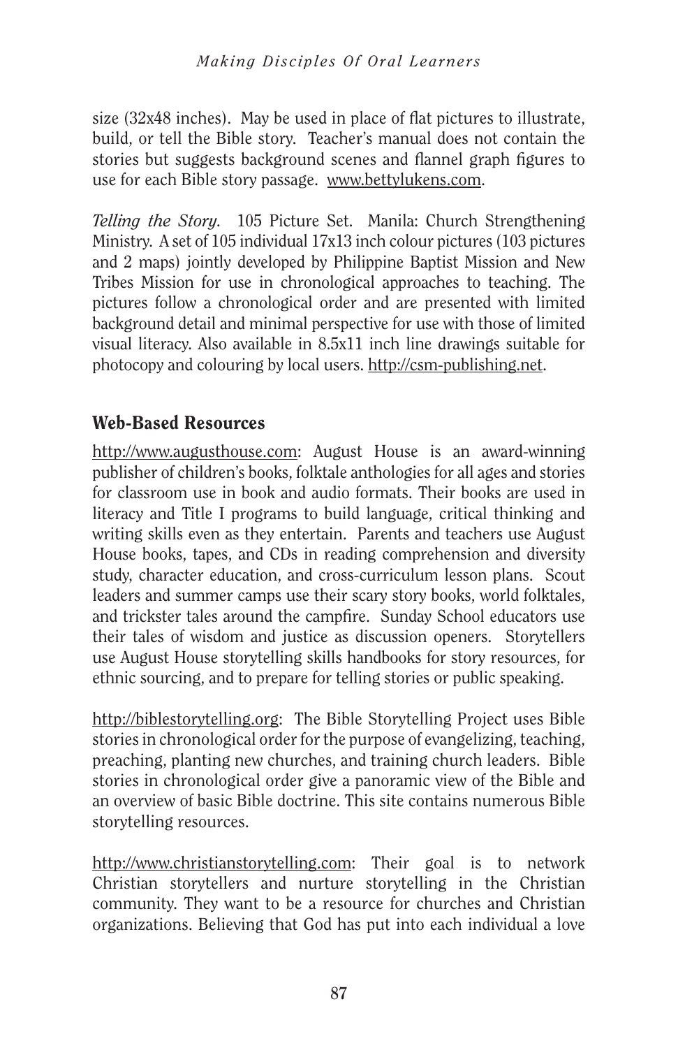size (32x48 inches). May be used in place of flat pictures to illustrate, build, or tell the Bible story. Teacher's manual does not contain the stories but suggests background scenes and flannel graph figures to use for each Bible story passage. www.bettylukens.com.

*Telling the Story*. 105 Picture Set. Manila: Church Strengthening Ministry. A set of 105 individual 17x13 inch colour pictures (103 pictures and 2 maps) jointly developed by Philippine Baptist Mission and New Tribes Mission for use in chronological approaches to teaching. The pictures follow a chronological order and are presented with limited background detail and minimal perspective for use with those of limited visual literacy. Also available in 8.5x11 inch line drawings suitable for photocopy and colouring by local users. http://csm-publishing.net.

## Web-Based Resources

http://www.augusthouse.com: August House is an award-winning publisher of children's books, folktale anthologies for all ages and stories for classroom use in book and audio formats. Their books are used in literacy and Title I programs to build language, critical thinking and writing skills even as they entertain. Parents and teachers use August House books, tapes, and CDs in reading comprehension and diversity study, character education, and cross-curriculum lesson plans. Scout leaders and summer camps use their scary story books, world folktales, and trickster tales around the campfire. Sunday School educators use their tales of wisdom and justice as discussion openers. Storytellers use August House storytelling skills handbooks for story resources, for ethnic sourcing, and to prepare for telling stories or public speaking.

http://biblestorytelling.org: The Bible Storytelling Project uses Bible stories in chronological order for the purpose of evangelizing, teaching, preaching, planting new churches, and training church leaders. Bible stories in chronological order give a panoramic view of the Bible and an overview of basic Bible doctrine. This site contains numerous Bible storytelling resources.

http://www.christianstorytelling.com: Their goal is to network Christian storytellers and nurture storytelling in the Christian community. They want to be a resource for churches and Christian organizations. Believing that God has put into each individual a love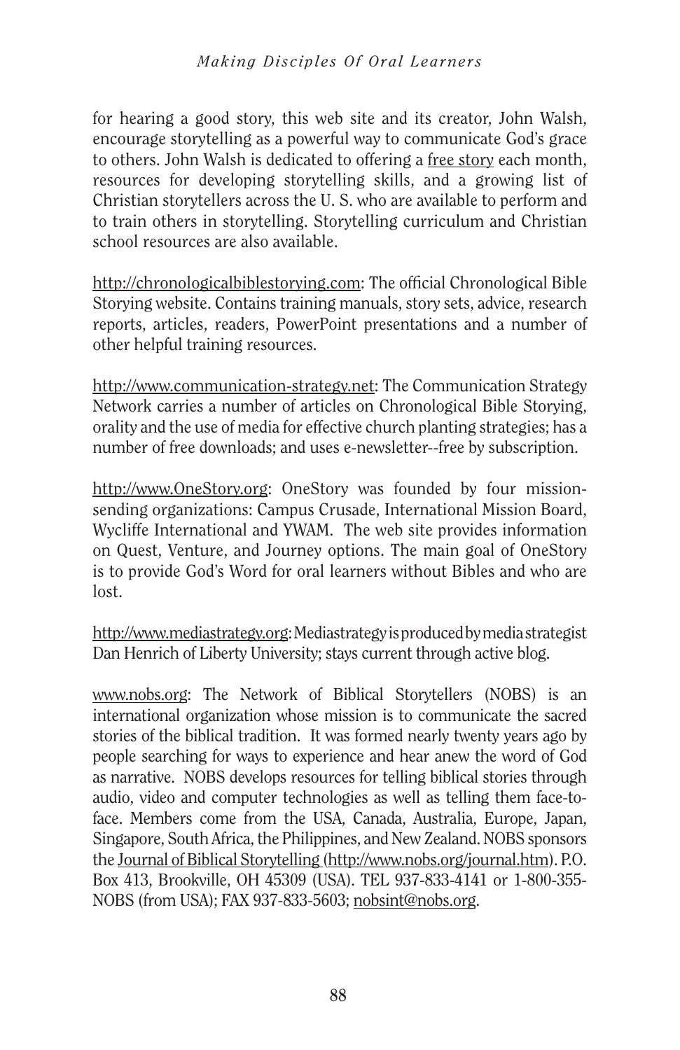for hearing a good story, this web site and its creator, John Walsh, encourage storytelling as a powerful way to communicate God's grace to others. John Walsh is dedicated to offering a free story each month, resources for developing storytelling skills, and a growing list of Christian storytellers across the U. S. who are available to perform and to train others in storytelling. Storytelling curriculum and Christian school resources are also available.

http://chronologicalbiblestorying.com: The official Chronological Bible Storying website. Contains training manuals, story sets, advice, research reports, articles, readers, PowerPoint presentations and a number of other helpful training resources.

http://www.communication-strategy.net: The Communication Strategy Network carries a number of articles on Chronological Bible Storying, orality and the use of media for effective church planting strategies; has a number of free downloads; and uses e-newsletter--free by subscription.

http://www.OneStory.org: OneStory was founded by four mission-sending organizations: Campus Crusade, International Mission Board, Wycliffe International and YWAM. The web site provides information on Quest, Venture, and Journey options. The main goal of OneStory is to provide God's Word for oral learners without Bibles and who are lost.

http://www.mediastrategy.org: Mediastrategy is produced by media strategist Dan Henrich of Liberty University; stays current through active blog.

www.nobs.org: The Network of Biblical Storytellers (NOBS) is an international organization whose mission is to communicate the sacred stories of the biblical tradition. It was formed nearly twenty years ago by people searching for ways to experience and hear anew the word of God as narrative. NOBS develops resources for telling biblical stories through audio, video and computer technologies as well as telling them face-to-face. Members come from the USA, Canada, Australia, Europe, Japan, Singapore, South Africa, the Philippines, and New Zealand. NOBS sponsors the Journal of Biblical Storytelling (http://www.nobs.org/journal.htm). P.O. Box 413, Brookville, OH 45309 (USA). TEL 937-833-4141 or 1-800-355-NOBS (from USA); FAX 937-833-5603; nobsint@nobs.org.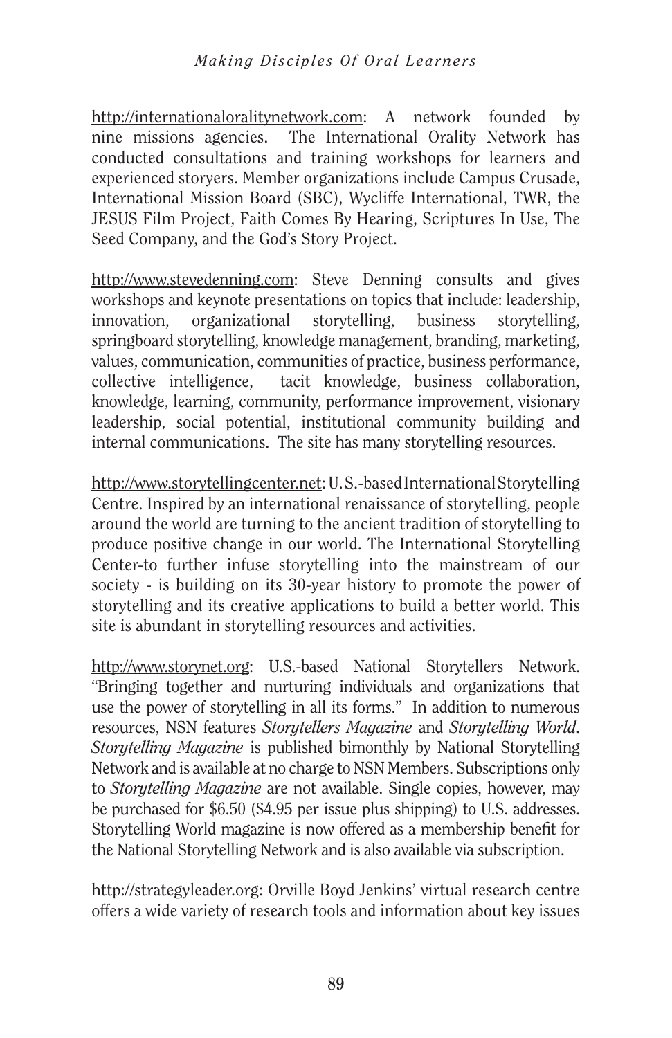http://internationaloralitynetwork.com: A network founded by nine missions agencies. The International Orality Network has conducted consultations and training workshops for learners and experienced storyers. Member organizations include Campus Crusade, International Mission Board (SBC), Wycliffe International, TWR, the JESUS Film Project, Faith Comes By Hearing, Scriptures In Use, The Seed Company, and the God's Story Project.

http://www.stevedenning.com: Steve Denning consults and gives workshops and keynote presentations on topics that include: leadership, innovation, organizational storytelling, business storytelling, springboard storytelling, knowledge management, branding, marketing, values, communication, communities of practice, business performance, collective intelligence, tacit knowledge, business collaboration, knowledge, learning, community, performance improvement, visionary leadership, social potential, institutional community building and internal communications. The site has many storytelling resources.

http://www.storytellingcenter.net: U.S.-based International Storytelling Centre. Inspired by an international renaissance of storytelling, people around the world are turning to the ancient tradition of storytelling to produce positive change in our world. The International Storytelling Center-to further infuse storytelling into the mainstream of our society - is building on its 30-year history to promote the power of storytelling and its creative applications to build a better world. This site is abundant in storytelling resources and activities.

http://www.storynet.org: U.S.-based National Storytellers Network. "Bringing together and nurturing individuals and organizations that use the power of storytelling in all its forms." In addition to numerous resources, NSN features *Storytellers Magazine* and *Storytelling World*. *Storytelling Magazine* is published bimonthly by National Storytelling Network and is available at no charge to NSN Members. Subscriptions only to *Storytelling Magazine* are not available. Single copies, however, may be purchased for $6.50 ($4.95 per issue plus shipping) to U.S. addresses. Storytelling World magazine is now offered as a membership benefit for the National Storytelling Network and is also available via subscription.

http://strategyleader.org: Orville Boyd Jenkins' virtual research centre offers a wide variety of research tools and information about key issues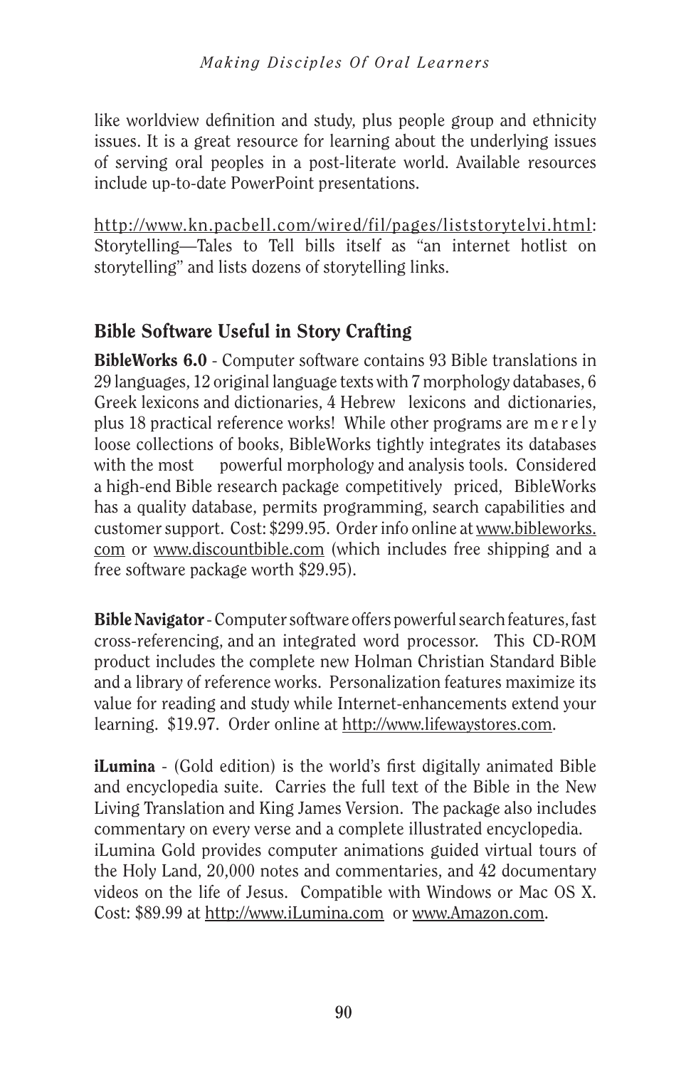like worldview definition and study, plus people group and ethnicity issues. It is a great resource for learning about the underlying issues of serving oral peoples in a post-literate world. Available resources include up-to-date PowerPoint presentations.

http://www.kn.pacbell.com/wired/fil/pages/liststorytelvi.html: Storytelling—Tales to Tell bills itself as "an internet hotlist on storytelling" and lists dozens of storytelling links.

## Bible Software Useful in Story Crafting

**BibleWorks 6.0** - Computer software contains 93 Bible translations in 29 languages, 12 original language texts with 7 morphology databases, 6 Greek lexicons and dictionaries, 4 Hebrew lexicons and dictionaries, plus 18 practical reference works! While other programs are merely loose collections of books, BibleWorks tightly integrates its databases with the most powerful morphology and analysis tools. Considered a high-end Bible research package competitively priced, BibleWorks has a quality database, permits programming, search capabilities and customer support. Cost: $299.95. Order info online at www.bibleworks.com or www.discountbible.com (which includes free shipping and a free software package worth $29.95).

**Bible Navigator** - Computer software offers powerful search features, fast cross-referencing, and an integrated word processor. This CD-ROM product includes the complete new Holman Christian Standard Bible and a library of reference works. Personalization features maximize its value for reading and study while Internet-enhancements extend your learning. $19.97. Order online at http://www.lifewaystores.com.

**iLumina** - (Gold edition) is the world's first digitally animated Bible and encyclopedia suite. Carries the full text of the Bible in the New Living Translation and King James Version. The package also includes commentary on every verse and a complete illustrated encyclopedia. iLumina Gold provides computer animations guided virtual tours of the Holy Land, 20,000 notes and commentaries, and 42 documentary videos on the life of Jesus. Compatible with Windows or Mac OS X. Cost: $89.99 at http://www.iLumina.com or www.Amazon.com.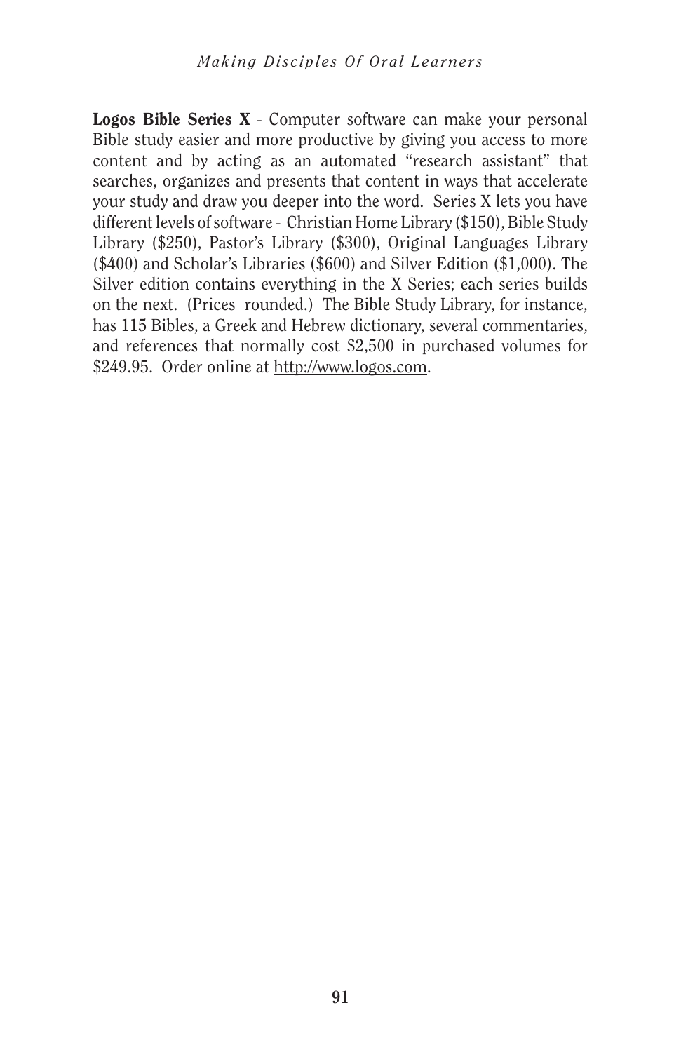**Logos Bible Series X** - Computer software can make your personal Bible study easier and more productive by giving you access to more content and by acting as an automated "research assistant" that searches, organizes and presents that content in ways that accelerate your study and draw you deeper into the word. Series X lets you have different levels of software - Christian Home Library ($150), Bible Study Library ($250), Pastor's Library ($300), Original Languages Library ($400) and Scholar's Libraries ($600) and Silver Edition ($1,000). The Silver edition contains everything in the X Series; each series builds on the next. (Prices rounded.) The Bible Study Library, for instance, has 115 Bibles, a Greek and Hebrew dictionary, several commentaries, and references that normally cost $2,500 in purchased volumes for $249.95. Order online at http://www.logos.com.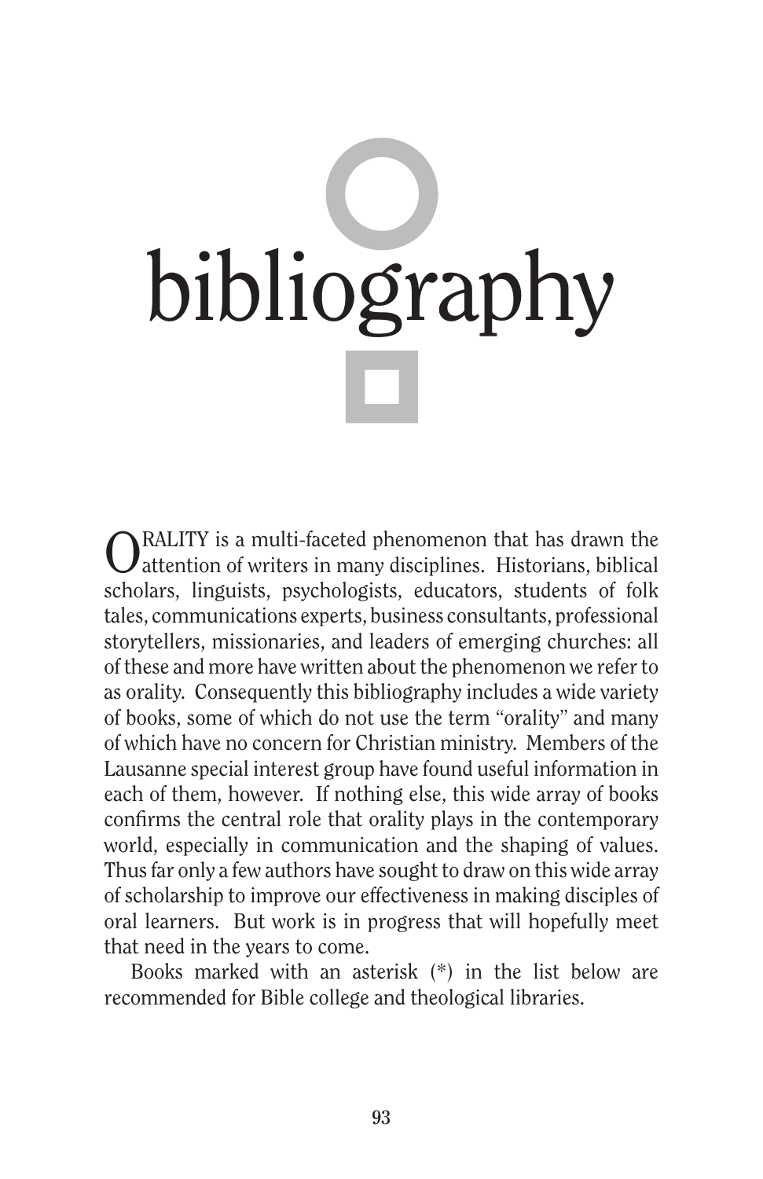# bibliography

ORALITY is a multi-faceted phenomenon that has drawn the attention of writers in many disciplines. Historians, biblical scholars, linguists, psychologists, educators, students of folk tales, communications experts, business consultants, professional storytellers, missionaries, and leaders of emerging churches: all of these and more have written about the phenomenon we refer to as orality. Consequently this bibliography includes a wide variety of books, some of which do not use the term "orality" and many of which have no concern for Christian ministry. Members of the Lausanne special interest group have found useful information in each of them, however. If nothing else, this wide array of books confirms the central role that orality plays in the contemporary world, especially in communication and the shaping of values. Thus far only a few authors have sought to draw on this wide array of scholarship to improve our effectiveness in making disciples of oral learners. But work is in progress that will hopefully meet that need in the years to come.

Books marked with an asterisk (*) in the list below are recommended for Bible college and theological libraries.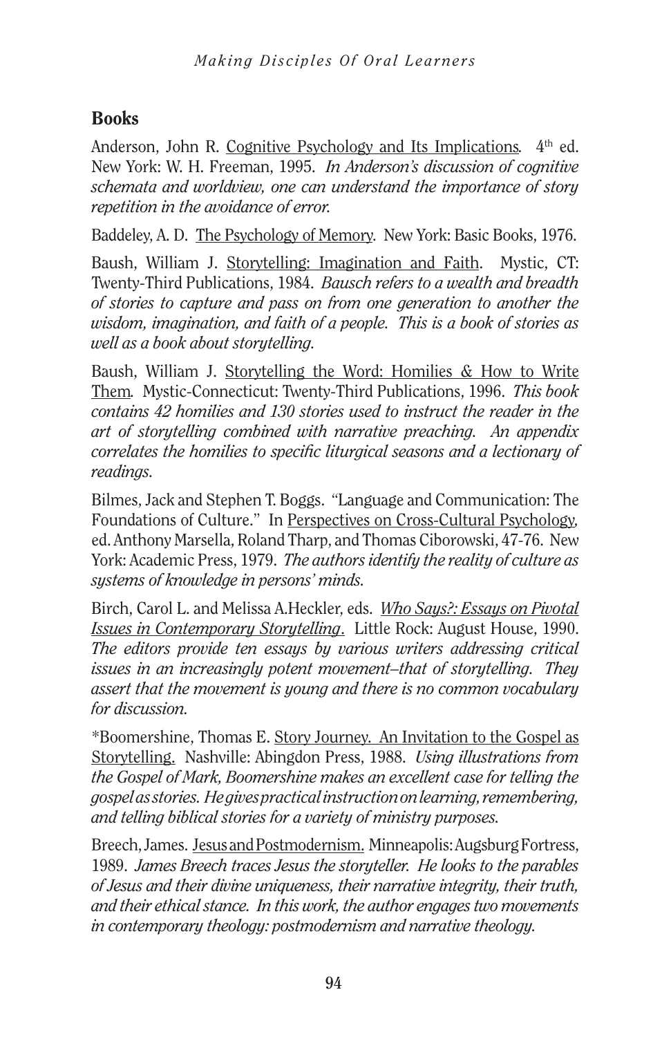## Books

Anderson, John R. Cognitive Psychology and Its Implications. 4th ed. New York: W. H. Freeman, 1995. *In Anderson's discussion of cognitive schemata and worldview, one can understand the importance of story repetition in the avoidance of error.*

Baddeley, A. D. The Psychology of Memory. New York: Basic Books, 1976.

Baush, William J. Storytelling: Imagination and Faith. Mystic, CT: Twenty-Third Publications, 1984. *Bausch refers to a wealth and breadth of stories to capture and pass on from one generation to another the wisdom, imagination, and faith of a people. This is a book of stories as well as a book about storytelling.*

Baush, William J. Storytelling the Word: Homilies & How to Write Them. Mystic-Connecticut: Twenty-Third Publications, 1996. *This book contains 42 homilies and 130 stories used to instruct the reader in the art of storytelling combined with narrative preaching. An appendix correlates the homilies to specific liturgical seasons and a lectionary of readings.*

Bilmes, Jack and Stephen T. Boggs. "Language and Communication: The Foundations of Culture." In Perspectives on Cross-Cultural Psychology, ed. Anthony Marsella, Roland Tharp, and Thomas Ciborowski, 47-76. New York: Academic Press, 1979. *The authors identify the reality of culture as systems of knowledge in persons' minds.*

Birch, Carol L. and Melissa A.Heckler, eds. *Who Says?: Essays on Pivotal Issues in Contemporary Storytelling*. Little Rock: August House, 1990. *The editors provide ten essays by various writers addressing critical issues in an increasingly potent movement–that of storytelling. They assert that the movement is young and there is no common vocabulary for discussion.*

*Boomershine, Thomas E. Story Journey. An Invitation to the Gospel as Storytelling. Nashville: Abingdon Press, 1988. *Using illustrations from the Gospel of Mark, Boomershine makes an excellent case for telling the gospel as stories. He gives practical instruction on learning, remembering, and telling biblical stories for a variety of ministry purposes.*

Breech, James. Jesus and Postmodernism. Minneapolis: Augsburg Fortress, 1989. *James Breech traces Jesus the storyteller. He looks to the parables of Jesus and their divine uniqueness, their narrative integrity, their truth, and their ethical stance. In this work, the author engages two movements in contemporary theology: postmodernism and narrative theology.*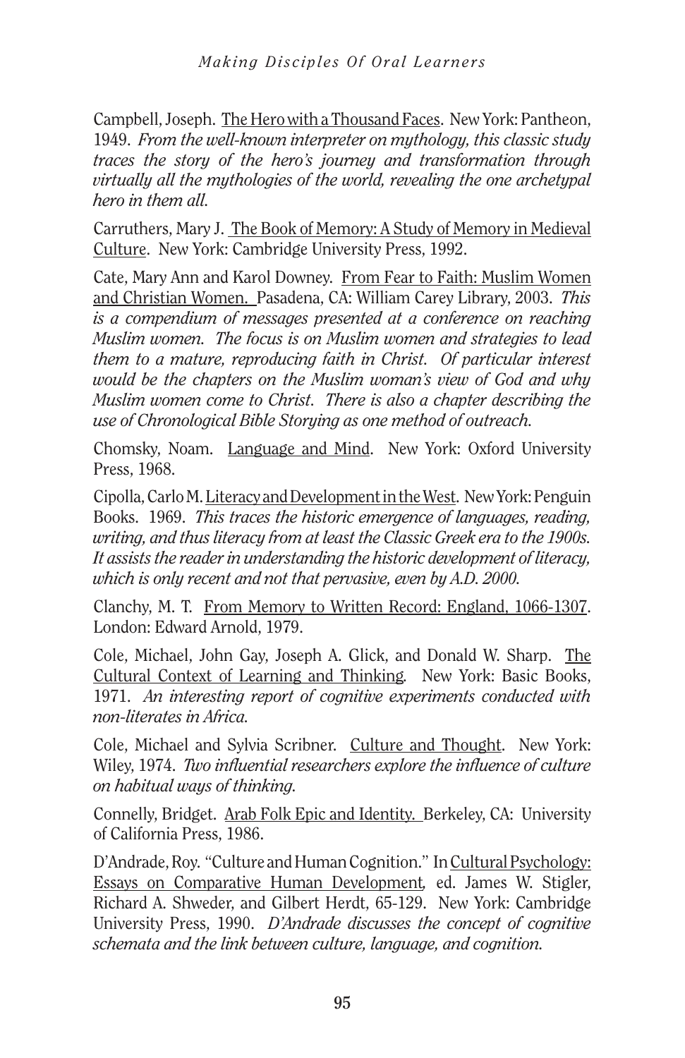Campbell, Joseph. The Hero with a Thousand Faces. New York: Pantheon, 1949. *From the well-known interpreter on mythology, this classic study traces the story of the hero's journey and transformation through virtually all the mythologies of the world, revealing the one archetypal hero in them all.*

Carruthers, Mary J. The Book of Memory: A Study of Memory in Medieval Culture. New York: Cambridge University Press, 1992.

Cate, Mary Ann and Karol Downey. From Fear to Faith: Muslim Women and Christian Women. Pasadena, CA: William Carey Library, 2003. *This is a compendium of messages presented at a conference on reaching Muslim women. The focus is on Muslim women and strategies to lead them to a mature, reproducing faith in Christ. Of particular interest would be the chapters on the Muslim woman's view of God and why Muslim women come to Christ. There is also a chapter describing the use of Chronological Bible Storying as one method of outreach.*

Chomsky, Noam. Language and Mind. New York: Oxford University Press, 1968.

Cipolla, Carlo M. Literacy and Development in the West. New York: Penguin Books. 1969. *This traces the historic emergence of languages, reading, writing, and thus literacy from at least the Classic Greek era to the 1900s. It assists the reader in understanding the historic development of literacy, which is only recent and not that pervasive, even by A.D. 2000.*

Clanchy, M. T. From Memory to Written Record: England, 1066-1307. London: Edward Arnold, 1979.

Cole, Michael, John Gay, Joseph A. Glick, and Donald W. Sharp. The Cultural Context of Learning and Thinking. New York: Basic Books, 1971. *An interesting report of cognitive experiments conducted with non-literates in Africa.*

Cole, Michael and Sylvia Scribner. Culture and Thought. New York: Wiley, 1974. *Two influential researchers explore the influence of culture on habitual ways of thinking.*

Connelly, Bridget. Arab Folk Epic and Identity. Berkeley, CA: University of California Press, 1986.

D'Andrade, Roy. "Culture and Human Cognition." In Cultural Psychology: Essays on Comparative Human Development, ed. James W. Stigler, Richard A. Shweder, and Gilbert Herdt, 65-129. New York: Cambridge University Press, 1990. *D'Andrade discusses the concept of cognitive schemata and the link between culture, language, and cognition.*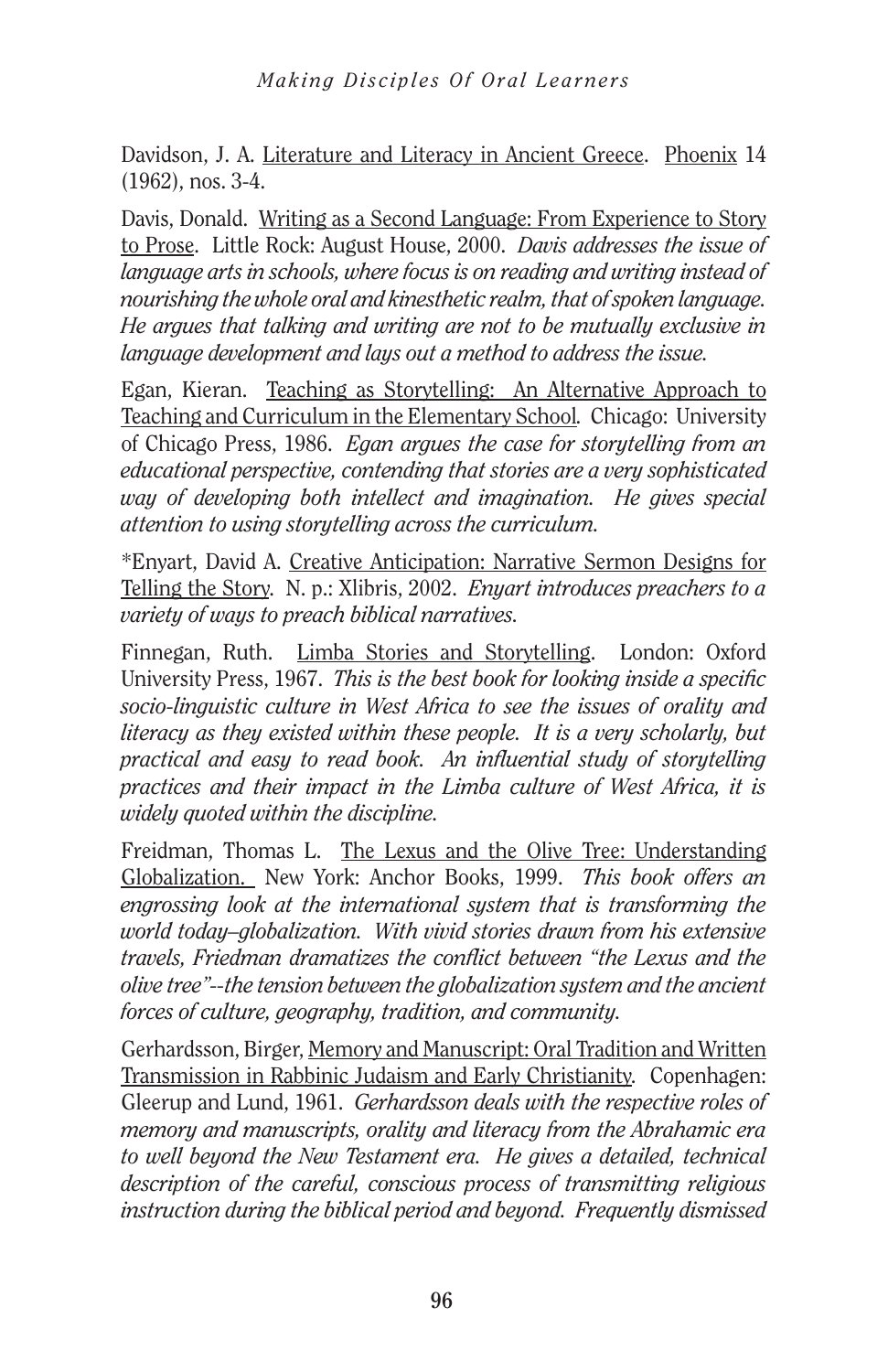Davidson, J. A. Literature and Literacy in Ancient Greece. Phoenix 14 (1962), nos. 3-4.

Davis, Donald. Writing as a Second Language: From Experience to Story to Prose. Little Rock: August House, 2000. *Davis addresses the issue of language arts in schools, where focus is on reading and writing instead of nourishing the whole oral and kinesthetic realm, that of spoken language. He argues that talking and writing are not to be mutually exclusive in language development and lays out a method to address the issue.*

Egan, Kieran. Teaching as Storytelling: An Alternative Approach to Teaching and Curriculum in the Elementary School. Chicago: University of Chicago Press, 1986. *Egan argues the case for storytelling from an educational perspective, contending that stories are a very sophisticated way of developing both intellect and imagination. He gives special attention to using storytelling across the curriculum.*

*Enyart, David A. Creative Anticipation: Narrative Sermon Designs for Telling the Story. N. p.: Xlibris, 2002. *Enyart introduces preachers to a variety of ways to preach biblical narratives.*

Finnegan, Ruth. Limba Stories and Storytelling. London: Oxford University Press, 1967. *This is the best book for looking inside a specific socio-linguistic culture in West Africa to see the issues of orality and literacy as they existed within these people. It is a very scholarly, but practical and easy to read book. An influential study of storytelling practices and their impact in the Limba culture of West Africa, it is widely quoted within the discipline.*

Freidman, Thomas L. The Lexus and the Olive Tree: Understanding Globalization. New York: Anchor Books, 1999. *This book offers an engrossing look at the international system that is transforming the world today–globalization. With vivid stories drawn from his extensive travels, Friedman dramatizes the conflict between "the Lexus and the olive tree"--the tension between the globalization system and the ancient forces of culture, geography, tradition, and community.*

Gerhardsson, Birger, Memory and Manuscript: Oral Tradition and Written Transmission in Rabbinic Judaism and Early Christianity. Copenhagen: Gleerup and Lund, 1961. *Gerhardsson deals with the respective roles of memory and manuscripts, orality and literacy from the Abrahamic era to well beyond the New Testament era. He gives a detailed, technical description of the careful, conscious process of transmitting religious instruction during the biblical period and beyond. Frequently dismissed*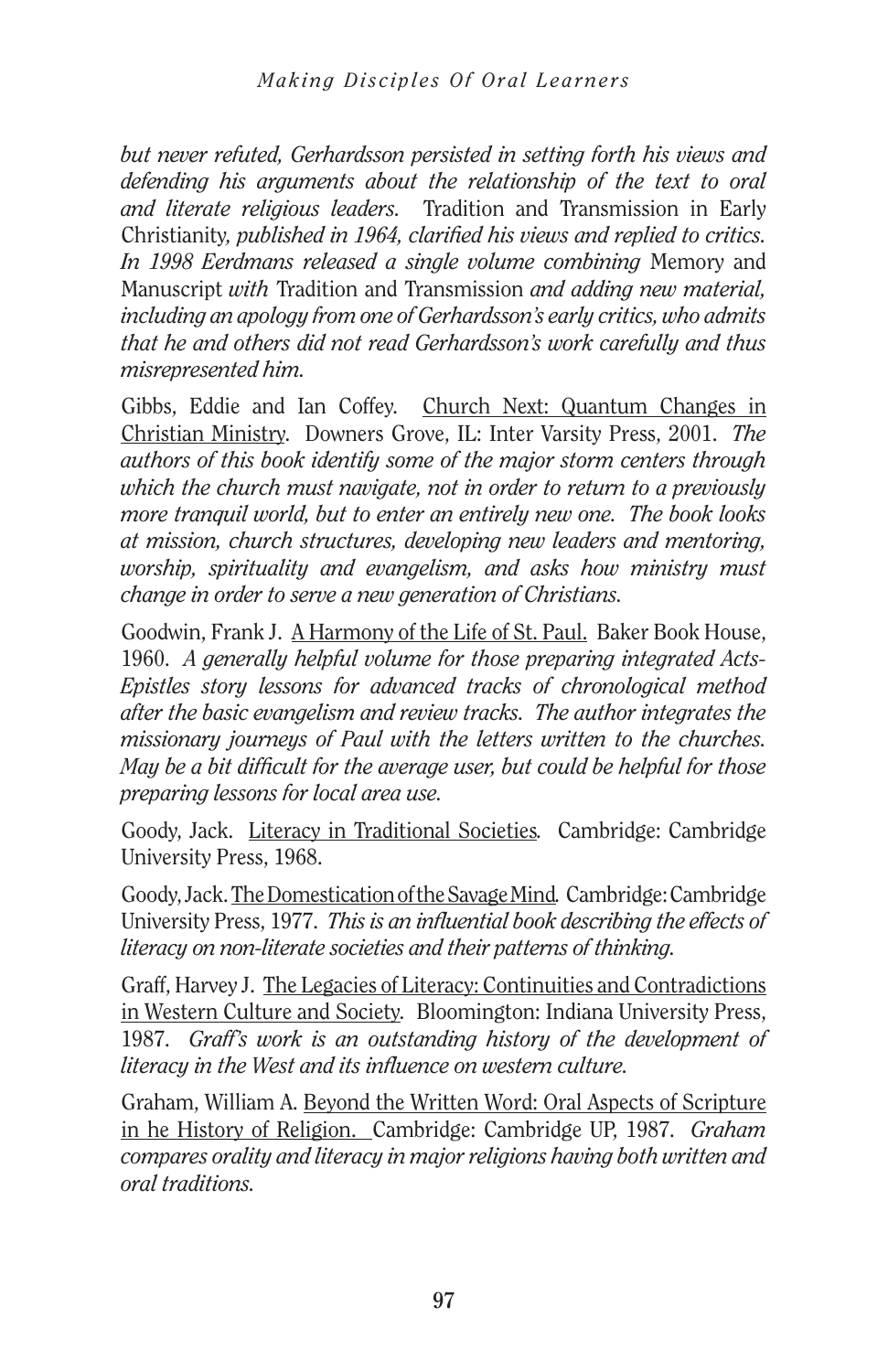*but never refuted, Gerhardsson persisted in setting forth his views and defending his arguments about the relationship of the text to oral and literate religious leaders.* Tradition and Transmission in Early Christianity*, published in 1964, clarified his views and replied to critics. In 1998 Eerdmans released a single volume combining* Memory and Manuscript *with* Tradition and Transmission *and adding new material, including an apology from one of Gerhardsson's early critics, who admits that he and others did not read Gerhardsson's work carefully and thus misrepresented him.*

Gibbs, Eddie and Ian Coffey. <u>Church Next: Quantum Changes in Christian Ministry</u>. Downers Grove, IL: Inter Varsity Press, 2001. *The authors of this book identify some of the major storm centers through which the church must navigate, not in order to return to a previously more tranquil world, but to enter an entirely new one. The book looks at mission, church structures, developing new leaders and mentoring, worship, spirituality and evangelism, and asks how ministry must change in order to serve a new generation of Christians.*

Goodwin, Frank J. <u>A Harmony of the Life of St. Paul.</u> Baker Book House, 1960. *A generally helpful volume for those preparing integrated Acts-Epistles story lessons for advanced tracks of chronological method after the basic evangelism and review tracks. The author integrates the missionary journeys of Paul with the letters written to the churches. May be a bit difficult for the average user, but could be helpful for those preparing lessons for local area use.*

Goody, Jack. <u>Literacy in Traditional Societies</u>. Cambridge: Cambridge University Press, 1968.

Goody, Jack. <u>The Domestication of the Savage Mind</u>. Cambridge: Cambridge University Press, 1977. *This is an influential book describing the effects of literacy on non-literate societies and their patterns of thinking.*

Graff, Harvey J. <u>The Legacies of Literacy: Continuities and Contradictions in Western Culture and Society</u>. Bloomington: Indiana University Press, 1987. *Graff's work is an outstanding history of the development of literacy in the West and its influence on western culture.*

Graham, William A. <u>Beyond the Written Word: Oral Aspects of Scripture in he History of Religion.</u> Cambridge: Cambridge UP, 1987. *Graham compares orality and literacy in major religions having both written and oral traditions.*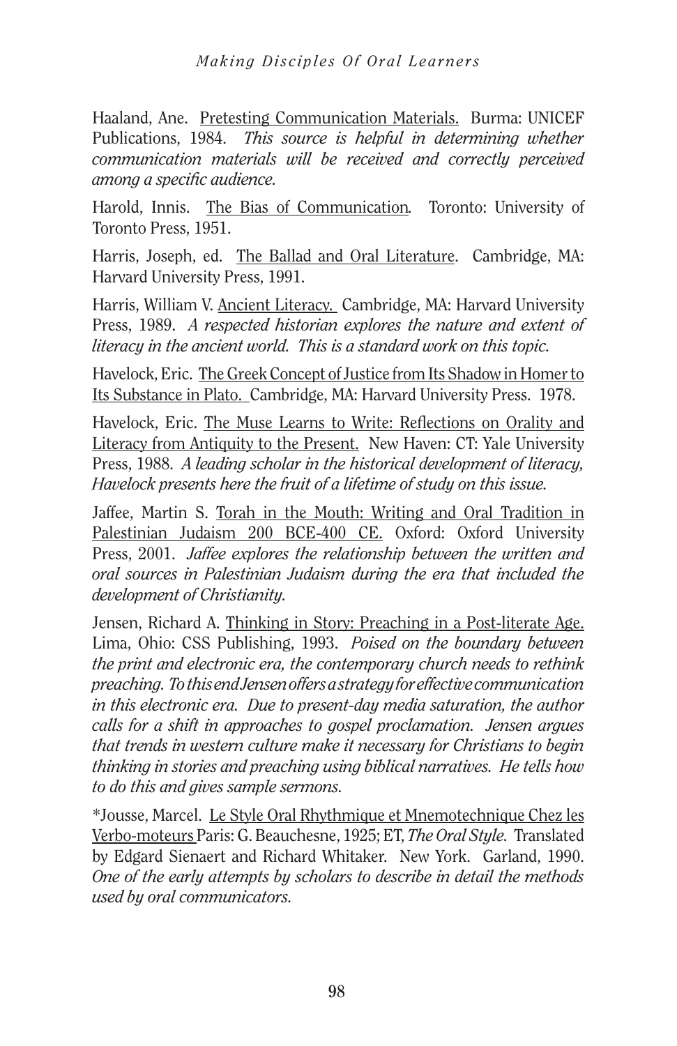Haaland, Ane. Pretesting Communication Materials. Burma: UNICEF Publications, 1984. *This source is helpful in determining whether communication materials will be received and correctly perceived among a specific audience.*

Harold, Innis. The Bias of Communication. Toronto: University of Toronto Press, 1951.

Harris, Joseph, ed. The Ballad and Oral Literature. Cambridge, MA: Harvard University Press, 1991.

Harris, William V. Ancient Literacy. Cambridge, MA: Harvard University Press, 1989. *A respected historian explores the nature and extent of literacy in the ancient world. This is a standard work on this topic.*

Havelock, Eric. The Greek Concept of Justice from Its Shadow in Homer to Its Substance in Plato. Cambridge, MA: Harvard University Press. 1978.

Havelock, Eric. The Muse Learns to Write: Reflections on Orality and Literacy from Antiquity to the Present. New Haven: CT: Yale University Press, 1988. *A leading scholar in the historical development of literacy, Havelock presents here the fruit of a lifetime of study on this issue.*

Jaffee, Martin S. Torah in the Mouth: Writing and Oral Tradition in Palestinian Judaism 200 BCE-400 CE. Oxford: Oxford University Press, 2001. *Jaffee explores the relationship between the written and oral sources in Palestinian Judaism during the era that included the development of Christianity.*

Jensen, Richard A. Thinking in Story: Preaching in a Post-literate Age. Lima, Ohio: CSS Publishing, 1993. *Poised on the boundary between the print and electronic era, the contemporary church needs to rethink preaching. To this end Jensen offers a strategy for effective communication in this electronic era. Due to present-day media saturation, the author calls for a shift in approaches to gospel proclamation. Jensen argues that trends in western culture make it necessary for Christians to begin thinking in stories and preaching using biblical narratives. He tells how to do this and gives sample sermons.*

*Jousse, Marcel. Le Style Oral Rhythmique et Mnemotechnique Chez les Verbo-moteurs Paris: G. Beauchesne, 1925; ET, *The Oral Style*. Translated by Edgard Sienaert and Richard Whitaker. New York. Garland, 1990. *One of the early attempts by scholars to describe in detail the methods used by oral communicators.*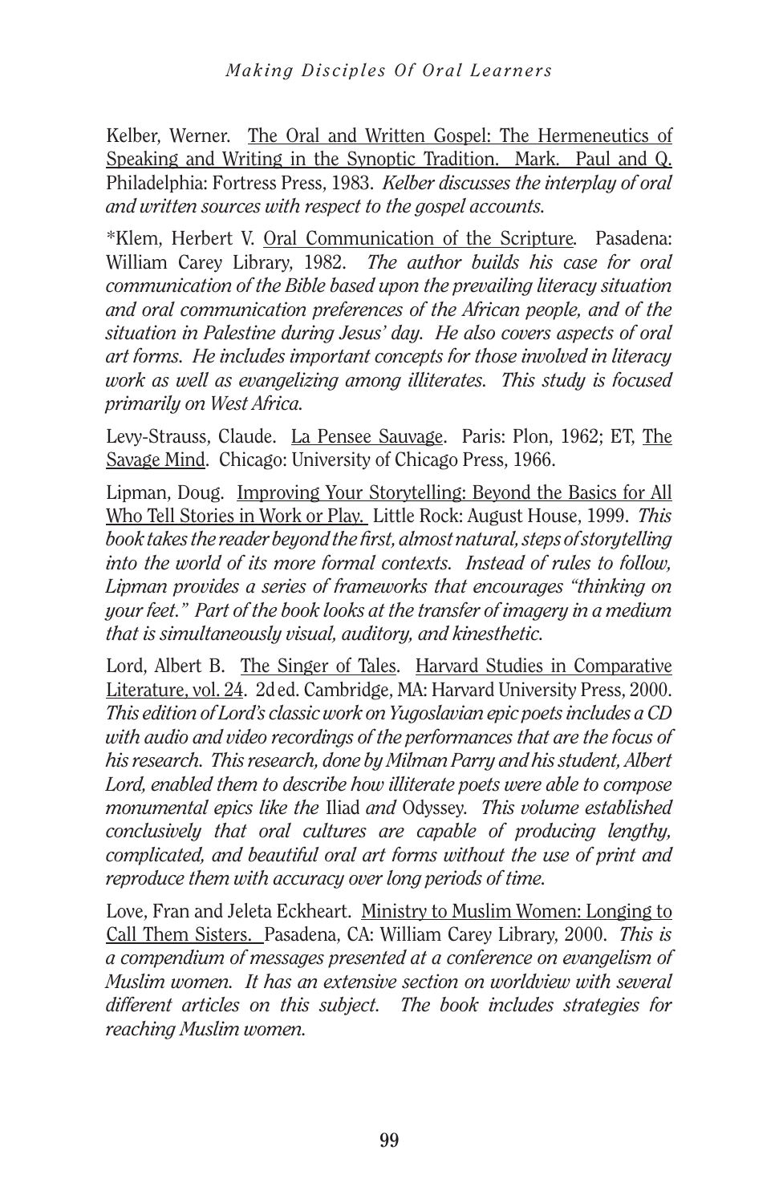Kelber, Werner. The Oral and Written Gospel: The Hermeneutics of Speaking and Writing in the Synoptic Tradition. Mark. Paul and Q. Philadelphia: Fortress Press, 1983. *Kelber discusses the interplay of oral and written sources with respect to the gospel accounts.*

*Klem, Herbert V. Oral Communication of the Scripture. Pasadena: William Carey Library, 1982. *The author builds his case for oral communication of the Bible based upon the prevailing literacy situation and oral communication preferences of the African people, and of the situation in Palestine during Jesus' day. He also covers aspects of oral art forms. He includes important concepts for those involved in literacy work as well as evangelizing among illiterates. This study is focused primarily on West Africa.*

Levy-Strauss, Claude. La Pensee Sauvage. Paris: Plon, 1962; ET, The Savage Mind. Chicago: University of Chicago Press, 1966.

Lipman, Doug. Improving Your Storytelling: Beyond the Basics for All Who Tell Stories in Work or Play. Little Rock: August House, 1999. *This book takes the reader beyond the first, almost natural, steps of storytelling into the world of its more formal contexts. Instead of rules to follow, Lipman provides a series of frameworks that encourages "thinking on your feet." Part of the book looks at the transfer of imagery in a medium that is simultaneously visual, auditory, and kinesthetic.*

Lord, Albert B. The Singer of Tales. Harvard Studies in Comparative Literature, vol. 24. 2d ed. Cambridge, MA: Harvard University Press, 2000. *This edition of Lord's classic work on Yugoslavian epic poets includes a CD with audio and video recordings of the performances that are the focus of his research. This research, done by Milman Parry and his student, Albert Lord, enabled them to describe how illiterate poets were able to compose monumental epics like the* Iliad *and* Odyssey. *This volume established conclusively that oral cultures are capable of producing lengthy, complicated, and beautiful oral art forms without the use of print and reproduce them with accuracy over long periods of time.*

Love, Fran and Jeleta Eckheart. Ministry to Muslim Women: Longing to Call Them Sisters. Pasadena, CA: William Carey Library, 2000. *This is a compendium of messages presented at a conference on evangelism of Muslim women. It has an extensive section on worldview with several different articles on this subject. The book includes strategies for reaching Muslim women.*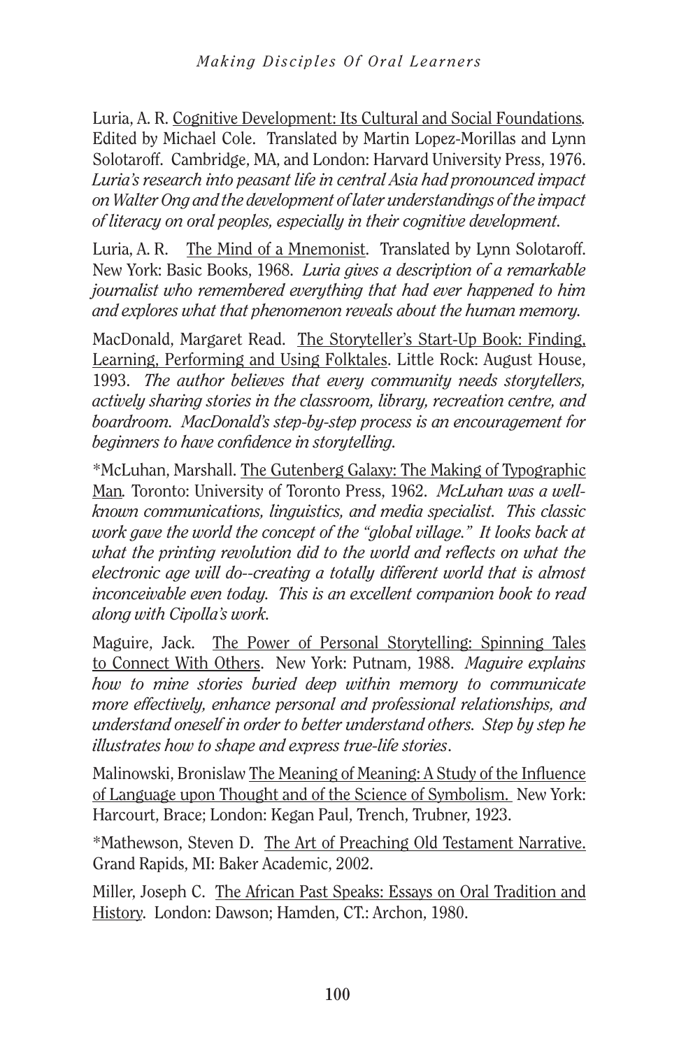Luria, A. R. Cognitive Development: Its Cultural and Social Foundations. Edited by Michael Cole. Translated by Martin Lopez-Morillas and Lynn Solotaroff. Cambridge, MA, and London: Harvard University Press, 1976. *Luria's research into peasant life in central Asia had pronounced impact on Walter Ong and the development of later understandings of the impact of literacy on oral peoples, especially in their cognitive development.*

Luria, A. R. The Mind of a Mnemonist. Translated by Lynn Solotaroff. New York: Basic Books, 1968. *Luria gives a description of a remarkable journalist who remembered everything that had ever happened to him and explores what that phenomenon reveals about the human memory.*

MacDonald, Margaret Read. The Storyteller's Start-Up Book: Finding, Learning, Performing and Using Folktales. Little Rock: August House, 1993. *The author believes that every community needs storytellers, actively sharing stories in the classroom, library, recreation centre, and boardroom. MacDonald's step-by-step process is an encouragement for beginners to have confidence in storytelling.*

*McLuhan, Marshall. The Gutenberg Galaxy: The Making of Typographic Man. Toronto: University of Toronto Press, 1962. *McLuhan was a well-known communications, linguistics, and media specialist. This classic work gave the world the concept of the "global village." It looks back at what the printing revolution did to the world and reflects on what the electronic age will do--creating a totally different world that is almost inconceivable even today. This is an excellent companion book to read along with Cipolla's work.*

Maguire, Jack. The Power of Personal Storytelling: Spinning Tales to Connect With Others. New York: Putnam, 1988. *Maguire explains how to mine stories buried deep within memory to communicate more effectively, enhance personal and professional relationships, and understand oneself in order to better understand others. Step by step he illustrates how to shape and express true-life stories.*

Malinowski, Bronislaw The Meaning of Meaning: A Study of the Influence of Language upon Thought and of the Science of Symbolism. New York: Harcourt, Brace; London: Kegan Paul, Trench, Trubner, 1923.

*Mathewson, Steven D. The Art of Preaching Old Testament Narrative. Grand Rapids, MI: Baker Academic, 2002.

Miller, Joseph C. The African Past Speaks: Essays on Oral Tradition and History. London: Dawson; Hamden, CT.: Archon, 1980.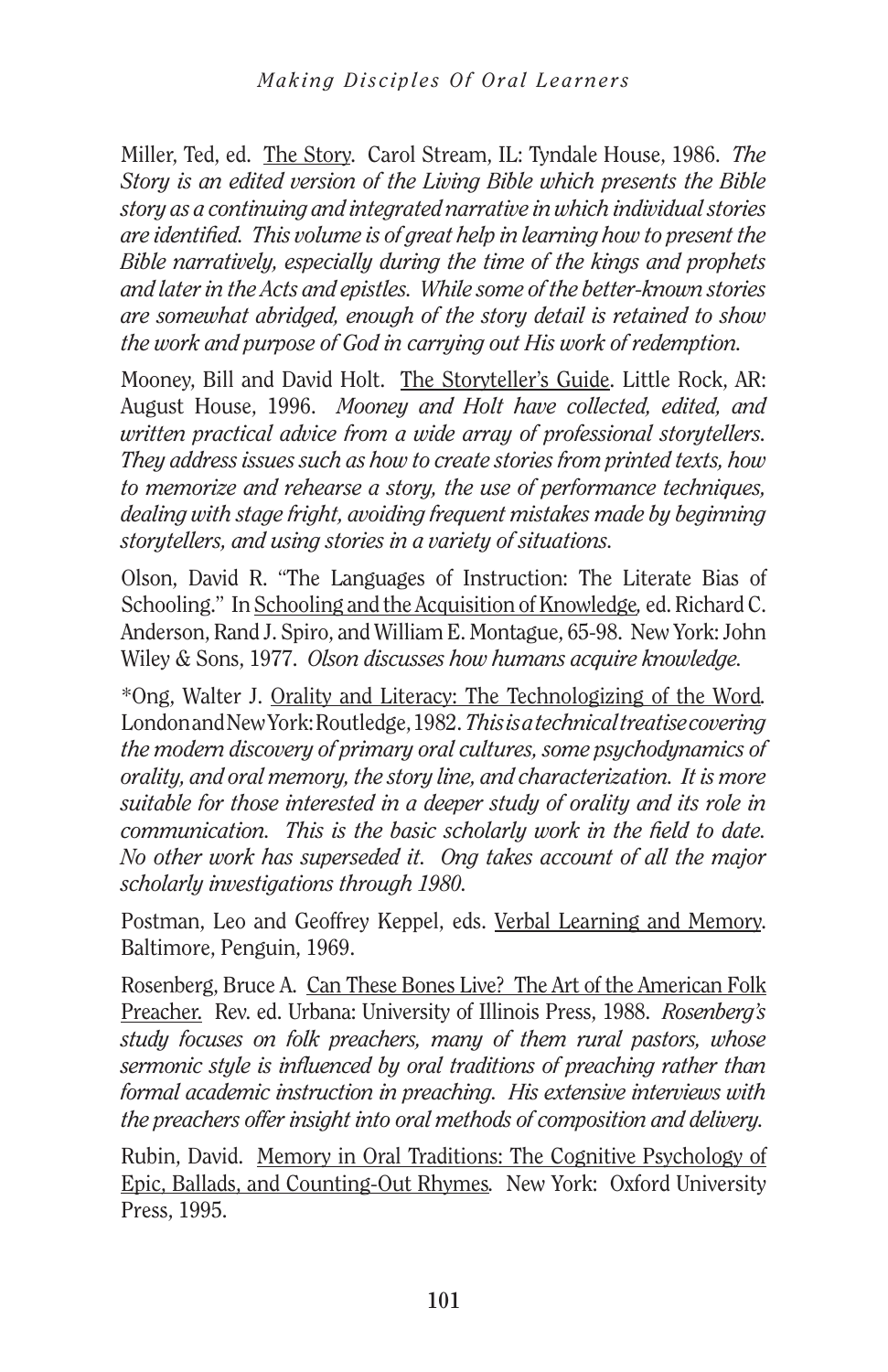Miller, Ted, ed. The Story. Carol Stream, IL: Tyndale House, 1986. *The Story is an edited version of the Living Bible which presents the Bible story as a continuing and integrated narrative in which individual stories are identified. This volume is of great help in learning how to present the Bible narratively, especially during the time of the kings and prophets and later in the Acts and epistles. While some of the better-known stories are somewhat abridged, enough of the story detail is retained to show the work and purpose of God in carrying out His work of redemption.*

Mooney, Bill and David Holt. The Storyteller's Guide. Little Rock, AR: August House, 1996. *Mooney and Holt have collected, edited, and written practical advice from a wide array of professional storytellers. They address issues such as how to create stories from printed texts, how to memorize and rehearse a story, the use of performance techniques, dealing with stage fright, avoiding frequent mistakes made by beginning storytellers, and using stories in a variety of situations.*

Olson, David R. "The Languages of Instruction: The Literate Bias of Schooling." In Schooling and the Acquisition of Knowledge, ed. Richard C. Anderson, Rand J. Spiro, and William E. Montague, 65-98. New York: John Wiley & Sons, 1977. *Olson discusses how humans acquire knowledge.*

*Ong, Walter J. Orality and Literacy: The Technologizing of the Word. London and New York: Routledge, 1982. *This is a technical treatise covering the modern discovery of primary oral cultures, some psychodynamics of orality, and oral memory, the story line, and characterization. It is more suitable for those interested in a deeper study of orality and its role in communication. This is the basic scholarly work in the field to date. No other work has superseded it. Ong takes account of all the major scholarly investigations through 1980.*

Postman, Leo and Geoffrey Keppel, eds. Verbal Learning and Memory. Baltimore, Penguin, 1969.

Rosenberg, Bruce A. Can These Bones Live? The Art of the American Folk Preacher. Rev. ed. Urbana: University of Illinois Press, 1988. *Rosenberg's study focuses on folk preachers, many of them rural pastors, whose sermonic style is influenced by oral traditions of preaching rather than formal academic instruction in preaching. His extensive interviews with the preachers offer insight into oral methods of composition and delivery.*

Rubin, David. Memory in Oral Traditions: The Cognitive Psychology of Epic, Ballads, and Counting-Out Rhymes. New York: Oxford University Press, 1995.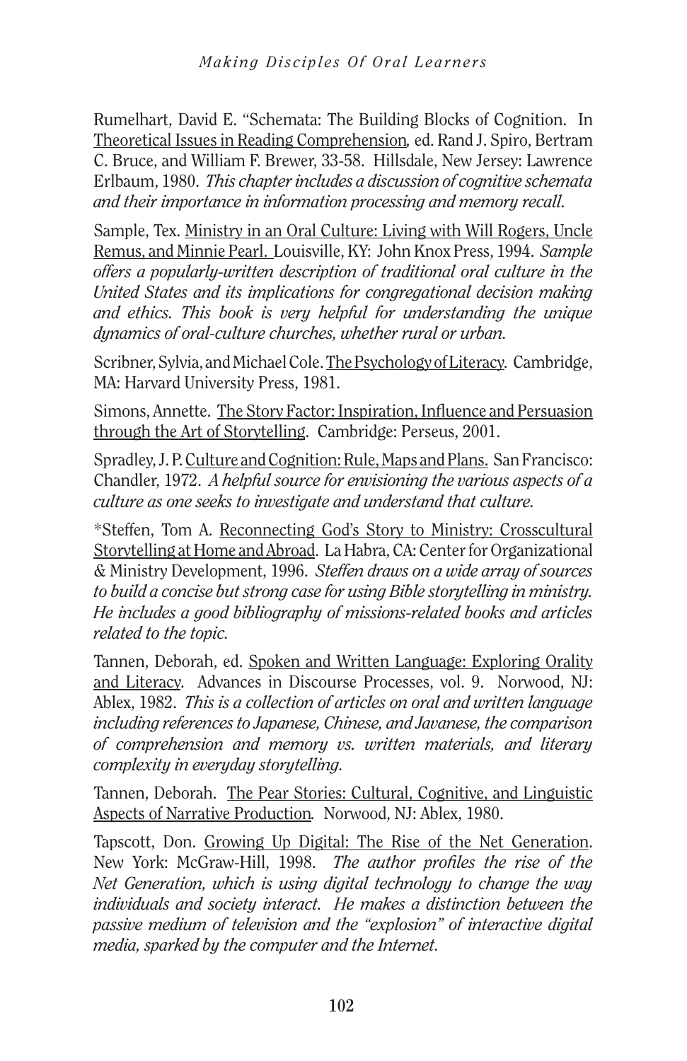Rumelhart, David E. "Schemata: The Building Blocks of Cognition. In <u>Theoretical Issues in Reading Comprehension</u>, ed. Rand J. Spiro, Bertram C. Bruce, and William F. Brewer, 33-58. Hillsdale, New Jersey: Lawrence Erlbaum, 1980. *This chapter includes a discussion of cognitive schemata and their importance in information processing and memory recall.*

Sample, Tex. <u>Ministry in an Oral Culture: Living with Will Rogers, Uncle Remus, and Minnie Pearl.</u> Louisville, KY: John Knox Press, 1994. *Sample offers a popularly-written description of traditional oral culture in the United States and its implications for congregational decision making and ethics. This book is very helpful for understanding the unique dynamics of oral-culture churches, whether rural or urban.*

Scribner, Sylvia, and Michael Cole. <u>The Psychology of Literacy</u>. Cambridge, MA: Harvard University Press, 1981.

Simons, Annette. <u>The Story Factor: Inspiration, Influence and Persuasion through the Art of Storytelling</u>. Cambridge: Perseus, 2001.

Spradley, J. P. <u>Culture and Cognition: Rule, Maps and Plans.</u> San Francisco: Chandler, 1972. *A helpful source for envisioning the various aspects of a culture as one seeks to investigate and understand that culture.*

*Steffen, Tom A. <u>Reconnecting God's Story to Ministry: Crosscultural Storytelling at Home and Abroad</u>. La Habra, CA: Center for Organizational & Ministry Development, 1996. *Steffen draws on a wide array of sources to build a concise but strong case for using Bible storytelling in ministry. He includes a good bibliography of missions-related books and articles related to the topic.*

Tannen, Deborah, ed. <u>Spoken and Written Language: Exploring Orality and Literacy</u>. Advances in Discourse Processes, vol. 9. Norwood, NJ: Ablex, 1982. *This is a collection of articles on oral and written language including references to Japanese, Chinese, and Javanese, the comparison of comprehension and memory vs. written materials, and literary complexity in everyday storytelling.*

Tannen, Deborah. <u>The Pear Stories: Cultural, Cognitive, and Linguistic Aspects of Narrative Production</u>. Norwood, NJ: Ablex, 1980.

Tapscott, Don. <u>Growing Up Digital: The Rise of the Net Generation</u>. New York: McGraw-Hill, 1998. *The author profiles the rise of the Net Generation, which is using digital technology to change the way individuals and society interact. He makes a distinction between the passive medium of television and the "explosion" of interactive digital media, sparked by the computer and the Internet.*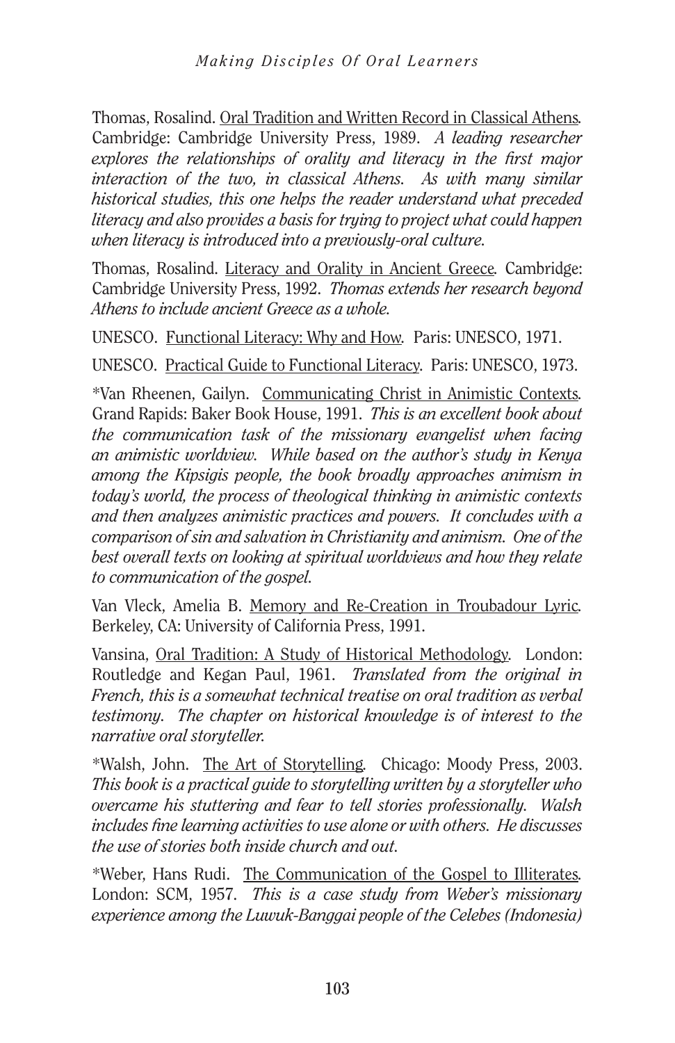Thomas, Rosalind. Oral Tradition and Written Record in Classical Athens. Cambridge: Cambridge University Press, 1989. *A leading researcher explores the relationships of orality and literacy in the first major interaction of the two, in classical Athens. As with many similar historical studies, this one helps the reader understand what preceded literacy and also provides a basis for trying to project what could happen when literacy is introduced into a previously-oral culture.*

Thomas, Rosalind. Literacy and Orality in Ancient Greece. Cambridge: Cambridge University Press, 1992. *Thomas extends her research beyond Athens to include ancient Greece as a whole.*

UNESCO. Functional Literacy: Why and How. Paris: UNESCO, 1971.

UNESCO. Practical Guide to Functional Literacy. Paris: UNESCO, 1973.

*Van Rheenen, Gailyn. Communicating Christ in Animistic Contexts. Grand Rapids: Baker Book House, 1991. *This is an excellent book about the communication task of the missionary evangelist when facing an animistic worldview. While based on the author's study in Kenya among the Kipsigis people, the book broadly approaches animism in today's world, the process of theological thinking in animistic contexts and then analyzes animistic practices and powers. It concludes with a comparison of sin and salvation in Christianity and animism. One of the best overall texts on looking at spiritual worldviews and how they relate to communication of the gospel.*

Van Vleck, Amelia B. Memory and Re-Creation in Troubadour Lyric. Berkeley, CA: University of California Press, 1991.

Vansina, Oral Tradition: A Study of Historical Methodology. London: Routledge and Kegan Paul, 1961. *Translated from the original in French, this is a somewhat technical treatise on oral tradition as verbal testimony. The chapter on historical knowledge is of interest to the narrative oral storyteller.*

*Walsh, John. The Art of Storytelling. Chicago: Moody Press, 2003. *This book is a practical guide to storytelling written by a storyteller who overcame his stuttering and fear to tell stories professionally. Walsh includes fine learning activities to use alone or with others. He discusses the use of stories both inside church and out.*

*Weber, Hans Rudi. The Communication of the Gospel to Illiterates. London: SCM, 1957. *This is a case study from Weber's missionary experience among the Luwuk-Banggai people of the Celebes (Indonesia)*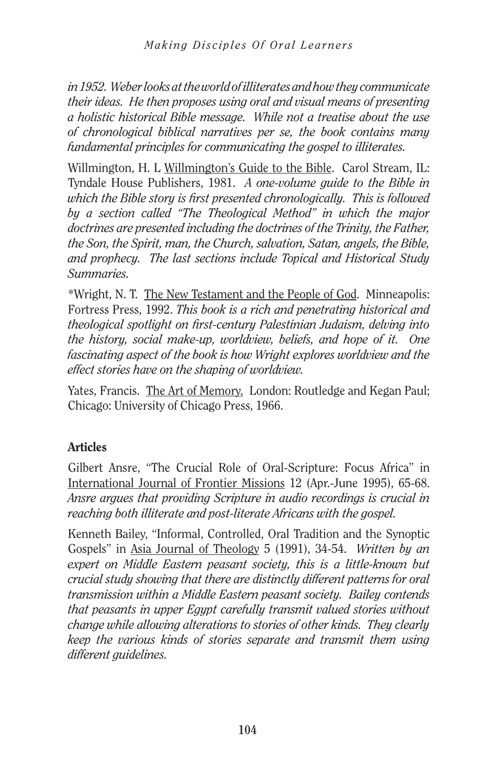*in 1952. Weber looks at the world of illiterates and how they communicate their ideas. He then proposes using oral and visual means of presenting a holistic historical Bible message. While not a treatise about the use of chronological biblical narratives per se, the book contains many fundamental principles for communicating the gospel to illiterates.*

Willmington, H. L Willmington's Guide to the Bible. Carol Stream, IL: Tyndale House Publishers, 1981. *A one-volume guide to the Bible in which the Bible story is first presented chronologically. This is followed by a section called "The Theological Method" in which the major doctrines are presented including the doctrines of the Trinity, the Father, the Son, the Spirit, man, the Church, salvation, Satan, angels, the Bible, and prophecy. The last sections include Topical and Historical Study Summaries.*

*Wright, N. T. The New Testament and the People of God. Minneapolis: Fortress Press, 1992. *This book is a rich and penetrating historical and theological spotlight on first-century Palestinian Judaism, delving into the history, social make-up, worldview, beliefs, and hope of it. One fascinating aspect of the book is how Wright explores worldview and the effect stories have on the shaping of worldview.*

Yates, Francis. The Art of Memory. London: Routledge and Kegan Paul; Chicago: University of Chicago Press, 1966.

**Articles**

Gilbert Ansre, "The Crucial Role of Oral-Scripture: Focus Africa" in International Journal of Frontier Missions 12 (Apr.-June 1995), 65-68. *Ansre argues that providing Scripture in audio recordings is crucial in reaching both illiterate and post-literate Africans with the gospel.*

Kenneth Bailey, "Informal, Controlled, Oral Tradition and the Synoptic Gospels" in Asia Journal of Theology 5 (1991), 34-54. *Written by an expert on Middle Eastern peasant society, this is a little-known but crucial study showing that there are distinctly different patterns for oral transmission within a Middle Eastern peasant society. Bailey contends that peasants in upper Egypt carefully transmit valued stories without change while allowing alterations to stories of other kinds. They clearly keep the various kinds of stories separate and transmit them using different guidelines.*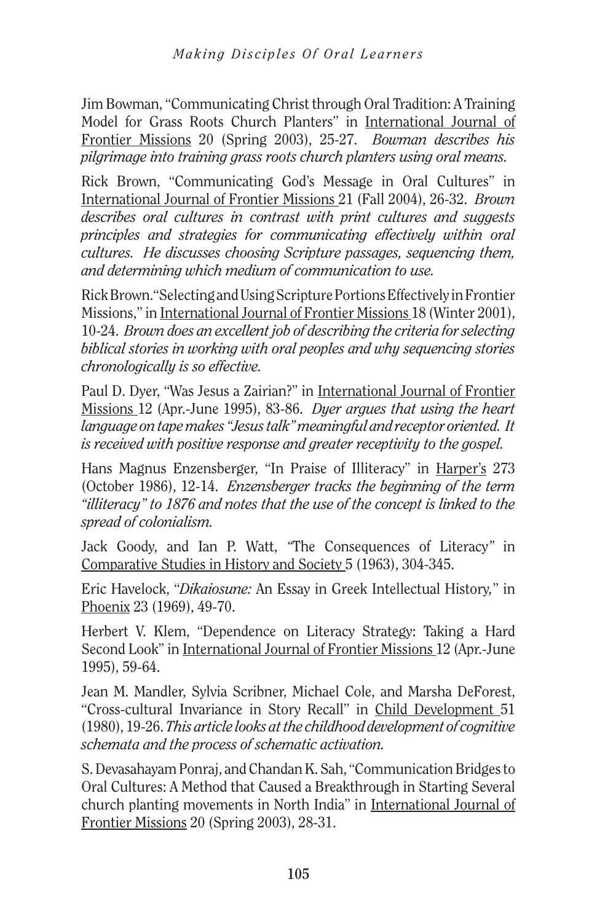Jim Bowman, "Communicating Christ through Oral Tradition: A Training Model for Grass Roots Church Planters" in International Journal of Frontier Missions 20 (Spring 2003), 25-27. *Bowman describes his pilgrimage into training grass roots church planters using oral means.*

Rick Brown, "Communicating God's Message in Oral Cultures" in International Journal of Frontier Missions 21 (Fall 2004), 26-32. *Brown describes oral cultures in contrast with print cultures and suggests principles and strategies for communicating effectively within oral cultures. He discusses choosing Scripture passages, sequencing them, and determining which medium of communication to use.*

Rick Brown. "Selecting and Using Scripture Portions Effectively in Frontier Missions," in International Journal of Frontier Missions 18 (Winter 2001), 10-24. *Brown does an excellent job of describing the criteria for selecting biblical stories in working with oral peoples and why sequencing stories chronologically is so effective.*

Paul D. Dyer, "Was Jesus a Zairian?" in International Journal of Frontier Missions 12 (Apr.-June 1995), 83-86. *Dyer argues that using the heart language on tape makes "Jesus talk" meaningful and receptor oriented. It is received with positive response and greater receptivity to the gospel.*

Hans Magnus Enzensberger, "In Praise of Illiteracy" in Harper's 273 (October 1986), 12-14. *Enzensberger tracks the beginning of the term "illiteracy" to 1876 and notes that the use of the concept is linked to the spread of colonialism.*

Jack Goody, and Ian P. Watt, "The Consequences of Literacy" in Comparative Studies in History and Society 5 (1963), 304-345.

Eric Havelock, "*Dikaiosune:* An Essay in Greek Intellectual History," in Phoenix 23 (1969), 49-70.

Herbert V. Klem, "Dependence on Literacy Strategy: Taking a Hard Second Look" in International Journal of Frontier Missions 12 (Apr.-June 1995), 59-64.

Jean M. Mandler, Sylvia Scribner, Michael Cole, and Marsha DeForest, "Cross-cultural Invariance in Story Recall" in Child Development 51 (1980), 19-26. *This article looks at the childhood development of cognitive schemata and the process of schematic activation.*

S. Devasahayam Ponraj, and Chandan K. Sah, "Communication Bridges to Oral Cultures: A Method that Caused a Breakthrough in Starting Several church planting movements in North India" in International Journal of Frontier Missions 20 (Spring 2003), 28-31.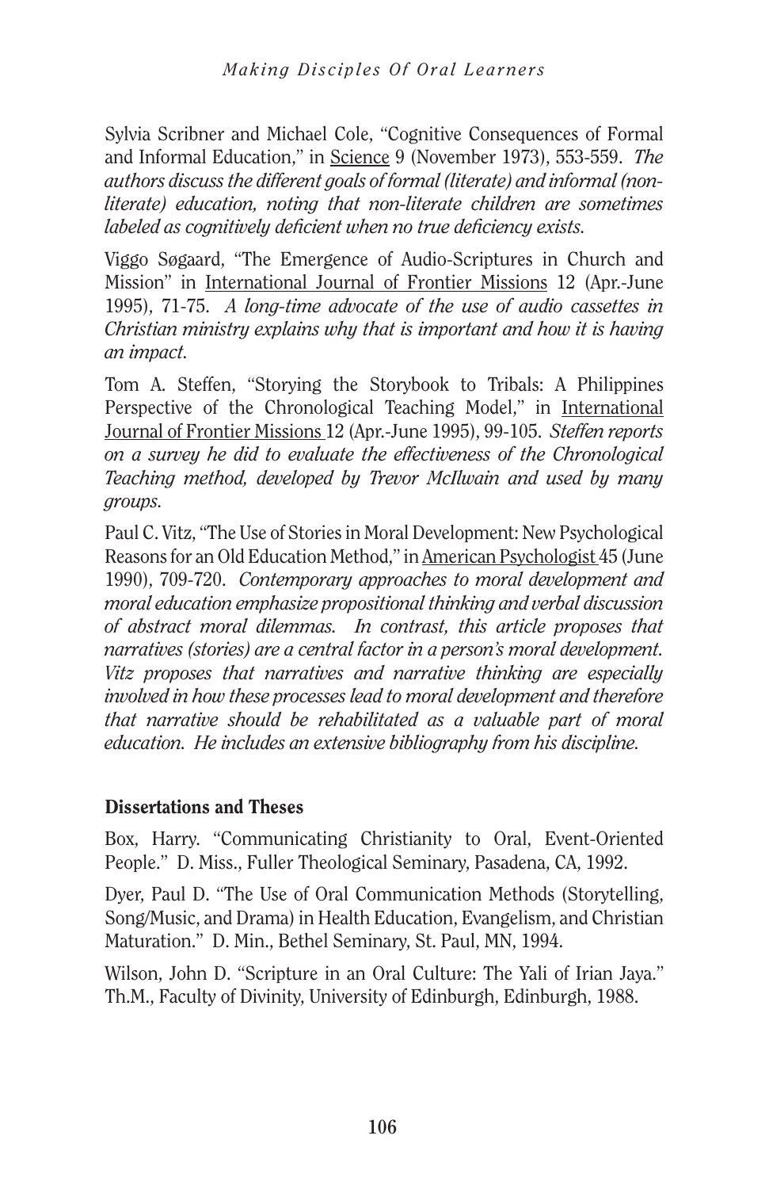Sylvia Scribner and Michael Cole, "Cognitive Consequences of Formal and Informal Education," in Science 9 (November 1973), 553-559. *The authors discuss the different goals of formal (literate) and informal (non-literate) education, noting that non-literate children are sometimes labeled as cognitively deficient when no true deficiency exists.*

Viggo Søgaard, "The Emergence of Audio-Scriptures in Church and Mission" in International Journal of Frontier Missions 12 (Apr.-June 1995), 71-75. *A long-time advocate of the use of audio cassettes in Christian ministry explains why that is important and how it is having an impact.*

Tom A. Steffen, "Storying the Storybook to Tribals: A Philippines Perspective of the Chronological Teaching Model," in International Journal of Frontier Missions 12 (Apr.-June 1995), 99-105. *Steffen reports on a survey he did to evaluate the effectiveness of the Chronological Teaching method, developed by Trevor McIlwain and used by many groups.*

Paul C. Vitz, "The Use of Stories in Moral Development: New Psychological Reasons for an Old Education Method," in American Psychologist 45 (June 1990), 709-720. *Contemporary approaches to moral development and moral education emphasize propositional thinking and verbal discussion of abstract moral dilemmas. In contrast, this article proposes that narratives (stories) are a central factor in a person's moral development. Vitz proposes that narratives and narrative thinking are especially involved in how these processes lead to moral development and therefore that narrative should be rehabilitated as a valuable part of moral education. He includes an extensive bibliography from his discipline.*

### Dissertations and Theses

Box, Harry. "Communicating Christianity to Oral, Event-Oriented People." D. Miss., Fuller Theological Seminary, Pasadena, CA, 1992.

Dyer, Paul D. "The Use of Oral Communication Methods (Storytelling, Song/Music, and Drama) in Health Education, Evangelism, and Christian Maturation." D. Min., Bethel Seminary, St. Paul, MN, 1994.

Wilson, John D. "Scripture in an Oral Culture: The Yali of Irian Jaya." Th.M., Faculty of Divinity, University of Edinburgh, Edinburgh, 1988.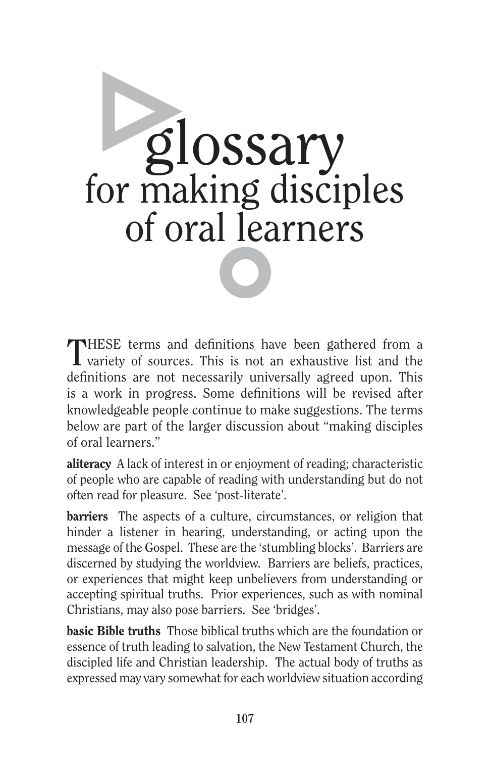# glossary
## for making disciples of oral learners

THESE terms and definitions have been gathered from a variety of sources. This is not an exhaustive list and the definitions are not necessarily universally agreed upon. This is a work in progress. Some definitions will be revised after knowledgeable people continue to make suggestions. The terms below are part of the larger discussion about "making disciples of oral learners."

**aliteracy** A lack of interest in or enjoyment of reading; characteristic of people who are capable of reading with understanding but do not often read for pleasure. See 'post-literate'.

**barriers** The aspects of a culture, circumstances, or religion that hinder a listener in hearing, understanding, or acting upon the message of the Gospel. These are the 'stumbling blocks'. Barriers are discerned by studying the worldview. Barriers are beliefs, practices, or experiences that might keep unbelievers from understanding or accepting spiritual truths. Prior experiences, such as with nominal Christians, may also pose barriers. See 'bridges'.

**basic Bible truths** Those biblical truths which are the foundation or essence of truth leading to salvation, the New Testament Church, the discipled life and Christian leadership. The actual body of truths as expressed may vary somewhat for each worldview situation according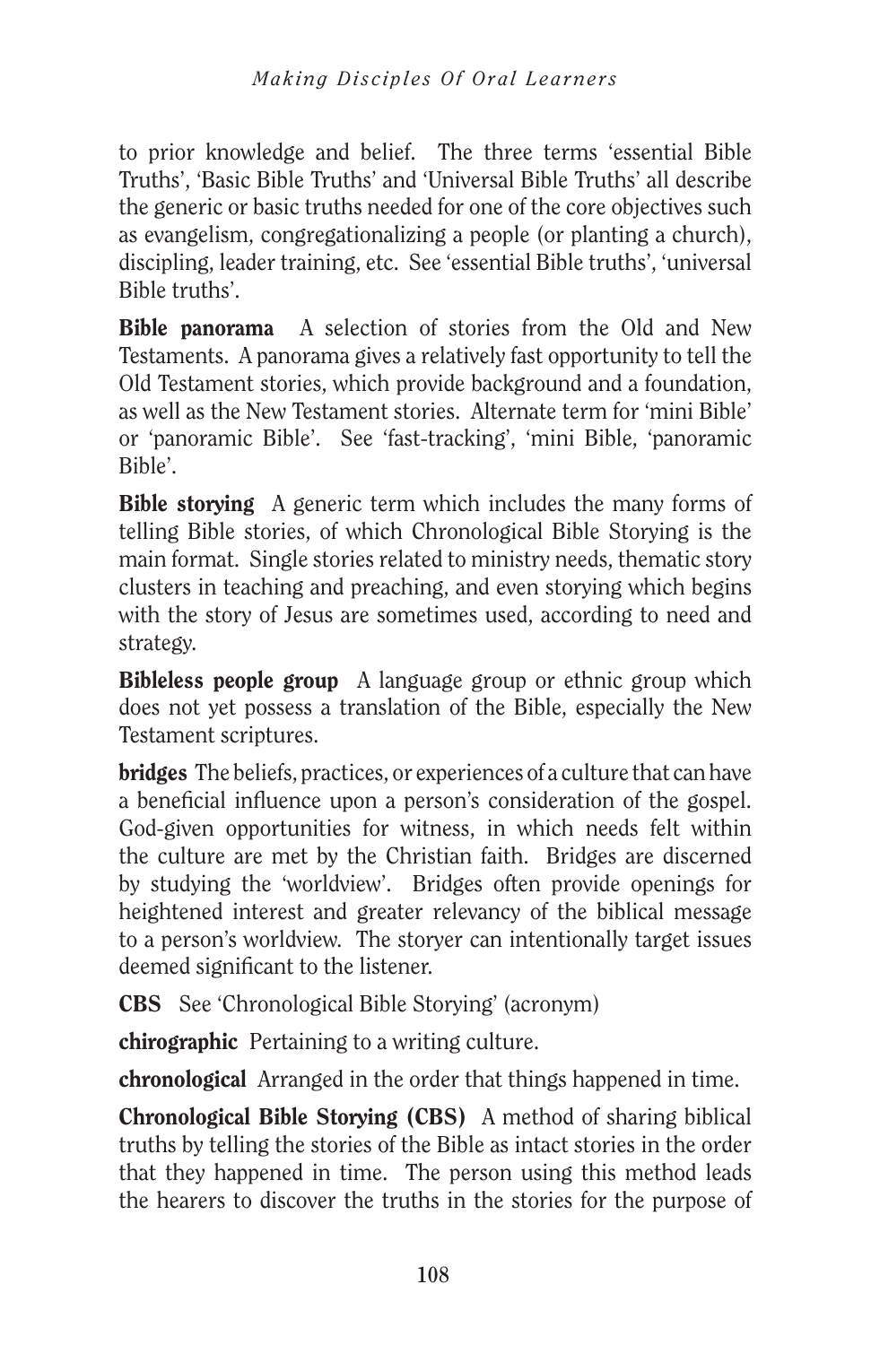to prior knowledge and belief. The three terms 'essential Bible Truths', 'Basic Bible Truths' and 'Universal Bible Truths' all describe the generic or basic truths needed for one of the core objectives such as evangelism, congregationalizing a people (or planting a church), discipling, leader training, etc. See 'essential Bible truths', 'universal Bible truths'.

**Bible panorama** A selection of stories from the Old and New Testaments. A panorama gives a relatively fast opportunity to tell the Old Testament stories, which provide background and a foundation, as well as the New Testament stories. Alternate term for 'mini Bible' or 'panoramic Bible'. See 'fast-tracking', 'mini Bible, 'panoramic Bible'.

**Bible storying** A generic term which includes the many forms of telling Bible stories, of which Chronological Bible Storying is the main format. Single stories related to ministry needs, thematic story clusters in teaching and preaching, and even storying which begins with the story of Jesus are sometimes used, according to need and strategy.

**Bibleless people group** A language group or ethnic group which does not yet possess a translation of the Bible, especially the New Testament scriptures.

**bridges** The beliefs, practices, or experiences of a culture that can have a beneficial influence upon a person's consideration of the gospel. God-given opportunities for witness, in which needs felt within the culture are met by the Christian faith. Bridges are discerned by studying the 'worldview'. Bridges often provide openings for heightened interest and greater relevancy of the biblical message to a person's worldview. The storyer can intentionally target issues deemed significant to the listener.

**CBS** See 'Chronological Bible Storying' (acronym)

**chirographic** Pertaining to a writing culture.

**chronological** Arranged in the order that things happened in time.

**Chronological Bible Storying (CBS)** A method of sharing biblical truths by telling the stories of the Bible as intact stories in the order that they happened in time. The person using this method leads the hearers to discover the truths in the stories for the purpose of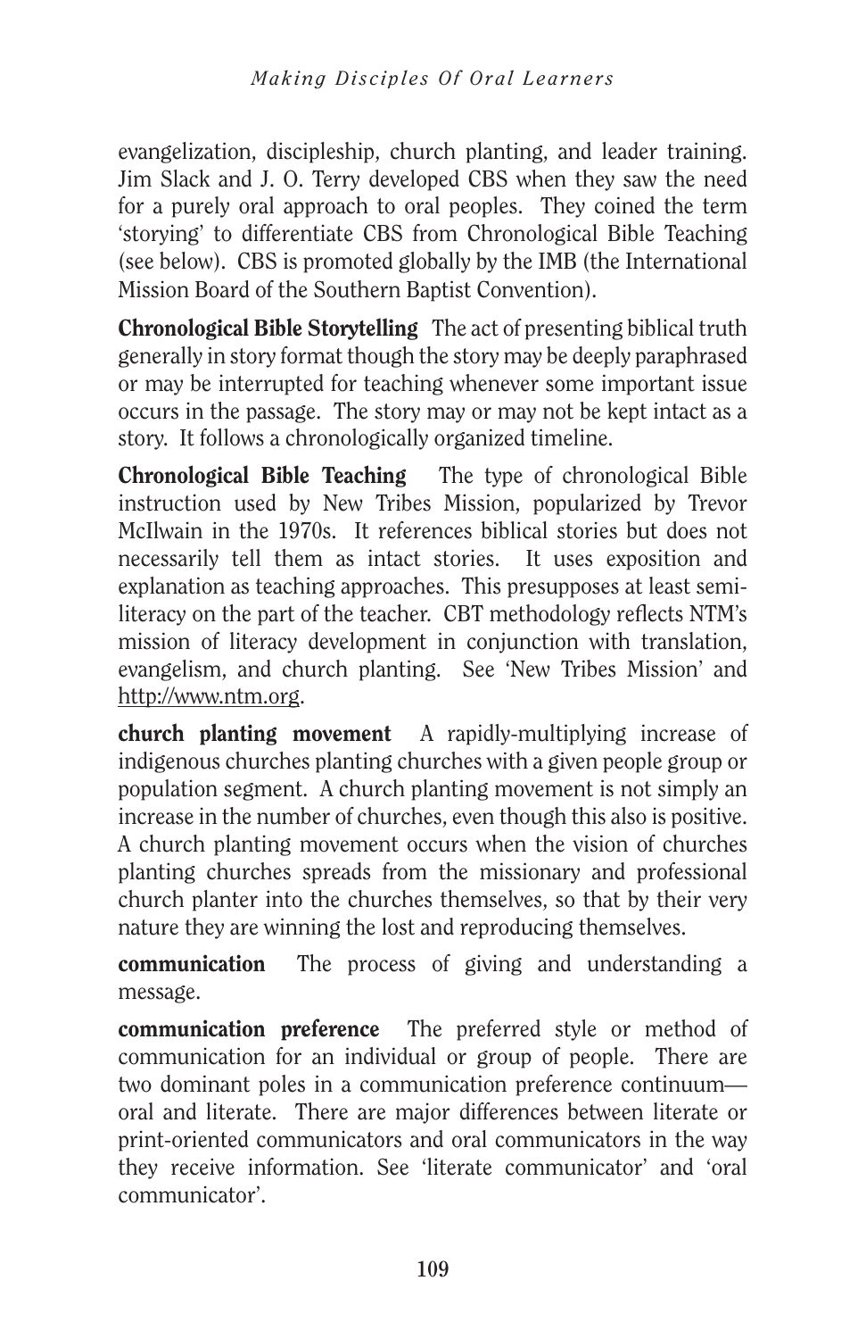evangelization, discipleship, church planting, and leader training. Jim Slack and J. O. Terry developed CBS when they saw the need for a purely oral approach to oral peoples. They coined the term 'storying' to differentiate CBS from Chronological Bible Teaching (see below). CBS is promoted globally by the IMB (the International Mission Board of the Southern Baptist Convention).

**Chronological Bible Storytelling** The act of presenting biblical truth generally in story format though the story may be deeply paraphrased or may be interrupted for teaching whenever some important issue occurs in the passage. The story may or may not be kept intact as a story. It follows a chronologically organized timeline.

**Chronological Bible Teaching** The type of chronological Bible instruction used by New Tribes Mission, popularized by Trevor McIlwain in the 1970s. It references biblical stories but does not necessarily tell them as intact stories. It uses exposition and explanation as teaching approaches. This presupposes at least semi-literacy on the part of the teacher. CBT methodology reflects NTM's mission of literacy development in conjunction with translation, evangelism, and church planting. See 'New Tribes Mission' and http://www.ntm.org.

**church planting movement** A rapidly-multiplying increase of indigenous churches planting churches with a given people group or population segment. A church planting movement is not simply an increase in the number of churches, even though this also is positive. A church planting movement occurs when the vision of churches planting churches spreads from the missionary and professional church planter into the churches themselves, so that by their very nature they are winning the lost and reproducing themselves.

**communication** The process of giving and understanding a message.

**communication preference** The preferred style or method of communication for an individual or group of people. There are two dominant poles in a communication preference continuum—oral and literate. There are major differences between literate or print-oriented communicators and oral communicators in the way they receive information. See 'literate communicator' and 'oral communicator'.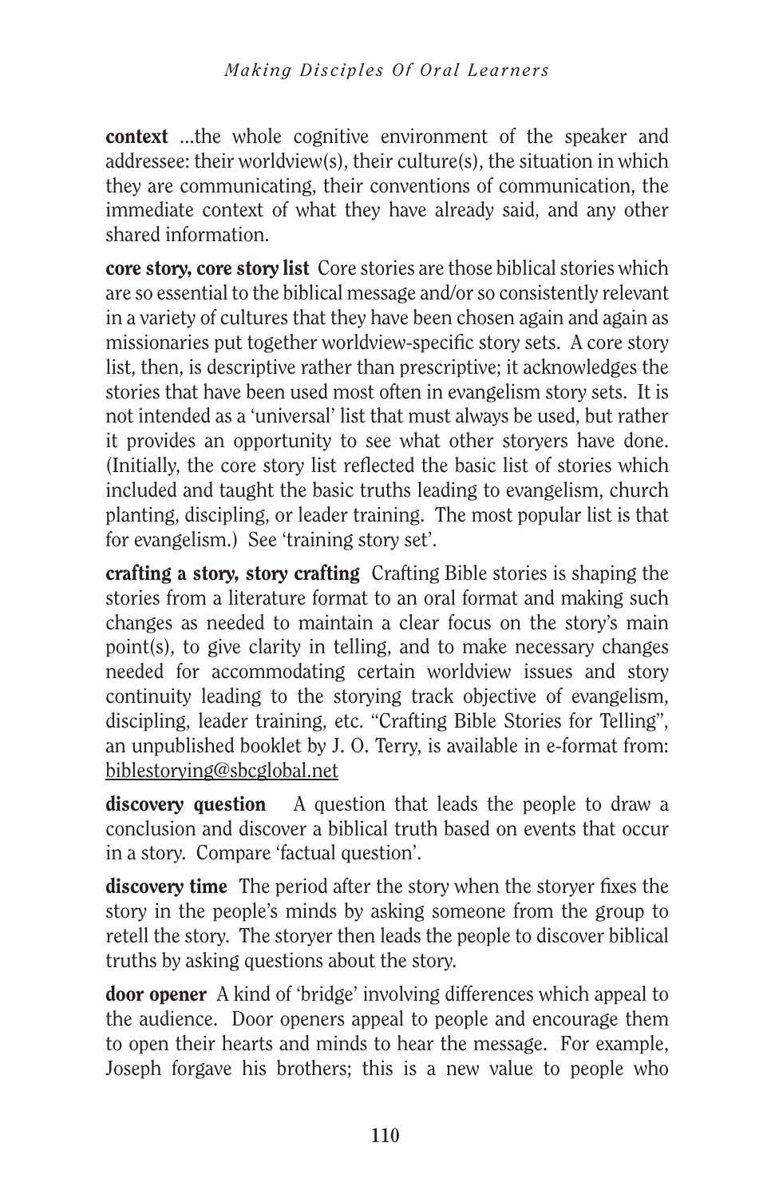**context** ...the whole cognitive environment of the speaker and addressee: their worldview(s), their culture(s), the situation in which they are communicating, their conventions of communication, the immediate context of what they have already said, and any other shared information.

**core story, core story list** Core stories are those biblical stories which are so essential to the biblical message and/or so consistently relevant in a variety of cultures that they have been chosen again and again as missionaries put together worldview-specific story sets. A core story list, then, is descriptive rather than prescriptive; it acknowledges the stories that have been used most often in evangelism story sets. It is not intended as a 'universal' list that must always be used, but rather it provides an opportunity to see what other storyers have done. (Initially, the core story list reflected the basic list of stories which included and taught the basic truths leading to evangelism, church planting, discipling, or leader training. The most popular list is that for evangelism.) See 'training story set'.

**crafting a story, story crafting** Crafting Bible stories is shaping the stories from a literature format to an oral format and making such changes as needed to maintain a clear focus on the story's main point(s), to give clarity in telling, and to make necessary changes needed for accommodating certain worldview issues and story continuity leading to the storying track objective of evangelism, discipling, leader training, etc. "Crafting Bible Stories for Telling", an unpublished booklet by J. O. Terry, is available in e-format from: biblestorying@sbcglobal.net

**discovery question** A question that leads the people to draw a conclusion and discover a biblical truth based on events that occur in a story. Compare 'factual question'.

**discovery time** The period after the story when the storyer fixes the story in the people's minds by asking someone from the group to retell the story. The storyer then leads the people to discover biblical truths by asking questions about the story.

**door opener** A kind of 'bridge' involving differences which appeal to the audience. Door openers appeal to people and encourage them to open their hearts and minds to hear the message. For example, Joseph forgave his brothers; this is a new value to people who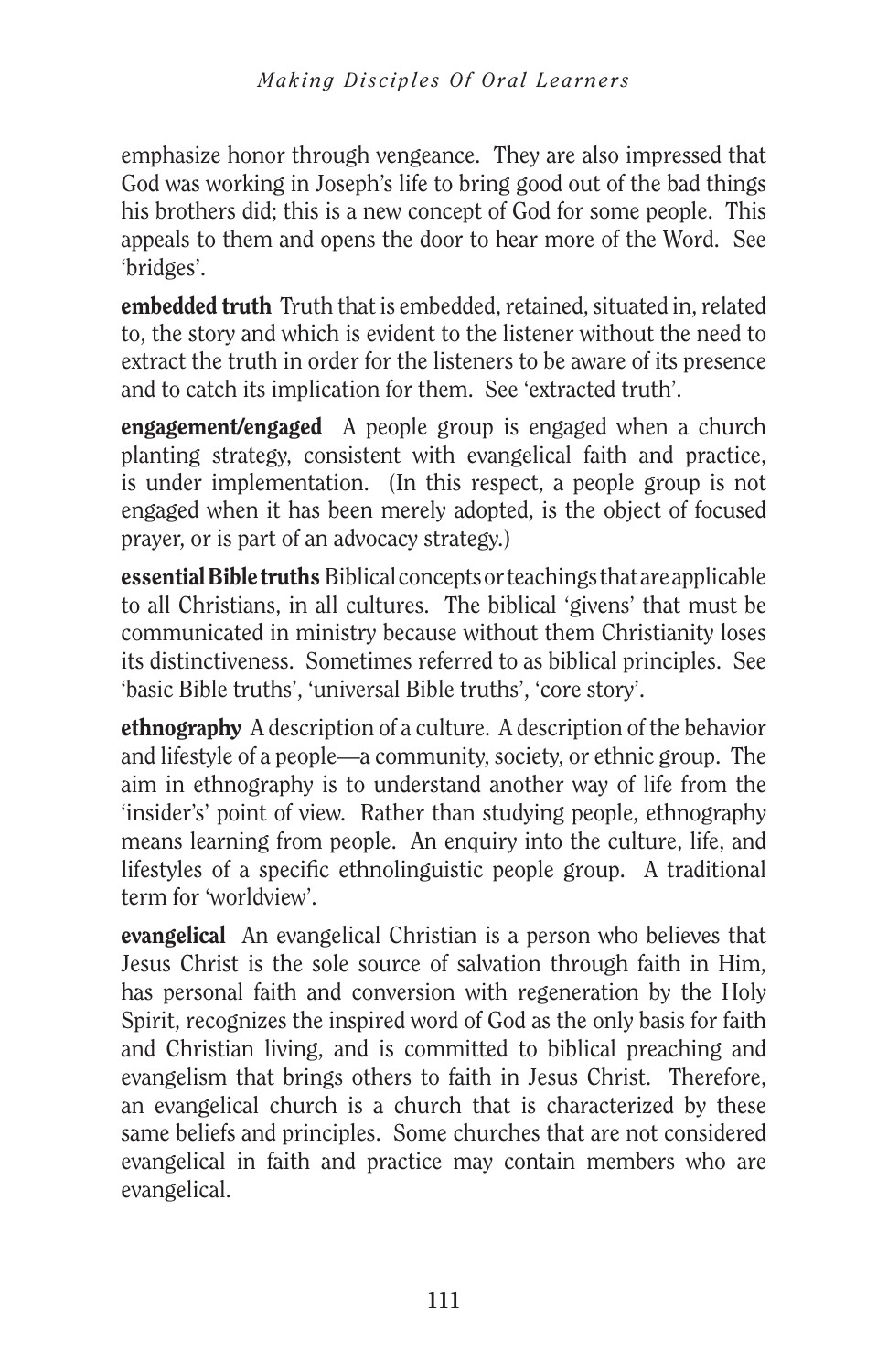emphasize honor through vengeance. They are also impressed that God was working in Joseph's life to bring good out of the bad things his brothers did; this is a new concept of God for some people. This appeals to them and opens the door to hear more of the Word. See 'bridges'.

**embedded truth** Truth that is embedded, retained, situated in, related to, the story and which is evident to the listener without the need to extract the truth in order for the listeners to be aware of its presence and to catch its implication for them. See 'extracted truth'.

**engagement/engaged** A people group is engaged when a church planting strategy, consistent with evangelical faith and practice, is under implementation. (In this respect, a people group is not engaged when it has been merely adopted, is the object of focused prayer, or is part of an advocacy strategy.)

**essential Bible truths** Biblical concepts or teachings that are applicable to all Christians, in all cultures. The biblical 'givens' that must be communicated in ministry because without them Christianity loses its distinctiveness. Sometimes referred to as biblical principles. See 'basic Bible truths', 'universal Bible truths', 'core story'.

**ethnography** A description of a culture. A description of the behavior and lifestyle of a people—a community, society, or ethnic group. The aim in ethnography is to understand another way of life from the 'insider's' point of view. Rather than studying people, ethnography means learning from people. An enquiry into the culture, life, and lifestyles of a specific ethnolinguistic people group. A traditional term for 'worldview'.

**evangelical** An evangelical Christian is a person who believes that Jesus Christ is the sole source of salvation through faith in Him, has personal faith and conversion with regeneration by the Holy Spirit, recognizes the inspired word of God as the only basis for faith and Christian living, and is committed to biblical preaching and evangelism that brings others to faith in Jesus Christ. Therefore, an evangelical church is a church that is characterized by these same beliefs and principles. Some churches that are not considered evangelical in faith and practice may contain members who are evangelical.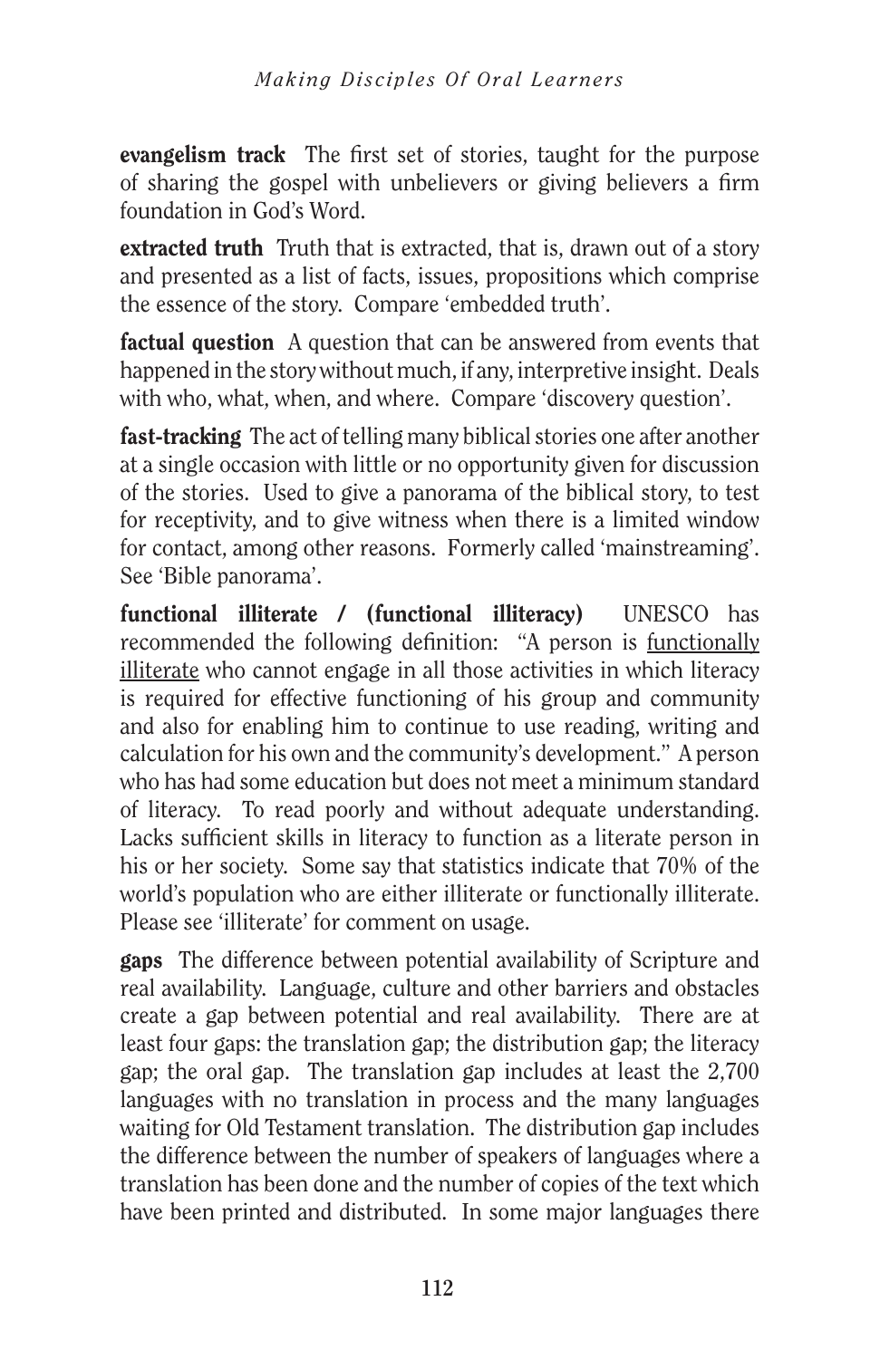**evangelism track** The first set of stories, taught for the purpose of sharing the gospel with unbelievers or giving believers a firm foundation in God's Word.

**extracted truth** Truth that is extracted, that is, drawn out of a story and presented as a list of facts, issues, propositions which comprise the essence of the story. Compare 'embedded truth'.

**factual question** A question that can be answered from events that happened in the story without much, if any, interpretive insight. Deals with who, what, when, and where. Compare 'discovery question'.

**fast-tracking** The act of telling many biblical stories one after another at a single occasion with little or no opportunity given for discussion of the stories. Used to give a panorama of the biblical story, to test for receptivity, and to give witness when there is a limited window for contact, among other reasons. Formerly called 'mainstreaming'. See 'Bible panorama'.

**functional illiterate / (functional illiteracy)** UNESCO has recommended the following definition: "A person is <u>functionally illiterate</u> who cannot engage in all those activities in which literacy is required for effective functioning of his group and community and also for enabling him to continue to use reading, writing and calculation for his own and the community's development." A person who has had some education but does not meet a minimum standard of literacy. To read poorly and without adequate understanding. Lacks sufficient skills in literacy to function as a literate person in his or her society. Some say that statistics indicate that 70% of the world's population who are either illiterate or functionally illiterate. Please see 'illiterate' for comment on usage.

**gaps** The difference between potential availability of Scripture and real availability. Language, culture and other barriers and obstacles create a gap between potential and real availability. There are at least four gaps: the translation gap; the distribution gap; the literacy gap; the oral gap. The translation gap includes at least the 2,700 languages with no translation in process and the many languages waiting for Old Testament translation. The distribution gap includes the difference between the number of speakers of languages where a translation has been done and the number of copies of the text which have been printed and distributed. In some major languages there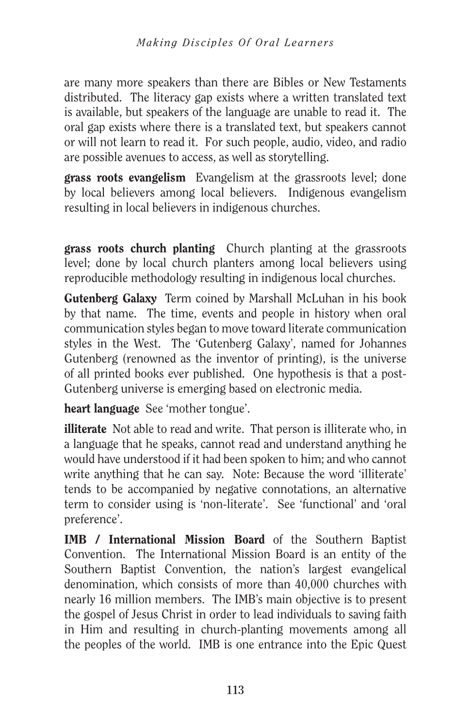are many more speakers than there are Bibles or New Testaments distributed. The literacy gap exists where a written translated text is available, but speakers of the language are unable to read it. The oral gap exists where there is a translated text, but speakers cannot or will not learn to read it. For such people, audio, video, and radio are possible avenues to access, as well as storytelling.

**grass roots evangelism** Evangelism at the grassroots level; done by local believers among local believers. Indigenous evangelism resulting in local believers in indigenous churches.

**grass roots church planting** Church planting at the grassroots level; done by local church planters among local believers using reproducible methodology resulting in indigenous local churches.

**Gutenberg Galaxy** Term coined by Marshall McLuhan in his book by that name. The time, events and people in history when oral communication styles began to move toward literate communication styles in the West. The 'Gutenberg Galaxy', named for Johannes Gutenberg (renowned as the inventor of printing), is the universe of all printed books ever published. One hypothesis is that a post-Gutenberg universe is emerging based on electronic media.

**heart language** See 'mother tongue'.

**illiterate** Not able to read and write. That person is illiterate who, in a language that he speaks, cannot read and understand anything he would have understood if it had been spoken to him; and who cannot write anything that he can say. Note: Because the word 'illiterate' tends to be accompanied by negative connotations, an alternative term to consider using is 'non-literate'. See 'functional' and 'oral preference'.

**IMB / International Mission Board** of the Southern Baptist Convention. The International Mission Board is an entity of the Southern Baptist Convention, the nation's largest evangelical denomination, which consists of more than 40,000 churches with nearly 16 million members. The IMB's main objective is to present the gospel of Jesus Christ in order to lead individuals to saving faith in Him and resulting in church-planting movements among all the peoples of the world. IMB is one entrance into the Epic Quest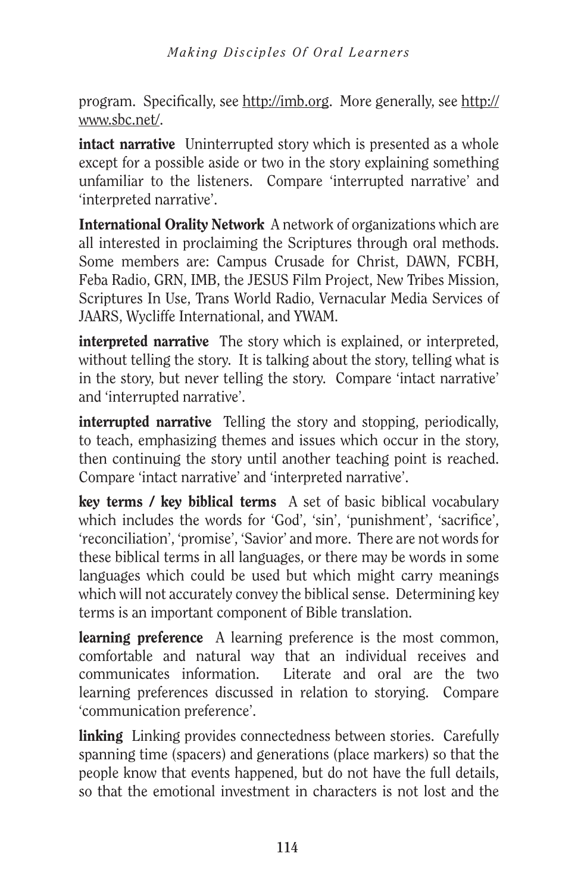program. Specifically, see http://imb.org. More generally, see http://www.sbc.net/.

**intact narrative** Uninterrupted story which is presented as a whole except for a possible aside or two in the story explaining something unfamiliar to the listeners. Compare 'interrupted narrative' and 'interpreted narrative'.

**International Orality Network** A network of organizations which are all interested in proclaiming the Scriptures through oral methods. Some members are: Campus Crusade for Christ, DAWN, FCBH, Feba Radio, GRN, IMB, the JESUS Film Project, New Tribes Mission, Scriptures In Use, Trans World Radio, Vernacular Media Services of JAARS, Wycliffe International, and YWAM.

**interpreted narrative** The story which is explained, or interpreted, without telling the story. It is talking about the story, telling what is in the story, but never telling the story. Compare 'intact narrative' and 'interrupted narrative'.

**interrupted narrative** Telling the story and stopping, periodically, to teach, emphasizing themes and issues which occur in the story, then continuing the story until another teaching point is reached. Compare 'intact narrative' and 'interpreted narrative'.

**key terms / key biblical terms** A set of basic biblical vocabulary which includes the words for 'God', 'sin', 'punishment', 'sacrifice', 'reconciliation', 'promise', 'Savior' and more. There are not words for these biblical terms in all languages, or there may be words in some languages which could be used but which might carry meanings which will not accurately convey the biblical sense. Determining key terms is an important component of Bible translation.

**learning preference** A learning preference is the most common, comfortable and natural way that an individual receives and communicates information. Literate and oral are the two learning preferences discussed in relation to storying. Compare 'communication preference'.

**linking** Linking provides connectedness between stories. Carefully spanning time (spacers) and generations (place markers) so that the people know that events happened, but do not have the full details, so that the emotional investment in characters is not lost and the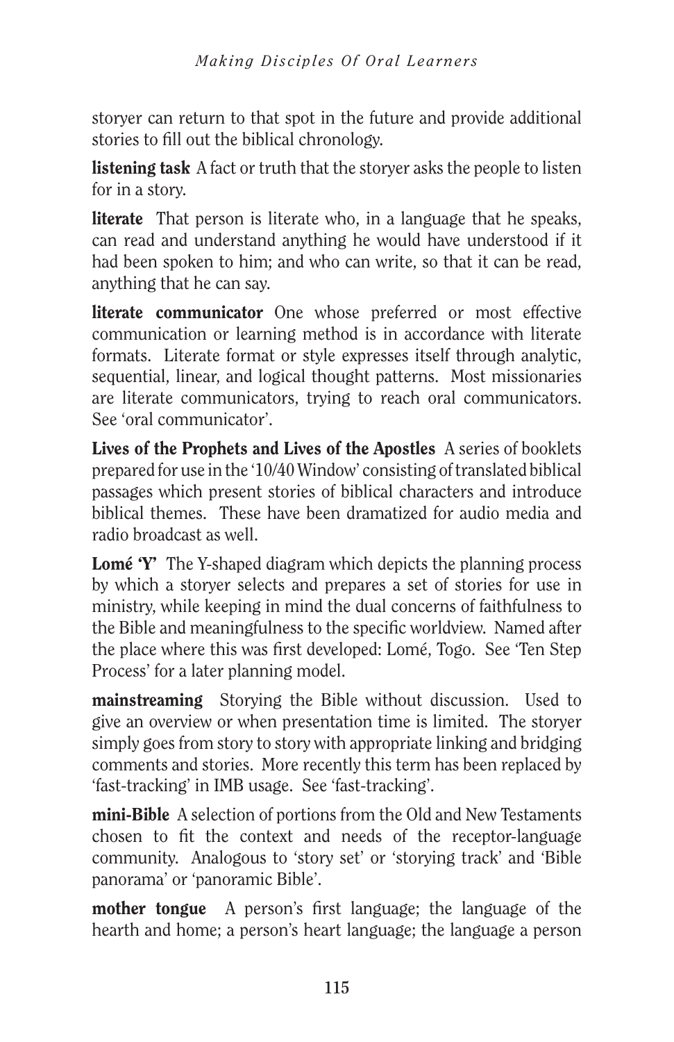storyer can return to that spot in the future and provide additional stories to fill out the biblical chronology.

**listening task** A fact or truth that the storyer asks the people to listen for in a story.

**literate** That person is literate who, in a language that he speaks, can read and understand anything he would have understood if it had been spoken to him; and who can write, so that it can be read, anything that he can say.

**literate communicator** One whose preferred or most effective communication or learning method is in accordance with literate formats. Literate format or style expresses itself through analytic, sequential, linear, and logical thought patterns. Most missionaries are literate communicators, trying to reach oral communicators. See 'oral communicator'.

**Lives of the Prophets and Lives of the Apostles** A series of booklets prepared for use in the '10/40 Window' consisting of translated biblical passages which present stories of biblical characters and introduce biblical themes. These have been dramatized for audio media and radio broadcast as well.

**Lomé 'Y'** The Y-shaped diagram which depicts the planning process by which a storyer selects and prepares a set of stories for use in ministry, while keeping in mind the dual concerns of faithfulness to the Bible and meaningfulness to the specific worldview. Named after the place where this was first developed: Lomé, Togo. See 'Ten Step Process' for a later planning model.

**mainstreaming** Storying the Bible without discussion. Used to give an overview or when presentation time is limited. The storyer simply goes from story to story with appropriate linking and bridging comments and stories. More recently this term has been replaced by 'fast-tracking' in IMB usage. See 'fast-tracking'.

**mini-Bible** A selection of portions from the Old and New Testaments chosen to fit the context and needs of the receptor-language community. Analogous to 'story set' or 'storying track' and 'Bible panorama' or 'panoramic Bible'.

**mother tongue** A person's first language; the language of the hearth and home; a person's heart language; the language a person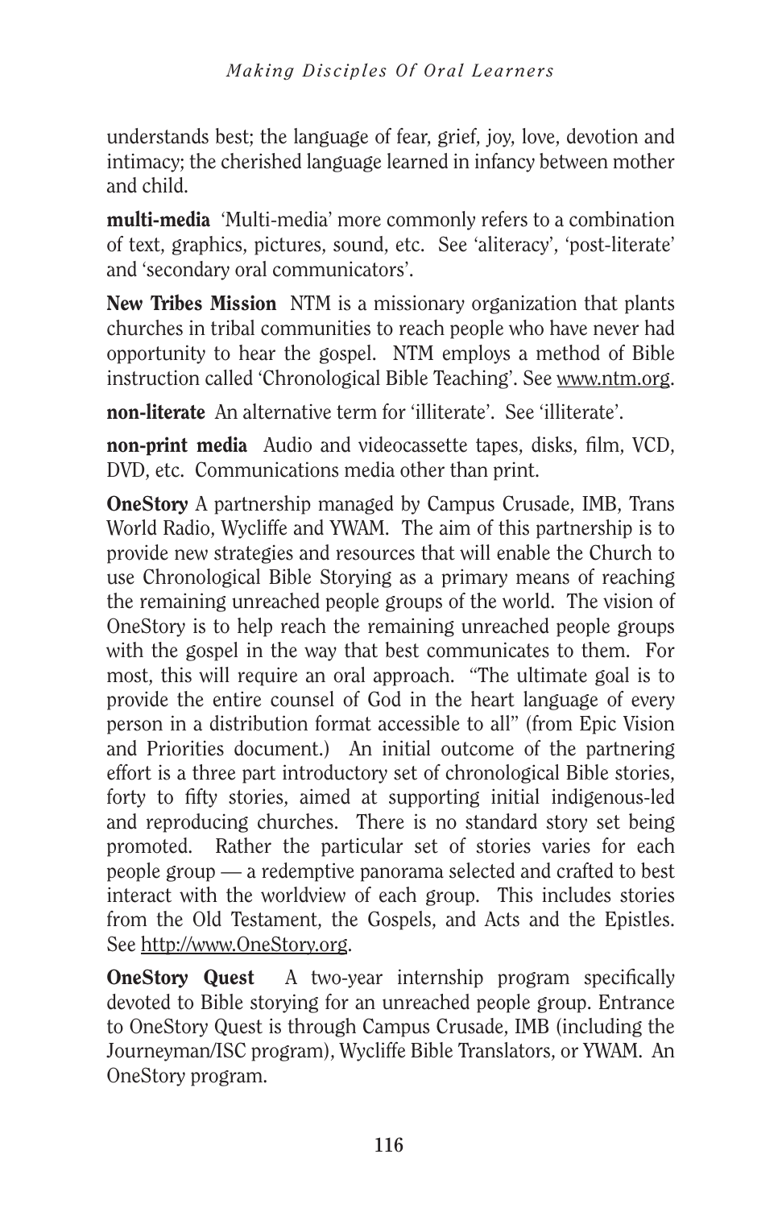understands best; the language of fear, grief, joy, love, devotion and intimacy; the cherished language learned in infancy between mother and child.

**multi-media** 'Multi-media' more commonly refers to a combination of text, graphics, pictures, sound, etc. See 'aliteracy', 'post-literate' and 'secondary oral communicators'.

**New Tribes Mission** NTM is a missionary organization that plants churches in tribal communities to reach people who have never had opportunity to hear the gospel. NTM employs a method of Bible instruction called 'Chronological Bible Teaching'. See www.ntm.org.

**non-literate** An alternative term for 'illiterate'. See 'illiterate'.

**non-print media** Audio and videocassette tapes, disks, film, VCD, DVD, etc. Communications media other than print.

**OneStory** A partnership managed by Campus Crusade, IMB, Trans World Radio, Wycliffe and YWAM. The aim of this partnership is to provide new strategies and resources that will enable the Church to use Chronological Bible Storying as a primary means of reaching the remaining unreached people groups of the world. The vision of OneStory is to help reach the remaining unreached people groups with the gospel in the way that best communicates to them. For most, this will require an oral approach. "The ultimate goal is to provide the entire counsel of God in the heart language of every person in a distribution format accessible to all" (from Epic Vision and Priorities document.) An initial outcome of the partnering effort is a three part introductory set of chronological Bible stories, forty to fifty stories, aimed at supporting initial indigenous-led and reproducing churches. There is no standard story set being promoted. Rather the particular set of stories varies for each people group — a redemptive panorama selected and crafted to best interact with the worldview of each group. This includes stories from the Old Testament, the Gospels, and Acts and the Epistles. See http://www.OneStory.org.

**OneStory Quest** A two-year internship program specifically devoted to Bible storying for an unreached people group. Entrance to OneStory Quest is through Campus Crusade, IMB (including the Journeyman/ISC program), Wycliffe Bible Translators, or YWAM. An OneStory program.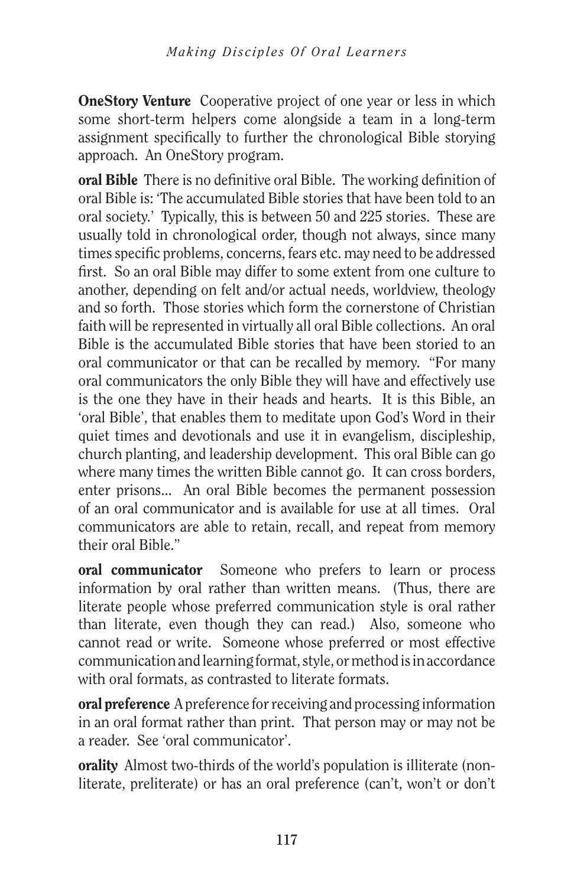**OneStory Venture** Cooperative project of one year or less in which some short-term helpers come alongside a team in a long-term assignment specifically to further the chronological Bible storying approach. An OneStory program.

**oral Bible** There is no definitive oral Bible. The working definition of oral Bible is: 'The accumulated Bible stories that have been told to an oral society.' Typically, this is between 50 and 225 stories. These are usually told in chronological order, though not always, since many times specific problems, concerns, fears etc. may need to be addressed first. So an oral Bible may differ to some extent from one culture to another, depending on felt and/or actual needs, worldview, theology and so forth. Those stories which form the cornerstone of Christian faith will be represented in virtually all oral Bible collections. An oral Bible is the accumulated Bible stories that have been storied to an oral communicator or that can be recalled by memory. "For many oral communicators the only Bible they will have and effectively use is the one they have in their heads and hearts. It is this Bible, an 'oral Bible', that enables them to meditate upon God's Word in their quiet times and devotionals and use it in evangelism, discipleship, church planting, and leadership development. This oral Bible can go where many times the written Bible cannot go. It can cross borders, enter prisons... An oral Bible becomes the permanent possession of an oral communicator and is available for use at all times. Oral communicators are able to retain, recall, and repeat from memory their oral Bible."

**oral communicator** Someone who prefers to learn or process information by oral rather than written means. (Thus, there are literate people whose preferred communication style is oral rather than literate, even though they can read.) Also, someone who cannot read or write. Someone whose preferred or most effective communication and learning format, style, or method is in accordance with oral formats, as contrasted to literate formats.

**oral preference** A preference for receiving and processing information in an oral format rather than print. That person may or may not be a reader. See 'oral communicator'.

**orality** Almost two-thirds of the world's population is illiterate (non-literate, preliterate) or has an oral preference (can't, won't or don't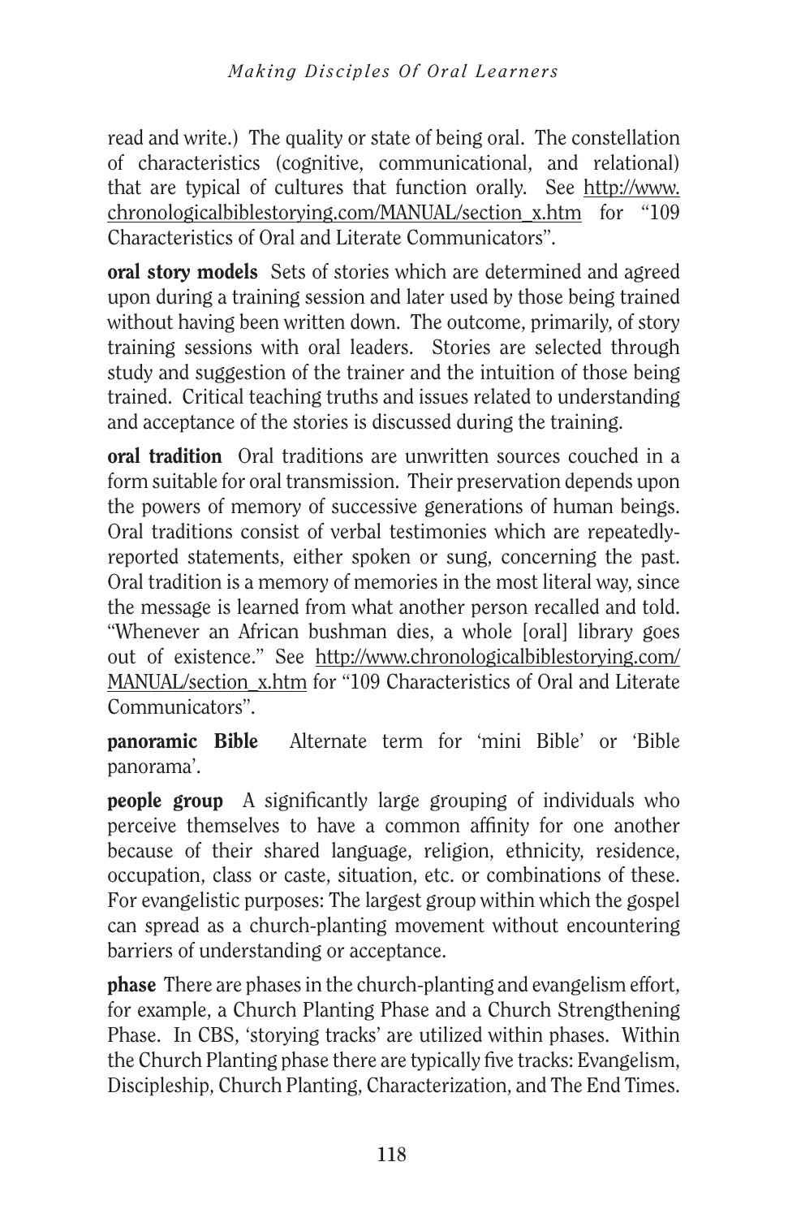read and write.) The quality or state of being oral. The constellation of characteristics (cognitive, communicational, and relational) that are typical of cultures that function orally. See http://www.chronologicalbiblestorying.com/MANUAL/section_x.htm for "109 Characteristics of Oral and Literate Communicators".

**oral story models** Sets of stories which are determined and agreed upon during a training session and later used by those being trained without having been written down. The outcome, primarily, of story training sessions with oral leaders. Stories are selected through study and suggestion of the trainer and the intuition of those being trained. Critical teaching truths and issues related to understanding and acceptance of the stories is discussed during the training.

**oral tradition** Oral traditions are unwritten sources couched in a form suitable for oral transmission. Their preservation depends upon the powers of memory of successive generations of human beings. Oral traditions consist of verbal testimonies which are repeatedly-reported statements, either spoken or sung, concerning the past. Oral tradition is a memory of memories in the most literal way, since the message is learned from what another person recalled and told. "Whenever an African bushman dies, a whole [oral] library goes out of existence." See http://www.chronologicalbiblestorying.com/MANUAL/section_x.htm for "109 Characteristics of Oral and Literate Communicators".

**panoramic Bible** Alternate term for 'mini Bible' or 'Bible panorama'.

**people group** A significantly large grouping of individuals who perceive themselves to have a common affinity for one another because of their shared language, religion, ethnicity, residence, occupation, class or caste, situation, etc. or combinations of these. For evangelistic purposes: The largest group within which the gospel can spread as a church-planting movement without encountering barriers of understanding or acceptance.

**phase** There are phases in the church-planting and evangelism effort, for example, a Church Planting Phase and a Church Strengthening Phase. In CBS, 'storying tracks' are utilized within phases. Within the Church Planting phase there are typically five tracks: Evangelism, Discipleship, Church Planting, Characterization, and The End Times.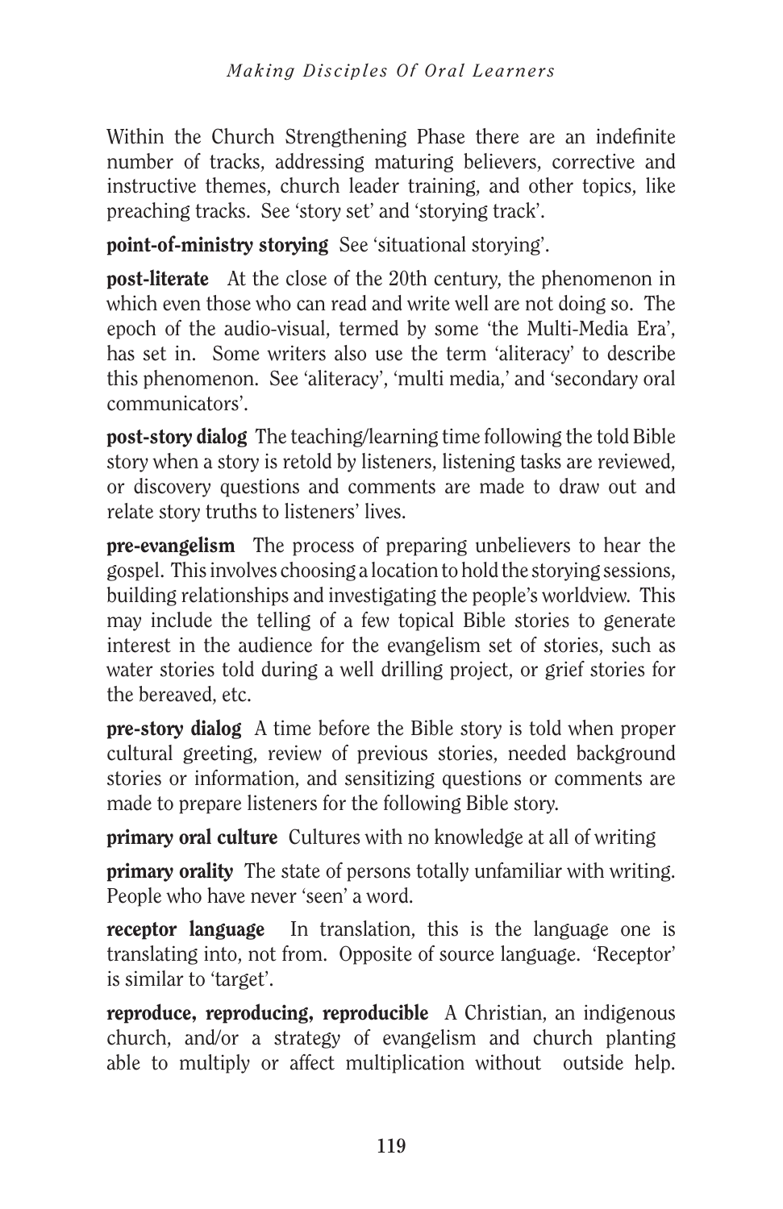Within the Church Strengthening Phase there are an indefinite number of tracks, addressing maturing believers, corrective and instructive themes, church leader training, and other topics, like preaching tracks. See 'story set' and 'storying track'.

**point-of-ministry storying** See 'situational storying'.

**post-literate** At the close of the 20th century, the phenomenon in which even those who can read and write well are not doing so. The epoch of the audio-visual, termed by some 'the Multi-Media Era', has set in. Some writers also use the term 'aliteracy' to describe this phenomenon. See 'aliteracy', 'multi media,' and 'secondary oral communicators'.

**post-story dialog** The teaching/learning time following the told Bible story when a story is retold by listeners, listening tasks are reviewed, or discovery questions and comments are made to draw out and relate story truths to listeners' lives.

**pre-evangelism** The process of preparing unbelievers to hear the gospel. This involves choosing a location to hold the storying sessions, building relationships and investigating the people's worldview. This may include the telling of a few topical Bible stories to generate interest in the audience for the evangelism set of stories, such as water stories told during a well drilling project, or grief stories for the bereaved, etc.

**pre-story dialog** A time before the Bible story is told when proper cultural greeting, review of previous stories, needed background stories or information, and sensitizing questions or comments are made to prepare listeners for the following Bible story.

**primary oral culture** Cultures with no knowledge at all of writing

**primary orality** The state of persons totally unfamiliar with writing. People who have never 'seen' a word.

**receptor language** In translation, this is the language one is translating into, not from. Opposite of source language. 'Receptor' is similar to 'target'.

**reproduce, reproducing, reproducible** A Christian, an indigenous church, and/or a strategy of evangelism and church planting able to multiply or affect multiplication without outside help.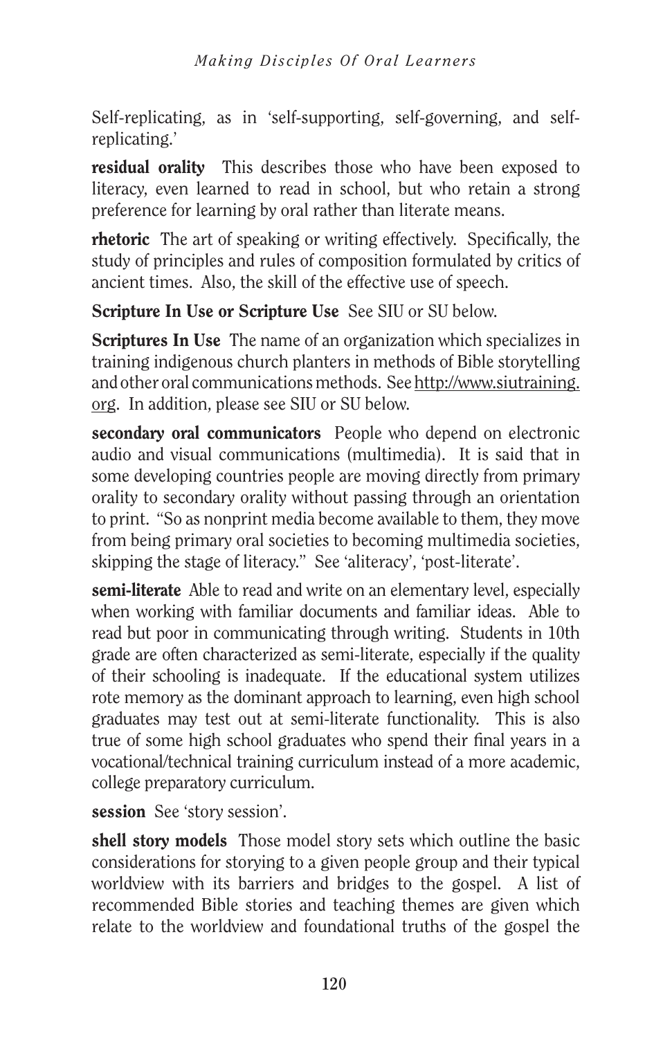Self-replicating, as in 'self-supporting, self-governing, and self-replicating.'

**residual orality** This describes those who have been exposed to literacy, even learned to read in school, but who retain a strong preference for learning by oral rather than literate means.

**rhetoric** The art of speaking or writing effectively. Specifically, the study of principles and rules of composition formulated by critics of ancient times. Also, the skill of the effective use of speech.

**Scripture In Use or Scripture Use** See SIU or SU below.

**Scriptures In Use** The name of an organization which specializes in training indigenous church planters in methods of Bible storytelling and other oral communications methods. See http://www.siutraining.org. In addition, please see SIU or SU below.

**secondary oral communicators** People who depend on electronic audio and visual communications (multimedia). It is said that in some developing countries people are moving directly from primary orality to secondary orality without passing through an orientation to print. "So as nonprint media become available to them, they move from being primary oral societies to becoming multimedia societies, skipping the stage of literacy." See 'aliteracy', 'post-literate'.

**semi-literate** Able to read and write on an elementary level, especially when working with familiar documents and familiar ideas. Able to read but poor in communicating through writing. Students in 10th grade are often characterized as semi-literate, especially if the quality of their schooling is inadequate. If the educational system utilizes rote memory as the dominant approach to learning, even high school graduates may test out at semi-literate functionality. This is also true of some high school graduates who spend their final years in a vocational/technical training curriculum instead of a more academic, college preparatory curriculum.

**session** See 'story session'.

**shell story models** Those model story sets which outline the basic considerations for storying to a given people group and their typical worldview with its barriers and bridges to the gospel. A list of recommended Bible stories and teaching themes are given which relate to the worldview and foundational truths of the gospel the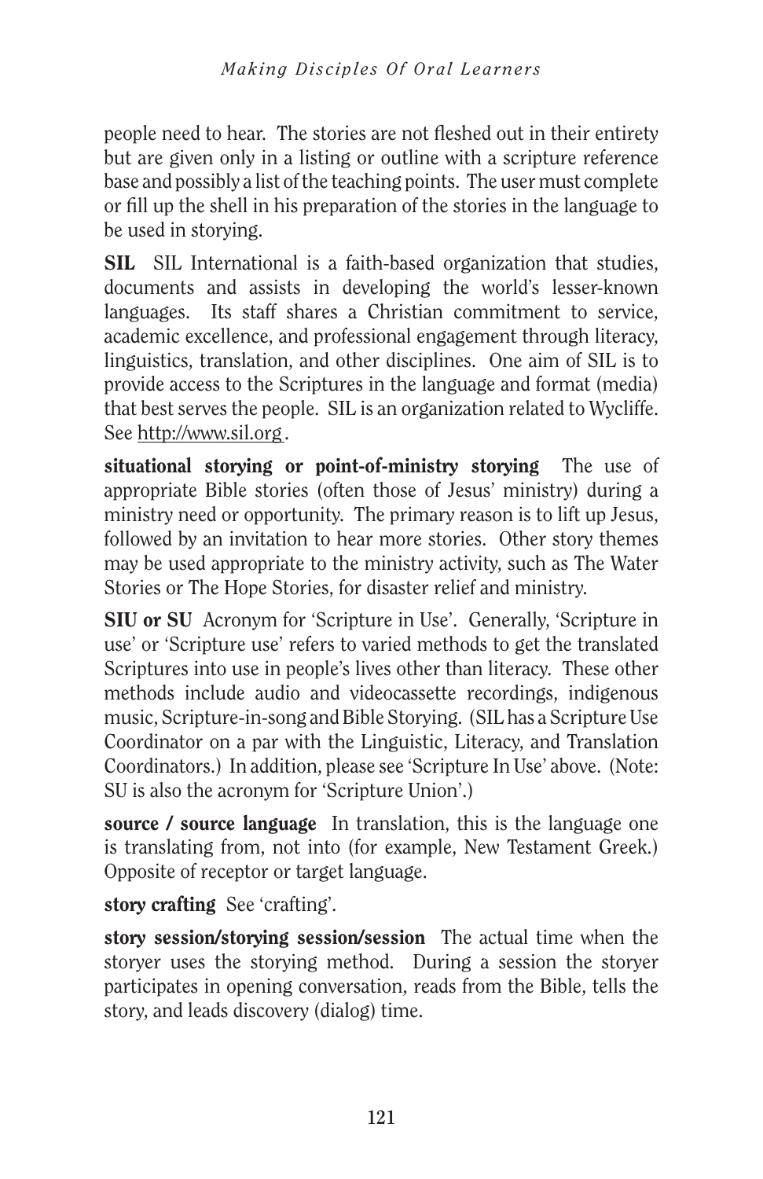people need to hear. The stories are not fleshed out in their entirety but are given only in a listing or outline with a scripture reference base and possibly a list of the teaching points. The user must complete or fill up the shell in his preparation of the stories in the language to be used in storying.

**SIL** SIL International is a faith-based organization that studies, documents and assists in developing the world's lesser-known languages. Its staff shares a Christian commitment to service, academic excellence, and professional engagement through literacy, linguistics, translation, and other disciplines. One aim of SIL is to provide access to the Scriptures in the language and format (media) that best serves the people. SIL is an organization related to Wycliffe. See http://www.sil.org .

**situational storying or point-of-ministry storying** The use of appropriate Bible stories (often those of Jesus' ministry) during a ministry need or opportunity. The primary reason is to lift up Jesus, followed by an invitation to hear more stories. Other story themes may be used appropriate to the ministry activity, such as The Water Stories or The Hope Stories, for disaster relief and ministry.

**SIU or SU** Acronym for 'Scripture in Use'. Generally, 'Scripture in use' or 'Scripture use' refers to varied methods to get the translated Scriptures into use in people's lives other than literacy. These other methods include audio and videocassette recordings, indigenous music, Scripture-in-song and Bible Storying. (SIL has a Scripture Use Coordinator on a par with the Linguistic, Literacy, and Translation Coordinators.) In addition, please see 'Scripture In Use' above. (Note: SU is also the acronym for 'Scripture Union'.)

**source / source language** In translation, this is the language one is translating from, not into (for example, New Testament Greek.) Opposite of receptor or target language.

**story crafting** See 'crafting'.

**story session/storying session/session** The actual time when the storyer uses the storying method. During a session the storyer participates in opening conversation, reads from the Bible, tells the story, and leads discovery (dialog) time.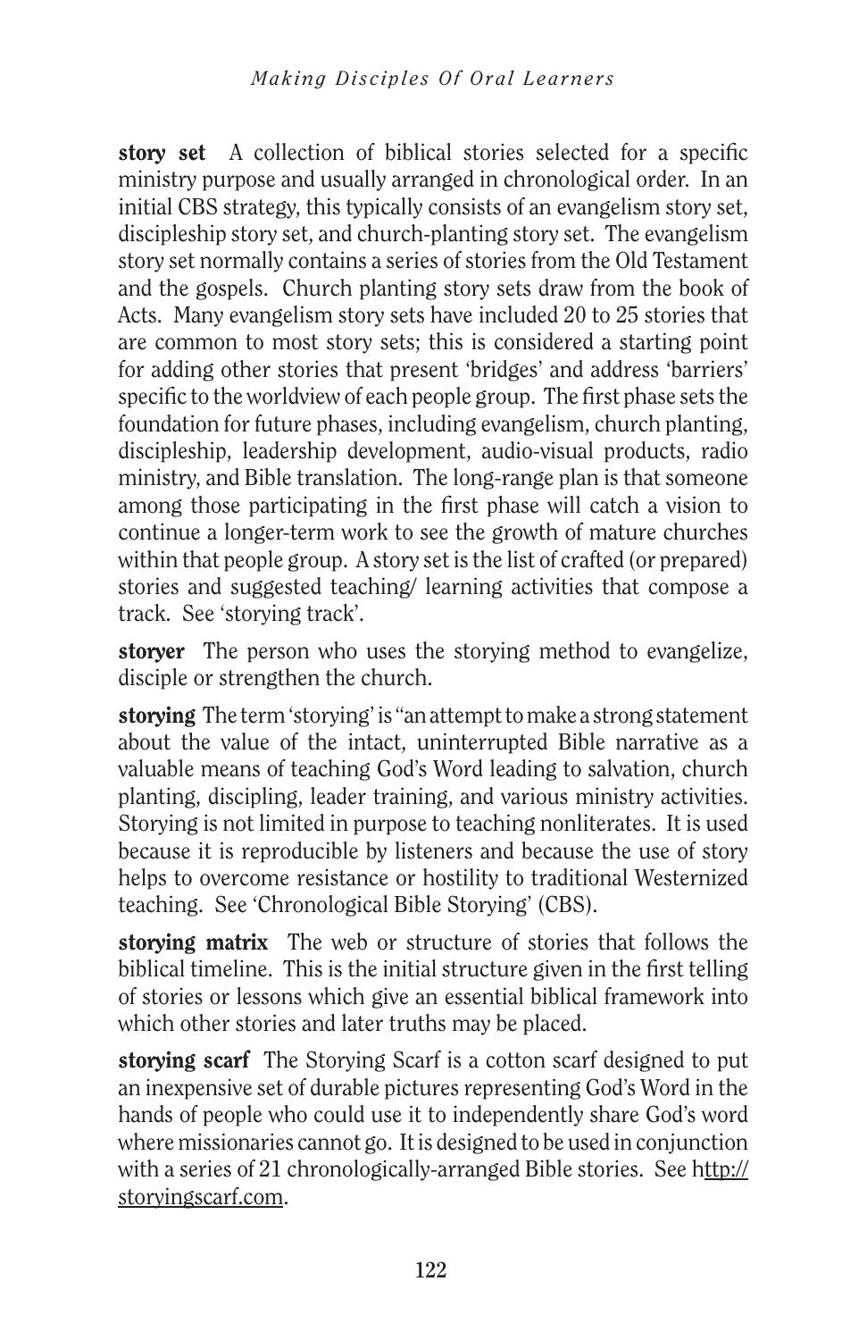**story set** A collection of biblical stories selected for a specific ministry purpose and usually arranged in chronological order. In an initial CBS strategy, this typically consists of an evangelism story set, discipleship story set, and church-planting story set. The evangelism story set normally contains a series of stories from the Old Testament and the gospels. Church planting story sets draw from the book of Acts. Many evangelism story sets have included 20 to 25 stories that are common to most story sets; this is considered a starting point for adding other stories that present 'bridges' and address 'barriers' specific to the worldview of each people group. The first phase sets the foundation for future phases, including evangelism, church planting, discipleship, leadership development, audio-visual products, radio ministry, and Bible translation. The long-range plan is that someone among those participating in the first phase will catch a vision to continue a longer-term work to see the growth of mature churches within that people group. A story set is the list of crafted (or prepared) stories and suggested teaching/ learning activities that compose a track. See 'storying track'.

**storyer** The person who uses the storying method to evangelize, disciple or strengthen the church.

**storying** The term 'storying' is "an attempt to make a strong statement about the value of the intact, uninterrupted Bible narrative as a valuable means of teaching God's Word leading to salvation, church planting, discipling, leader training, and various ministry activities. Storying is not limited in purpose to teaching nonliterates. It is used because it is reproducible by listeners and because the use of story helps to overcome resistance or hostility to traditional Westernized teaching. See 'Chronological Bible Storying' (CBS).

**storying matrix** The web or structure of stories that follows the biblical timeline. This is the initial structure given in the first telling of stories or lessons which give an essential biblical framework into which other stories and later truths may be placed.

**storying scarf** The Storying Scarf is a cotton scarf designed to put an inexpensive set of durable pictures representing God's Word in the hands of people who could use it to independently share God's word where missionaries cannot go. It is designed to be used in conjunction with a series of 21 chronologically-arranged Bible stories. See http://storyingscarf.com.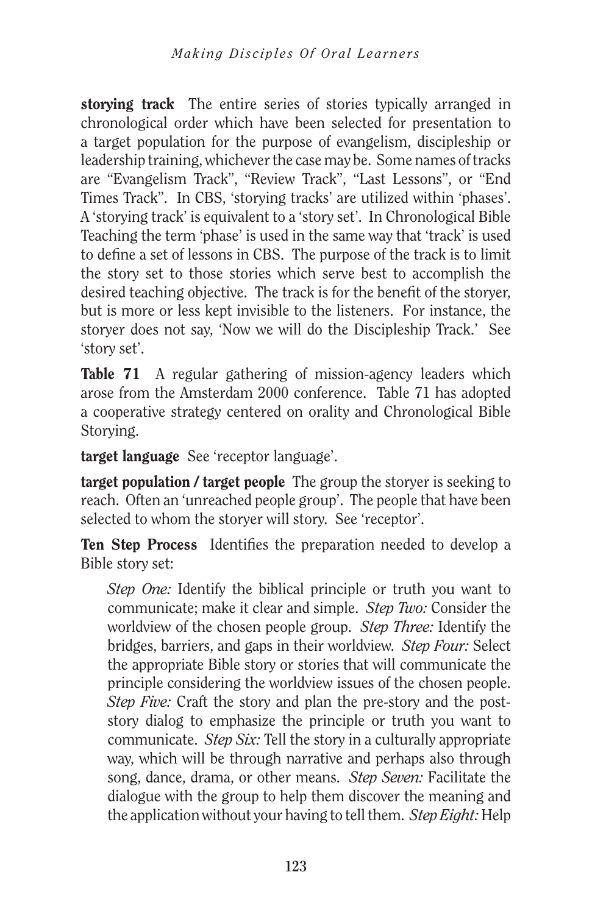**storying track** The entire series of stories typically arranged in chronological order which have been selected for presentation to a target population for the purpose of evangelism, discipleship or leadership training, whichever the case may be. Some names of tracks are "Evangelism Track", "Review Track", "Last Lessons", or "End Times Track". In CBS, 'storying tracks' are utilized within 'phases'. A 'storying track' is equivalent to a 'story set'. In Chronological Bible Teaching the term 'phase' is used in the same way that 'track' is used to define a set of lessons in CBS. The purpose of the track is to limit the story set to those stories which serve best to accomplish the desired teaching objective. The track is for the benefit of the storyer, but is more or less kept invisible to the listeners. For instance, the storyer does not say, 'Now we will do the Discipleship Track.' See 'story set'.

**Table 71** A regular gathering of mission-agency leaders which arose from the Amsterdam 2000 conference. Table 71 has adopted a cooperative strategy centered on orality and Chronological Bible Storying.

**target language** See 'receptor language'.

**target population / target people** The group the storyer is seeking to reach. Often an 'unreached people group'. The people that have been selected to whom the storyer will story. See 'receptor'.

**Ten Step Process** Identifies the preparation needed to develop a Bible story set:

> *Step One:* Identify the biblical principle or truth you want to communicate; make it clear and simple. *Step Two:* Consider the worldview of the chosen people group. *Step Three:* Identify the bridges, barriers, and gaps in their worldview. *Step Four:* Select the appropriate Bible story or stories that will communicate the principle considering the worldview issues of the chosen people. *Step Five:* Craft the story and plan the pre-story and the post-story dialog to emphasize the principle or truth you want to communicate. *Step Six:* Tell the story in a culturally appropriate way, which will be through narrative and perhaps also through song, dance, drama, or other means. *Step Seven:* Facilitate the dialogue with the group to help them discover the meaning and the application without your having to tell them. *Step Eight:* Help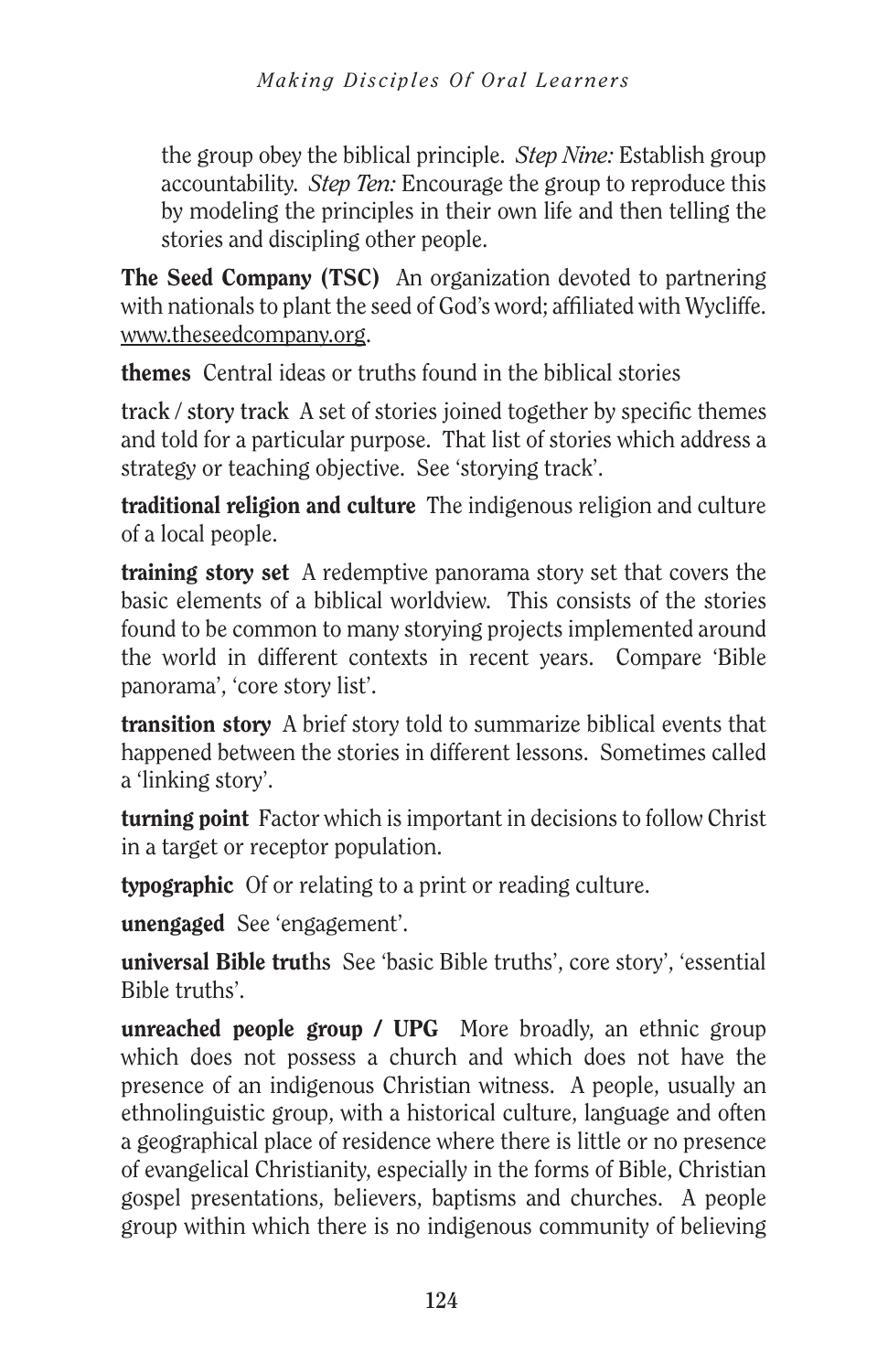the group obey the biblical principle. *Step Nine:* Establish group accountability. *Step Ten:* Encourage the group to reproduce this by modeling the principles in their own life and then telling the stories and discipling other people.

**The Seed Company (TSC)** An organization devoted to partnering with nationals to plant the seed of God's word; affiliated with Wycliffe. www.theseedcompany.org.

**themes** Central ideas or truths found in the biblical stories

**track / story track** A set of stories joined together by specific themes and told for a particular purpose. That list of stories which address a strategy or teaching objective. See 'storying track'.

**traditional religion and culture** The indigenous religion and culture of a local people.

**training story set** A redemptive panorama story set that covers the basic elements of a biblical worldview. This consists of the stories found to be common to many storying projects implemented around the world in different contexts in recent years. Compare 'Bible panorama', 'core story list'.

**transition story** A brief story told to summarize biblical events that happened between the stories in different lessons. Sometimes called a 'linking story'.

**turning point** Factor which is important in decisions to follow Christ in a target or receptor population.

**typographic** Of or relating to a print or reading culture.

**unengaged** See 'engagement'.

**universal Bible truth**s See 'basic Bible truths', core story', 'essential Bible truths'.

**unreached people group / UPG** More broadly, an ethnic group which does not possess a church and which does not have the presence of an indigenous Christian witness. A people, usually an ethnolinguistic group, with a historical culture, language and often a geographical place of residence where there is little or no presence of evangelical Christianity, especially in the forms of Bible, Christian gospel presentations, believers, baptisms and churches. A people group within which there is no indigenous community of believing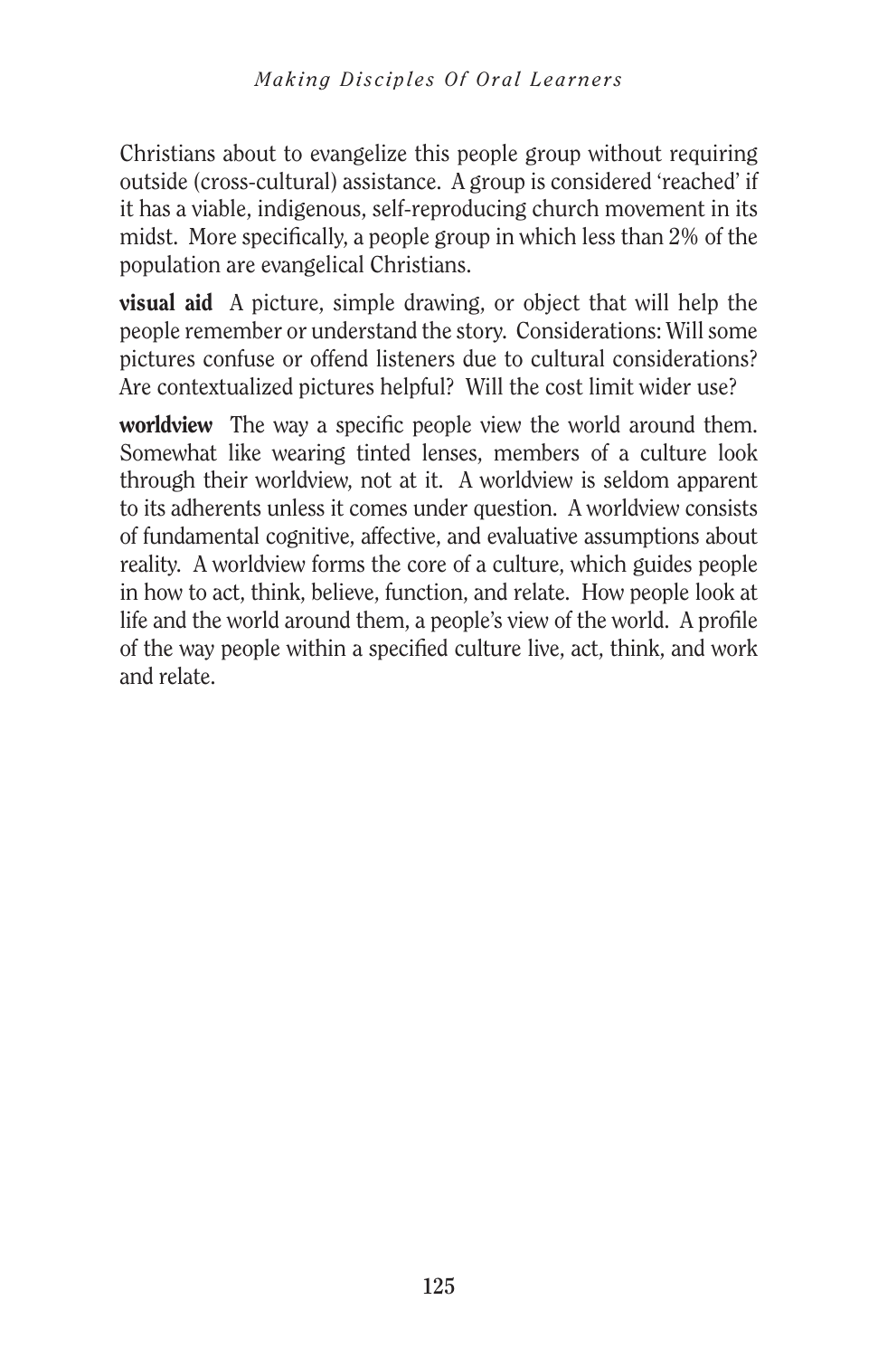Christians about to evangelize this people group without requiring outside (cross-cultural) assistance. A group is considered 'reached' if it has a viable, indigenous, self-reproducing church movement in its midst. More specifically, a people group in which less than 2% of the population are evangelical Christians.

**visual aid** A picture, simple drawing, or object that will help the people remember or understand the story. Considerations: Will some pictures confuse or offend listeners due to cultural considerations? Are contextualized pictures helpful? Will the cost limit wider use?

**worldview** The way a specific people view the world around them. Somewhat like wearing tinted lenses, members of a culture look through their worldview, not at it. A worldview is seldom apparent to its adherents unless it comes under question. A worldview consists of fundamental cognitive, affective, and evaluative assumptions about reality. A worldview forms the core of a culture, which guides people in how to act, think, believe, function, and relate. How people look at life and the world around them, a people's view of the world. A profile of the way people within a specified culture live, act, think, and work and relate.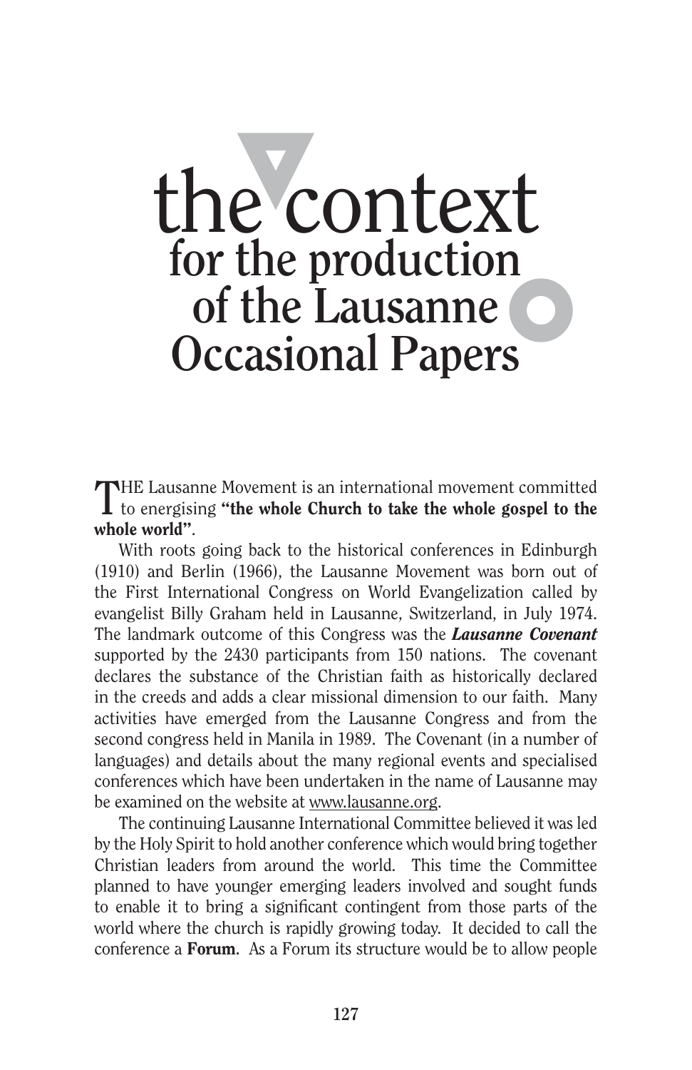# the context for the production of the Lausanne Occasional Papers

THE Lausanne Movement is an international movement committed to energising **"the whole Church to take the whole gospel to the whole world"**.

With roots going back to the historical conferences in Edinburgh (1910) and Berlin (1966), the Lausanne Movement was born out of the First International Congress on World Evangelization called by evangelist Billy Graham held in Lausanne, Switzerland, in July 1974. The landmark outcome of this Congress was the ***Lausanne Covenant*** supported by the 2430 participants from 150 nations. The covenant declares the substance of the Christian faith as historically declared in the creeds and adds a clear missional dimension to our faith. Many activities have emerged from the Lausanne Congress and from the second congress held in Manila in 1989. The Covenant (in a number of languages) and details about the many regional events and specialised conferences which have been undertaken in the name of Lausanne may be examined on the website at www.lausanne.org.

The continuing Lausanne International Committee believed it was led by the Holy Spirit to hold another conference which would bring together Christian leaders from around the world. This time the Committee planned to have younger emerging leaders involved and sought funds to enable it to bring a significant contingent from those parts of the world where the church is rapidly growing today. It decided to call the conference a **Forum**. As a Forum its structure would be to allow people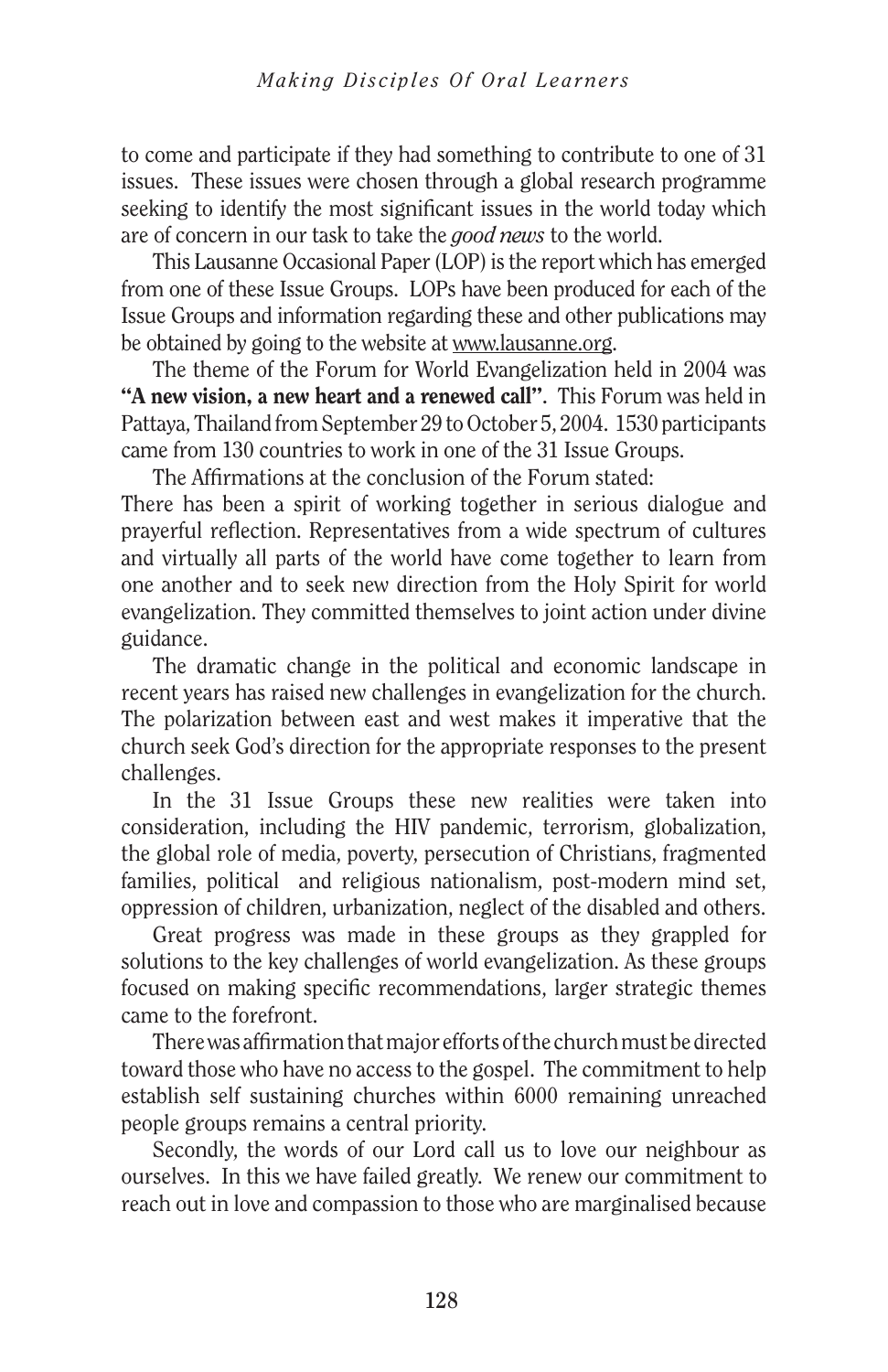to come and participate if they had something to contribute to one of 31 issues. These issues were chosen through a global research programme seeking to identify the most significant issues in the world today which are of concern in our task to take the *good news* to the world.

This Lausanne Occasional Paper (LOP) is the report which has emerged from one of these Issue Groups. LOPs have been produced for each of the Issue Groups and information regarding these and other publications may be obtained by going to the website at www.lausanne.org.

The theme of the Forum for World Evangelization held in 2004 was **"A new vision, a new heart and a renewed call"**. This Forum was held in Pattaya, Thailand from September 29 to October 5, 2004. 1530 participants came from 130 countries to work in one of the 31 Issue Groups.

The Affirmations at the conclusion of the Forum stated:

There has been a spirit of working together in serious dialogue and prayerful reflection. Representatives from a wide spectrum of cultures and virtually all parts of the world have come together to learn from one another and to seek new direction from the Holy Spirit for world evangelization. They committed themselves to joint action under divine guidance.

The dramatic change in the political and economic landscape in recent years has raised new challenges in evangelization for the church. The polarization between east and west makes it imperative that the church seek God's direction for the appropriate responses to the present challenges.

In the 31 Issue Groups these new realities were taken into consideration, including the HIV pandemic, terrorism, globalization, the global role of media, poverty, persecution of Christians, fragmented families, political and religious nationalism, post-modern mind set, oppression of children, urbanization, neglect of the disabled and others.

Great progress was made in these groups as they grappled for solutions to the key challenges of world evangelization. As these groups focused on making specific recommendations, larger strategic themes came to the forefront.

There was affirmation that major efforts of the church must be directed toward those who have no access to the gospel. The commitment to help establish self sustaining churches within 6000 remaining unreached people groups remains a central priority.

Secondly, the words of our Lord call us to love our neighbour as ourselves. In this we have failed greatly. We renew our commitment to reach out in love and compassion to those who are marginalised because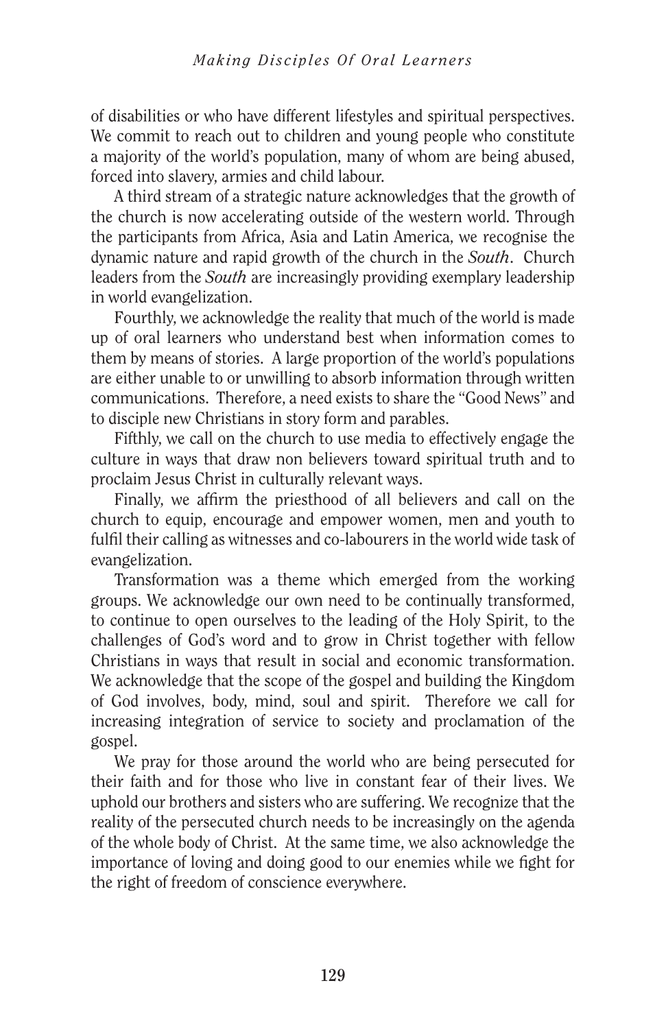of disabilities or who have different lifestyles and spiritual perspectives. We commit to reach out to children and young people who constitute a majority of the world's population, many of whom are being abused, forced into slavery, armies and child labour.

A third stream of a strategic nature acknowledges that the growth of the church is now accelerating outside of the western world. Through the participants from Africa, Asia and Latin America, we recognise the dynamic nature and rapid growth of the church in the *South*. Church leaders from the *South* are increasingly providing exemplary leadership in world evangelization.

Fourthly, we acknowledge the reality that much of the world is made up of oral learners who understand best when information comes to them by means of stories. A large proportion of the world's populations are either unable to or unwilling to absorb information through written communications. Therefore, a need exists to share the "Good News" and to disciple new Christians in story form and parables.

Fifthly, we call on the church to use media to effectively engage the culture in ways that draw non believers toward spiritual truth and to proclaim Jesus Christ in culturally relevant ways.

Finally, we affirm the priesthood of all believers and call on the church to equip, encourage and empower women, men and youth to fulfil their calling as witnesses and co-labourers in the world wide task of evangelization.

Transformation was a theme which emerged from the working groups. We acknowledge our own need to be continually transformed, to continue to open ourselves to the leading of the Holy Spirit, to the challenges of God's word and to grow in Christ together with fellow Christians in ways that result in social and economic transformation. We acknowledge that the scope of the gospel and building the Kingdom of God involves, body, mind, soul and spirit. Therefore we call for increasing integration of service to society and proclamation of the gospel.

We pray for those around the world who are being persecuted for their faith and for those who live in constant fear of their lives. We uphold our brothers and sisters who are suffering. We recognize that the reality of the persecuted church needs to be increasingly on the agenda of the whole body of Christ. At the same time, we also acknowledge the importance of loving and doing good to our enemies while we fight for the right of freedom of conscience everywhere.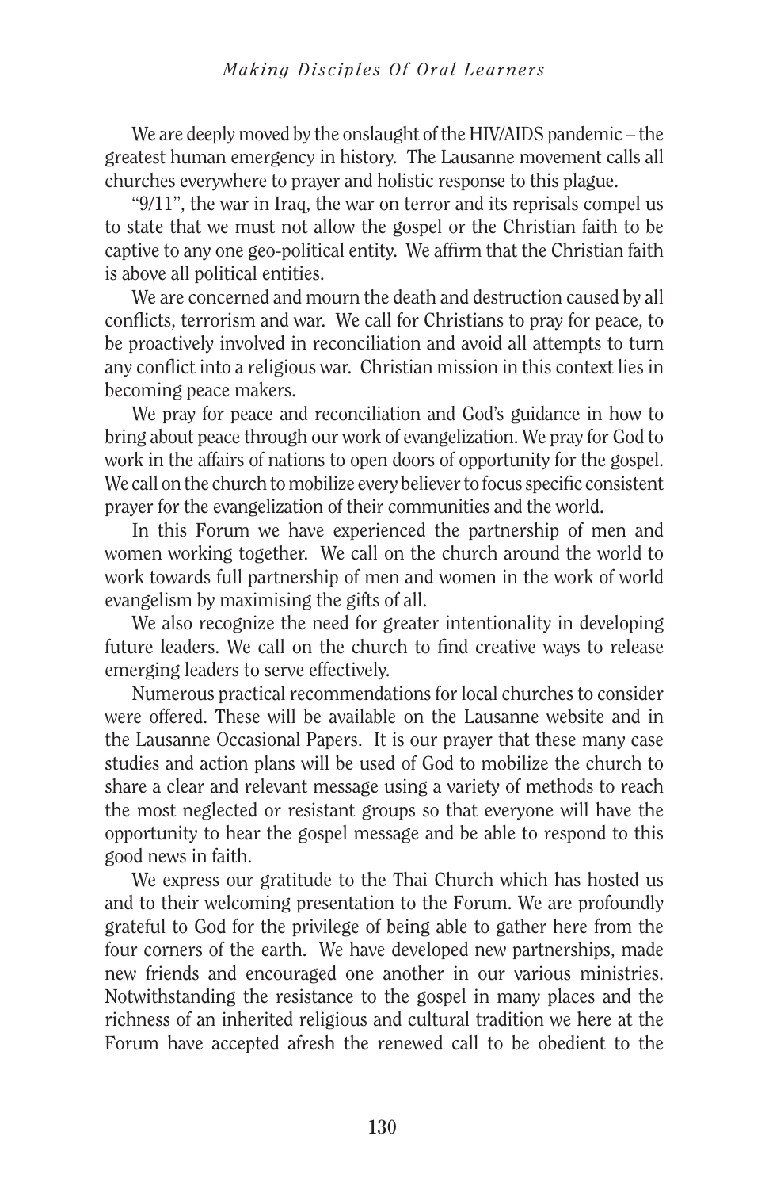We are deeply moved by the onslaught of the HIV/AIDS pandemic – the greatest human emergency in history. The Lausanne movement calls all churches everywhere to prayer and holistic response to this plague.

"9/11", the war in Iraq, the war on terror and its reprisals compel us to state that we must not allow the gospel or the Christian faith to be captive to any one geo-political entity. We affirm that the Christian faith is above all political entities.

We are concerned and mourn the death and destruction caused by all conflicts, terrorism and war. We call for Christians to pray for peace, to be proactively involved in reconciliation and avoid all attempts to turn any conflict into a religious war. Christian mission in this context lies in becoming peace makers.

We pray for peace and reconciliation and God's guidance in how to bring about peace through our work of evangelization. We pray for God to work in the affairs of nations to open doors of opportunity for the gospel. We call on the church to mobilize every believer to focus specific consistent prayer for the evangelization of their communities and the world.

In this Forum we have experienced the partnership of men and women working together. We call on the church around the world to work towards full partnership of men and women in the work of world evangelism by maximising the gifts of all.

We also recognize the need for greater intentionality in developing future leaders. We call on the church to find creative ways to release emerging leaders to serve effectively.

Numerous practical recommendations for local churches to consider were offered. These will be available on the Lausanne website and in the Lausanne Occasional Papers. It is our prayer that these many case studies and action plans will be used of God to mobilize the church to share a clear and relevant message using a variety of methods to reach the most neglected or resistant groups so that everyone will have the opportunity to hear the gospel message and be able to respond to this good news in faith.

We express our gratitude to the Thai Church which has hosted us and to their welcoming presentation to the Forum. We are profoundly grateful to God for the privilege of being able to gather here from the four corners of the earth. We have developed new partnerships, made new friends and encouraged one another in our various ministries. Notwithstanding the resistance to the gospel in many places and the richness of an inherited religious and cultural tradition we here at the Forum have accepted afresh the renewed call to be obedient to the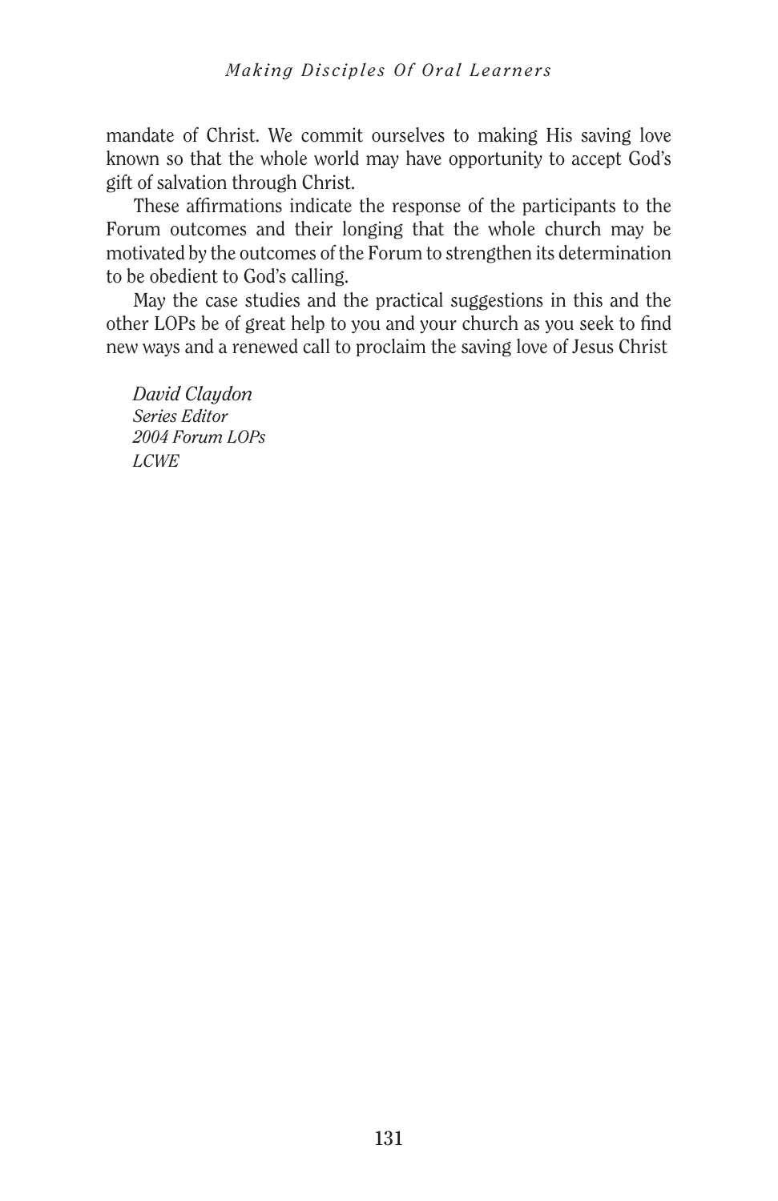mandate of Christ. We commit ourselves to making His saving love known so that the whole world may have opportunity to accept God's gift of salvation through Christ.

These affirmations indicate the response of the participants to the Forum outcomes and their longing that the whole church may be motivated by the outcomes of the Forum to strengthen its determination to be obedient to God's calling.

May the case studies and the practical suggestions in this and the other LOPs be of great help to you and your church as you seek to find new ways and a renewed call to proclaim the saving love of Jesus Christ

*David Claydon*
*Series Editor*
*2004 Forum LOPs*
*LCWE*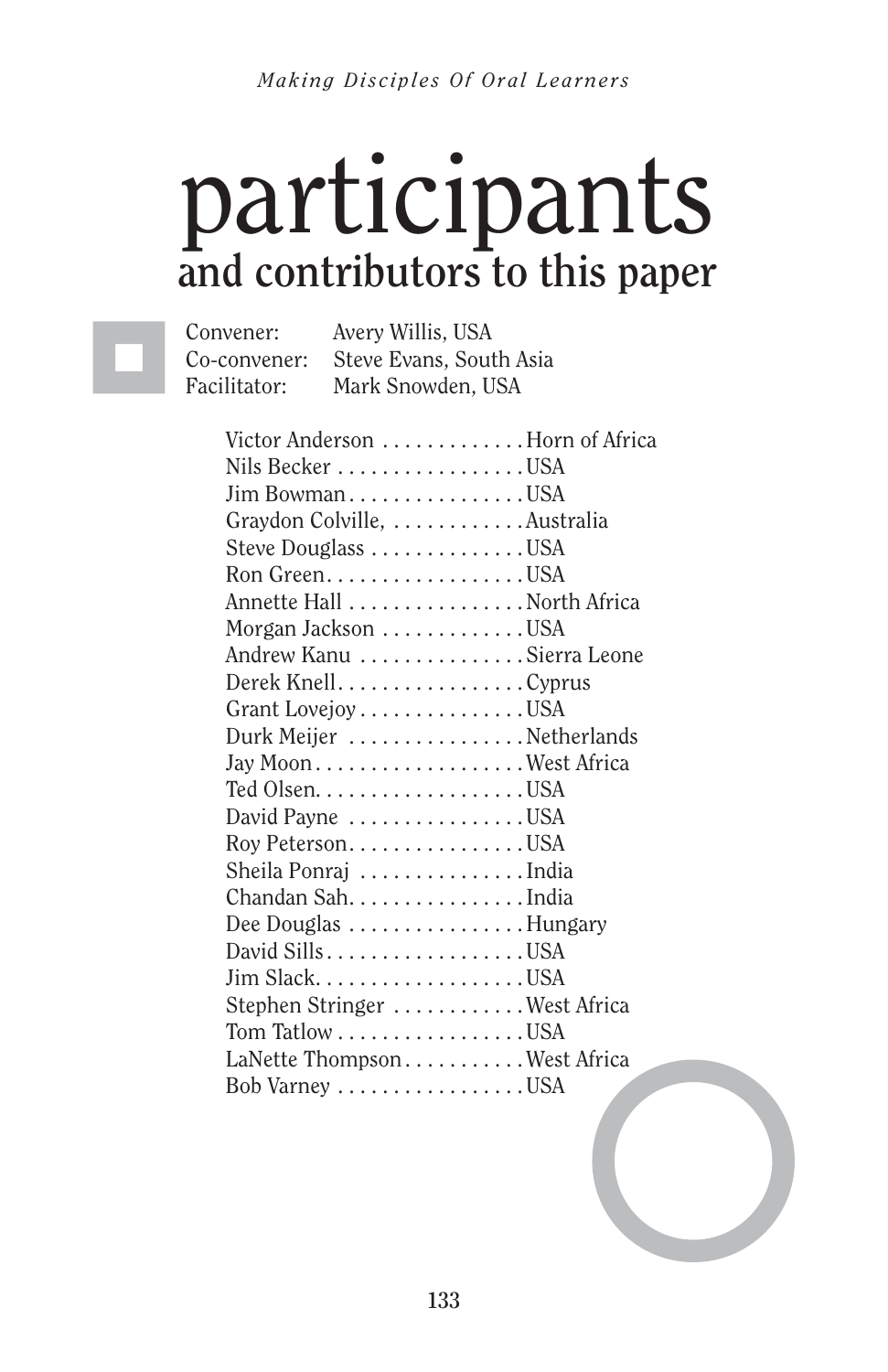# participants

## and contributors to this paper

Convener: Avery Willis, USA
Co-convener: Steve Evans, South Asia
Facilitator: Mark Snowden, USA

Victor Anderson . . . . . . . . . . . . . Horn of Africa
Nils Becker . . . . . . . . . . . . . . . . . USA
Jim Bowman . . . . . . . . . . . . . . . . USA
Graydon Colville, . . . . . . . . . . . . Australia
Steve Douglass . . . . . . . . . . . . . . USA
Ron Green . . . . . . . . . . . . . . . . . . USA
Annette Hall . . . . . . . . . . . . . . . . North Africa
Morgan Jackson . . . . . . . . . . . . . USA
Andrew Kanu . . . . . . . . . . . . . . . Sierra Leone
Derek Knell . . . . . . . . . . . . . . . . . Cyprus
Grant Lovejoy . . . . . . . . . . . . . . . USA
Durk Meijer . . . . . . . . . . . . . . . . Netherlands
Jay Moon . . . . . . . . . . . . . . . . . . . West Africa
Ted Olsen . . . . . . . . . . . . . . . . . . . USA
David Payne . . . . . . . . . . . . . . . . USA
Roy Peterson . . . . . . . . . . . . . . . . USA
Sheila Ponraj . . . . . . . . . . . . . . . India
Chandan Sah . . . . . . . . . . . . . . . . India
Dee Douglas . . . . . . . . . . . . . . . . Hungary
David Sills . . . . . . . . . . . . . . . . . . USA
Jim Slack . . . . . . . . . . . . . . . . . . . USA
Stephen Stringer . . . . . . . . . . . . West Africa
Tom Tatlow . . . . . . . . . . . . . . . . . USA
LaNette Thompson . . . . . . . . . . . West Africa
Bob Varney . . . . . . . . . . . . . . . . . USA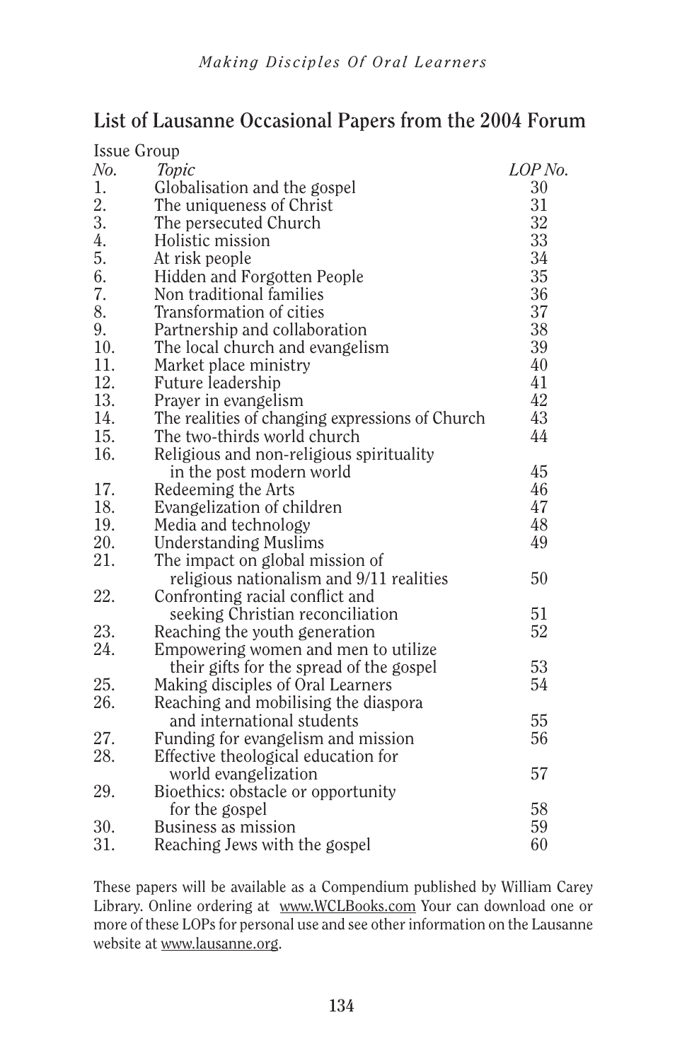## List of Lausanne Occasional Papers from the 2004 Forum

| Issue Group *No.* | *Topic* | *LOP No.* |
|---|---|---|
| 1. | Globalisation and the gospel | 30 |
| 2. | The uniqueness of Christ | 31 |
| 3. | The persecuted Church | 32 |
| 4. | Holistic mission | 33 |
| 5. | At risk people | 34 |
| 6. | Hidden and Forgotten People | 35 |
| 7. | Non traditional families | 36 |
| 8. | Transformation of cities | 37 |
| 9. | Partnership and collaboration | 38 |
| 10. | The local church and evangelism | 39 |
| 11. | Market place ministry | 40 |
| 12. | Future leadership | 41 |
| 13. | Prayer in evangelism | 42 |
| 14. | The realities of changing expressions of Church | 43 |
| 15. | The two-thirds world church | 44 |
| 16. | Religious and non-religious spirituality in the post modern world | 45 |
| 17. | Redeeming the Arts | 46 |
| 18. | Evangelization of children | 47 |
| 19. | Media and technology | 48 |
| 20. | Understanding Muslims | 49 |
| 21. | The impact on global mission of religious nationalism and 9/11 realities | 50 |
| 22. | Confronting racial conflict and seeking Christian reconciliation | 51 |
| 23. | Reaching the youth generation | 52 |
| 24. | Empowering women and men to utilize their gifts for the spread of the gospel | 53 |
| 25. | Making disciples of Oral Learners | 54 |
| 26. | Reaching and mobilising the diaspora and international students | 55 |
| 27. | Funding for evangelism and mission | 56 |
| 28. | Effective theological education for world evangelization | 57 |
| 29. | Bioethics: obstacle or opportunity for the gospel | 58 |
| 30. | Business as mission | 59 |
| 31. | Reaching Jews with the gospel | 60 |

These papers will be available as a Compendium published by William Carey Library. Online ordering at www.WCLBooks.com Your can download one or more of these LOPs for personal use and see other information on the Lausanne website at www.lausanne.org.